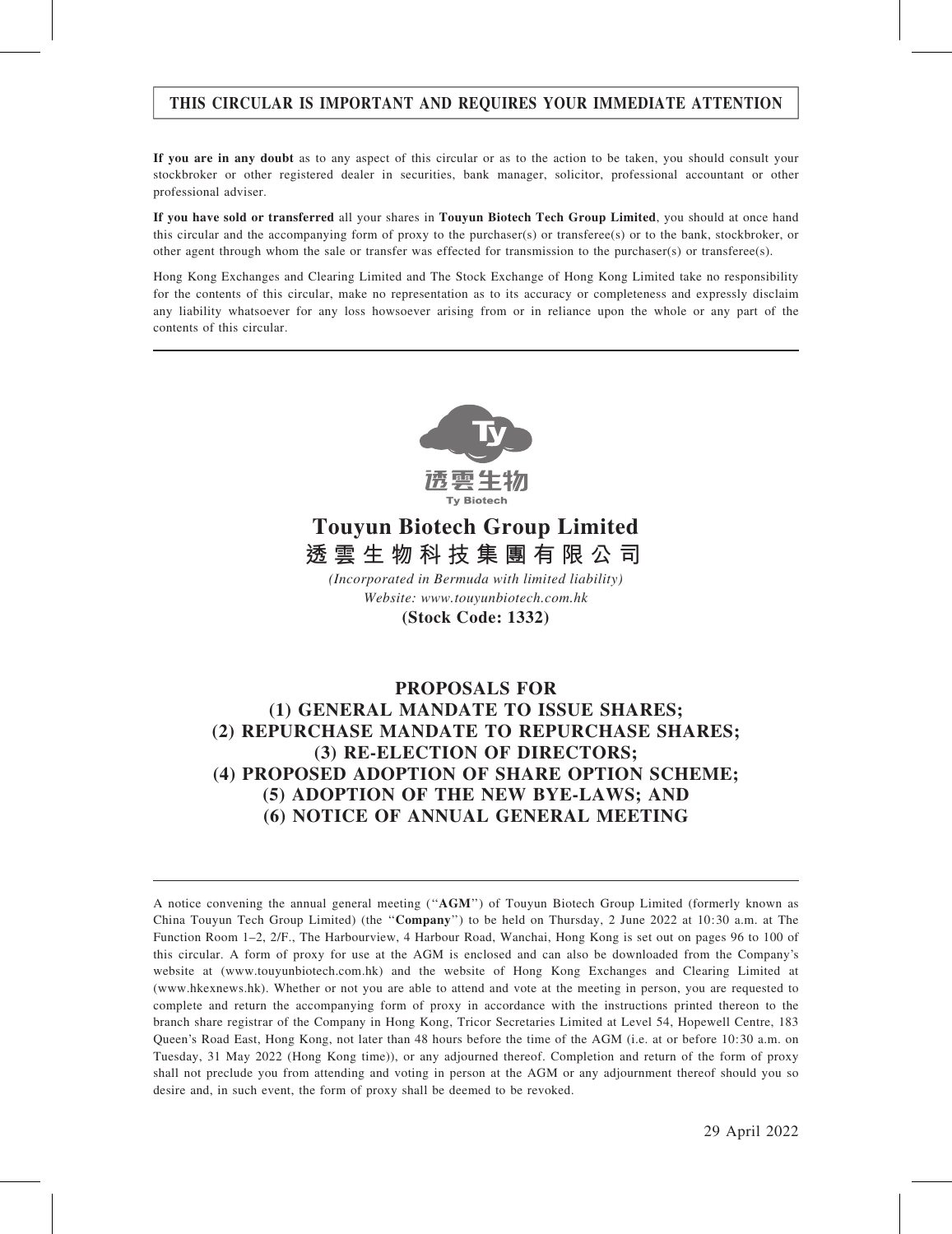**THIS CIRCULAR IS IMPORTANT AND REQUIRES YOUR IMMEDIATE ATTENTION**

**If you are in any doubt** as to any aspect of this circular or as to the action to be taken, you should consult your stockbroker or other registered dealer in securities, bank manager, solicitor, professional accountant or other professional adviser.

**If you have sold or transferred** all your shares in **Touyun Biotech Tech Group Limited**, you should at once hand this circular and the accompanying form of proxy to the purchaser(s) or transferee(s) or to the bank, stockbroker, or other agent through whom the sale or transfer was effected for transmission to the purchaser(s) or transferee(s).

Hong Kong Exchanges and Clearing Limited and The Stock Exchange of Hong Kong Limited take no responsibility for the contents of this circular, make no representation as to its accuracy or completeness and expressly disclaim any liability whatsoever for any loss howsoever arising from or in reliance upon the whole or any part of the contents of this circular.

透雲生物
Ty Biotech

# Touyun Biotech Group Limited
# 透雲生物科技集團有限公司

*(Incorporated in Bermuda with limited liability)*
*Website: www.touyunbiotech.com.hk*
**(Stock Code: 1332)**

## PROPOSALS FOR
## (1) GENERAL MANDATE TO ISSUE SHARES;
## (2) REPURCHASE MANDATE TO REPURCHASE SHARES;
## (3) RE-ELECTION OF DIRECTORS;
## (4) PROPOSED ADOPTION OF SHARE OPTION SCHEME;
## (5) ADOPTION OF THE NEW BYE-LAWS; AND
## (6) NOTICE OF ANNUAL GENERAL MEETING

A notice convening the annual general meeting ("**AGM**") of Touyun Biotech Group Limited (formerly known as China Touyun Tech Group Limited) (the "**Company**") to be held on Thursday, 2 June 2022 at 10:30 a.m. at The Function Room 1–2, 2/F., The Harbourview, 4 Harbour Road, Wanchai, Hong Kong is set out on pages 96 to 100 of this circular. A form of proxy for use at the AGM is enclosed and can also be downloaded from the Company's website at (www.touyunbiotech.com.hk) and the website of Hong Kong Exchanges and Clearing Limited at (www.hkexnews.hk). Whether or not you are able to attend and vote at the meeting in person, you are requested to complete and return the accompanying form of proxy in accordance with the instructions printed thereon to the branch share registrar of the Company in Hong Kong, Tricor Secretaries Limited at Level 54, Hopewell Centre, 183 Queen's Road East, Hong Kong, not later than 48 hours before the time of the AGM (i.e. at or before 10:30 a.m. on Tuesday, 31 May 2022 (Hong Kong time)), or any adjourned thereof. Completion and return of the form of proxy shall not preclude you from attending and voting in person at the AGM or any adjournment thereof should you so desire and, in such event, the form of proxy shall be deemed to be revoked.

29 April 2022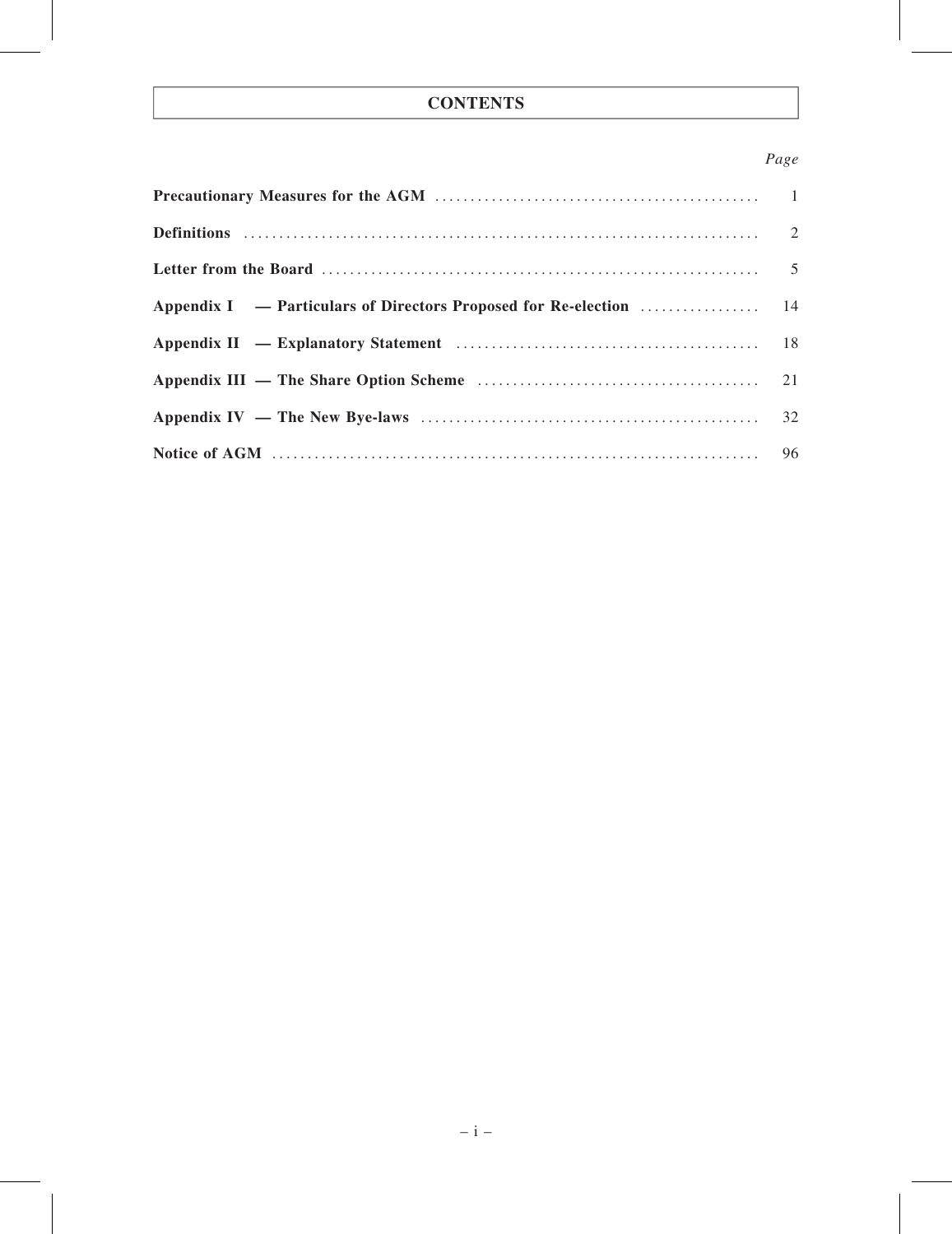# CONTENTS

| | *Page* |
|---|---|
| **Precautionary Measures for the AGM** | 1 |
| **Definitions** | 2 |
| **Letter from the Board** | 5 |
| **Appendix I — Particulars of Directors Proposed for Re-election** | 14 |
| **Appendix II — Explanatory Statement** | 18 |
| **Appendix III — The Share Option Scheme** | 21 |
| **Appendix IV — The New Bye-laws** | 32 |
| **Notice of AGM** | 96 |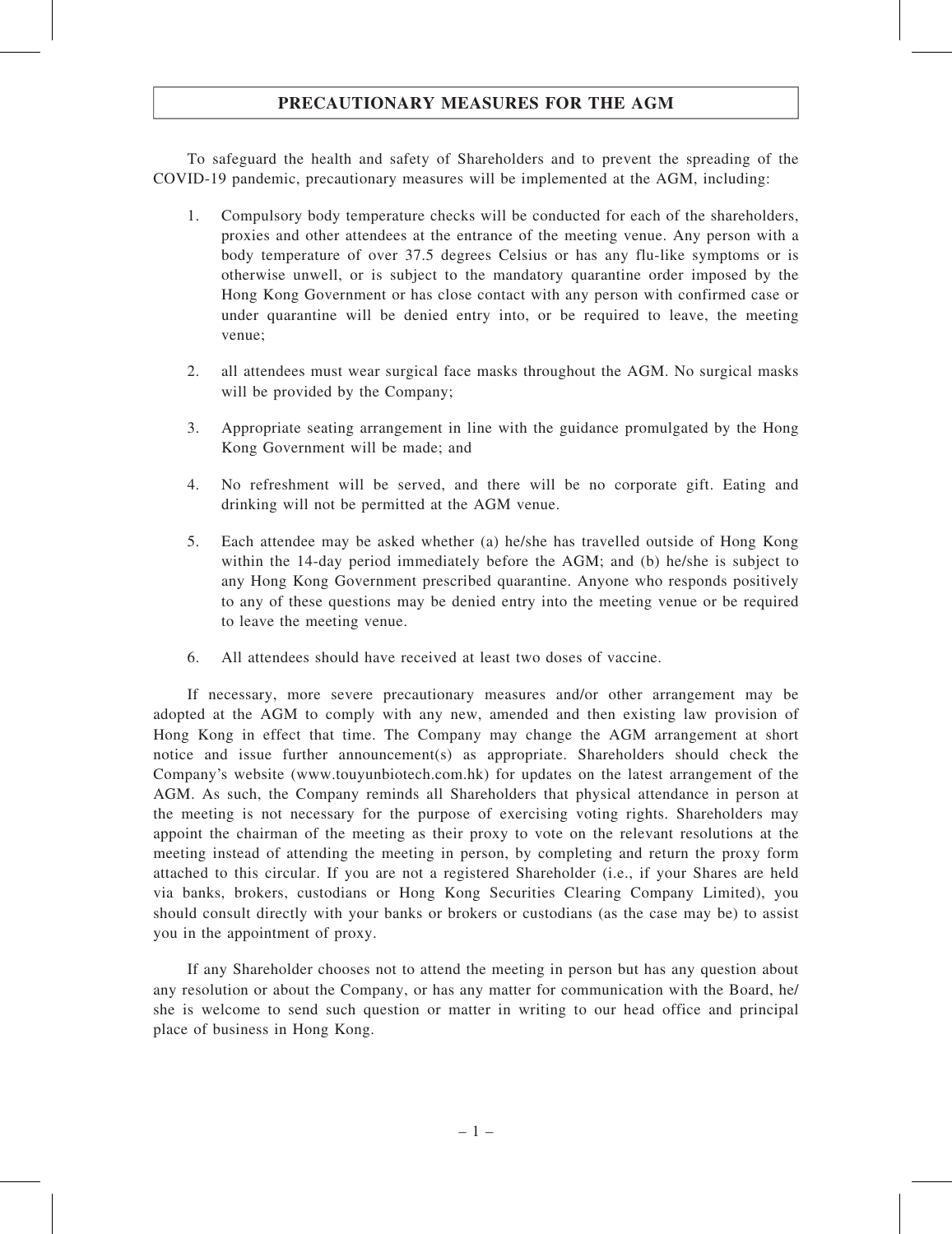# PRECAUTIONARY MEASURES FOR THE AGM

To safeguard the health and safety of Shareholders and to prevent the spreading of the COVID-19 pandemic, precautionary measures will be implemented at the AGM, including:

1. Compulsory body temperature checks will be conducted for each of the shareholders, proxies and other attendees at the entrance of the meeting venue. Any person with a body temperature of over 37.5 degrees Celsius or has any flu-like symptoms or is otherwise unwell, or is subject to the mandatory quarantine order imposed by the Hong Kong Government or has close contact with any person with confirmed case or under quarantine will be denied entry into, or be required to leave, the meeting venue;

2. all attendees must wear surgical face masks throughout the AGM. No surgical masks will be provided by the Company;

3. Appropriate seating arrangement in line with the guidance promulgated by the Hong Kong Government will be made; and

4. No refreshment will be served, and there will be no corporate gift. Eating and drinking will not be permitted at the AGM venue.

5. Each attendee may be asked whether (a) he/she has travelled outside of Hong Kong within the 14-day period immediately before the AGM; and (b) he/she is subject to any Hong Kong Government prescribed quarantine. Anyone who responds positively to any of these questions may be denied entry into the meeting venue or be required to leave the meeting venue.

6. All attendees should have received at least two doses of vaccine.

If necessary, more severe precautionary measures and/or other arrangement may be adopted at the AGM to comply with any new, amended and then existing law provision of Hong Kong in effect that time. The Company may change the AGM arrangement at short notice and issue further announcement(s) as appropriate. Shareholders should check the Company's website (www.touyunbiotech.com.hk) for updates on the latest arrangement of the AGM. As such, the Company reminds all Shareholders that physical attendance in person at the meeting is not necessary for the purpose of exercising voting rights. Shareholders may appoint the chairman of the meeting as their proxy to vote on the relevant resolutions at the meeting instead of attending the meeting in person, by completing and return the proxy form attached to this circular. If you are not a registered Shareholder (i.e., if your Shares are held via banks, brokers, custodians or Hong Kong Securities Clearing Company Limited), you should consult directly with your banks or brokers or custodians (as the case may be) to assist you in the appointment of proxy.

If any Shareholder chooses not to attend the meeting in person but has any question about any resolution or about the Company, or has any matter for communication with the Board, he/she is welcome to send such question or matter in writing to our head office and principal place of business in Hong Kong.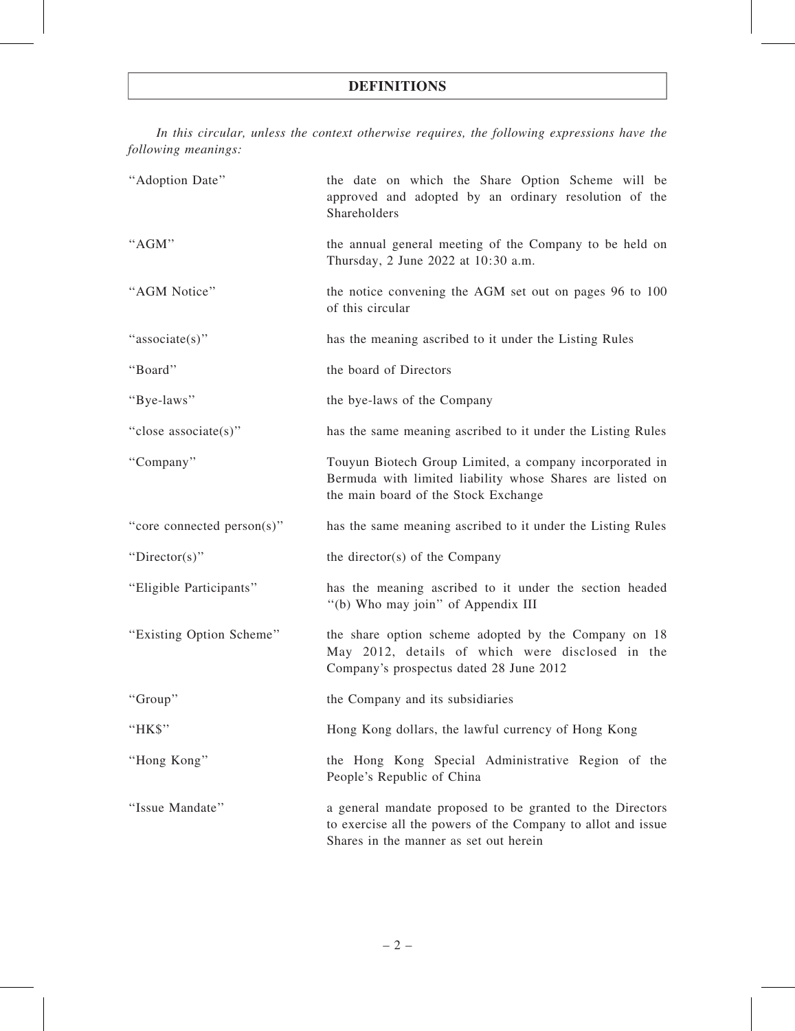# DEFINITIONS

*In this circular, unless the context otherwise requires, the following expressions have the following meanings:*

| | |
|---|---|
| "Adoption Date" | the date on which the Share Option Scheme will be approved and adopted by an ordinary resolution of the Shareholders |
| "AGM" | the annual general meeting of the Company to be held on Thursday, 2 June 2022 at 10:30 a.m. |
| "AGM Notice" | the notice convening the AGM set out on pages 96 to 100 of this circular |
| "associate(s)" | has the meaning ascribed to it under the Listing Rules |
| "Board" | the board of Directors |
| "Bye-laws" | the bye-laws of the Company |
| "close associate(s)" | has the same meaning ascribed to it under the Listing Rules |
| "Company" | Touyun Biotech Group Limited, a company incorporated in Bermuda with limited liability whose Shares are listed on the main board of the Stock Exchange |
| "core connected person(s)" | has the same meaning ascribed to it under the Listing Rules |
| "Director(s)" | the director(s) of the Company |
| "Eligible Participants" | has the meaning ascribed to it under the section headed "(b) Who may join" of Appendix III |
| "Existing Option Scheme" | the share option scheme adopted by the Company on 18 May 2012, details of which were disclosed in the Company's prospectus dated 28 June 2012 |
| "Group" | the Company and its subsidiaries |
| "HK$" | Hong Kong dollars, the lawful currency of Hong Kong |
| "Hong Kong" | the Hong Kong Special Administrative Region of the People's Republic of China |
| "Issue Mandate" | a general mandate proposed to be granted to the Directors to exercise all the powers of the Company to allot and issue Shares in the manner as set out herein |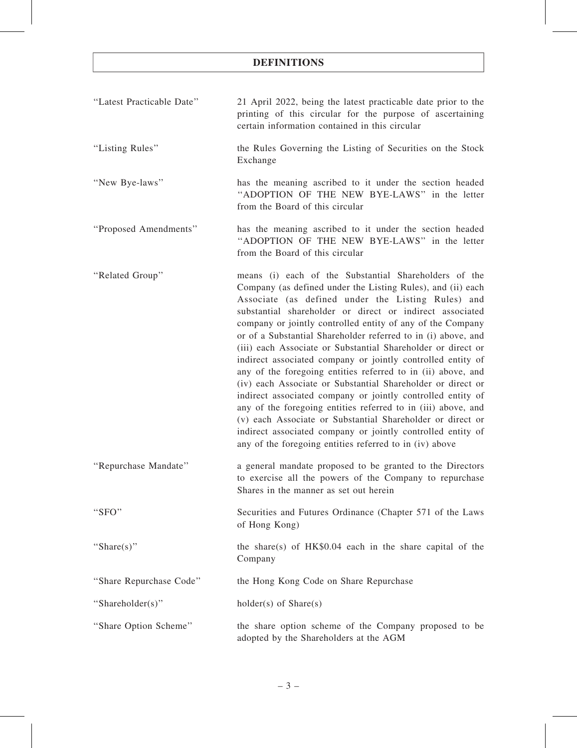# DEFINITIONS

| | |
|---|---|
| "Latest Practicable Date" | 21 April 2022, being the latest practicable date prior to the printing of this circular for the purpose of ascertaining certain information contained in this circular |
| "Listing Rules" | the Rules Governing the Listing of Securities on the Stock Exchange |
| "New Bye-laws" | has the meaning ascribed to it under the section headed "ADOPTION OF THE NEW BYE-LAWS" in the letter from the Board of this circular |
| "Proposed Amendments" | has the meaning ascribed to it under the section headed "ADOPTION OF THE NEW BYE-LAWS" in the letter from the Board of this circular |
| "Related Group" | means (i) each of the Substantial Shareholders of the Company (as defined under the Listing Rules), and (ii) each Associate (as defined under the Listing Rules) and substantial shareholder or direct or indirect associated company or jointly controlled entity of any of the Company or of a Substantial Shareholder referred to in (i) above, and (iii) each Associate or Substantial Shareholder or direct or indirect associated company or jointly controlled entity of any of the foregoing entities referred to in (ii) above, and (iv) each Associate or Substantial Shareholder or direct or indirect associated company or jointly controlled entity of any of the foregoing entities referred to in (iii) above, and (v) each Associate or Substantial Shareholder or direct or indirect associated company or jointly controlled entity of any of the foregoing entities referred to in (iv) above |
| "Repurchase Mandate" | a general mandate proposed to be granted to the Directors to exercise all the powers of the Company to repurchase Shares in the manner as set out herein |
| "SFO" | Securities and Futures Ordinance (Chapter 571 of the Laws of Hong Kong) |
| "Share(s)" | the share(s) of HK$0.04 each in the share capital of the Company |
| "Share Repurchase Code" | the Hong Kong Code on Share Repurchase |
| "Shareholder(s)" | holder(s) of Share(s) |
| "Share Option Scheme" | the share option scheme of the Company proposed to be adopted by the Shareholders at the AGM |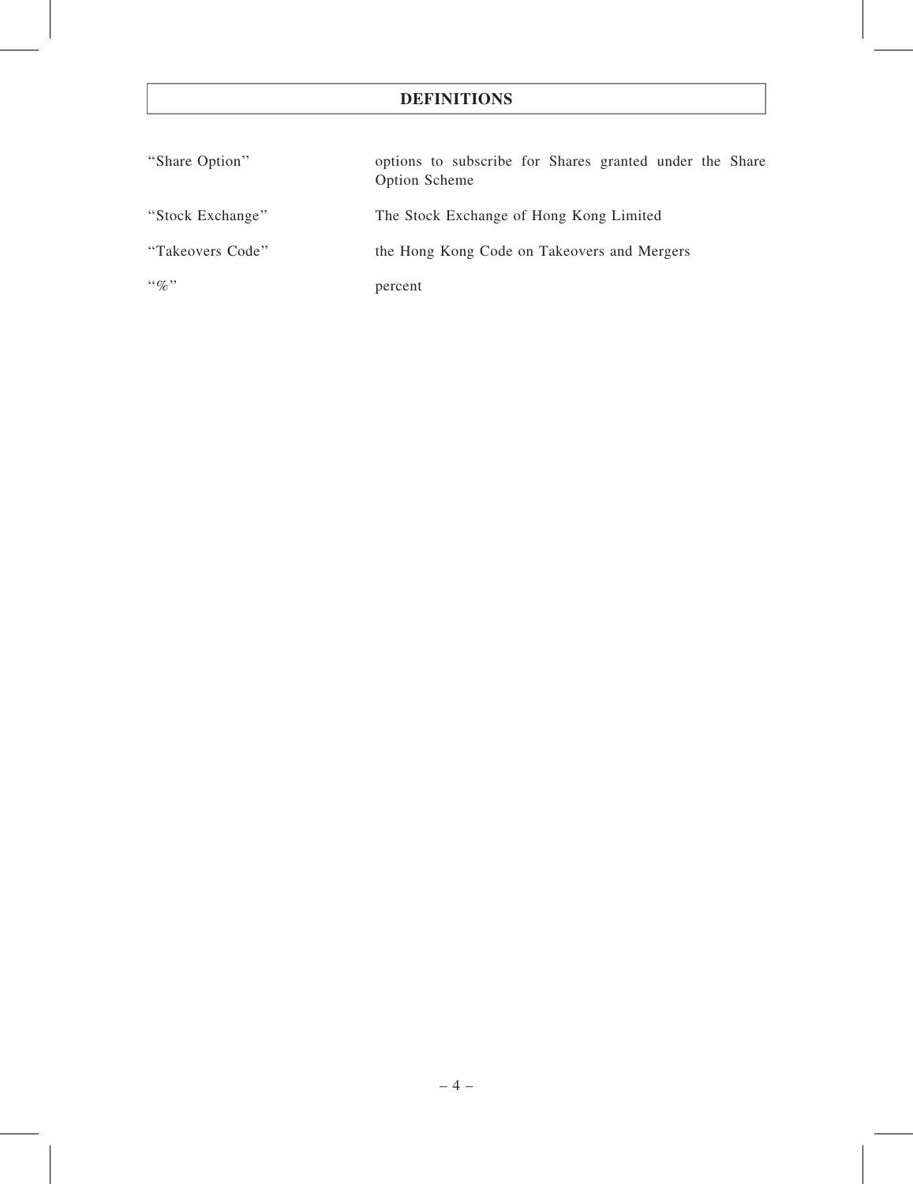# DEFINITIONS

| | |
|---|---|
| "Share Option" | options to subscribe for Shares granted under the Share Option Scheme |
| "Stock Exchange" | The Stock Exchange of Hong Kong Limited |
| "Takeovers Code" | the Hong Kong Code on Takeovers and Mergers |
| "%" | percent |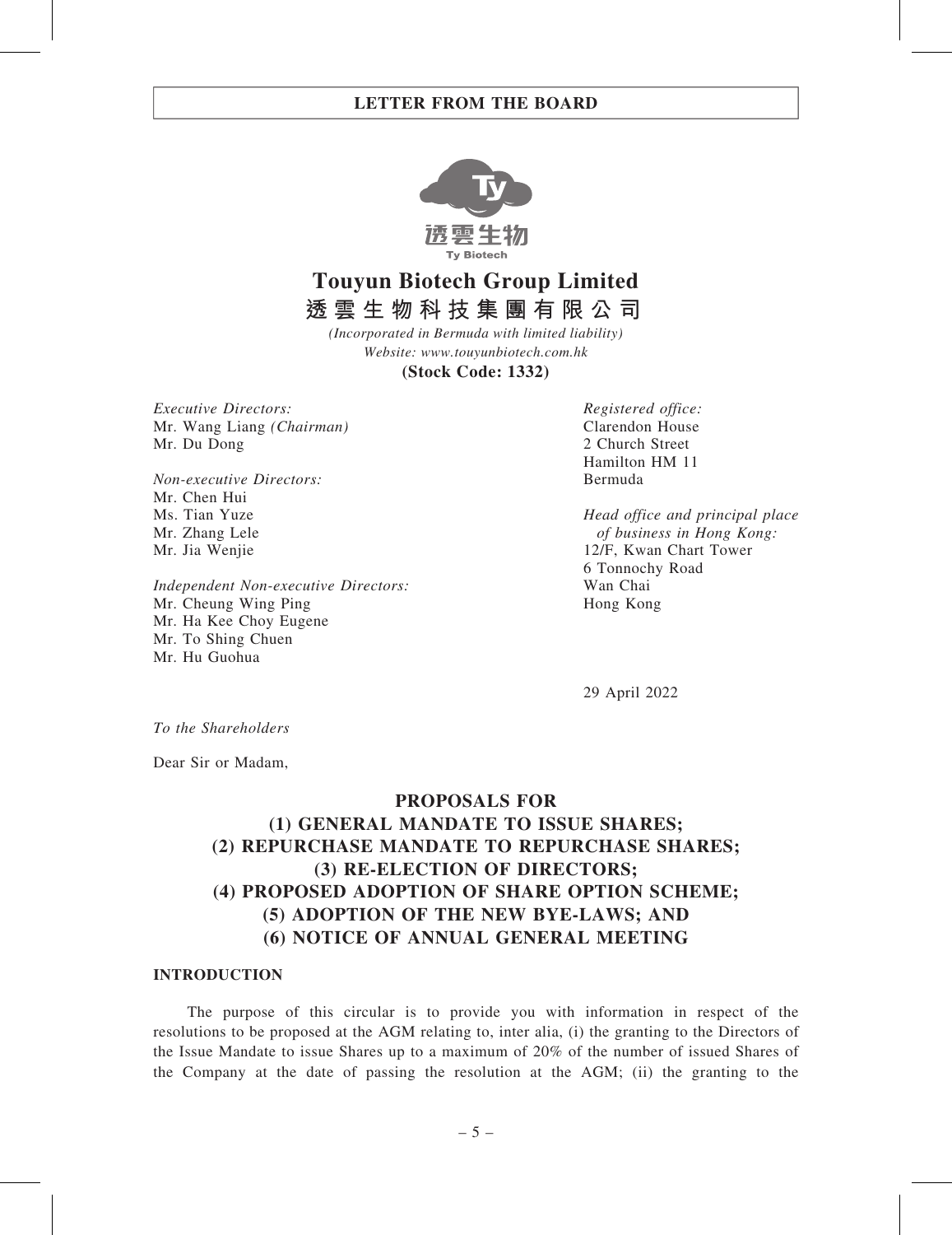**Touyun Biotech Group Limified**

# Touyun Biotech Group Limited
# 透雲生物科技集團有限公司

*(Incorporated in Bermuda with limited liability)*
*Website: www.touyunbiotech.com.hk*
**(Stock Code: 1332)**

*Executive Directors:*
Mr. Wang Liang *(Chairman)*
Mr. Du Dong

*Non-executive Directors:*
Mr. Chen Hui
Ms. Tian Yuze
Mr. Zhang Lele
Mr. Jia Wenjie

*Independent Non-executive Directors:*
Mr. Cheung Wing Ping
Mr. Ha Kee Choy Eugene
Mr. To Shing Chuen
Mr. Hu Guohua

*Registered office:*
Clarendon House
2 Church Street
Hamilton HM 11
Bermuda

*Head office and principal place of business in Hong Kong:*
12/F, Kwan Chart Tower
6 Tonnochy Road
Wan Chai
Hong Kong

29 April 2022

*To the Shareholders*

Dear Sir or Madam,

## PROPOSALS FOR
## (1) GENERAL MANDATE TO ISSUE SHARES;
## (2) REPURCHASE MANDATE TO REPURCHASE SHARES;
## (3) RE-ELECTION OF DIRECTORS;
## (4) PROPOSED ADOPTION OF SHARE OPTION SCHEME;
## (5) ADOPTION OF THE NEW BYE-LAWS; AND
## (6) NOTICE OF ANNUAL GENERAL MEETING

### INTRODUCTION

The purpose of this circular is to provide you with information in respect of the resolutions to be proposed at the AGM relating to, inter alia, (i) the granting to the Directors of the Issue Mandate to issue Shares up to a maximum of 20% of the number of issued Shares of the Company at the date of passing the resolution at the AGM; (ii) the granting to the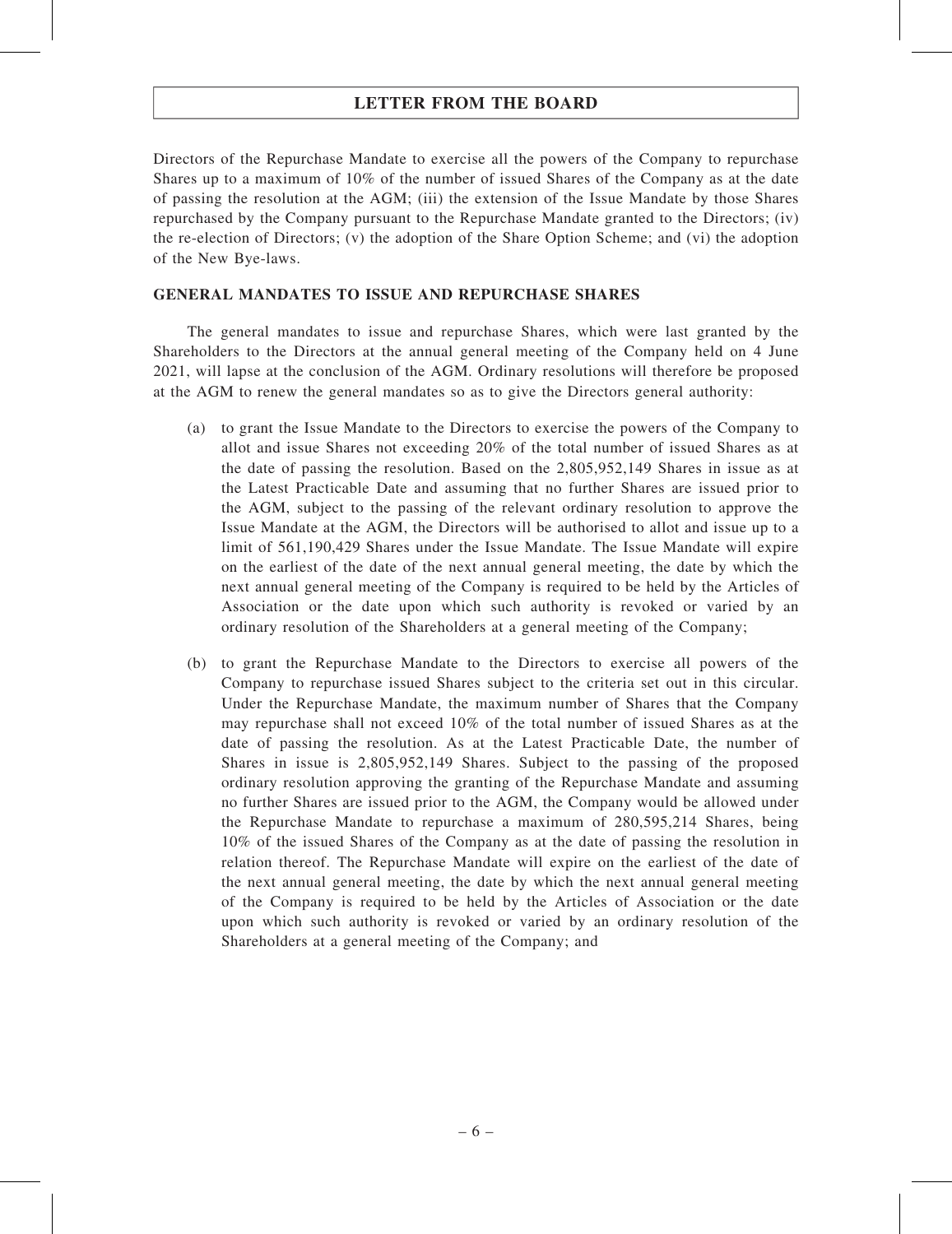Directors of the Repurchase Mandate to exercise all the powers of the Company to repurchase Shares up to a maximum of 10% of the number of issued Shares of the Company as at the date of passing the resolution at the AGM; (iii) the extension of the Issue Mandate by those Shares repurchased by the Company pursuant to the Repurchase Mandate granted to the Directors; (iv) the re-election of Directors; (v) the adoption of the Share Option Scheme; and (vi) the adoption of the New Bye-laws.

## GENERAL MANDATES TO ISSUE AND REPURCHASE SHARES

The general mandates to issue and repurchase Shares, which were last granted by the Shareholders to the Directors at the annual general meeting of the Company held on 4 June 2021, will lapse at the conclusion of the AGM. Ordinary resolutions will therefore be proposed at the AGM to renew the general mandates so as to give the Directors general authority:

(a) to grant the Issue Mandate to the Directors to exercise the powers of the Company to allot and issue Shares not exceeding 20% of the total number of issued Shares as at the date of passing the resolution. Based on the 2,805,952,149 Shares in issue as at the Latest Practicable Date and assuming that no further Shares are issued prior to the AGM, subject to the passing of the relevant ordinary resolution to approve the Issue Mandate at the AGM, the Directors will be authorised to allot and issue up to a limit of 561,190,429 Shares under the Issue Mandate. The Issue Mandate will expire on the earliest of the date of the next annual general meeting, the date by which the next annual general meeting of the Company is required to be held by the Articles of Association or the date upon which such authority is revoked or varied by an ordinary resolution of the Shareholders at a general meeting of the Company;

(b) to grant the Repurchase Mandate to the Directors to exercise all powers of the Company to repurchase issued Shares subject to the criteria set out in this circular. Under the Repurchase Mandate, the maximum number of Shares that the Company may repurchase shall not exceed 10% of the total number of issued Shares as at the date of passing the resolution. As at the Latest Practicable Date, the number of Shares in issue is 2,805,952,149 Shares. Subject to the passing of the proposed ordinary resolution approving the granting of the Repurchase Mandate and assuming no further Shares are issued prior to the AGM, the Company would be allowed under the Repurchase Mandate to repurchase a maximum of 280,595,214 Shares, being 10% of the issued Shares of the Company as at the date of passing the resolution in relation thereof. The Repurchase Mandate will expire on the earliest of the date of the next annual general meeting, the date by which the next annual general meeting of the Company is required to be held by the Articles of Association or the date upon which such authority is revoked or varied by an ordinary resolution of the Shareholders at a general meeting of the Company; and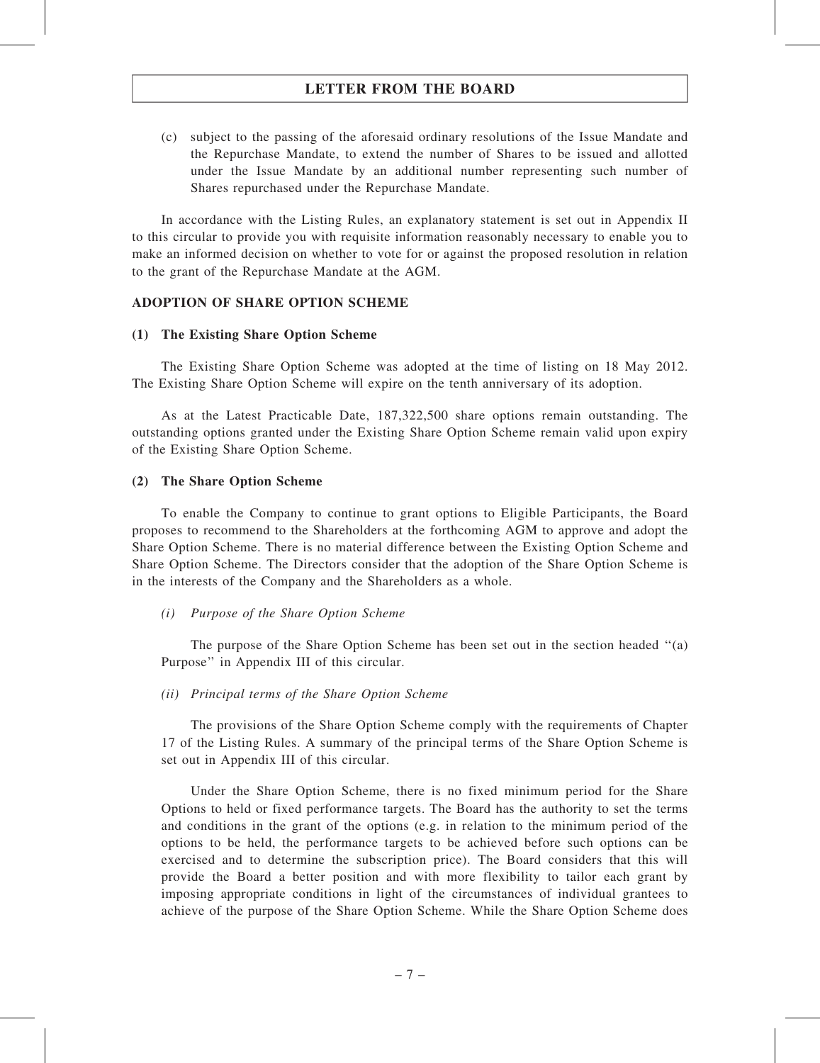(c) subject to the passing of the aforesaid ordinary resolutions of the Issue Mandate and the Repurchase Mandate, to extend the number of Shares to be issued and allotted under the Issue Mandate by an additional number representing such number of Shares repurchased under the Repurchase Mandate.

In accordance with the Listing Rules, an explanatory statement is set out in Appendix II to this circular to provide you with requisite information reasonably necessary to enable you to make an informed decision on whether to vote for or against the proposed resolution in relation to the grant of the Repurchase Mandate at the AGM.

**ADOPTION OF SHARE OPTION SCHEME**

**(1) The Existing Share Option Scheme**

The Existing Share Option Scheme was adopted at the time of listing on 18 May 2012. The Existing Share Option Scheme will expire on the tenth anniversary of its adoption.

As at the Latest Practicable Date, 187,322,500 share options remain outstanding. The outstanding options granted under the Existing Share Option Scheme remain valid upon expiry of the Existing Share Option Scheme.

**(2) The Share Option Scheme**

To enable the Company to continue to grant options to Eligible Participants, the Board proposes to recommend to the Shareholders at the forthcoming AGM to approve and adopt the Share Option Scheme. There is no material difference between the Existing Option Scheme and Share Option Scheme. The Directors consider that the adoption of the Share Option Scheme is in the interests of the Company and the Shareholders as a whole.

*(i) Purpose of the Share Option Scheme*

The purpose of the Share Option Scheme has been set out in the section headed "(a) Purpose" in Appendix III of this circular.

*(ii) Principal terms of the Share Option Scheme*

The provisions of the Share Option Scheme comply with the requirements of Chapter 17 of the Listing Rules. A summary of the principal terms of the Share Option Scheme is set out in Appendix III of this circular.

Under the Share Option Scheme, there is no fixed minimum period for the Share Options to held or fixed performance targets. The Board has the authority to set the terms and conditions in the grant of the options (e.g. in relation to the minimum period of the options to be held, the performance targets to be achieved before such options can be exercised and to determine the subscription price). The Board considers that this will provide the Board a better position and with more flexibility to tailor each grant by imposing appropriate conditions in light of the circumstances of individual grantees to achieve of the purpose of the Share Option Scheme. While the Share Option Scheme does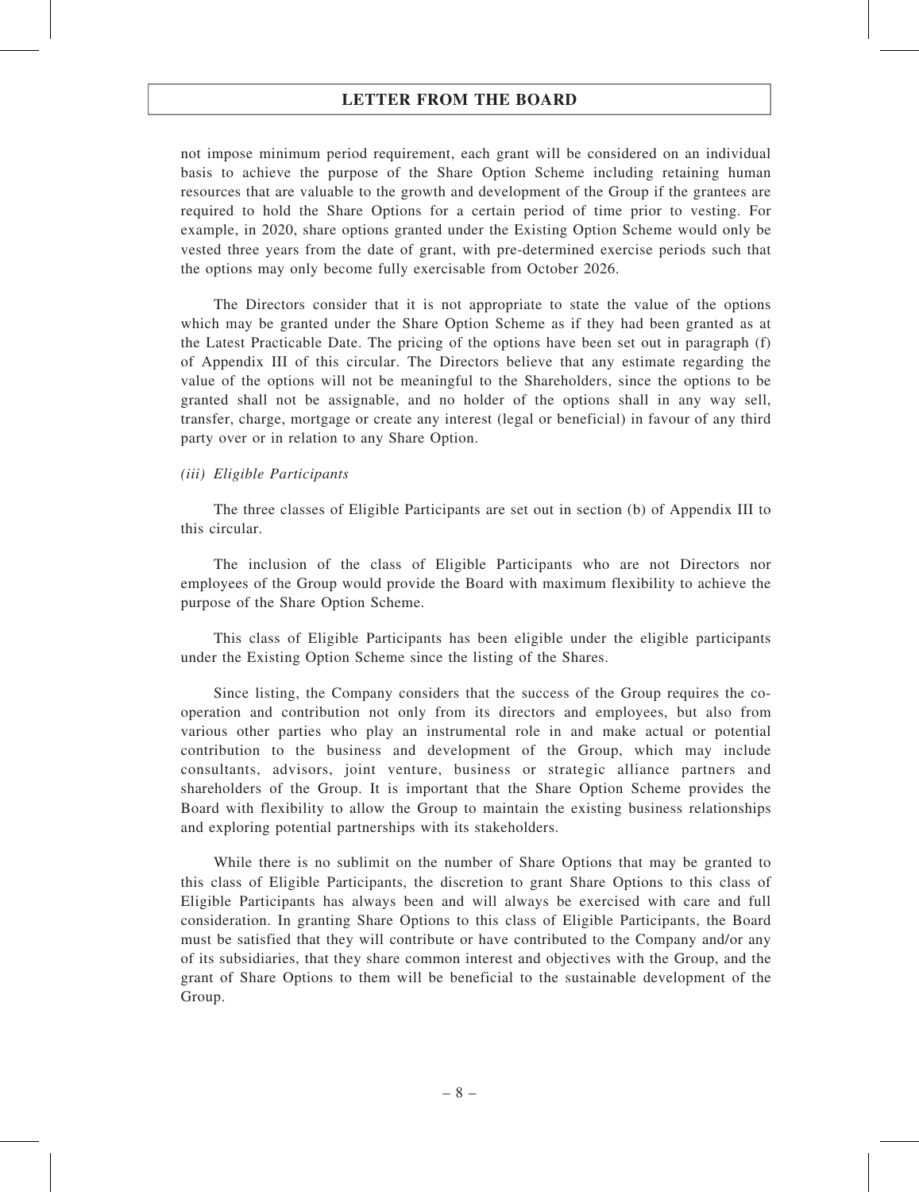not impose minimum period requirement, each grant will be considered on an individual basis to achieve the purpose of the Share Option Scheme including retaining human resources that are valuable to the growth and development of the Group if the grantees are required to hold the Share Options for a certain period of time prior to vesting. For example, in 2020, share options granted under the Existing Option Scheme would only be vested three years from the date of grant, with pre-determined exercise periods such that the options may only become fully exercisable from October 2026.

The Directors consider that it is not appropriate to state the value of the options which may be granted under the Share Option Scheme as if they had been granted as at the Latest Practicable Date. The pricing of the options have been set out in paragraph (f) of Appendix III of this circular. The Directors believe that any estimate regarding the value of the options will not be meaningful to the Shareholders, since the options to be granted shall not be assignable, and no holder of the options shall in any way sell, transfer, charge, mortgage or create any interest (legal or beneficial) in favour of any third party over or in relation to any Share Option.

*(iii) Eligible Participants*

The three classes of Eligible Participants are set out in section (b) of Appendix III to this circular.

The inclusion of the class of Eligible Participants who are not Directors nor employees of the Group would provide the Board with maximum flexibility to achieve the purpose of the Share Option Scheme.

This class of Eligible Participants has been eligible under the eligible participants under the Existing Option Scheme since the listing of the Shares.

Since listing, the Company considers that the success of the Group requires the co-operation and contribution not only from its directors and employees, but also from various other parties who play an instrumental role in and make actual or potential contribution to the business and development of the Group, which may include consultants, advisors, joint venture, business or strategic alliance partners and shareholders of the Group. It is important that the Share Option Scheme provides the Board with flexibility to allow the Group to maintain the existing business relationships and exploring potential partnerships with its stakeholders.

While there is no sublimit on the number of Share Options that may be granted to this class of Eligible Participants, the discretion to grant Share Options to this class of Eligible Participants has always been and will always be exercised with care and full consideration. In granting Share Options to this class of Eligible Participants, the Board must be satisfied that they will contribute or have contributed to the Company and/or any of its subsidiaries, that they share common interest and objectives with the Group, and the grant of Share Options to them will be beneficial to the sustainable development of the Group.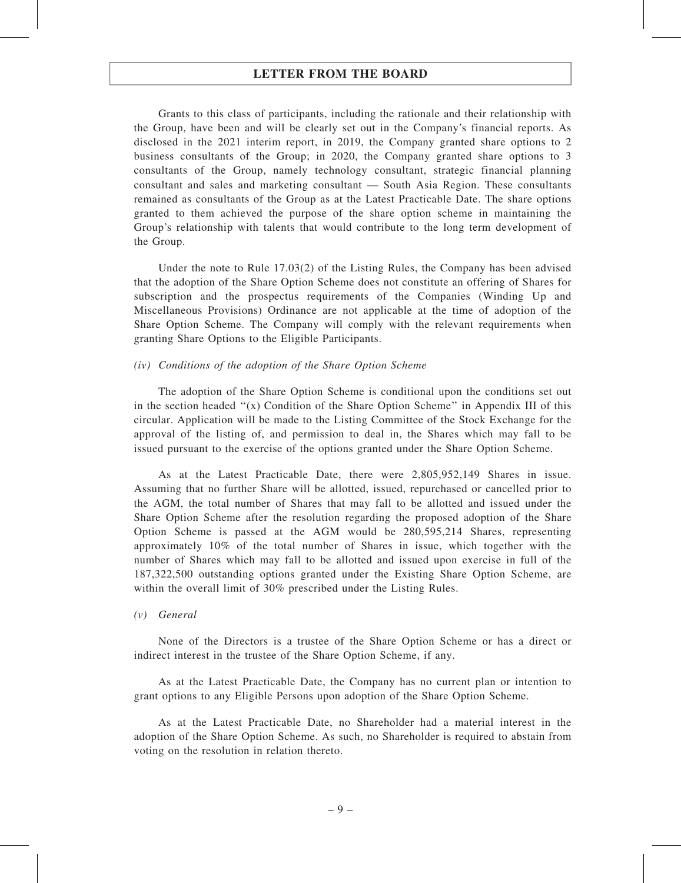Grants to this class of participants, including the rationale and their relationship with the Group, have been and will be clearly set out in the Company's financial reports. As disclosed in the 2021 interim report, in 2019, the Company granted share options to 2 business consultants of the Group; in 2020, the Company granted share options to 3 consultants of the Group, namely technology consultant, strategic financial planning consultant and sales and marketing consultant — South Asia Region. These consultants remained as consultants of the Group as at the Latest Practicable Date. The share options granted to them achieved the purpose of the share option scheme in maintaining the Group's relationship with talents that would contribute to the long term development of the Group.

Under the note to Rule 17.03(2) of the Listing Rules, the Company has been advised that the adoption of the Share Option Scheme does not constitute an offering of Shares for subscription and the prospectus requirements of the Companies (Winding Up and Miscellaneous Provisions) Ordinance are not applicable at the time of adoption of the Share Option Scheme. The Company will comply with the relevant requirements when granting Share Options to the Eligible Participants.

*(iv) Conditions of the adoption of the Share Option Scheme*

The adoption of the Share Option Scheme is conditional upon the conditions set out in the section headed "(x) Condition of the Share Option Scheme" in Appendix III of this circular. Application will be made to the Listing Committee of the Stock Exchange for the approval of the listing of, and permission to deal in, the Shares which may fall to be issued pursuant to the exercise of the options granted under the Share Option Scheme.

As at the Latest Practicable Date, there were 2,805,952,149 Shares in issue. Assuming that no further Share will be allotted, issued, repurchased or cancelled prior to the AGM, the total number of Shares that may fall to be allotted and issued under the Share Option Scheme after the resolution regarding the proposed adoption of the Share Option Scheme is passed at the AGM would be 280,595,214 Shares, representing approximately 10% of the total number of Shares in issue, which together with the number of Shares which may fall to be allotted and issued upon exercise in full of the 187,322,500 outstanding options granted under the Existing Share Option Scheme, are within the overall limit of 30% prescribed under the Listing Rules.

*(v) General*

None of the Directors is a trustee of the Share Option Scheme or has a direct or indirect interest in the trustee of the Share Option Scheme, if any.

As at the Latest Practicable Date, the Company has no current plan or intention to grant options to any Eligible Persons upon adoption of the Share Option Scheme.

As at the Latest Practicable Date, no Shareholder had a material interest in the adoption of the Share Option Scheme. As such, no Shareholder is required to abstain from voting on the resolution in relation thereto.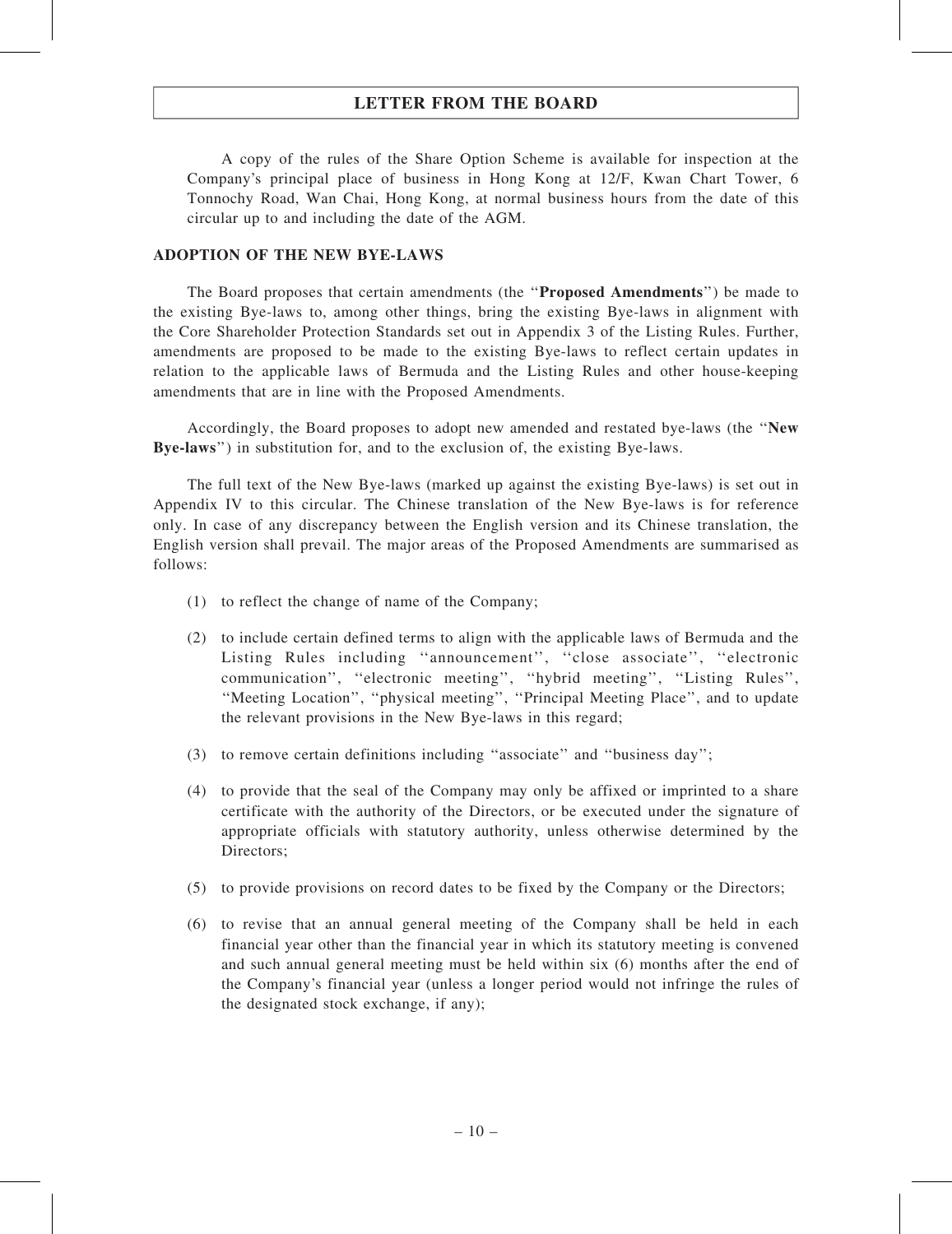A copy of the rules of the Share Option Scheme is available for inspection at the Company's principal place of business in Hong Kong at 12/F, Kwan Chart Tower, 6 Tonnochy Road, Wan Chai, Hong Kong, at normal business hours from the date of this circular up to and including the date of the AGM.

**ADOPTION OF THE NEW BYE-LAWS**

The Board proposes that certain amendments (the ''**Proposed Amendments**'') be made to the existing Bye-laws to, among other things, bring the existing Bye-laws in alignment with the Core Shareholder Protection Standards set out in Appendix 3 of the Listing Rules. Further, amendments are proposed to be made to the existing Bye-laws to reflect certain updates in relation to the applicable laws of Bermuda and the Listing Rules and other house-keeping amendments that are in line with the Proposed Amendments.

Accordingly, the Board proposes to adopt new amended and restated bye-laws (the ''**New Bye-laws**'') in substitution for, and to the exclusion of, the existing Bye-laws.

The full text of the New Bye-laws (marked up against the existing Bye-laws) is set out in Appendix IV to this circular. The Chinese translation of the New Bye-laws is for reference only. In case of any discrepancy between the English version and its Chinese translation, the English version shall prevail. The major areas of the Proposed Amendments are summarised as follows:

(1) to reflect the change of name of the Company;

(2) to include certain defined terms to align with the applicable laws of Bermuda and the Listing Rules including ''announcement'', ''close associate'', ''electronic communication'', ''electronic meeting'', ''hybrid meeting'', ''Listing Rules'', ''Meeting Location'', ''physical meeting'', ''Principal Meeting Place'', and to update the relevant provisions in the New Bye-laws in this regard;

(3) to remove certain definitions including ''associate'' and ''business day'';

(4) to provide that the seal of the Company may only be affixed or imprinted to a share certificate with the authority of the Directors, or be executed under the signature of appropriate officials with statutory authority, unless otherwise determined by the Directors;

(5) to provide provisions on record dates to be fixed by the Company or the Directors;

(6) to revise that an annual general meeting of the Company shall be held in each financial year other than the financial year in which its statutory meeting is convened and such annual general meeting must be held within six (6) months after the end of the Company's financial year (unless a longer period would not infringe the rules of the designated stock exchange, if any);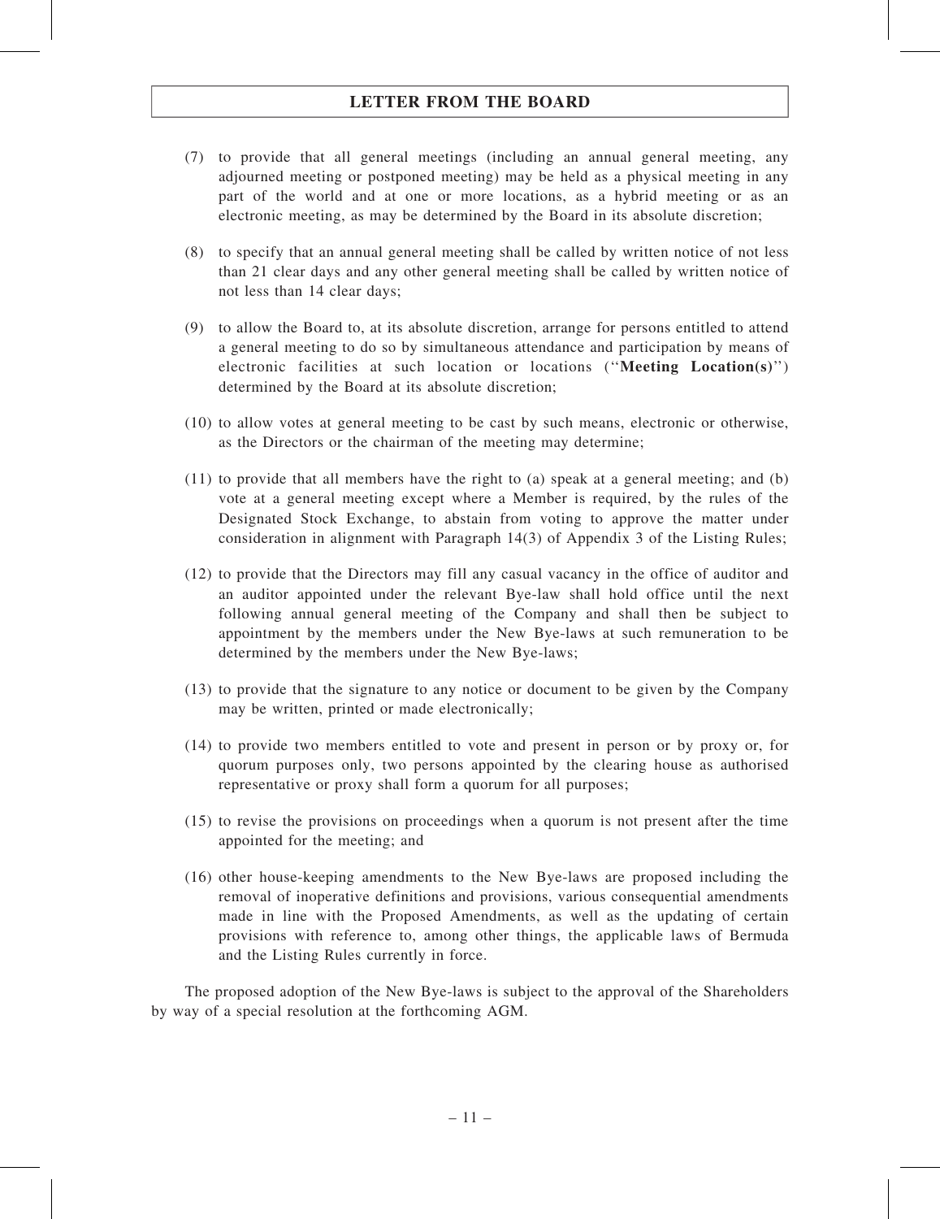(7) to provide that all general meetings (including an annual general meeting, any adjourned meeting or postponed meeting) may be held as a physical meeting in any part of the world and at one or more locations, as a hybrid meeting or as an electronic meeting, as may be determined by the Board in its absolute discretion;

(8) to specify that an annual general meeting shall be called by written notice of not less than 21 clear days and any other general meeting shall be called by written notice of not less than 14 clear days;

(9) to allow the Board to, at its absolute discretion, arrange for persons entitled to attend a general meeting to do so by simultaneous attendance and participation by means of electronic facilities at such location or locations (''**Meeting Location(s)**'') determined by the Board at its absolute discretion;

(10) to allow votes at general meeting to be cast by such means, electronic or otherwise, as the Directors or the chairman of the meeting may determine;

(11) to provide that all members have the right to (a) speak at a general meeting; and (b) vote at a general meeting except where a Member is required, by the rules of the Designated Stock Exchange, to abstain from voting to approve the matter under consideration in alignment with Paragraph 14(3) of Appendix 3 of the Listing Rules;

(12) to provide that the Directors may fill any casual vacancy in the office of auditor and an auditor appointed under the relevant Bye-law shall hold office until the next following annual general meeting of the Company and shall then be subject to appointment by the members under the New Bye-laws at such remuneration to be determined by the members under the New Bye-laws;

(13) to provide that the signature to any notice or document to be given by the Company may be written, printed or made electronically;

(14) to provide two members entitled to vote and present in person or by proxy or, for quorum purposes only, two persons appointed by the clearing house as authorised representative or proxy shall form a quorum for all purposes;

(15) to revise the provisions on proceedings when a quorum is not present after the time appointed for the meeting; and

(16) other house-keeping amendments to the New Bye-laws are proposed including the removal of inoperative definitions and provisions, various consequential amendments made in line with the Proposed Amendments, as well as the updating of certain provisions with reference to, among other things, the applicable laws of Bermuda and the Listing Rules currently in force.

The proposed adoption of the New Bye-laws is subject to the approval of the Shareholders by way of a special resolution at the forthcoming AGM.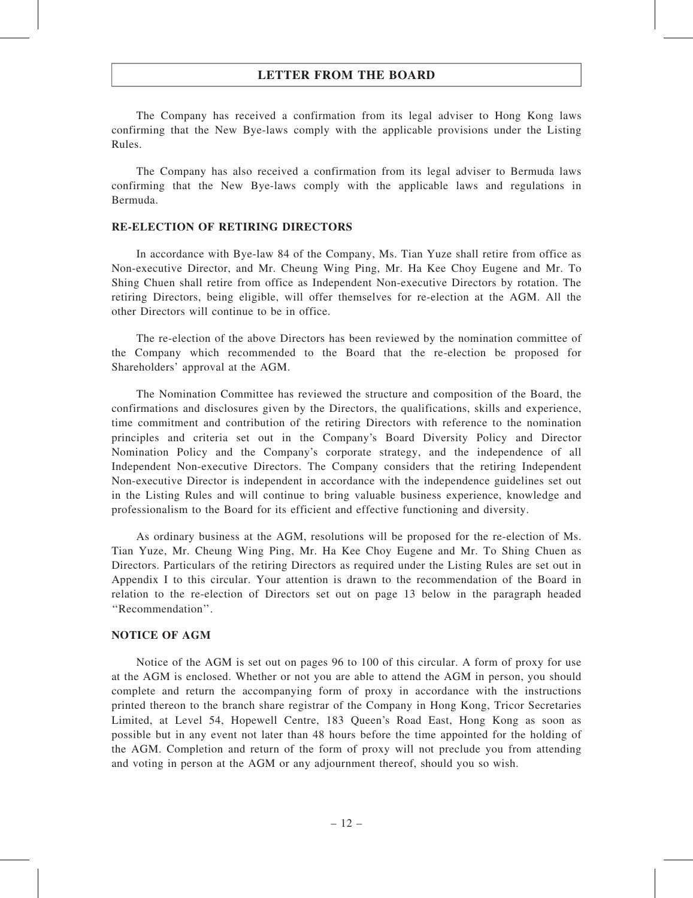The Company has received a confirmation from its legal adviser to Hong Kong laws confirming that the New Bye-laws comply with the applicable provisions under the Listing Rules.

The Company has also received a confirmation from its legal adviser to Bermuda laws confirming that the New Bye-laws comply with the applicable laws and regulations in Bermuda.

## RE-ELECTION OF RETIRING DIRECTORS

In accordance with Bye-law 84 of the Company, Ms. Tian Yuze shall retire from office as Non-executive Director, and Mr. Cheung Wing Ping, Mr. Ha Kee Choy Eugene and Mr. To Shing Chuen shall retire from office as Independent Non-executive Directors by rotation. The retiring Directors, being eligible, will offer themselves for re-election at the AGM. All the other Directors will continue to be in office.

The re-election of the above Directors has been reviewed by the nomination committee of the Company which recommended to the Board that the re-election be proposed for Shareholders' approval at the AGM.

The Nomination Committee has reviewed the structure and composition of the Board, the confirmations and disclosures given by the Directors, the qualifications, skills and experience, time commitment and contribution of the retiring Directors with reference to the nomination principles and criteria set out in the Company's Board Diversity Policy and Director Nomination Policy and the Company's corporate strategy, and the independence of all Independent Non-executive Directors. The Company considers that the retiring Independent Non-executive Director is independent in accordance with the independence guidelines set out in the Listing Rules and will continue to bring valuable business experience, knowledge and professionalism to the Board for its efficient and effective functioning and diversity.

As ordinary business at the AGM, resolutions will be proposed for the re-election of Ms. Tian Yuze, Mr. Cheung Wing Ping, Mr. Ha Kee Choy Eugene and Mr. To Shing Chuen as Directors. Particulars of the retiring Directors as required under the Listing Rules are set out in Appendix I to this circular. Your attention is drawn to the recommendation of the Board in relation to the re-election of Directors set out on page 13 below in the paragraph headed "Recommendation".

## NOTICE OF AGM

Notice of the AGM is set out on pages 96 to 100 of this circular. A form of proxy for use at the AGM is enclosed. Whether or not you are able to attend the AGM in person, you should complete and return the accompanying form of proxy in accordance with the instructions printed thereon to the branch share registrar of the Company in Hong Kong, Tricor Secretaries Limited, at Level 54, Hopewell Centre, 183 Queen's Road East, Hong Kong as soon as possible but in any event not later than 48 hours before the time appointed for the holding of the AGM. Completion and return of the form of proxy will not preclude you from attending and voting in person at the AGM or any adjournment thereof, should you so wish.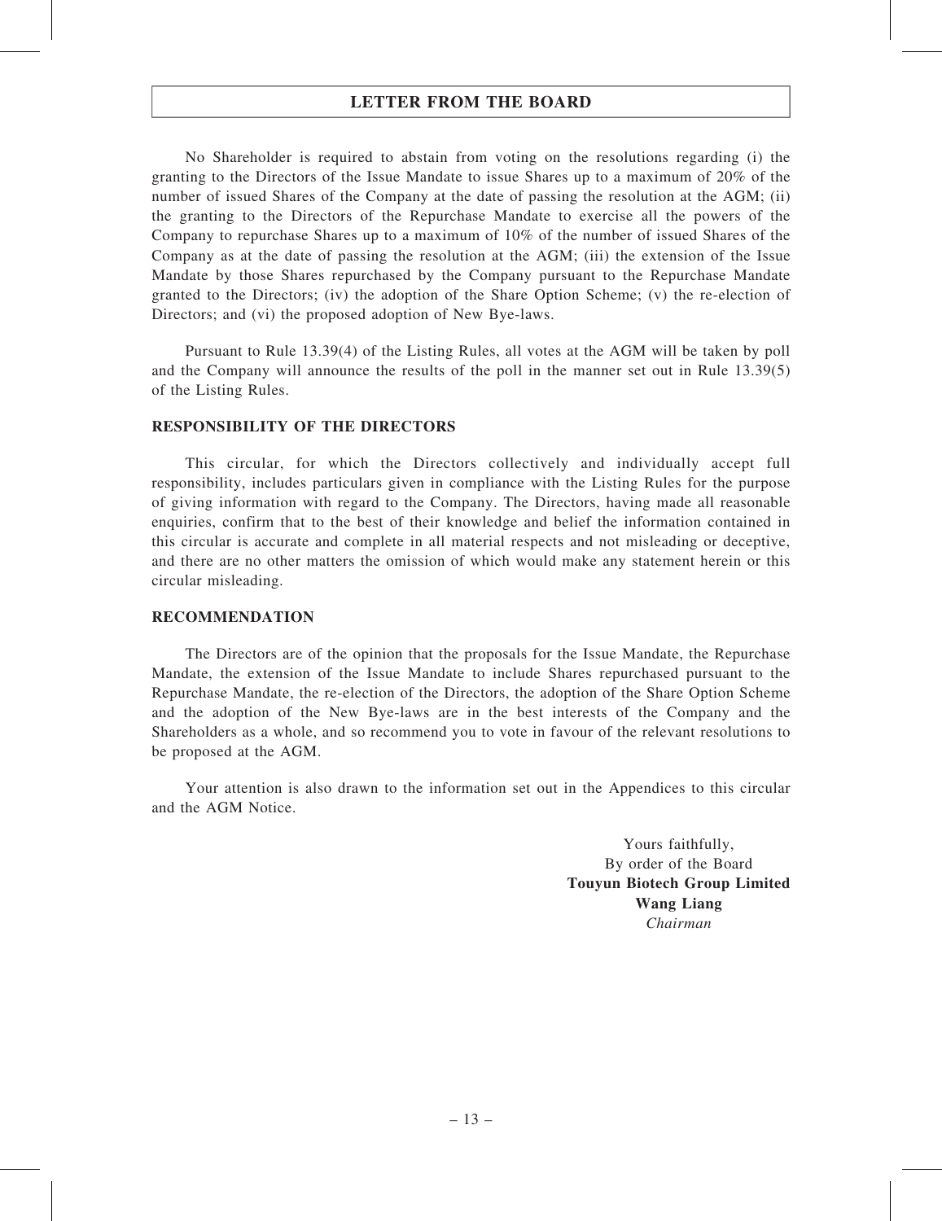No Shareholder is required to abstain from voting on the resolutions regarding (i) the granting to the Directors of the Issue Mandate to issue Shares up to a maximum of 20% of the number of issued Shares of the Company at the date of passing the resolution at the AGM; (ii) the granting to the Directors of the Repurchase Mandate to exercise all the powers of the Company to repurchase Shares up to a maximum of 10% of the number of issued Shares of the Company as at the date of passing the resolution at the AGM; (iii) the extension of the Issue Mandate by those Shares repurchased by the Company pursuant to the Repurchase Mandate granted to the Directors; (iv) the adoption of the Share Option Scheme; (v) the re-election of Directors; and (vi) the proposed adoption of New Bye-laws.

Pursuant to Rule 13.39(4) of the Listing Rules, all votes at the AGM will be taken by poll and the Company will announce the results of the poll in the manner set out in Rule 13.39(5) of the Listing Rules.

**RESPONSIBILITY OF THE DIRECTORS**

This circular, for which the Directors collectively and individually accept full responsibility, includes particulars given in compliance with the Listing Rules for the purpose of giving information with regard to the Company. The Directors, having made all reasonable enquiries, confirm that to the best of their knowledge and belief the information contained in this circular is accurate and complete in all material respects and not misleading or deceptive, and there are no other matters the omission of which would make any statement herein or this circular misleading.

**RECOMMENDATION**

The Directors are of the opinion that the proposals for the Issue Mandate, the Repurchase Mandate, the extension of the Issue Mandate to include Shares repurchased pursuant to the Repurchase Mandate, the re-election of the Directors, the adoption of the Share Option Scheme and the adoption of the New Bye-laws are in the best interests of the Company and the Shareholders as a whole, and so recommend you to vote in favour of the relevant resolutions to be proposed at the AGM.

Your attention is also drawn to the information set out in the Appendices to this circular and the AGM Notice.

Yours faithfully,
By order of the Board
**Touyun Biotech Group Limited**
**Wang Liang**
*Chairman*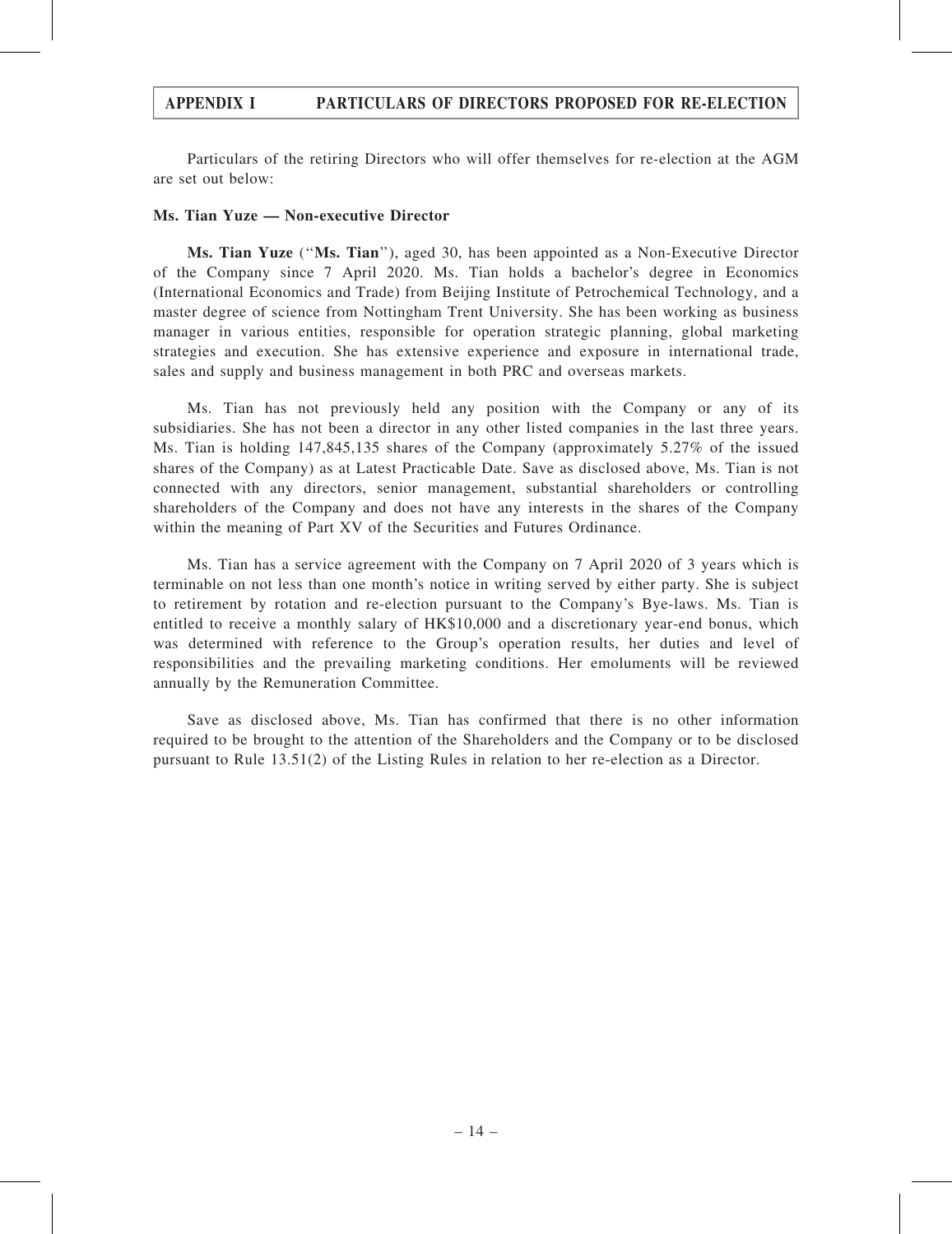Particulars of the retiring Directors who will offer themselves for re-election at the AGM are set out below:

**Ms. Tian Yuze — Non-executive Director**

**Ms. Tian Yuze** (''**Ms. Tian**''), aged 30, has been appointed as a Non-Executive Director of the Company since 7 April 2020. Ms. Tian holds a bachelor's degree in Economics (International Economics and Trade) from Beijing Institute of Petrochemical Technology, and a master degree of science from Nottingham Trent University. She has been working as business manager in various entities, responsible for operation strategic planning, global marketing strategies and execution. She has extensive experience and exposure in international trade, sales and supply and business management in both PRC and overseas markets.

Ms. Tian has not previously held any position with the Company or any of its subsidiaries. She has not been a director in any other listed companies in the last three years. Ms. Tian is holding 147,845,135 shares of the Company (approximately 5.27% of the issued shares of the Company) as at Latest Practicable Date. Save as disclosed above, Ms. Tian is not connected with any directors, senior management, substantial shareholders or controlling shareholders of the Company and does not have any interests in the shares of the Company within the meaning of Part XV of the Securities and Futures Ordinance.

Ms. Tian has a service agreement with the Company on 7 April 2020 of 3 years which is terminable on not less than one month's notice in writing served by either party. She is subject to retirement by rotation and re-election pursuant to the Company's Bye-laws. Ms. Tian is entitled to receive a monthly salary of HK$10,000 and a discretionary year-end bonus, which was determined with reference to the Group's operation results, her duties and level of responsibilities and the prevailing marketing conditions. Her emoluments will be reviewed annually by the Remuneration Committee.

Save as disclosed above, Ms. Tian has confirmed that there is no other information required to be brought to the attention of the Shareholders and the Company or to be disclosed pursuant to Rule 13.51(2) of the Listing Rules in relation to her re-election as a Director.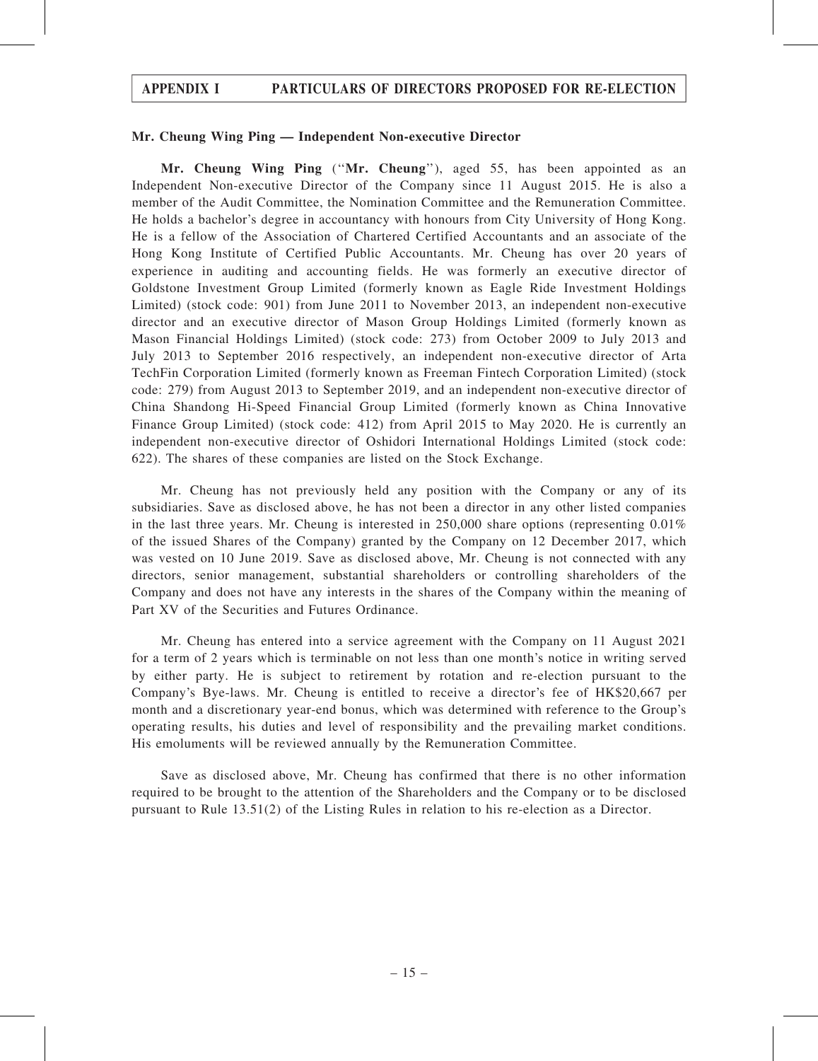**Mr. Cheung Wing Ping — Independent Non-executive Director**

**Mr. Cheung Wing Ping** (''**Mr. Cheung**''), aged 55, has been appointed as an Independent Non-executive Director of the Company since 11 August 2015. He is also a member of the Audit Committee, the Nomination Committee and the Remuneration Committee. He holds a bachelor's degree in accountancy with honours from City University of Hong Kong. He is a fellow of the Association of Chartered Certified Accountants and an associate of the Hong Kong Institute of Certified Public Accountants. Mr. Cheung has over 20 years of experience in auditing and accounting fields. He was formerly an executive director of Goldstone Investment Group Limited (formerly known as Eagle Ride Investment Holdings Limited) (stock code: 901) from June 2011 to November 2013, an independent non-executive director and an executive director of Mason Group Holdings Limited (formerly known as Mason Financial Holdings Limited) (stock code: 273) from October 2009 to July 2013 and July 2013 to September 2016 respectively, an independent non-executive director of Arta TechFin Corporation Limited (formerly known as Freeman Fintech Corporation Limited) (stock code: 279) from August 2013 to September 2019, and an independent non-executive director of China Shandong Hi-Speed Financial Group Limited (formerly known as China Innovative Finance Group Limited) (stock code: 412) from April 2015 to May 2020. He is currently an independent non-executive director of Oshidori International Holdings Limited (stock code: 622). The shares of these companies are listed on the Stock Exchange.

Mr. Cheung has not previously held any position with the Company or any of its subsidiaries. Save as disclosed above, he has not been a director in any other listed companies in the last three years. Mr. Cheung is interested in 250,000 share options (representing 0.01% of the issued Shares of the Company) granted by the Company on 12 December 2017, which was vested on 10 June 2019. Save as disclosed above, Mr. Cheung is not connected with any directors, senior management, substantial shareholders or controlling shareholders of the Company and does not have any interests in the shares of the Company within the meaning of Part XV of the Securities and Futures Ordinance.

Mr. Cheung has entered into a service agreement with the Company on 11 August 2021 for a term of 2 years which is terminable on not less than one month's notice in writing served by either party. He is subject to retirement by rotation and re-election pursuant to the Company's Bye-laws. Mr. Cheung is entitled to receive a director's fee of HK$20,667 per month and a discretionary year-end bonus, which was determined with reference to the Group's operating results, his duties and level of responsibility and the prevailing market conditions. His emoluments will be reviewed annually by the Remuneration Committee.

Save as disclosed above, Mr. Cheung has confirmed that there is no other information required to be brought to the attention of the Shareholders and the Company or to be disclosed pursuant to Rule 13.51(2) of the Listing Rules in relation to his re-election as a Director.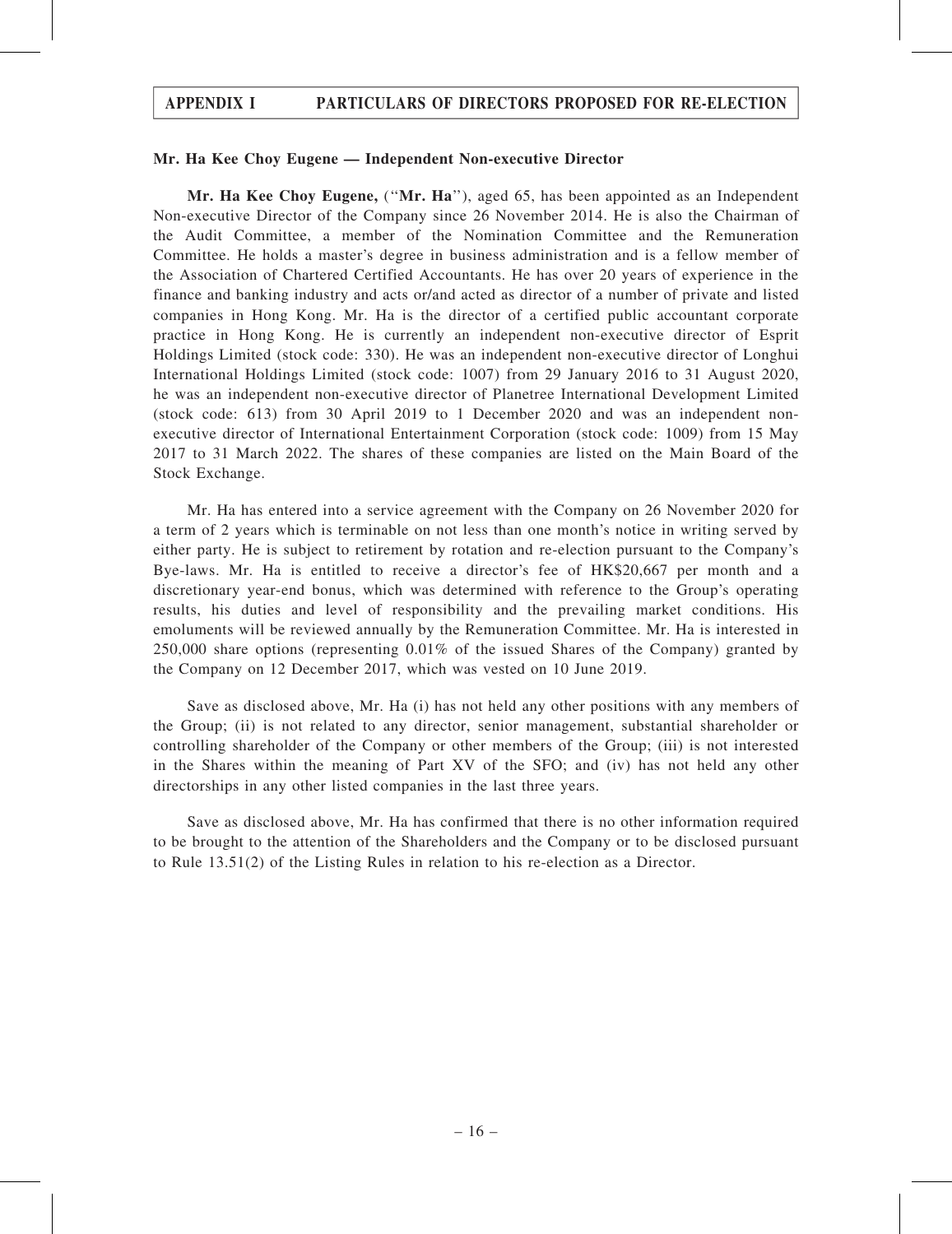**Mr. Ha Kee Choy Eugene — Independent Non-executive Director**

**Mr. Ha Kee Choy Eugene,** ("**Mr. Ha**"), aged 65, has been appointed as an Independent Non-executive Director of the Company since 26 November 2014. He is also the Chairman of the Audit Committee, a member of the Nomination Committee and the Remuneration Committee. He holds a master's degree in business administration and is a fellow member of the Association of Chartered Certified Accountants. He has over 20 years of experience in the finance and banking industry and acts or/and acted as director of a number of private and listed companies in Hong Kong. Mr. Ha is the director of a certified public accountant corporate practice in Hong Kong. He is currently an independent non-executive director of Esprit Holdings Limited (stock code: 330). He was an independent non-executive director of Longhui International Holdings Limited (stock code: 1007) from 29 January 2016 to 31 August 2020, he was an independent non-executive director of Planetree International Development Limited (stock code: 613) from 30 April 2019 to 1 December 2020 and was an independent non-executive director of International Entertainment Corporation (stock code: 1009) from 15 May 2017 to 31 March 2022. The shares of these companies are listed on the Main Board of the Stock Exchange.

Mr. Ha has entered into a service agreement with the Company on 26 November 2020 for a term of 2 years which is terminable on not less than one month's notice in writing served by either party. He is subject to retirement by rotation and re-election pursuant to the Company's Bye-laws. Mr. Ha is entitled to receive a director's fee of HK$20,667 per month and a discretionary year-end bonus, which was determined with reference to the Group's operating results, his duties and level of responsibility and the prevailing market conditions. His emoluments will be reviewed annually by the Remuneration Committee. Mr. Ha is interested in 250,000 share options (representing 0.01% of the issued Shares of the Company) granted by the Company on 12 December 2017, which was vested on 10 June 2019.

Save as disclosed above, Mr. Ha (i) has not held any other positions with any members of the Group; (ii) is not related to any director, senior management, substantial shareholder or controlling shareholder of the Company or other members of the Group; (iii) is not interested in the Shares within the meaning of Part XV of the SFO; and (iv) has not held any other directorships in any other listed companies in the last three years.

Save as disclosed above, Mr. Ha has confirmed that there is no other information required to be brought to the attention of the Shareholders and the Company or to be disclosed pursuant to Rule 13.51(2) of the Listing Rules in relation to his re-election as a Director.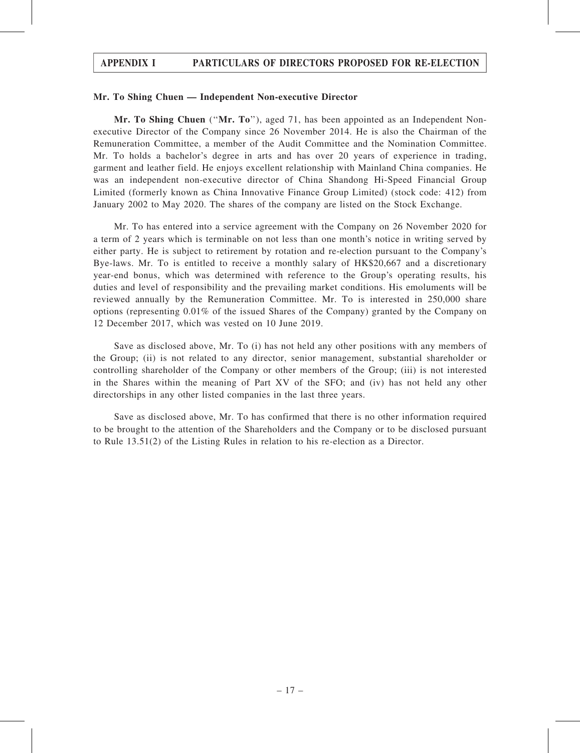### Mr. To Shing Chuen — Independent Non-executive Director

**Mr. To Shing Chuen** ("**Mr. To**"), aged 71, has been appointed as an Independent Non-executive Director of the Company since 26 November 2014. He is also the Chairman of the Remuneration Committee, a member of the Audit Committee and the Nomination Committee. Mr. To holds a bachelor's degree in arts and has over 20 years of experience in trading, garment and leather field. He enjoys excellent relationship with Mainland China companies. He was an independent non-executive director of China Shandong Hi-Speed Financial Group Limited (formerly known as China Innovative Finance Group Limited) (stock code: 412) from January 2002 to May 2020. The shares of the company are listed on the Stock Exchange.

Mr. To has entered into a service agreement with the Company on 26 November 2020 for a term of 2 years which is terminable on not less than one month's notice in writing served by either party. He is subject to retirement by rotation and re-election pursuant to the Company's Bye-laws. Mr. To is entitled to receive a monthly salary of HK$20,667 and a discretionary year-end bonus, which was determined with reference to the Group's operating results, his duties and level of responsibility and the prevailing market conditions. His emoluments will be reviewed annually by the Remuneration Committee. Mr. To is interested in 250,000 share options (representing 0.01% of the issued Shares of the Company) granted by the Company on 12 December 2017, which was vested on 10 June 2019.

Save as disclosed above, Mr. To (i) has not held any other positions with any members of the Group; (ii) is not related to any director, senior management, substantial shareholder or controlling shareholder of the Company or other members of the Group; (iii) is not interested in the Shares within the meaning of Part XV of the SFO; and (iv) has not held any other directorships in any other listed companies in the last three years.

Save as disclosed above, Mr. To has confirmed that there is no other information required to be brought to the attention of the Shareholders and the Company or to be disclosed pursuant to Rule 13.51(2) of the Listing Rules in relation to his re-election as a Director.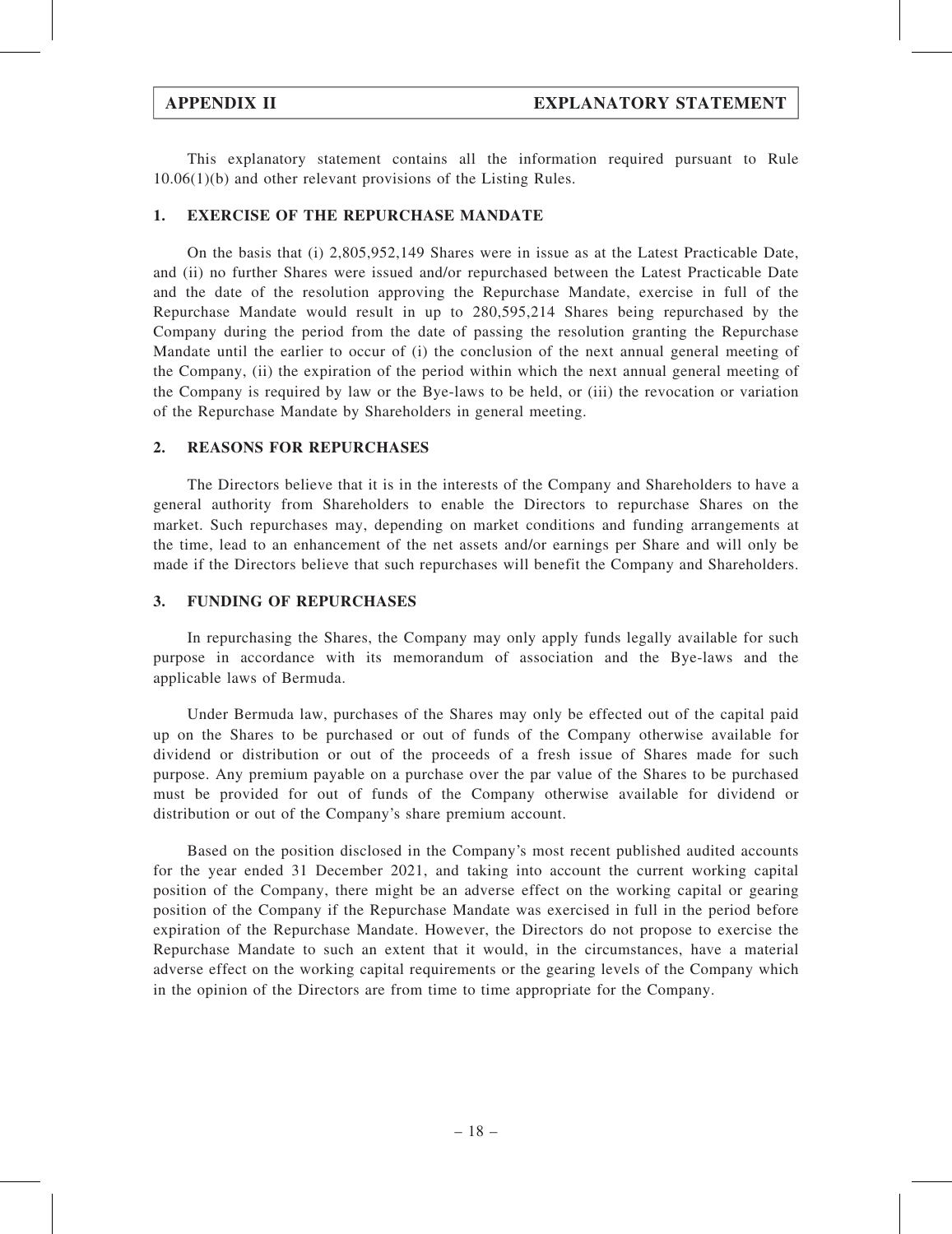## APPENDIX II EXPLANATORY STATEMENT

This explanatory statement contains all the information required pursuant to Rule 10.06(1)(b) and other relevant provisions of the Listing Rules.

### 1. EXERCISE OF THE REPURCHASE MANDATE

On the basis that (i) 2,805,952,149 Shares were in issue as at the Latest Practicable Date, and (ii) no further Shares were issued and/or repurchased between the Latest Practicable Date and the date of the resolution approving the Repurchase Mandate, exercise in full of the Repurchase Mandate would result in up to 280,595,214 Shares being repurchased by the Company during the period from the date of passing the resolution granting the Repurchase Mandate until the earlier to occur of (i) the conclusion of the next annual general meeting of the Company, (ii) the expiration of the period within which the next annual general meeting of the Company is required by law or the Bye-laws to be held, or (iii) the revocation or variation of the Repurchase Mandate by Shareholders in general meeting.

### 2. REASONS FOR REPURCHASES

The Directors believe that it is in the interests of the Company and Shareholders to have a general authority from Shareholders to enable the Directors to repurchase Shares on the market. Such repurchases may, depending on market conditions and funding arrangements at the time, lead to an enhancement of the net assets and/or earnings per Share and will only be made if the Directors believe that such repurchases will benefit the Company and Shareholders.

### 3. FUNDING OF REPURCHASES

In repurchasing the Shares, the Company may only apply funds legally available for such purpose in accordance with its memorandum of association and the Bye-laws and the applicable laws of Bermuda.

Under Bermuda law, purchases of the Shares may only be effected out of the capital paid up on the Shares to be purchased or out of funds of the Company otherwise available for dividend or distribution or out of the proceeds of a fresh issue of Shares made for such purpose. Any premium payable on a purchase over the par value of the Shares to be purchased must be provided for out of funds of the Company otherwise available for dividend or distribution or out of the Company's share premium account.

Based on the position disclosed in the Company's most recent published audited accounts for the year ended 31 December 2021, and taking into account the current working capital position of the Company, there might be an adverse effect on the working capital or gearing position of the Company if the Repurchase Mandate was exercised in full in the period before expiration of the Repurchase Mandate. However, the Directors do not propose to exercise the Repurchase Mandate to such an extent that it would, in the circumstances, have a material adverse effect on the working capital requirements or the gearing levels of the Company which in the opinion of the Directors are from time to time appropriate for the Company.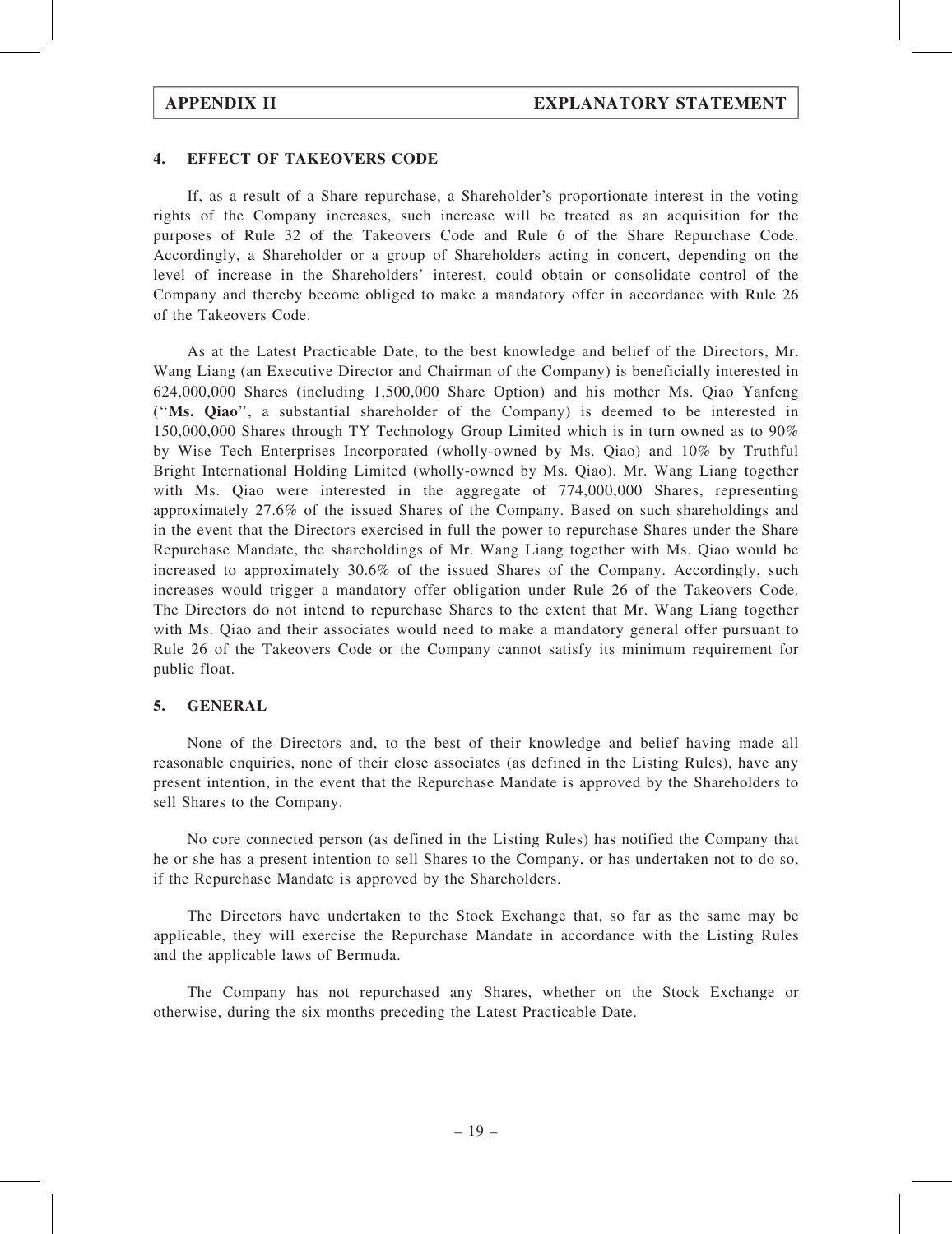## 4. EFFECT OF TAKEOVERS CODE

If, as a result of a Share repurchase, a Shareholder's proportionate interest in the voting rights of the Company increases, such increase will be treated as an acquisition for the purposes of Rule 32 of the Takeovers Code and Rule 6 of the Share Repurchase Code. Accordingly, a Shareholder or a group of Shareholders acting in concert, depending on the level of increase in the Shareholders' interest, could obtain or consolidate control of the Company and thereby become obliged to make a mandatory offer in accordance with Rule 26 of the Takeovers Code.

As at the Latest Practicable Date, to the best knowledge and belief of the Directors, Mr. Wang Liang (an Executive Director and Chairman of the Company) is beneficially interested in 624,000,000 Shares (including 1,500,000 Share Option) and his mother Ms. Qiao Yanfeng ("**Ms. Qiao**", a substantial shareholder of the Company) is deemed to be interested in 150,000,000 Shares through TY Technology Group Limited which is in turn owned as to 90% by Wise Tech Enterprises Incorporated (wholly-owned by Ms. Qiao) and 10% by Truthful Bright International Holding Limited (wholly-owned by Ms. Qiao). Mr. Wang Liang together with Ms. Qiao were interested in the aggregate of 774,000,000 Shares, representing approximately 27.6% of the issued Shares of the Company. Based on such shareholdings and in the event that the Directors exercised in full the power to repurchase Shares under the Share Repurchase Mandate, the shareholdings of Mr. Wang Liang together with Ms. Qiao would be increased to approximately 30.6% of the issued Shares of the Company. Accordingly, such increases would trigger a mandatory offer obligation under Rule 26 of the Takeovers Code. The Directors do not intend to repurchase Shares to the extent that Mr. Wang Liang together with Ms. Qiao and their associates would need to make a mandatory general offer pursuant to Rule 26 of the Takeovers Code or the Company cannot satisfy its minimum requirement for public float.

## 5. GENERAL

None of the Directors and, to the best of their knowledge and belief having made all reasonable enquiries, none of their close associates (as defined in the Listing Rules), have any present intention, in the event that the Repurchase Mandate is approved by the Shareholders to sell Shares to the Company.

No core connected person (as defined in the Listing Rules) has notified the Company that he or she has a present intention to sell Shares to the Company, or has undertaken not to do so, if the Repurchase Mandate is approved by the Shareholders.

The Directors have undertaken to the Stock Exchange that, so far as the same may be applicable, they will exercise the Repurchase Mandate in accordance with the Listing Rules and the applicable laws of Bermuda.

The Company has not repurchased any Shares, whether on the Stock Exchange or otherwise, during the six months preceding the Latest Practicable Date.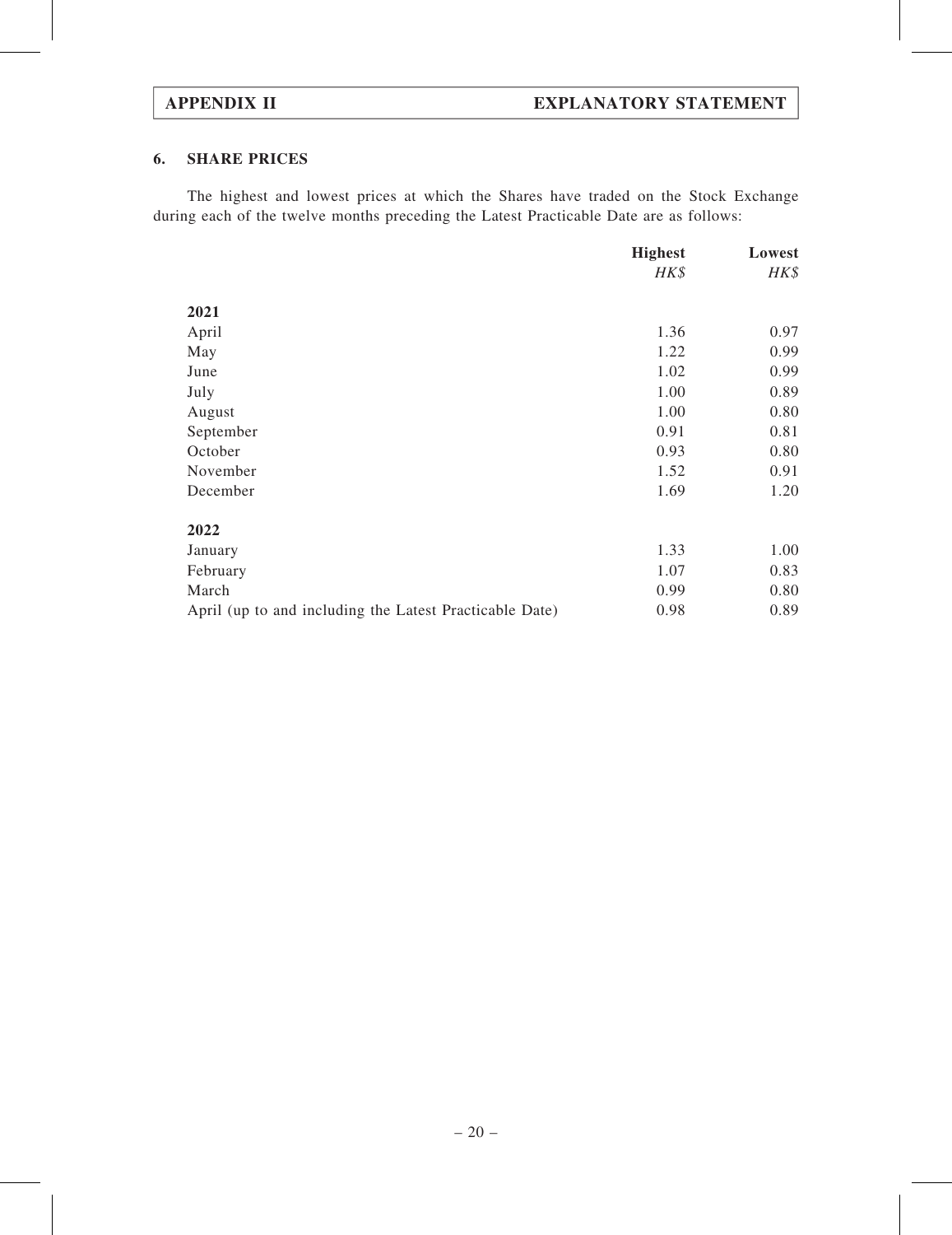## 6. SHARE PRICES

The highest and lowest prices at which the Shares have traded on the Stock Exchange during each of the twelve months preceding the Latest Practicable Date are as follows:

| | Highest | Lowest |
|---|---|---|
| | *HK$* | *HK$* |
| **2021** | | |
| April | 1.36 | 0.97 |
| May | 1.22 | 0.99 |
| June | 1.02 | 0.99 |
| July | 1.00 | 0.89 |
| August | 1.00 | 0.80 |
| September | 0.91 | 0.81 |
| October | 0.93 | 0.80 |
| November | 1.52 | 0.91 |
| December | 1.69 | 1.20 |
| **2022** | | |
| January | 1.33 | 1.00 |
| February | 1.07 | 0.83 |
| March | 0.99 | 0.80 |
| April (up to and including the Latest Practicable Date) | 0.98 | 0.89 |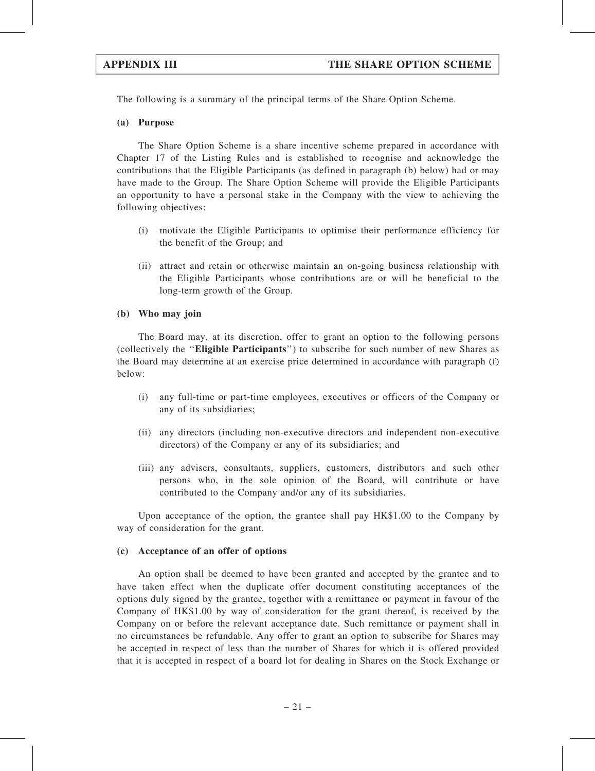The following is a summary of the principal terms of the Share Option Scheme.

**(a) Purpose**

The Share Option Scheme is a share incentive scheme prepared in accordance with Chapter 17 of the Listing Rules and is established to recognise and acknowledge the contributions that the Eligible Participants (as defined in paragraph (b) below) had or may have made to the Group. The Share Option Scheme will provide the Eligible Participants an opportunity to have a personal stake in the Company with the view to achieving the following objectives:

(i) motivate the Eligible Participants to optimise their performance efficiency for the benefit of the Group; and

(ii) attract and retain or otherwise maintain an on-going business relationship with the Eligible Participants whose contributions are or will be beneficial to the long-term growth of the Group.

**(b) Who may join**

The Board may, at its discretion, offer to grant an option to the following persons (collectively the ''**Eligible Participants**'') to subscribe for such number of new Shares as the Board may determine at an exercise price determined in accordance with paragraph (f) below:

(i) any full-time or part-time employees, executives or officers of the Company or any of its subsidiaries;

(ii) any directors (including non-executive directors and independent non-executive directors) of the Company or any of its subsidiaries; and

(iii) any advisers, consultants, suppliers, customers, distributors and such other persons who, in the sole opinion of the Board, will contribute or have contributed to the Company and/or any of its subsidiaries.

Upon acceptance of the option, the grantee shall pay HK$1.00 to the Company by way of consideration for the grant.

**(c) Acceptance of an offer of options**

An option shall be deemed to have been granted and accepted by the grantee and to have taken effect when the duplicate offer document constituting acceptances of the options duly signed by the grantee, together with a remittance or payment in favour of the Company of HK$1.00 by way of consideration for the grant thereof, is received by the Company on or before the relevant acceptance date. Such remittance or payment shall in no circumstances be refundable. Any offer to grant an option to subscribe for Shares may be accepted in respect of less than the number of Shares for which it is offered provided that it is accepted in respect of a board lot for dealing in Shares on the Stock Exchange or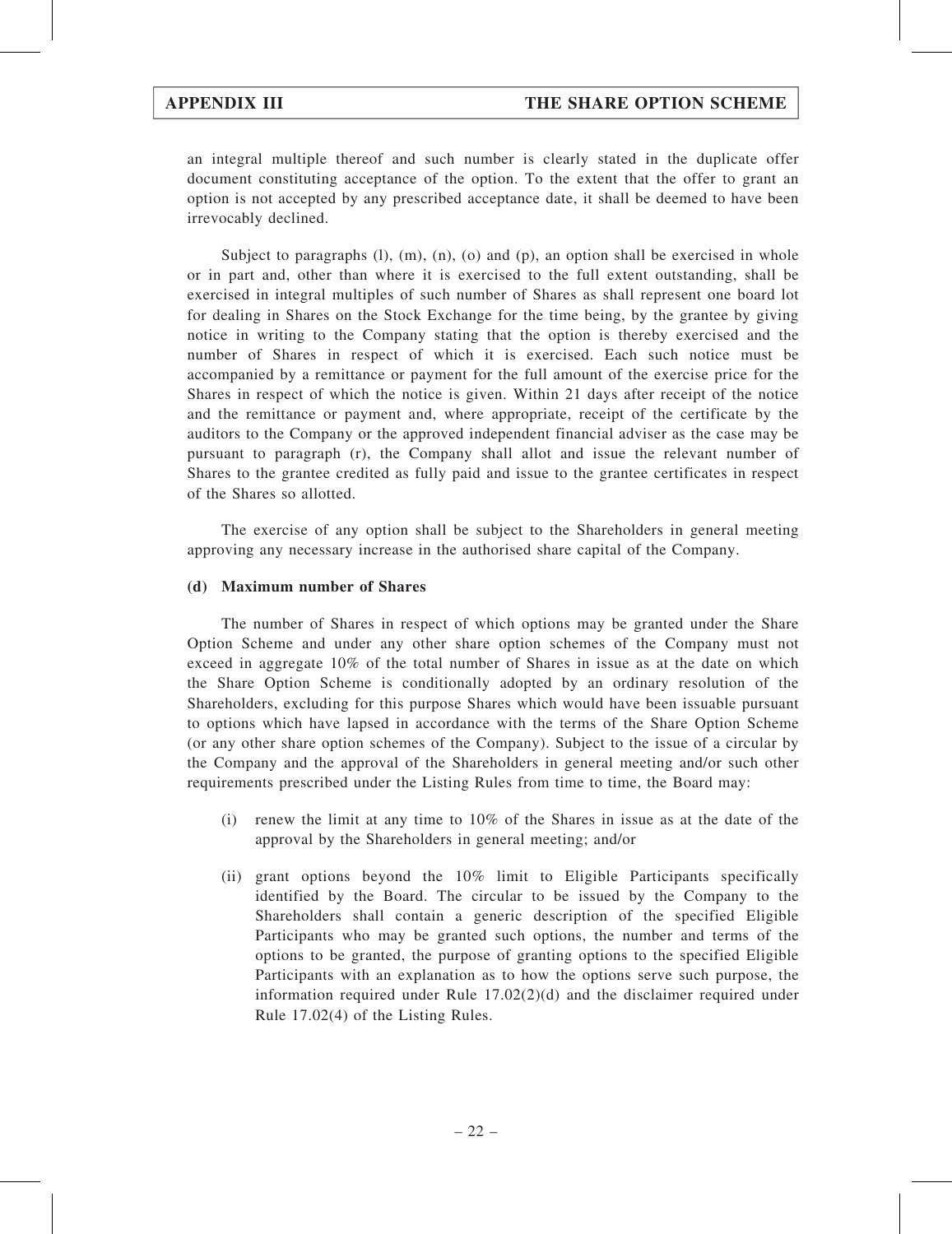an integral multiple thereof and such number is clearly stated in the duplicate offer document constituting acceptance of the option. To the extent that the offer to grant an option is not accepted by any prescribed acceptance date, it shall be deemed to have been irrevocably declined.

Subject to paragraphs (l), (m), (n), (o) and (p), an option shall be exercised in whole or in part and, other than where it is exercised to the full extent outstanding, shall be exercised in integral multiples of such number of Shares as shall represent one board lot for dealing in Shares on the Stock Exchange for the time being, by the grantee by giving notice in writing to the Company stating that the option is thereby exercised and the number of Shares in respect of which it is exercised. Each such notice must be accompanied by a remittance or payment for the full amount of the exercise price for the Shares in respect of which the notice is given. Within 21 days after receipt of the notice and the remittance or payment and, where appropriate, receipt of the certificate by the auditors to the Company or the approved independent financial adviser as the case may be pursuant to paragraph (r), the Company shall allot and issue the relevant number of Shares to the grantee credited as fully paid and issue to the grantee certificates in respect of the Shares so allotted.

The exercise of any option shall be subject to the Shareholders in general meeting approving any necessary increase in the authorised share capital of the Company.

**(d) Maximum number of Shares**

The number of Shares in respect of which options may be granted under the Share Option Scheme and under any other share option schemes of the Company must not exceed in aggregate 10% of the total number of Shares in issue as at the date on which the Share Option Scheme is conditionally adopted by an ordinary resolution of the Shareholders, excluding for this purpose Shares which would have been issuable pursuant to options which have lapsed in accordance with the terms of the Share Option Scheme (or any other share option schemes of the Company). Subject to the issue of a circular by the Company and the approval of the Shareholders in general meeting and/or such other requirements prescribed under the Listing Rules from time to time, the Board may:

(i) renew the limit at any time to 10% of the Shares in issue as at the date of the approval by the Shareholders in general meeting; and/or

(ii) grant options beyond the 10% limit to Eligible Participants specifically identified by the Board. The circular to be issued by the Company to the Shareholders shall contain a generic description of the specified Eligible Participants who may be granted such options, the number and terms of the options to be granted, the purpose of granting options to the specified Eligible Participants with an explanation as to how the options serve such purpose, the information required under Rule 17.02(2)(d) and the disclaimer required under Rule 17.02(4) of the Listing Rules.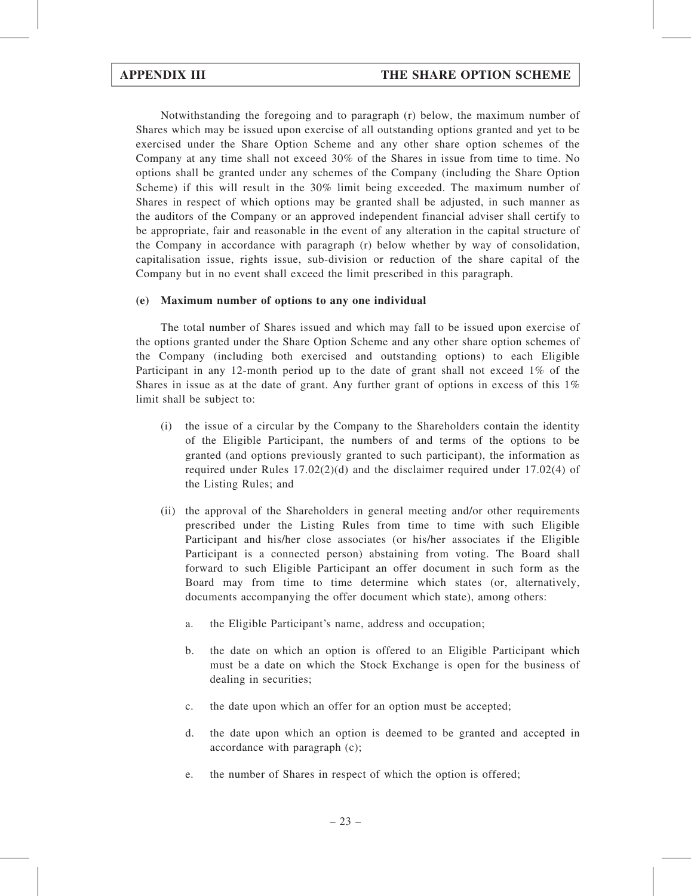Notwithstanding the foregoing and to paragraph (r) below, the maximum number of Shares which may be issued upon exercise of all outstanding options granted and yet to be exercised under the Share Option Scheme and any other share option schemes of the Company at any time shall not exceed 30% of the Shares in issue from time to time. No options shall be granted under any schemes of the Company (including the Share Option Scheme) if this will result in the 30% limit being exceeded. The maximum number of Shares in respect of which options may be granted shall be adjusted, in such manner as the auditors of the Company or an approved independent financial adviser shall certify to be appropriate, fair and reasonable in the event of any alteration in the capital structure of the Company in accordance with paragraph (r) below whether by way of consolidation, capitalisation issue, rights issue, sub-division or reduction of the share capital of the Company but in no event shall exceed the limit prescribed in this paragraph.

**(e) Maximum number of options to any one individual**

The total number of Shares issued and which may fall to be issued upon exercise of the options granted under the Share Option Scheme and any other share option schemes of the Company (including both exercised and outstanding options) to each Eligible Participant in any 12-month period up to the date of grant shall not exceed 1% of the Shares in issue as at the date of grant. Any further grant of options in excess of this 1% limit shall be subject to:

(i) the issue of a circular by the Company to the Shareholders contain the identity of the Eligible Participant, the numbers of and terms of the options to be granted (and options previously granted to such participant), the information as required under Rules 17.02(2)(d) and the disclaimer required under 17.02(4) of the Listing Rules; and

(ii) the approval of the Shareholders in general meeting and/or other requirements prescribed under the Listing Rules from time to time with such Eligible Participant and his/her close associates (or his/her associates if the Eligible Participant is a connected person) abstaining from voting. The Board shall forward to such Eligible Participant an offer document in such form as the Board may from time to time determine which states (or, alternatively, documents accompanying the offer document which state), among others:

a. the Eligible Participant's name, address and occupation;

b. the date on which an option is offered to an Eligible Participant which must be a date on which the Stock Exchange is open for the business of dealing in securities;

c. the date upon which an offer for an option must be accepted;

d. the date upon which an option is deemed to be granted and accepted in accordance with paragraph (c);

e. the number of Shares in respect of which the option is offered;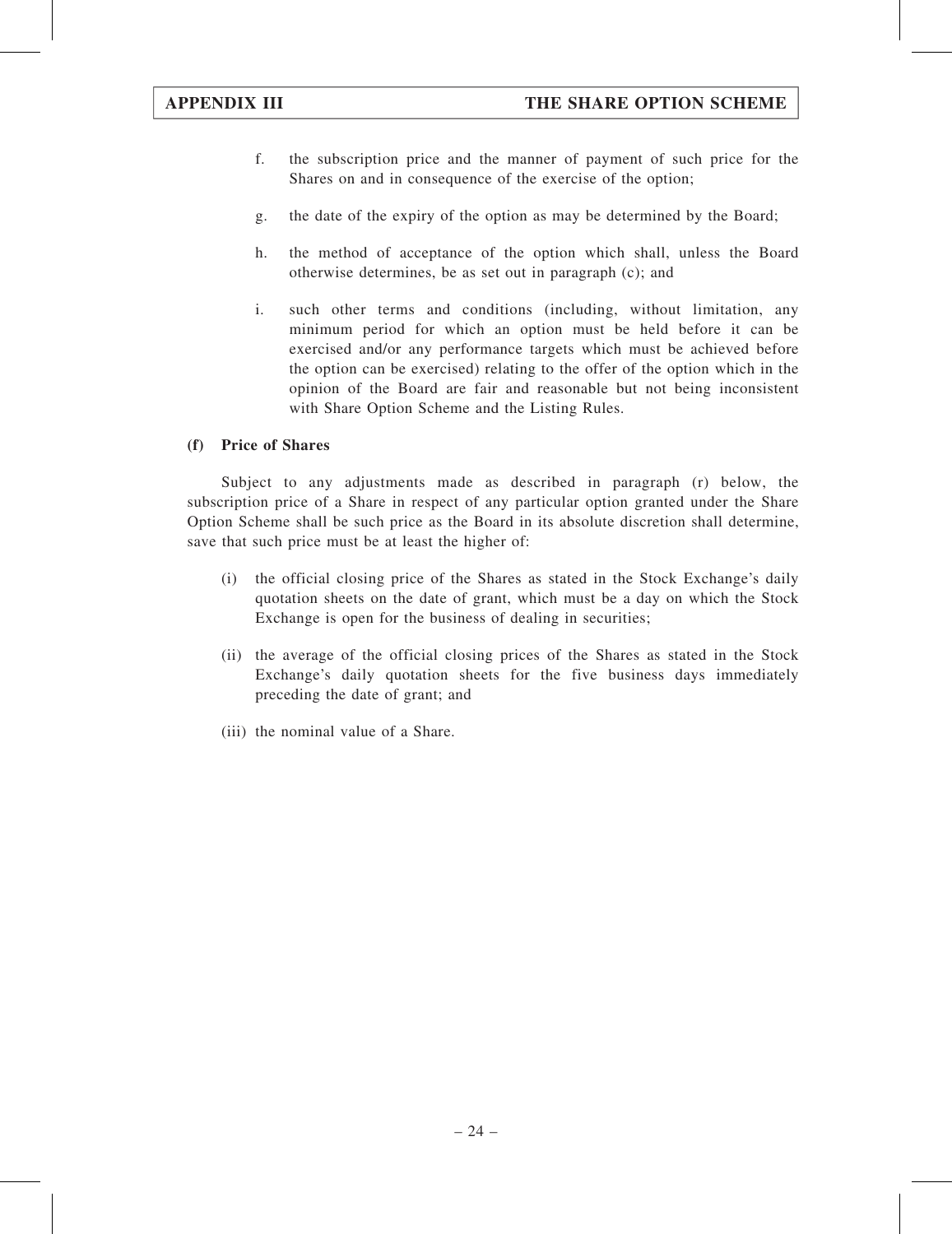f. the subscription price and the manner of payment of such price for the Shares on and in consequence of the exercise of the option;

g. the date of the expiry of the option as may be determined by the Board;

h. the method of acceptance of the option which shall, unless the Board otherwise determines, be as set out in paragraph (c); and

i. such other terms and conditions (including, without limitation, any minimum period for which an option must be held before it can be exercised and/or any performance targets which must be achieved before the option can be exercised) relating to the offer of the option which in the opinion of the Board are fair and reasonable but not being inconsistent with Share Option Scheme and the Listing Rules.

**(f) Price of Shares**

Subject to any adjustments made as described in paragraph (r) below, the subscription price of a Share in respect of any particular option granted under the Share Option Scheme shall be such price as the Board in its absolute discretion shall determine, save that such price must be at least the higher of:

(i) the official closing price of the Shares as stated in the Stock Exchange's daily quotation sheets on the date of grant, which must be a day on which the Stock Exchange is open for the business of dealing in securities;

(ii) the average of the official closing prices of the Shares as stated in the Stock Exchange's daily quotation sheets for the five business days immediately preceding the date of grant; and

(iii) the nominal value of a Share.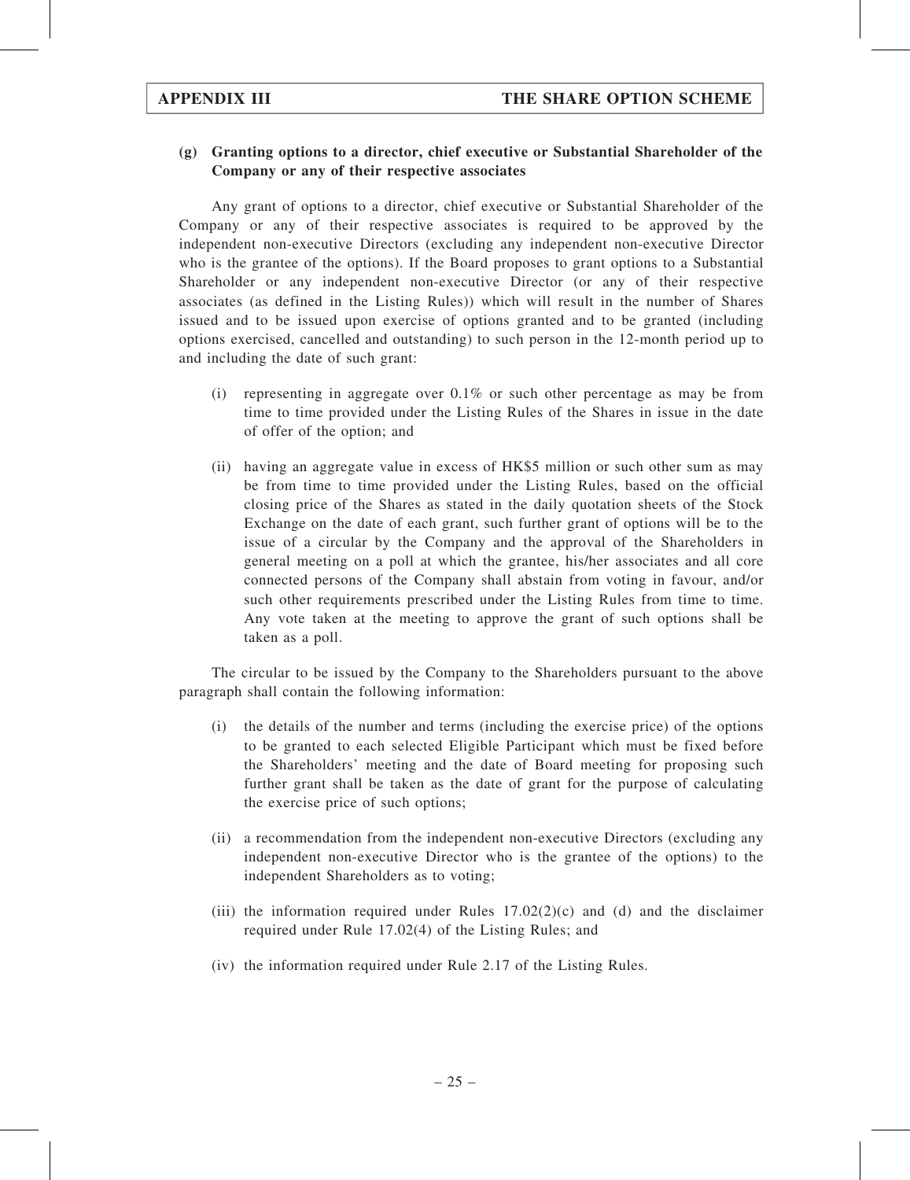**(g) Granting options to a director, chief executive or Substantial Shareholder of the Company or any of their respective associates**

Any grant of options to a director, chief executive or Substantial Shareholder of the Company or any of their respective associates is required to be approved by the independent non-executive Directors (excluding any independent non-executive Director who is the grantee of the options). If the Board proposes to grant options to a Substantial Shareholder or any independent non-executive Director (or any of their respective associates (as defined in the Listing Rules)) which will result in the number of Shares issued and to be issued upon exercise of options granted and to be granted (including options exercised, cancelled and outstanding) to such person in the 12-month period up to and including the date of such grant:

(i) representing in aggregate over 0.1% or such other percentage as may be from time to time provided under the Listing Rules of the Shares in issue in the date of offer of the option; and

(ii) having an aggregate value in excess of HK$5 million or such other sum as may be from time to time provided under the Listing Rules, based on the official closing price of the Shares as stated in the daily quotation sheets of the Stock Exchange on the date of each grant, such further grant of options will be to the issue of a circular by the Company and the approval of the Shareholders in general meeting on a poll at which the grantee, his/her associates and all core connected persons of the Company shall abstain from voting in favour, and/or such other requirements prescribed under the Listing Rules from time to time. Any vote taken at the meeting to approve the grant of such options shall be taken as a poll.

The circular to be issued by the Company to the Shareholders pursuant to the above paragraph shall contain the following information:

(i) the details of the number and terms (including the exercise price) of the options to be granted to each selected Eligible Participant which must be fixed before the Shareholders' meeting and the date of Board meeting for proposing such further grant shall be taken as the date of grant for the purpose of calculating the exercise price of such options;

(ii) a recommendation from the independent non-executive Directors (excluding any independent non-executive Director who is the grantee of the options) to the independent Shareholders as to voting;

(iii) the information required under Rules 17.02(2)(c) and (d) and the disclaimer required under Rule 17.02(4) of the Listing Rules; and

(iv) the information required under Rule 2.17 of the Listing Rules.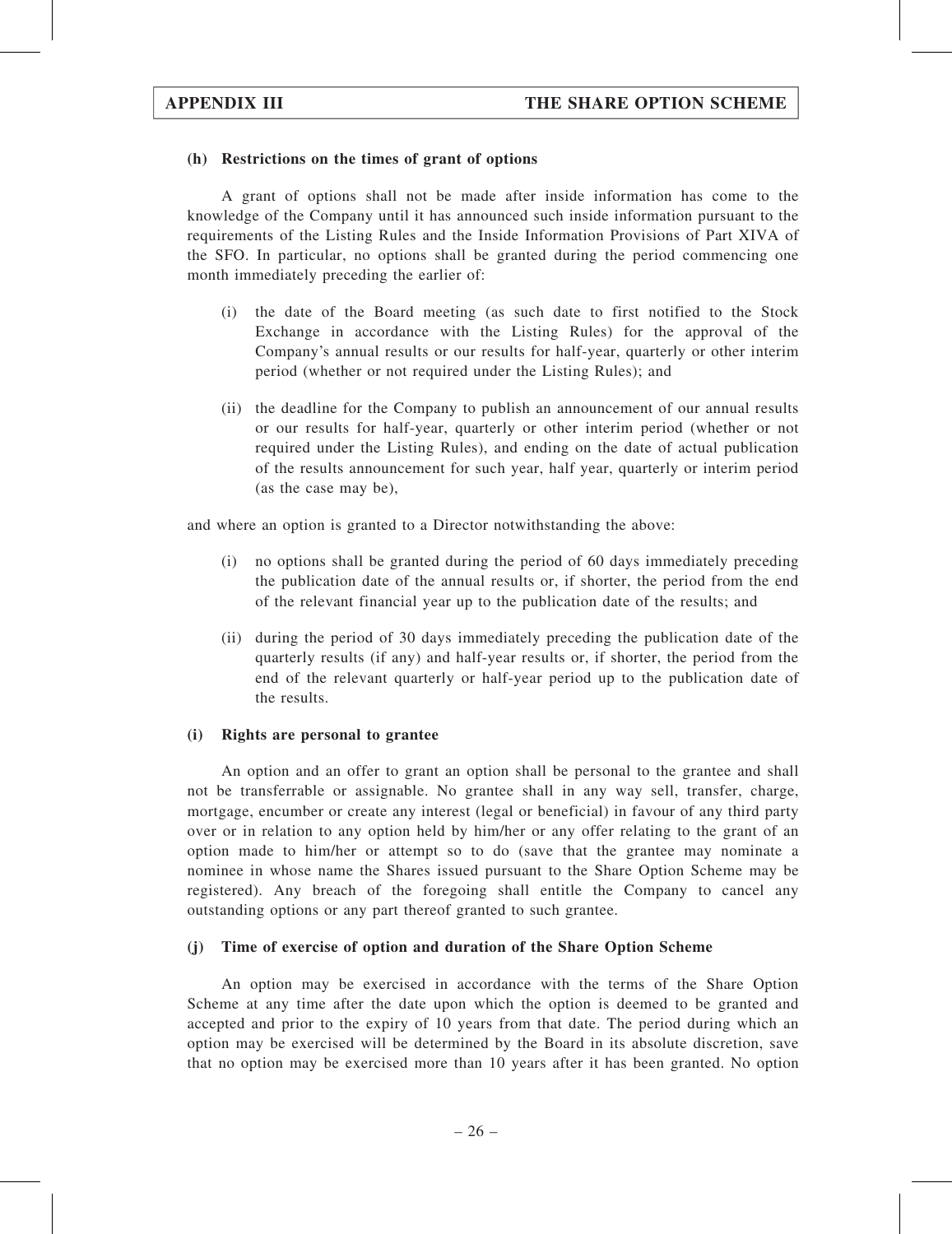#### (h) Restrictions on the times of grant of options

A grant of options shall not be made after inside information has come to the knowledge of the Company until it has announced such inside information pursuant to the requirements of the Listing Rules and the Inside Information Provisions of Part XIVA of the SFO. In particular, no options shall be granted during the period commencing one month immediately preceding the earlier of:

(i) the date of the Board meeting (as such date to first notified to the Stock Exchange in accordance with the Listing Rules) for the approval of the Company's annual results or our results for half-year, quarterly or other interim period (whether or not required under the Listing Rules); and

(ii) the deadline for the Company to publish an announcement of our annual results or our results for half-year, quarterly or other interim period (whether or not required under the Listing Rules), and ending on the date of actual publication of the results announcement for such year, half year, quarterly or interim period (as the case may be),

and where an option is granted to a Director notwithstanding the above:

(i) no options shall be granted during the period of 60 days immediately preceding the publication date of the annual results or, if shorter, the period from the end of the relevant financial year up to the publication date of the results; and

(ii) during the period of 30 days immediately preceding the publication date of the quarterly results (if any) and half-year results or, if shorter, the period from the end of the relevant quarterly or half-year period up to the publication date of the results.

#### (i) Rights are personal to grantee

An option and an offer to grant an option shall be personal to the grantee and shall not be transferrable or assignable. No grantee shall in any way sell, transfer, charge, mortgage, encumber or create any interest (legal or beneficial) in favour of any third party over or in relation to any option held by him/her or any offer relating to the grant of an option made to him/her or attempt so to do (save that the grantee may nominate a nominee in whose name the Shares issued pursuant to the Share Option Scheme may be registered). Any breach of the foregoing shall entitle the Company to cancel any outstanding options or any part thereof granted to such grantee.

#### (j) Time of exercise of option and duration of the Share Option Scheme

An option may be exercised in accordance with the terms of the Share Option Scheme at any time after the date upon which the option is deemed to be granted and accepted and prior to the expiry of 10 years from that date. The period during which an option may be exercised will be determined by the Board in its absolute discretion, save that no option may be exercised more than 10 years after it has been granted. No option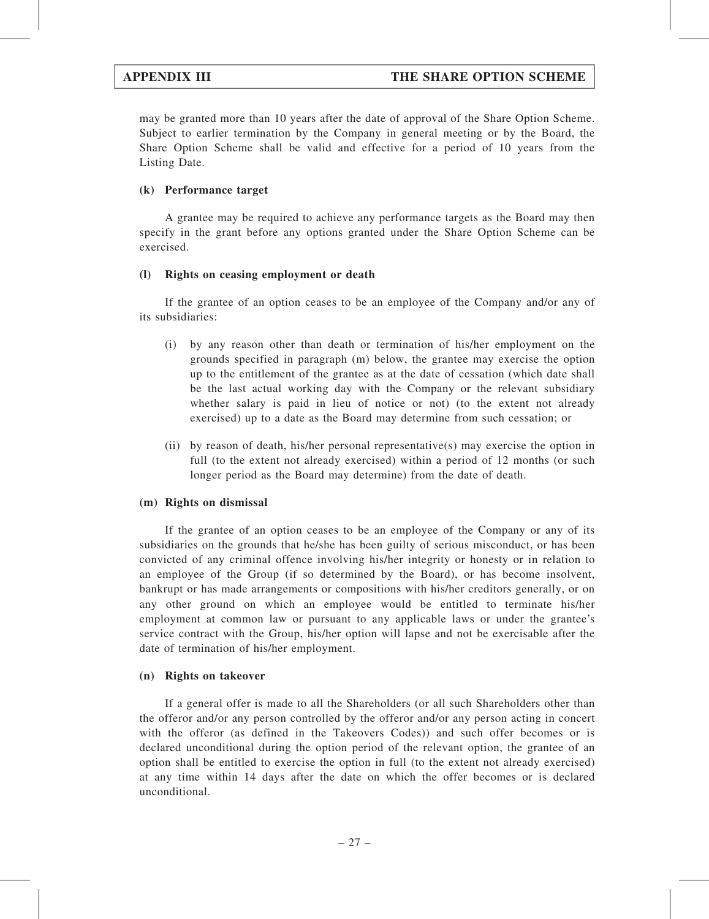may be granted more than 10 years after the date of approval of the Share Option Scheme. Subject to earlier termination by the Company in general meeting or by the Board, the Share Option Scheme shall be valid and effective for a period of 10 years from the Listing Date.

**(k) Performance target**

A grantee may be required to achieve any performance targets as the Board may then specify in the grant before any options granted under the Share Option Scheme can be exercised.

**(l) Rights on ceasing employment or death**

If the grantee of an option ceases to be an employee of the Company and/or any of its subsidiaries:

(i) by any reason other than death or termination of his/her employment on the grounds specified in paragraph (m) below, the grantee may exercise the option up to the entitlement of the grantee as at the date of cessation (which date shall be the last actual working day with the Company or the relevant subsidiary whether salary is paid in lieu of notice or not) (to the extent not already exercised) up to a date as the Board may determine from such cessation; or

(ii) by reason of death, his/her personal representative(s) may exercise the option in full (to the extent not already exercised) within a period of 12 months (or such longer period as the Board may determine) from the date of death.

**(m) Rights on dismissal**

If the grantee of an option ceases to be an employee of the Company or any of its subsidiaries on the grounds that he/she has been guilty of serious misconduct, or has been convicted of any criminal offence involving his/her integrity or honesty or in relation to an employee of the Group (if so determined by the Board), or has become insolvent, bankrupt or has made arrangements or compositions with his/her creditors generally, or on any other ground on which an employee would be entitled to terminate his/her employment at common law or pursuant to any applicable laws or under the grantee's service contract with the Group, his/her option will lapse and not be exercisable after the date of termination of his/her employment.

**(n) Rights on takeover**

If a general offer is made to all the Shareholders (or all such Shareholders other than the offeror and/or any person controlled by the offeror and/or any person acting in concert with the offeror (as defined in the Takeovers Codes)) and such offer becomes or is declared unconditional during the option period of the relevant option, the grantee of an option shall be entitled to exercise the option in full (to the extent not already exercised) at any time within 14 days after the date on which the offer becomes or is declared unconditional.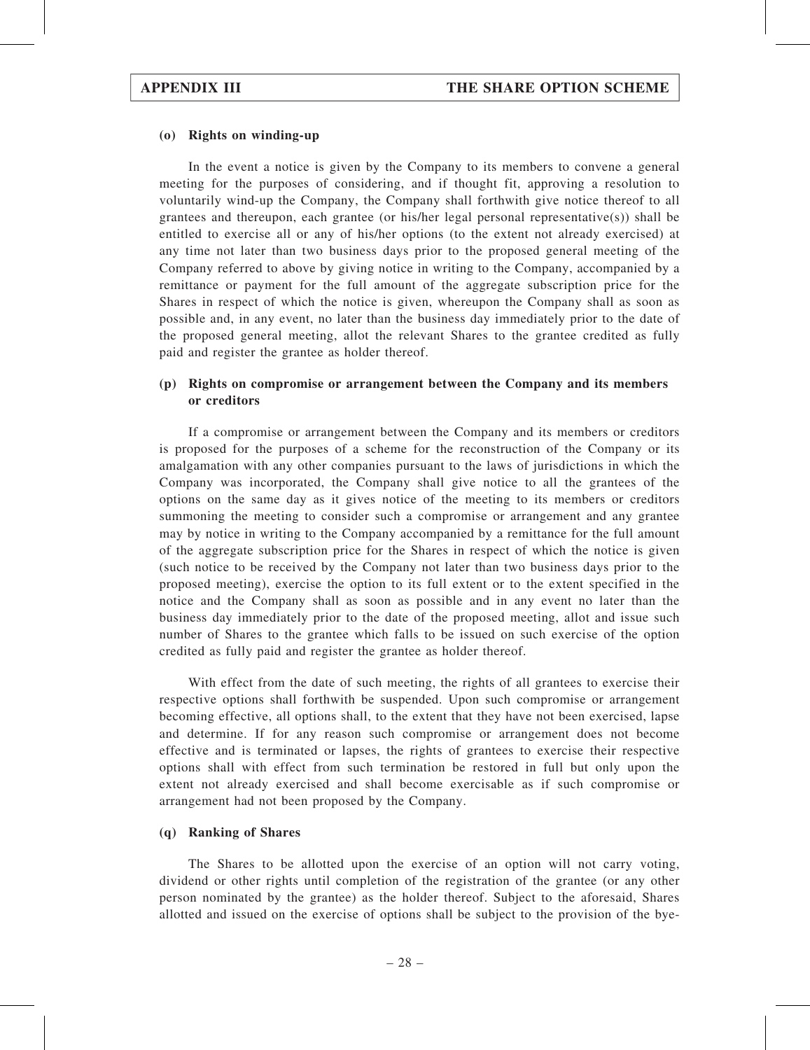**(o) Rights on winding-up**

In the event a notice is given by the Company to its members to convene a general meeting for the purposes of considering, and if thought fit, approving a resolution to voluntarily wind-up the Company, the Company shall forthwith give notice thereof to all grantees and thereupon, each grantee (or his/her legal personal representative(s)) shall be entitled to exercise all or any of his/her options (to the extent not already exercised) at any time not later than two business days prior to the proposed general meeting of the Company referred to above by giving notice in writing to the Company, accompanied by a remittance or payment for the full amount of the aggregate subscription price for the Shares in respect of which the notice is given, whereupon the Company shall as soon as possible and, in any event, no later than the business day immediately prior to the date of the proposed general meeting, allot the relevant Shares to the grantee credited as fully paid and register the grantee as holder thereof.

**(p) Rights on compromise or arrangement between the Company and its members or creditors**

If a compromise or arrangement between the Company and its members or creditors is proposed for the purposes of a scheme for the reconstruction of the Company or its amalgamation with any other companies pursuant to the laws of jurisdictions in which the Company was incorporated, the Company shall give notice to all the grantees of the options on the same day as it gives notice of the meeting to its members or creditors summoning the meeting to consider such a compromise or arrangement and any grantee may by notice in writing to the Company accompanied by a remittance for the full amount of the aggregate subscription price for the Shares in respect of which the notice is given (such notice to be received by the Company not later than two business days prior to the proposed meeting), exercise the option to its full extent or to the extent specified in the notice and the Company shall as soon as possible and in any event no later than the business day immediately prior to the date of the proposed meeting, allot and issue such number of Shares to the grantee which falls to be issued on such exercise of the option credited as fully paid and register the grantee as holder thereof.

With effect from the date of such meeting, the rights of all grantees to exercise their respective options shall forthwith be suspended. Upon such compromise or arrangement becoming effective, all options shall, to the extent that they have not been exercised, lapse and determine. If for any reason such compromise or arrangement does not become effective and is terminated or lapses, the rights of grantees to exercise their respective options shall with effect from such termination be restored in full but only upon the extent not already exercised and shall become exercisable as if such compromise or arrangement had not been proposed by the Company.

**(q) Ranking of Shares**

The Shares to be allotted upon the exercise of an option will not carry voting, dividend or other rights until completion of the registration of the grantee (or any other person nominated by the grantee) as the holder thereof. Subject to the aforesaid, Shares allotted and issued on the exercise of options shall be subject to the provision of the bye-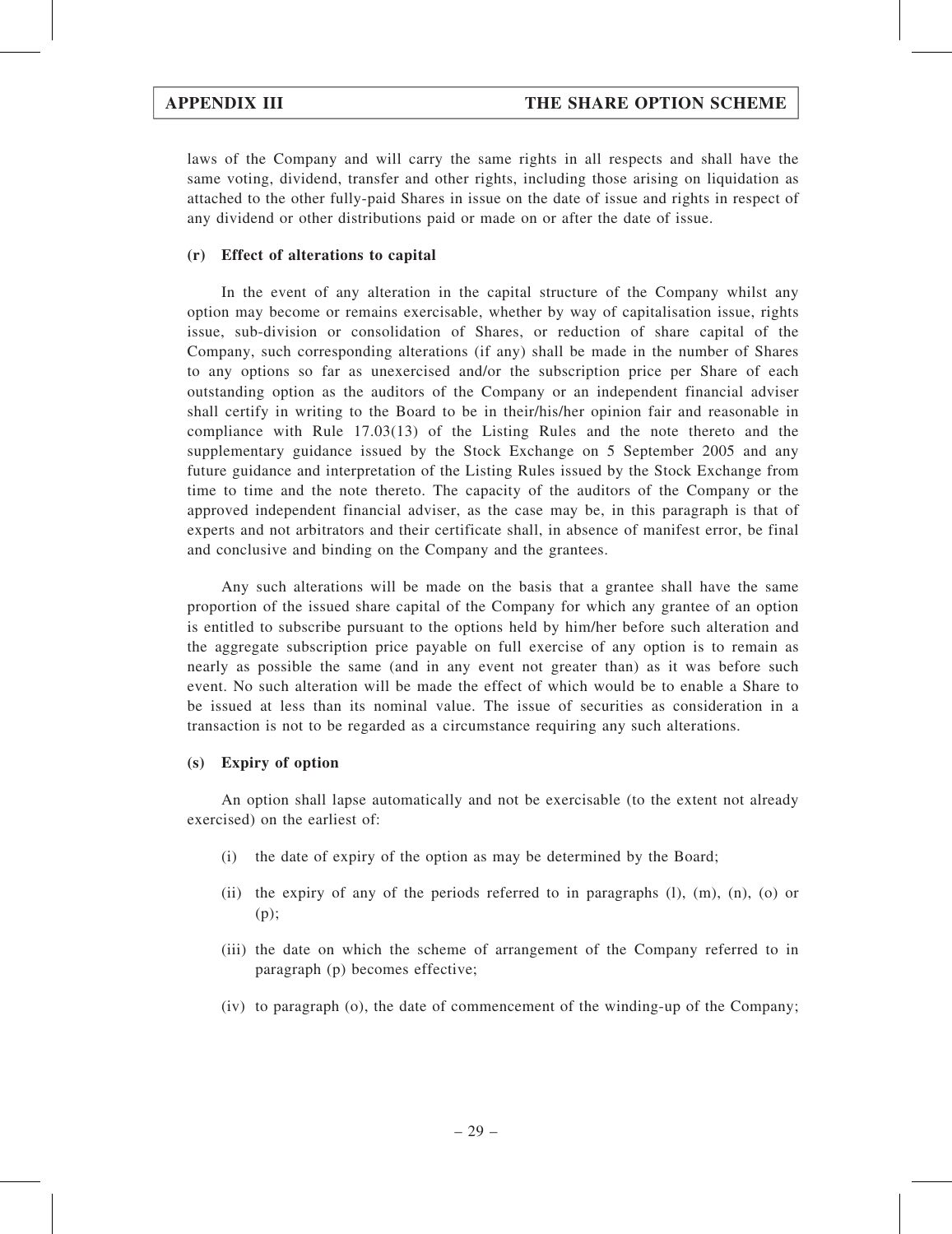laws of the Company and will carry the same rights in all respects and shall have the same voting, dividend, transfer and other rights, including those arising on liquidation as attached to the other fully-paid Shares in issue on the date of issue and rights in respect of any dividend or other distributions paid or made on or after the date of issue.

**(r) Effect of alterations to capital**

In the event of any alteration in the capital structure of the Company whilst any option may become or remains exercisable, whether by way of capitalisation issue, rights issue, sub-division or consolidation of Shares, or reduction of share capital of the Company, such corresponding alterations (if any) shall be made in the number of Shares to any options so far as unexercised and/or the subscription price per Share of each outstanding option as the auditors of the Company or an independent financial adviser shall certify in writing to the Board to be in their/his/her opinion fair and reasonable in compliance with Rule 17.03(13) of the Listing Rules and the note thereto and the supplementary guidance issued by the Stock Exchange on 5 September 2005 and any future guidance and interpretation of the Listing Rules issued by the Stock Exchange from time to time and the note thereto. The capacity of the auditors of the Company or the approved independent financial adviser, as the case may be, in this paragraph is that of experts and not arbitrators and their certificate shall, in absence of manifest error, be final and conclusive and binding on the Company and the grantees.

Any such alterations will be made on the basis that a grantee shall have the same proportion of the issued share capital of the Company for which any grantee of an option is entitled to subscribe pursuant to the options held by him/her before such alteration and the aggregate subscription price payable on full exercise of any option is to remain as nearly as possible the same (and in any event not greater than) as it was before such event. No such alteration will be made the effect of which would be to enable a Share to be issued at less than its nominal value. The issue of securities as consideration in a transaction is not to be regarded as a circumstance requiring any such alterations.

**(s) Expiry of option**

An option shall lapse automatically and not be exercisable (to the extent not already exercised) on the earliest of:

(i) the date of expiry of the option as may be determined by the Board;

(ii) the expiry of any of the periods referred to in paragraphs (l), (m), (n), (o) or (p);

(iii) the date on which the scheme of arrangement of the Company referred to in paragraph (p) becomes effective;

(iv) to paragraph (o), the date of commencement of the winding-up of the Company;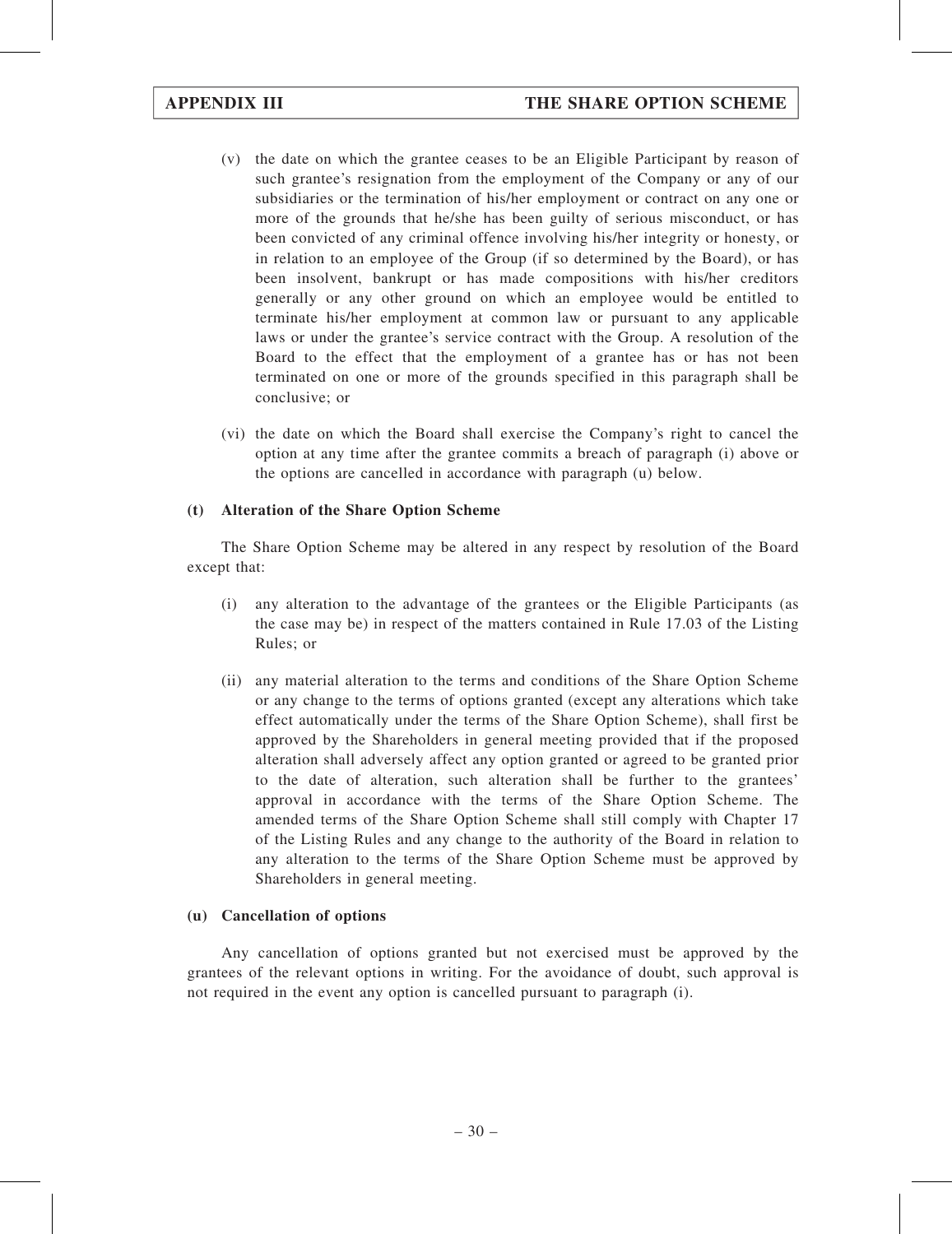(v) the date on which the grantee ceases to be an Eligible Participant by reason of such grantee's resignation from the employment of the Company or any of our subsidiaries or the termination of his/her employment or contract on any one or more of the grounds that he/she has been guilty of serious misconduct, or has been convicted of any criminal offence involving his/her integrity or honesty, or in relation to an employee of the Group (if so determined by the Board), or has been insolvent, bankrupt or has made compositions with his/her creditors generally or any other ground on which an employee would be entitled to terminate his/her employment at common law or pursuant to any applicable laws or under the grantee's service contract with the Group. A resolution of the Board to the effect that the employment of a grantee has or has not been terminated on one or more of the grounds specified in this paragraph shall be conclusive; or

(vi) the date on which the Board shall exercise the Company's right to cancel the option at any time after the grantee commits a breach of paragraph (i) above or the options are cancelled in accordance with paragraph (u) below.

**(t) Alteration of the Share Option Scheme**

The Share Option Scheme may be altered in any respect by resolution of the Board except that:

(i) any alteration to the advantage of the grantees or the Eligible Participants (as the case may be) in respect of the matters contained in Rule 17.03 of the Listing Rules; or

(ii) any material alteration to the terms and conditions of the Share Option Scheme or any change to the terms of options granted (except any alterations which take effect automatically under the terms of the Share Option Scheme), shall first be approved by the Shareholders in general meeting provided that if the proposed alteration shall adversely affect any option granted or agreed to be granted prior to the date of alteration, such alteration shall be further to the grantees' approval in accordance with the terms of the Share Option Scheme. The amended terms of the Share Option Scheme shall still comply with Chapter 17 of the Listing Rules and any change to the authority of the Board in relation to any alteration to the terms of the Share Option Scheme must be approved by Shareholders in general meeting.

**(u) Cancellation of options**

Any cancellation of options granted but not exercised must be approved by the grantees of the relevant options in writing. For the avoidance of doubt, such approval is not required in the event any option is cancelled pursuant to paragraph (i).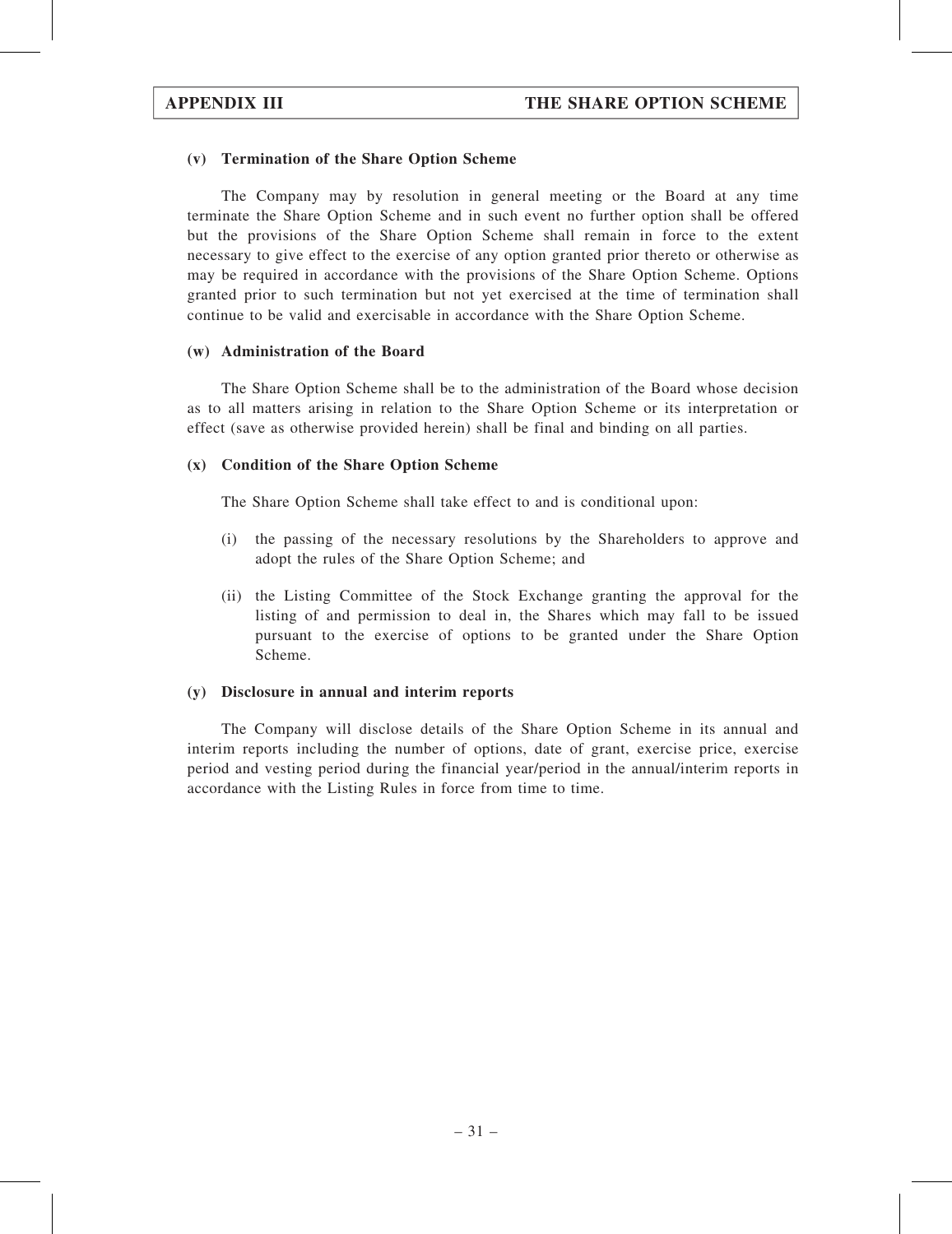### (v) Termination of the Share Option Scheme

The Company may by resolution in general meeting or the Board at any time terminate the Share Option Scheme and in such event no further option shall be offered but the provisions of the Share Option Scheme shall remain in force to the extent necessary to give effect to the exercise of any option granted prior thereto or otherwise as may be required in accordance with the provisions of the Share Option Scheme. Options granted prior to such termination but not yet exercised at the time of termination shall continue to be valid and exercisable in accordance with the Share Option Scheme.

### (w) Administration of the Board

The Share Option Scheme shall be to the administration of the Board whose decision as to all matters arising in relation to the Share Option Scheme or its interpretation or effect (save as otherwise provided herein) shall be final and binding on all parties.

### (x) Condition of the Share Option Scheme

The Share Option Scheme shall take effect to and is conditional upon:

(i) the passing of the necessary resolutions by the Shareholders to approve and adopt the rules of the Share Option Scheme; and

(ii) the Listing Committee of the Stock Exchange granting the approval for the listing of and permission to deal in, the Shares which may fall to be issued pursuant to the exercise of options to be granted under the Share Option Scheme.

### (y) Disclosure in annual and interim reports

The Company will disclose details of the Share Option Scheme in its annual and interim reports including the number of options, date of grant, exercise price, exercise period and vesting period during the financial year/period in the annual/interim reports in accordance with the Listing Rules in force from time to time.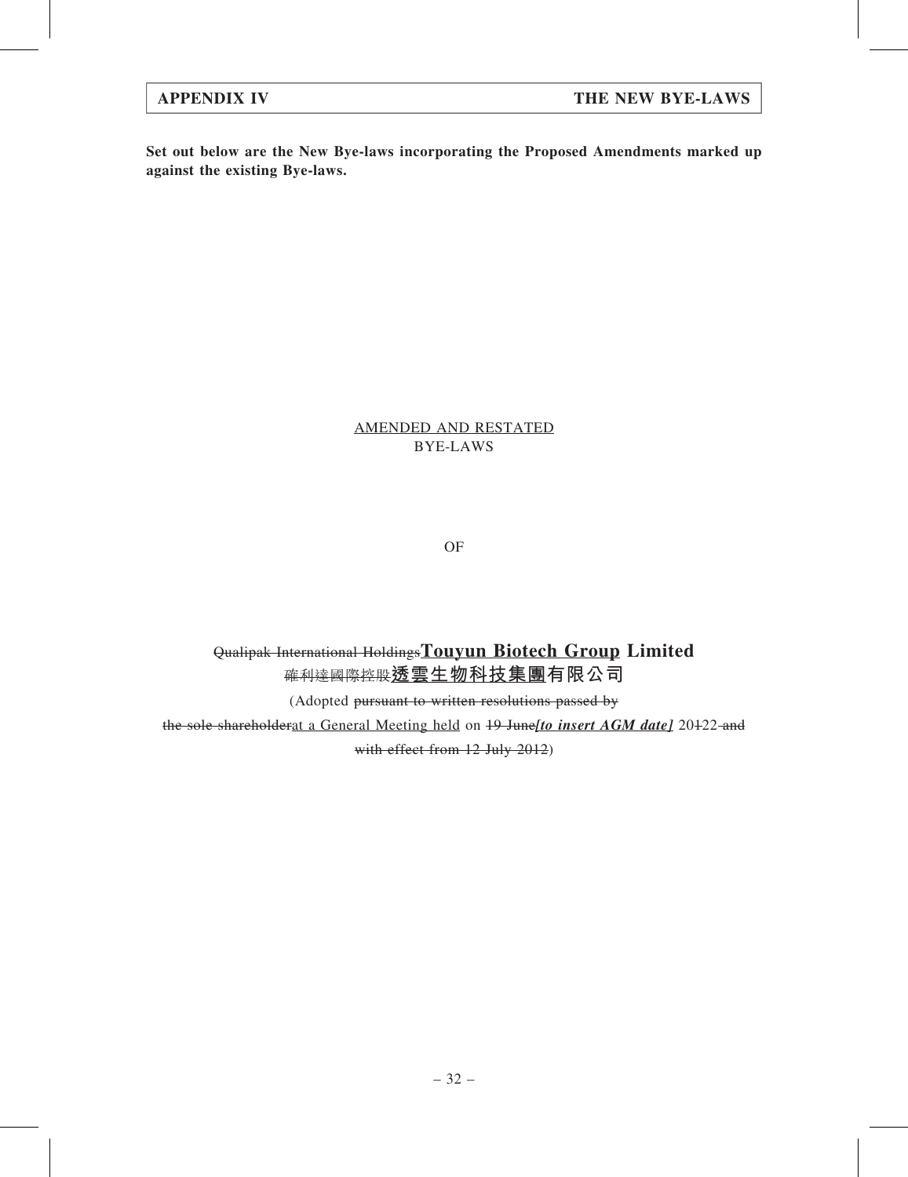**Set out below are the New Bye-laws incorporating the Proposed Amendments marked up against the existing Bye-laws.**

AMENDED AND RESTATED
BYE-LAWS

OF

**~~Qualipak International Holdings~~Touyun Biotech Group Limited**
**~~確利達國際控股~~透雲生物科技集團有限公司**

(Adopted ~~pursuant to written resolutions passed by the sole shareholder~~at a General Meeting held on ~~19 June~~***[to insert AGM date]*** 20~~1~~22 ~~and with effect from 12 July 2012~~)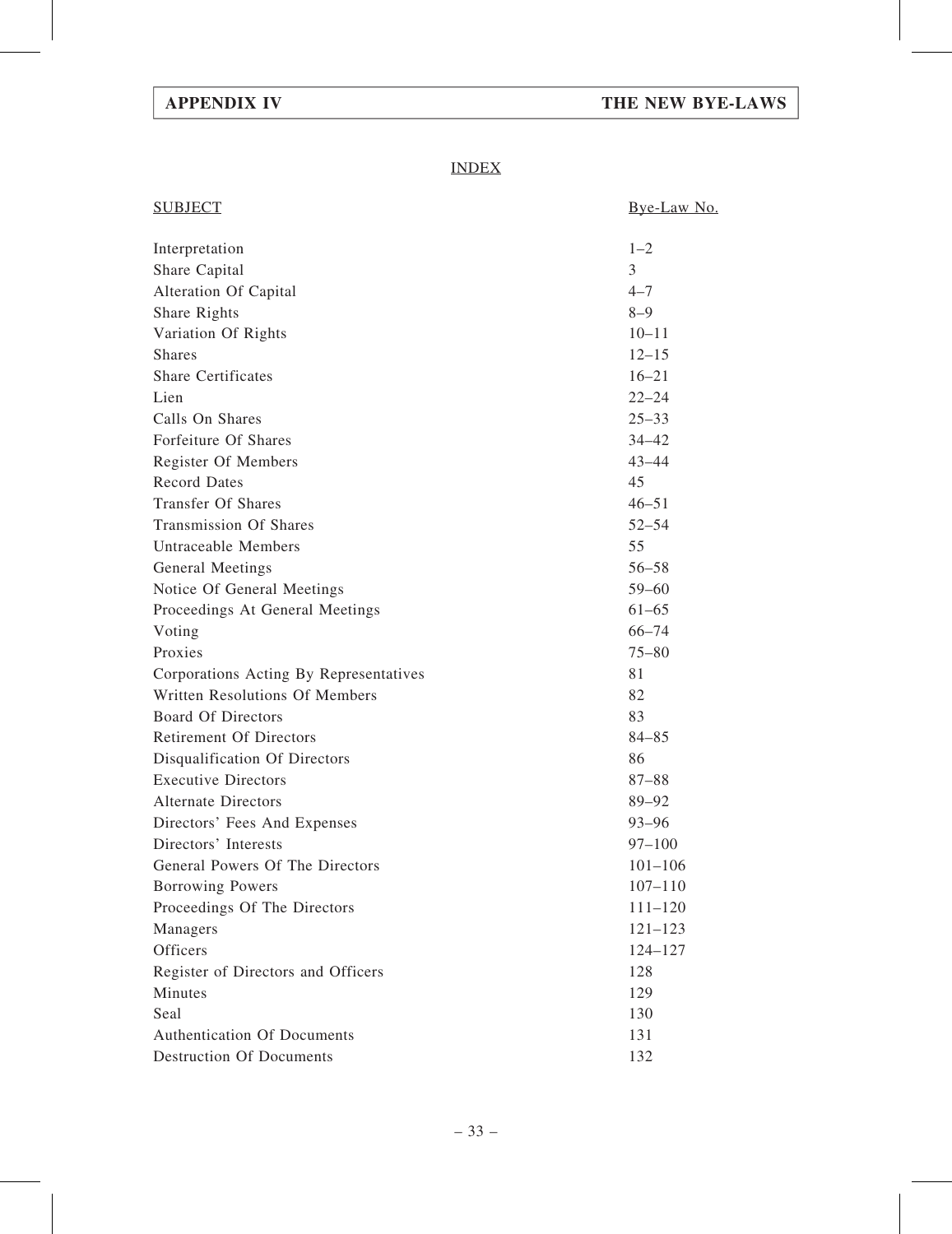# INDEX

| SUBJECT | Bye-Law No. |
|---|---|
| Interpretation | 1–2 |
| Share Capital | 3 |
| Alteration Of Capital | 4–7 |
| Share Rights | 8–9 |
| Variation Of Rights | 10–11 |
| Shares | 12–15 |
| Share Certificates | 16–21 |
| Lien | 22–24 |
| Calls On Shares | 25–33 |
| Forfeiture Of Shares | 34–42 |
| Register Of Members | 43–44 |
| Record Dates | 45 |
| Transfer Of Shares | 46–51 |
| Transmission Of Shares | 52–54 |
| Untraceable Members | 55 |
| General Meetings | 56–58 |
| Notice Of General Meetings | 59–60 |
| Proceedings At General Meetings | 61–65 |
| Voting | 66–74 |
| Proxies | 75–80 |
| Corporations Acting By Representatives | 81 |
| Written Resolutions Of Members | 82 |
| Board Of Directors | 83 |
| Retirement Of Directors | 84–85 |
| Disqualification Of Directors | 86 |
| Executive Directors | 87–88 |
| Alternate Directors | 89–92 |
| Directors' Fees And Expenses | 93–96 |
| Directors' Interests | 97–100 |
| General Powers Of The Directors | 101–106 |
| Borrowing Powers | 107–110 |
| Proceedings Of The Directors | 111–120 |
| Managers | 121–123 |
| Officers | 124–127 |
| Register of Directors and Officers | 128 |
| Minutes | 129 |
| Seal | 130 |
| Authentication Of Documents | 131 |
| Destruction Of Documents | 132 |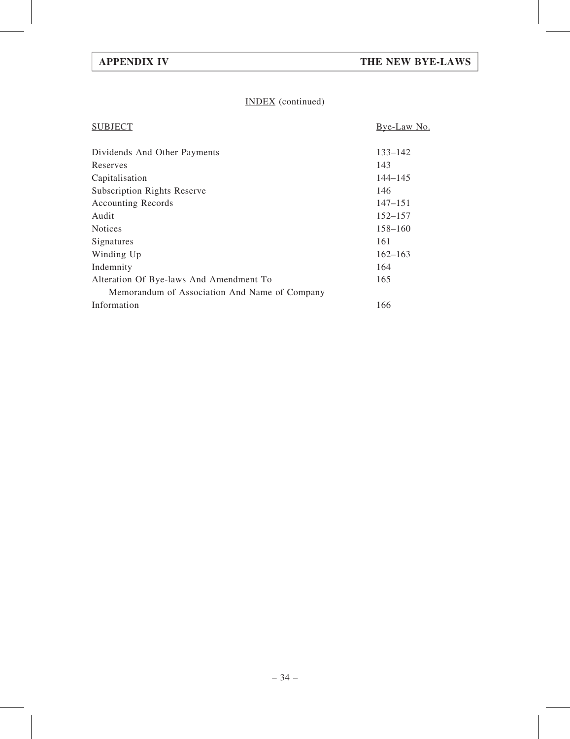INDEX (continued)

| SUBJECT | Bye-Law No. |
| --- | --- |
| Dividends And Other Payments | 133–142 |
| Reserves | 143 |
| Capitalisation | 144–145 |
| Subscription Rights Reserve | 146 |
| Accounting Records | 147–151 |
| Audit | 152–157 |
| Notices | 158–160 |
| Signatures | 161 |
| Winding Up | 162–163 |
| Indemnity | 164 |
| Alteration Of Bye-laws And Amendment To Memorandum of Association And Name of Company | 165 |
| Information | 166 |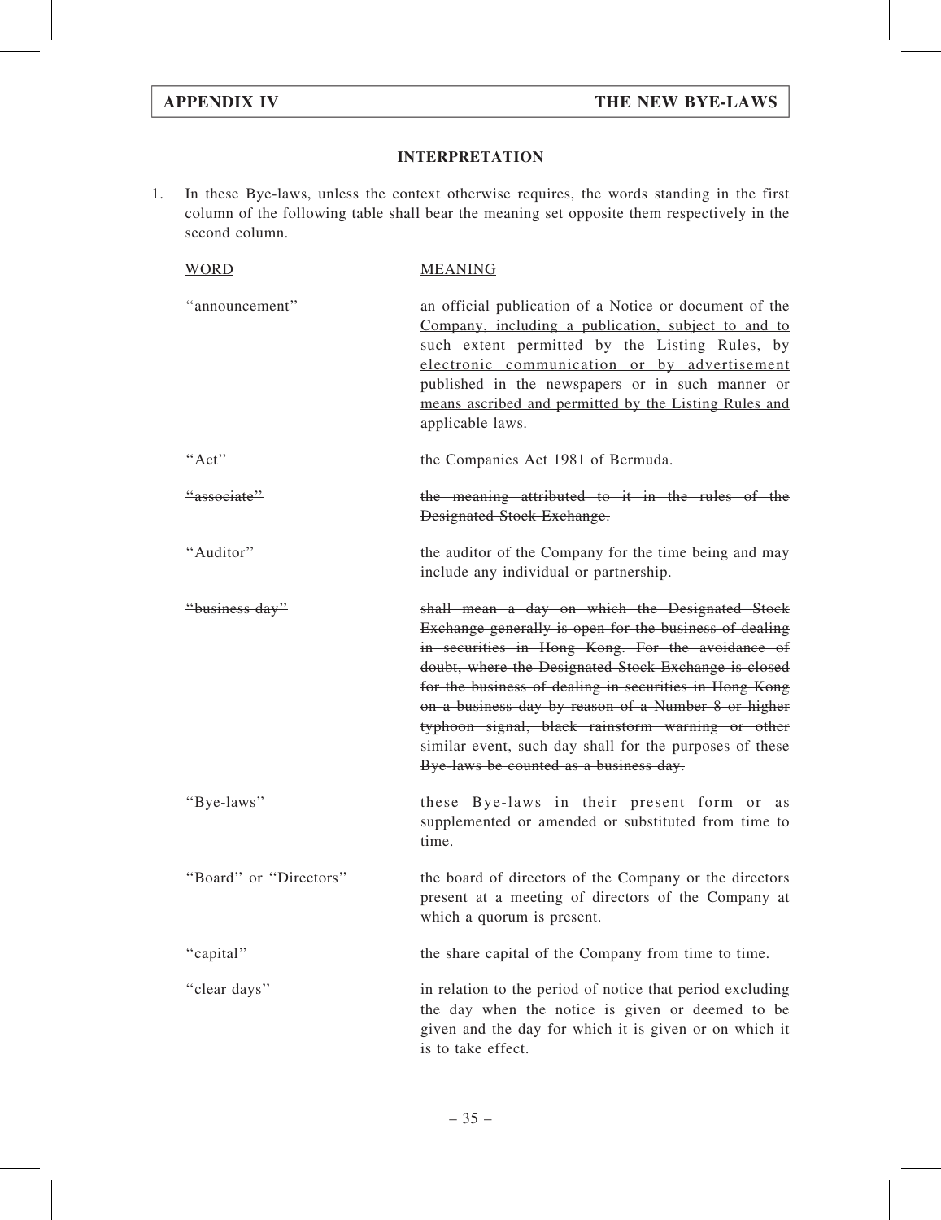## INTERPRETATION

1. In these Bye-laws, unless the context otherwise requires, the words standing in the first column of the following table shall bear the meaning set opposite them respectively in the second column.

| WORD | MEANING |
|---|---|
| <u>"announcement"</u> | <u>an official publication of a Notice or document of the Company, including a publication, subject to and to such extent permitted by the Listing Rules, by electronic communication or by advertisement published in the newspapers or in such manner or means ascribed and permitted by the Listing Rules and applicable laws.</u> |
| "Act" | the Companies Act 1981 of Bermuda. |
| ~~"associate"~~ | ~~the meaning attributed to it in the rules of the Designated Stock Exchange.~~ |
| "Auditor" | the auditor of the Company for the time being and may include any individual or partnership. |
| ~~"business day"~~ | ~~shall mean a day on which the Designated Stock Exchange generally is open for the business of dealing in securities in Hong Kong. For the avoidance of doubt, where the Designated Stock Exchange is closed for the business of dealing in securities in Hong Kong on a business day by reason of a Number 8 or higher typhoon signal, black rainstorm warning or other similar event, such day shall for the purposes of these Bye-laws be counted as a business day.~~ |
| "Bye-laws" | these Bye-laws in their present form or as supplemented or amended or substituted from time to time. |
| "Board" or "Directors" | the board of directors of the Company or the directors present at a meeting of directors of the Company at which a quorum is present. |
| "capital" | the share capital of the Company from time to time. |
| "clear days" | in relation to the period of notice that period excluding the day when the notice is given or deemed to be given and the day for which it is given or on which it is to take effect. |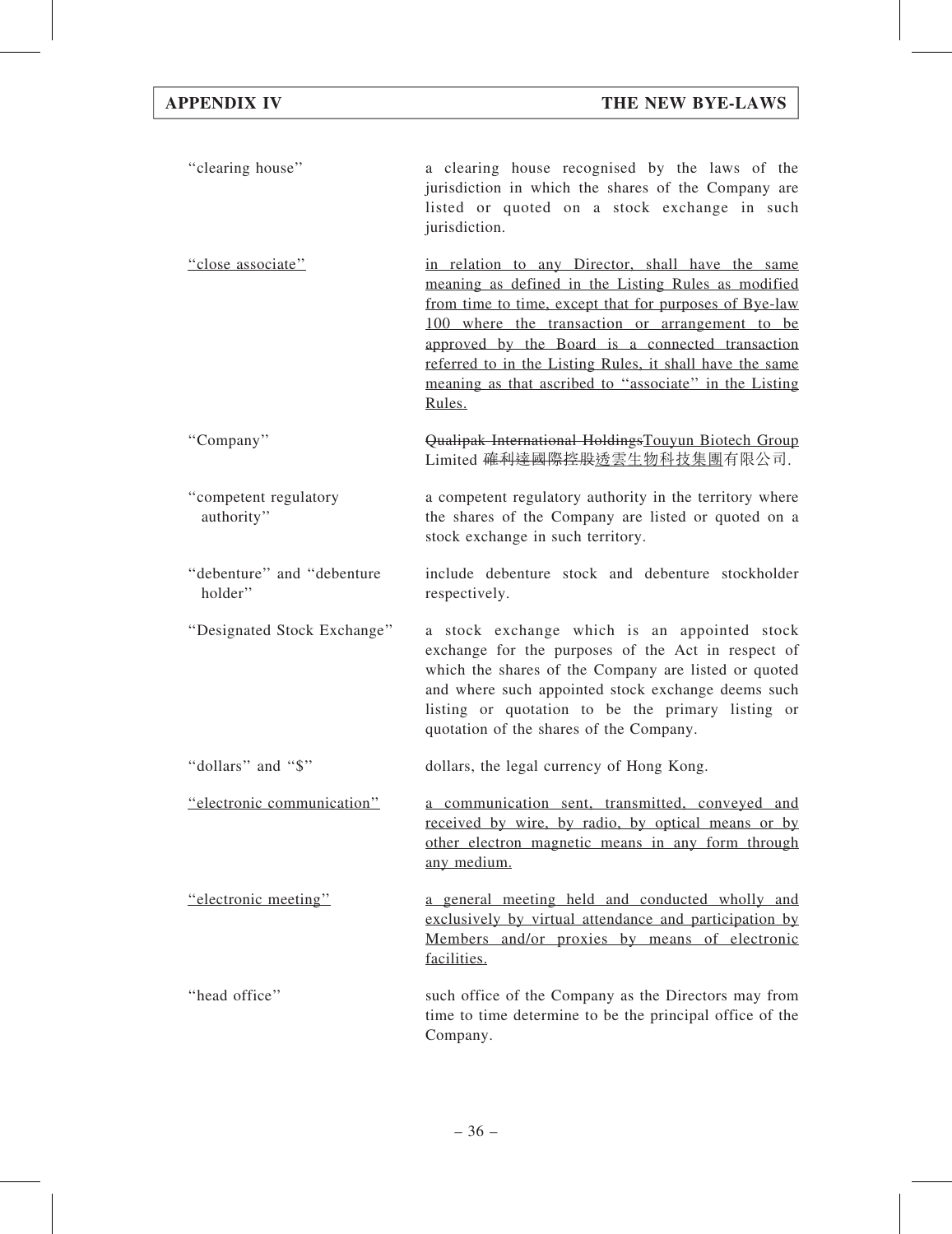| | |
|---|---|
| "clearing house" | a clearing house recognised by the laws of the jurisdiction in which the shares of the Company are listed or quoted on a stock exchange in such jurisdiction. |
| "close associate" | in relation to any Director, shall have the same meaning as defined in the Listing Rules as modified from time to time, except that for purposes of Bye-law 100 where the transaction or arrangement to be approved by the Board is a connected transaction referred to in the Listing Rules, it shall have the same meaning as that ascribed to "associate" in the Listing Rules. |
| "Company" | ~~Qualipak International Holdings~~Touyun Biotech Group Limited ~~確利達國際控股~~透雲生物科技集團有限公司. |
| "competent regulatory authority" | a competent regulatory authority in the territory where the shares of the Company are listed or quoted on a stock exchange in such territory. |
| "debenture" and "debenture holder" | include debenture stock and debenture stockholder respectively. |
| "Designated Stock Exchange" | a stock exchange which is an appointed stock exchange for the purposes of the Act in respect of which the shares of the Company are listed or quoted and where such appointed stock exchange deems such listing or quotation to be the primary listing or quotation of the shares of the Company. |
| "dollars" and "$" | dollars, the legal currency of Hong Kong. |
| "electronic communication" | a communication sent, transmitted, conveyed and received by wire, by radio, by optical means or by other electron magnetic means in any form through any medium. |
| "electronic meeting" | a general meeting held and conducted wholly and exclusively by virtual attendance and participation by Members and/or proxies by means of electronic facilities. |
| "head office" | such office of the Company as the Directors may from time to time determine to be the principal office of the Company. |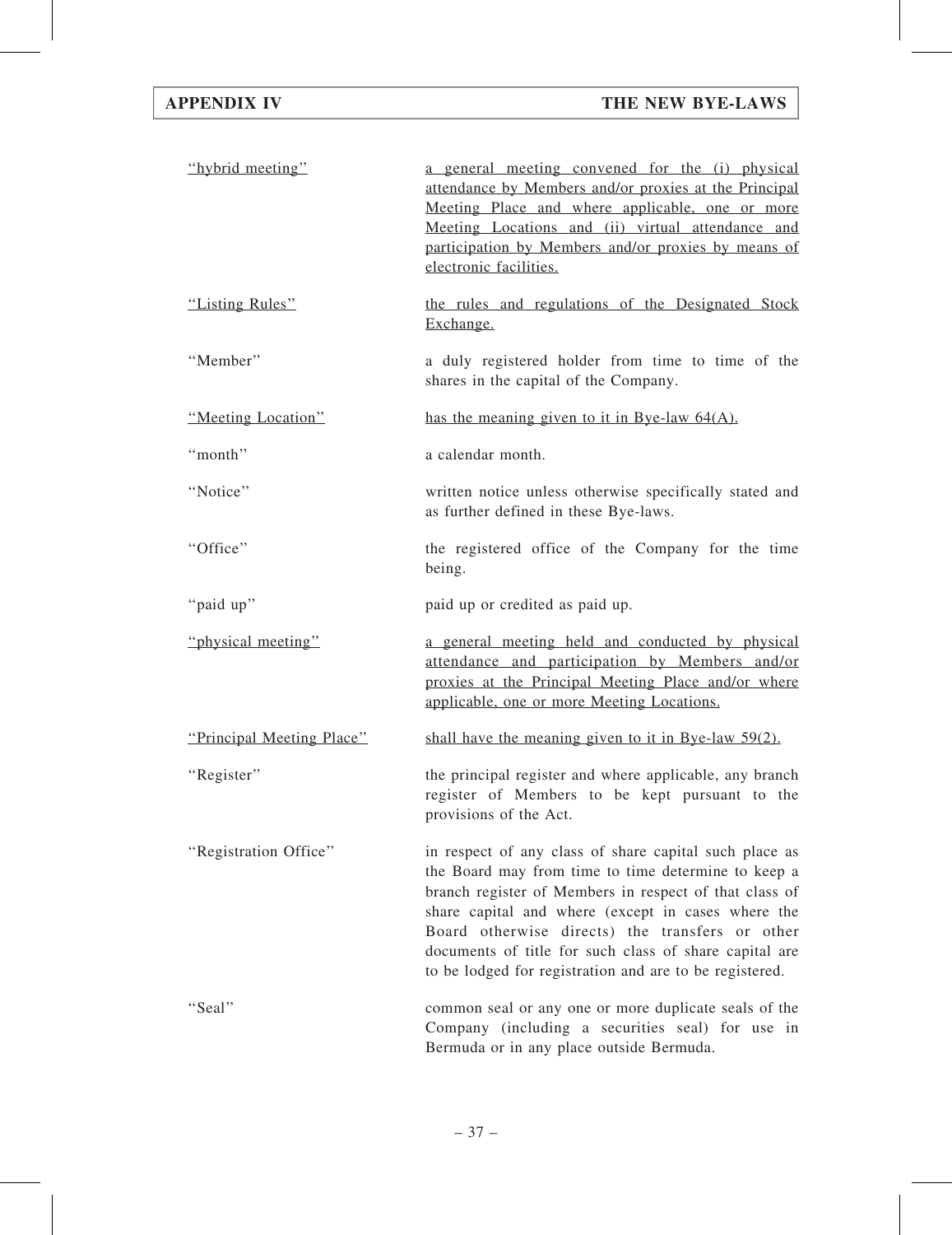| | |
|---|---|
| "hybrid meeting" | a general meeting convened for the (i) physical attendance by Members and/or proxies at the Principal Meeting Place and where applicable, one or more Meeting Locations and (ii) virtual attendance and participation by Members and/or proxies by means of electronic facilities. |
| "Listing Rules" | the rules and regulations of the Designated Stock Exchange. |
| "Member" | a duly registered holder from time to time of the shares in the capital of the Company. |
| "Meeting Location" | has the meaning given to it in Bye-law 64(A). |
| "month" | a calendar month. |
| "Notice" | written notice unless otherwise specifically stated and as further defined in these Bye-laws. |
| "Office" | the registered office of the Company for the time being. |
| "paid up" | paid up or credited as paid up. |
| "physical meeting" | a general meeting held and conducted by physical attendance and participation by Members and/or proxies at the Principal Meeting Place and/or where applicable, one or more Meeting Locations. |
| "Principal Meeting Place" | shall have the meaning given to it in Bye-law 59(2). |
| "Register" | the principal register and where applicable, any branch register of Members to be kept pursuant to the provisions of the Act. |
| "Registration Office" | in respect of any class of share capital such place as the Board may from time to time determine to keep a branch register of Members in respect of that class of share capital and where (except in cases where the Board otherwise directs) the transfers or other documents of title for such class of share capital are to be lodged for registration and are to be registered. |
| "Seal" | common seal or any one or more duplicate seals of the Company (including a securities seal) for use in Bermuda or in any place outside Bermuda. |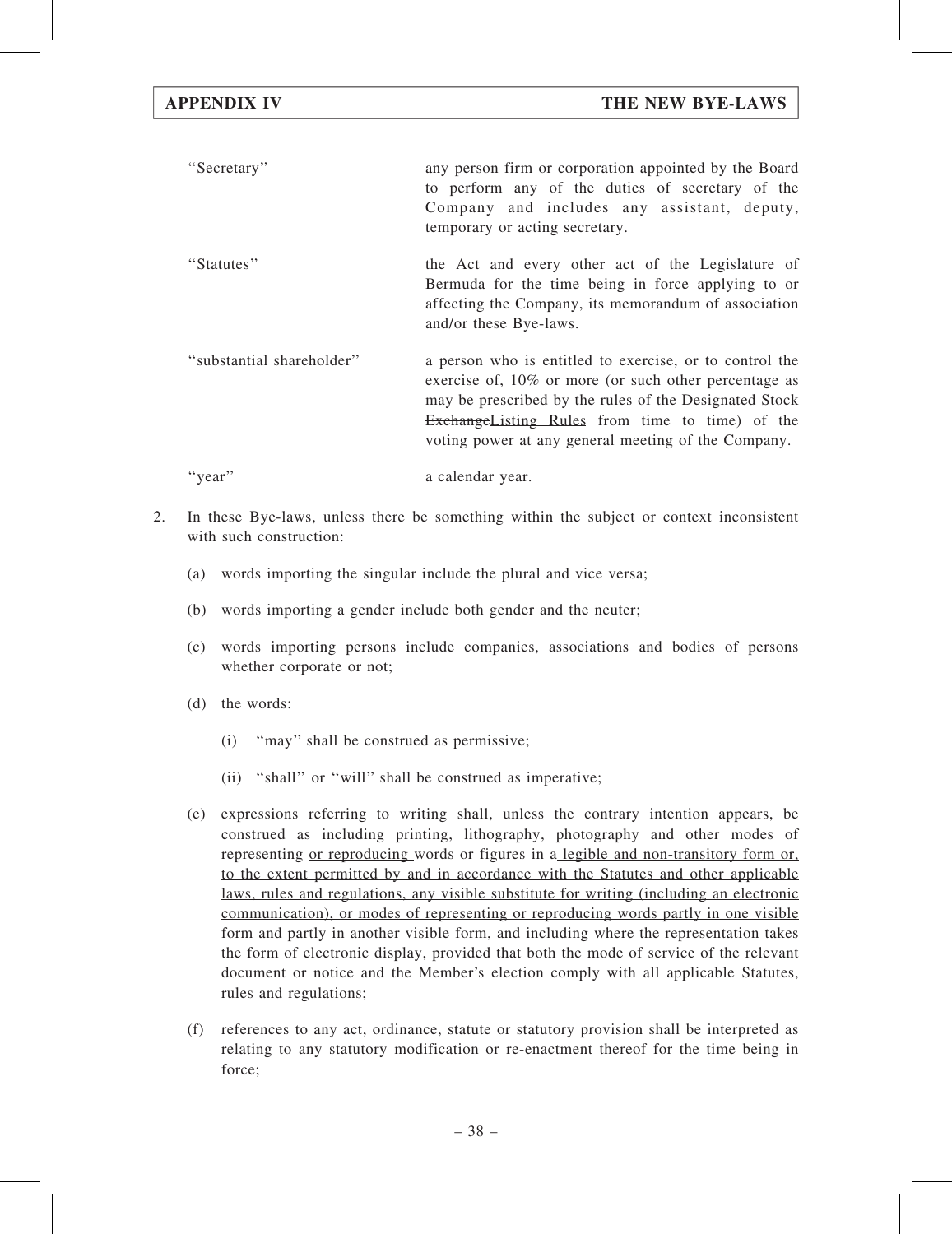| | |
|---|---|
| "Secretary" | any person firm or corporation appointed by the Board to perform any of the duties of secretary of the Company and includes any assistant, deputy, temporary or acting secretary. |
| "Statutes" | the Act and every other act of the Legislature of Bermuda for the time being in force applying to or affecting the Company, its memorandum of association and/or these Bye-laws. |
| "substantial shareholder" | a person who is entitled to exercise, or to control the exercise of, 10% or more (or such other percentage as may be prescribed by the ~~rules of the Designated Stock Exchange~~<u>Listing Rules</u> from time to time) of the voting power at any general meeting of the Company. |
| "year" | a calendar year. |

2. In these Bye-laws, unless there be something within the subject or context inconsistent with such construction:

   (a) words importing the singular include the plural and vice versa;

   (b) words importing a gender include both gender and the neuter;

   (c) words importing persons include companies, associations and bodies of persons whether corporate or not;

   (d) the words:

      (i) "may" shall be construed as permissive;

      (ii) "shall" or "will" shall be construed as imperative;

   (e) expressions referring to writing shall, unless the contrary intention appears, be construed as including printing, lithography, photography and other modes of representing <u>or reproducing</u> words or figures in a<u> legible and non-transitory form or, to the extent permitted by and in accordance with the Statutes and other applicable laws, rules and regulations, any visible substitute for writing (including an electronic communication), or modes of representing or reproducing words partly in one visible form and partly in another</u> visible form, and including where the representation takes the form of electronic display, provided that both the mode of service of the relevant document or notice and the Member's election comply with all applicable Statutes, rules and regulations;

   (f) references to any act, ordinance, statute or statutory provision shall be interpreted as relating to any statutory modification or re-enactment thereof for the time being in force;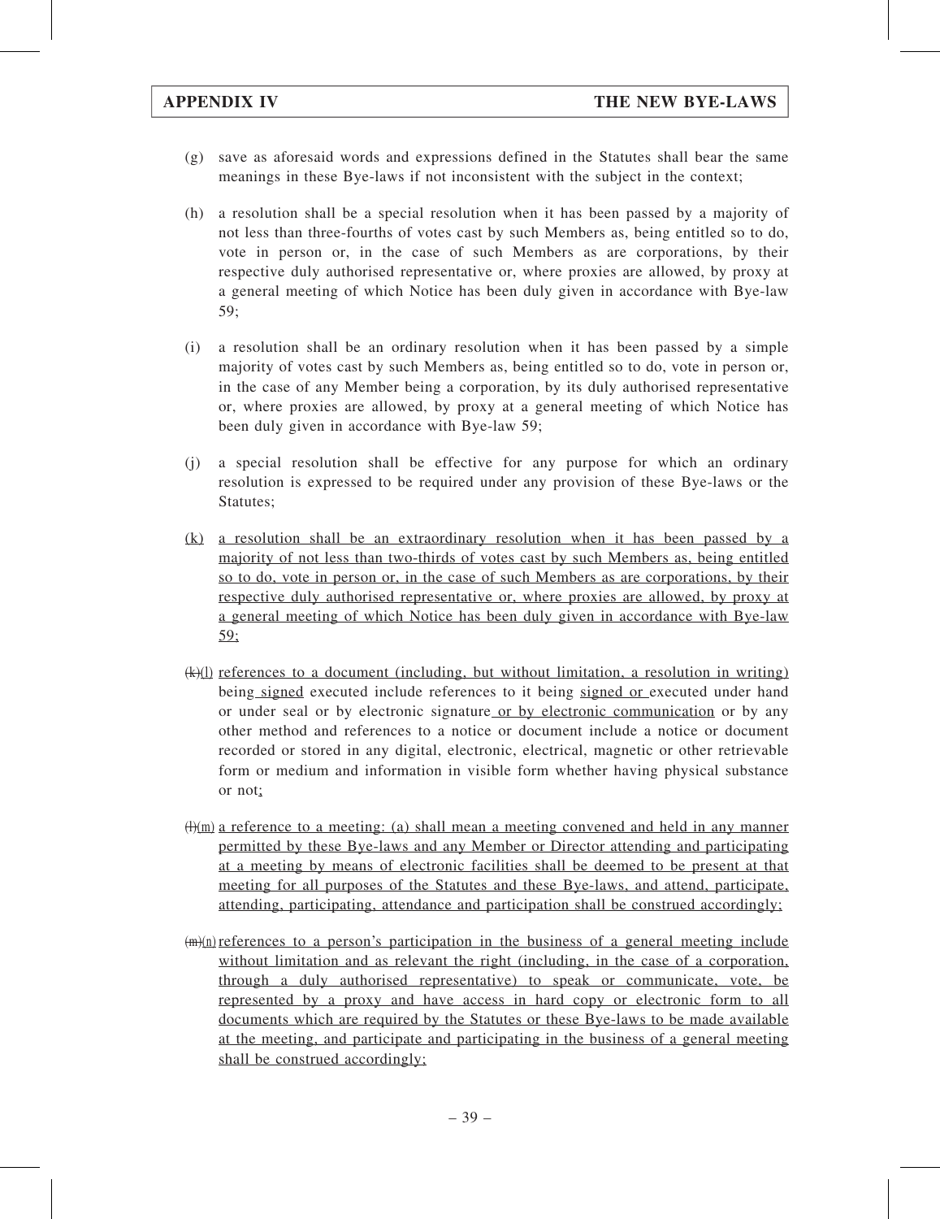(g) save as aforesaid words and expressions defined in the Statutes shall bear the same meanings in these Bye-laws if not inconsistent with the subject in the context;

(h) a resolution shall be a special resolution when it has been passed by a majority of not less than three-fourths of votes cast by such Members as, being entitled so to do, vote in person or, in the case of such Members as are corporations, by their respective duly authorised representative or, where proxies are allowed, by proxy at a general meeting of which Notice has been duly given in accordance with Bye-law 59;

(i) a resolution shall be an ordinary resolution when it has been passed by a simple majority of votes cast by such Members as, being entitled so to do, vote in person or, in the case of any Member being a corporation, by its duly authorised representative or, where proxies are allowed, by proxy at a general meeting of which Notice has been duly given in accordance with Bye-law 59;

(j) a special resolution shall be effective for any purpose for which an ordinary resolution is expressed to be required under any provision of these Bye-laws or the Statutes;

(k) a resolution shall be an extraordinary resolution when it has been passed by a majority of not less than two-thirds of votes cast by such Members as, being entitled so to do, vote in person or, in the case of such Members as are corporations, by their respective duly authorised representative or, where proxies are allowed, by proxy at a general meeting of which Notice has been duly given in accordance with Bye-law 59;

~~(k)~~(l) references to a document (including, but without limitation, a resolution in writing) being signed executed include references to it being signed or executed under hand or under seal or by electronic signature or by electronic communication or by any other method and references to a notice or document include a notice or document recorded or stored in any digital, electronic, electrical, magnetic or other retrievable form or medium and information in visible form whether having physical substance or not;

~~(l)~~(m) a reference to a meeting: (a) shall mean a meeting convened and held in any manner permitted by these Bye-laws and any Member or Director attending and participating at a meeting by means of electronic facilities shall be deemed to be present at that meeting for all purposes of the Statutes and these Bye-laws, and attend, participate, attending, participating, attendance and participation shall be construed accordingly;

~~(m)~~(n) references to a person's participation in the business of a general meeting include without limitation and as relevant the right (including, in the case of a corporation, through a duly authorised representative) to speak or communicate, vote, be represented by a proxy and have access in hard copy or electronic form to all documents which are required by the Statutes or these Bye-laws to be made available at the meeting, and participate and participating in the business of a general meeting shall be construed accordingly;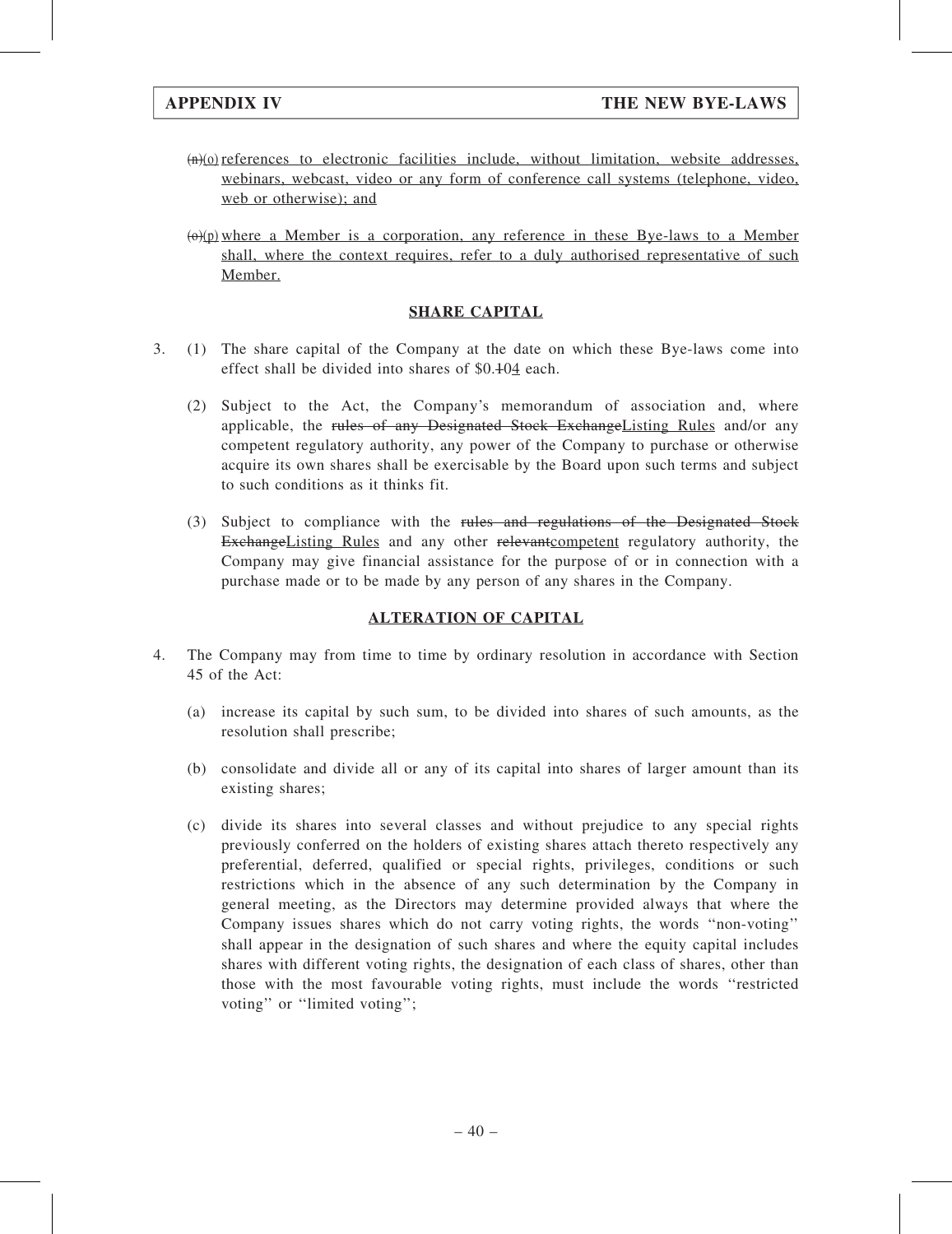~~(n)~~(o) references to electronic facilities include, without limitation, website addresses, webinars, webcast, video or any form of conference call systems (telephone, video, web or otherwise); and

~~(o)~~(p) where a Member is a corporation, any reference in these Bye-laws to a Member shall, where the context requires, refer to a duly authorised representative of such Member.

## SHARE CAPITAL

3. (1) The share capital of the Company at the date on which these Bye-laws come into effect shall be divided into shares of $0.~~1~~04 each.

   (2) Subject to the Act, the Company's memorandum of association and, where applicable, the ~~rules of any Designated Stock Exchange~~Listing Rules and/or any competent regulatory authority, any power of the Company to purchase or otherwise acquire its own shares shall be exercisable by the Board upon such terms and subject to such conditions as it thinks fit.

   (3) Subject to compliance with the ~~rules and regulations of the Designated Stock Exchange~~Listing Rules and any other ~~relevant~~competent regulatory authority, the Company may give financial assistance for the purpose of or in connection with a purchase made or to be made by any person of any shares in the Company.

## ALTERATION OF CAPITAL

4. The Company may from time to time by ordinary resolution in accordance with Section 45 of the Act:

   (a) increase its capital by such sum, to be divided into shares of such amounts, as the resolution shall prescribe;

   (b) consolidate and divide all or any of its capital into shares of larger amount than its existing shares;

   (c) divide its shares into several classes and without prejudice to any special rights previously conferred on the holders of existing shares attach thereto respectively any preferential, deferred, qualified or special rights, privileges, conditions or such restrictions which in the absence of any such determination by the Company in general meeting, as the Directors may determine provided always that where the Company issues shares which do not carry voting rights, the words "non-voting" shall appear in the designation of such shares and where the equity capital includes shares with different voting rights, the designation of each class of shares, other than those with the most favourable voting rights, must include the words "restricted voting" or "limited voting";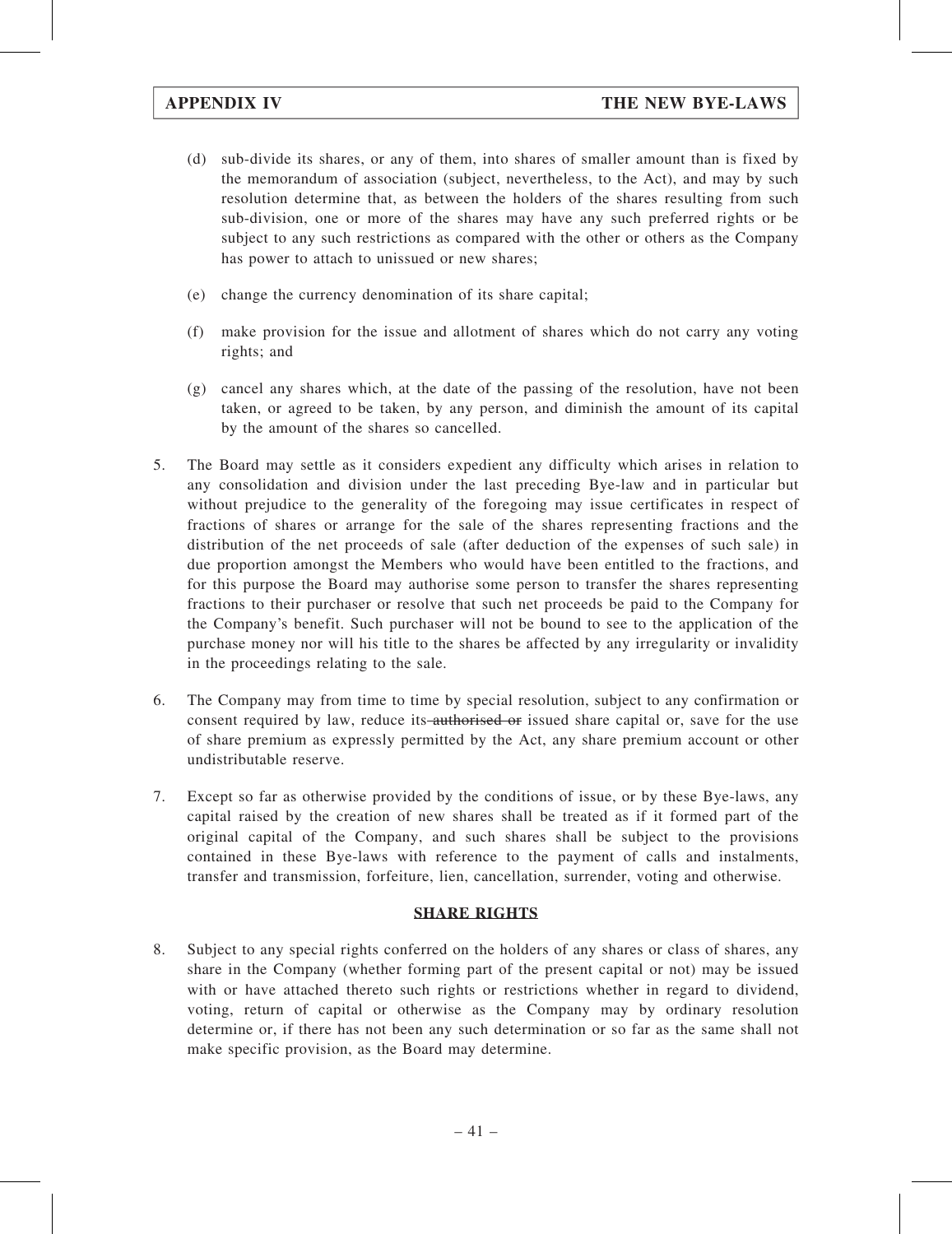(d) sub-divide its shares, or any of them, into shares of smaller amount than is fixed by the memorandum of association (subject, nevertheless, to the Act), and may by such resolution determine that, as between the holders of the shares resulting from such sub-division, one or more of the shares may have any such preferred rights or be subject to any such restrictions as compared with the other or others as the Company has power to attach to unissued or new shares;

(e) change the currency denomination of its share capital;

(f) make provision for the issue and allotment of shares which do not carry any voting rights; and

(g) cancel any shares which, at the date of the passing of the resolution, have not been taken, or agreed to be taken, by any person, and diminish the amount of its capital by the amount of the shares so cancelled.

5. The Board may settle as it considers expedient any difficulty which arises in relation to any consolidation and division under the last preceding Bye-law and in particular but without prejudice to the generality of the foregoing may issue certificates in respect of fractions of shares or arrange for the sale of the shares representing fractions and the distribution of the net proceeds of sale (after deduction of the expenses of such sale) in due proportion amongst the Members who would have been entitled to the fractions, and for this purpose the Board may authorise some person to transfer the shares representing fractions to their purchaser or resolve that such net proceeds be paid to the Company for the Company's benefit. Such purchaser will not be bound to see to the application of the purchase money nor will his title to the shares be affected by any irregularity or invalidity in the proceedings relating to the sale.

6. The Company may from time to time by special resolution, subject to any confirmation or consent required by law, reduce its ~~authorised or~~ issued share capital or, save for the use of share premium as expressly permitted by the Act, any share premium account or other undistributable reserve.

7. Except so far as otherwise provided by the conditions of issue, or by these Bye-laws, any capital raised by the creation of new shares shall be treated as if it formed part of the original capital of the Company, and such shares shall be subject to the provisions contained in these Bye-laws with reference to the payment of calls and instalments, transfer and transmission, forfeiture, lien, cancellation, surrender, voting and otherwise.

## SHARE RIGHTS

8. Subject to any special rights conferred on the holders of any shares or class of shares, any share in the Company (whether forming part of the present capital or not) may be issued with or have attached thereto such rights or restrictions whether in regard to dividend, voting, return of capital or otherwise as the Company may by ordinary resolution determine or, if there has not been any such determination or so far as the same shall not make specific provision, as the Board may determine.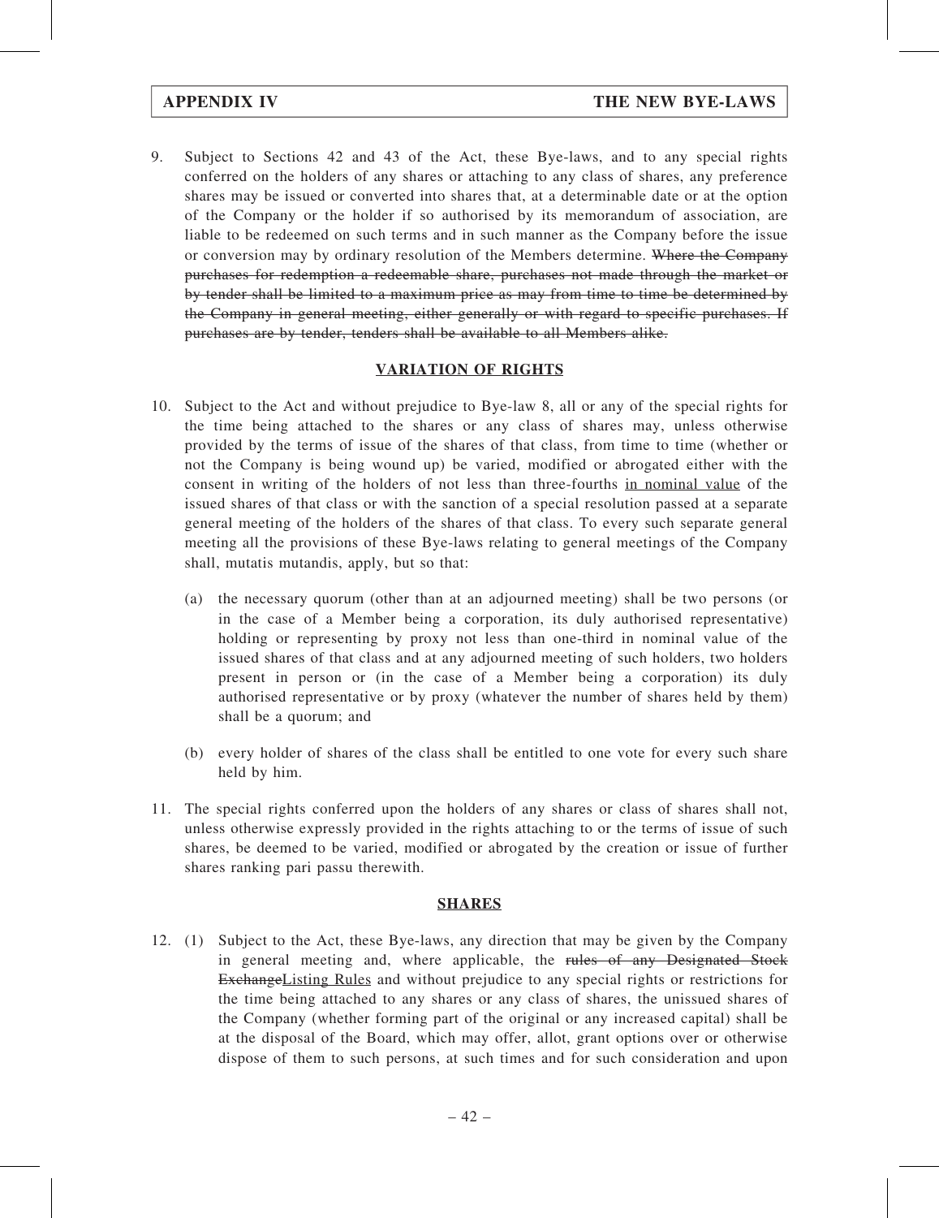9. Subject to Sections 42 and 43 of the Act, these Bye-laws, and to any special rights conferred on the holders of any shares or attaching to any class of shares, any preference shares may be issued or converted into shares that, at a determinable date or at the option of the Company or the holder if so authorised by its memorandum of association, are liable to be redeemed on such terms and in such manner as the Company before the issue or conversion may by ordinary resolution of the Members determine. ~~Where the Company purchases for redemption a redeemable share, purchases not made through the market or by tender shall be limited to a maximum price as may from time to time be determined by the Company in general meeting, either generally or with regard to specific purchases. If purchases are by tender, tenders shall be available to all Members alike.~~

## VARIATION OF RIGHTS

10. Subject to the Act and without prejudice to Bye-law 8, all or any of the special rights for the time being attached to the shares or any class of shares may, unless otherwise provided by the terms of issue of the shares of that class, from time to time (whether or not the Company is being wound up) be varied, modified or abrogated either with the consent in writing of the holders of not less than three-fourths <u>in nominal value</u> of the issued shares of that class or with the sanction of a special resolution passed at a separate general meeting of the holders of the shares of that class. To every such separate general meeting all the provisions of these Bye-laws relating to general meetings of the Company shall, mutatis mutandis, apply, but so that:

    (a) the necessary quorum (other than at an adjourned meeting) shall be two persons (or in the case of a Member being a corporation, its duly authorised representative) holding or representing by proxy not less than one-third in nominal value of the issued shares of that class and at any adjourned meeting of such holders, two holders present in person or (in the case of a Member being a corporation) its duly authorised representative or by proxy (whatever the number of shares held by them) shall be a quorum; and

    (b) every holder of shares of the class shall be entitled to one vote for every such share held by him.

11. The special rights conferred upon the holders of any shares or class of shares shall not, unless otherwise expressly provided in the rights attaching to or the terms of issue of such shares, be deemed to be varied, modified or abrogated by the creation or issue of further shares ranking pari passu therewith.

## SHARES

12. (1) Subject to the Act, these Bye-laws, any direction that may be given by the Company in general meeting and, where applicable, the ~~rules of any Designated Stock Exchange~~<u>Listing Rules</u> and without prejudice to any special rights or restrictions for the time being attached to any shares or any class of shares, the unissued shares of the Company (whether forming part of the original or any increased capital) shall be at the disposal of the Board, which may offer, allot, grant options over or otherwise dispose of them to such persons, at such times and for such consideration and upon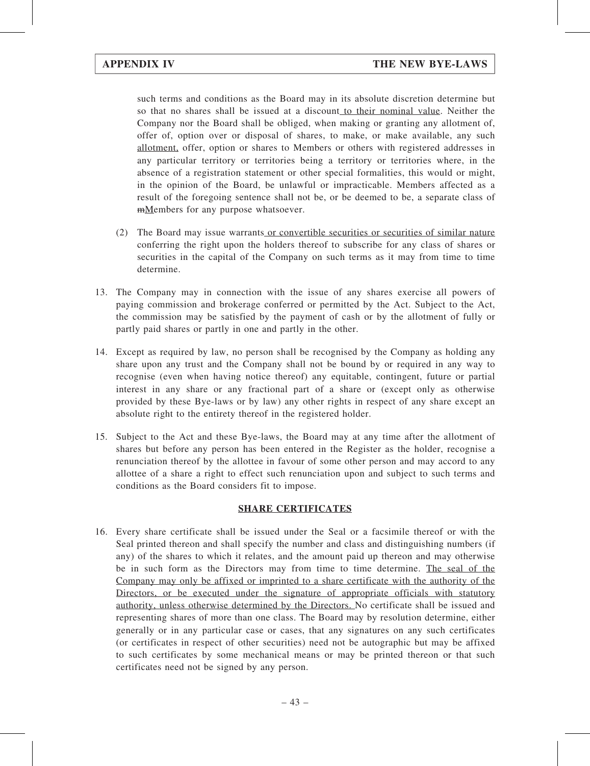such terms and conditions as the Board may in its absolute discretion determine but so that no shares shall be issued at a discount to their nominal value. Neither the Company nor the Board shall be obliged, when making or granting any allotment of, offer of, option over or disposal of shares, to make, or make available, any such allotment, offer, option or shares to Members or others with registered addresses in any particular territory or territories being a territory or territories where, in the absence of a registration statement or other special formalities, this would or might, in the opinion of the Board, be unlawful or impracticable. Members affected as a result of the foregoing sentence shall not be, or be deemed to be, a separate class of mMembers for any purpose whatsoever.

(2) The Board may issue warrants or convertible securities or securities of similar nature conferring the right upon the holders thereof to subscribe for any class of shares or securities in the capital of the Company on such terms as it may from time to time determine.

13. The Company may in connection with the issue of any shares exercise all powers of paying commission and brokerage conferred or permitted by the Act. Subject to the Act, the commission may be satisfied by the payment of cash or by the allotment of fully or partly paid shares or partly in one and partly in the other.

14. Except as required by law, no person shall be recognised by the Company as holding any share upon any trust and the Company shall not be bound by or required in any way to recognise (even when having notice thereof) any equitable, contingent, future or partial interest in any share or any fractional part of a share or (except only as otherwise provided by these Bye-laws or by law) any other rights in respect of any share except an absolute right to the entirety thereof in the registered holder.

15. Subject to the Act and these Bye-laws, the Board may at any time after the allotment of shares but before any person has been entered in the Register as the holder, recognise a renunciation thereof by the allottee in favour of some other person and may accord to any allottee of a share a right to effect such renunciation upon and subject to such terms and conditions as the Board considers fit to impose.

## SHARE CERTIFICATES

16. Every share certificate shall be issued under the Seal or a facsimile thereof or with the Seal printed thereon and shall specify the number and class and distinguishing numbers (if any) of the shares to which it relates, and the amount paid up thereon and may otherwise be in such form as the Directors may from time to time determine. The seal of the Company may only be affixed or imprinted to a share certificate with the authority of the Directors, or be executed under the signature of appropriate officials with statutory authority, unless otherwise determined by the Directors. No certificate shall be issued and representing shares of more than one class. The Board may by resolution determine, either generally or in any particular case or cases, that any signatures on any such certificates (or certificates in respect of other securities) need not be autographic but may be affixed to such certificates by some mechanical means or may be printed thereon or that such certificates need not be signed by any person.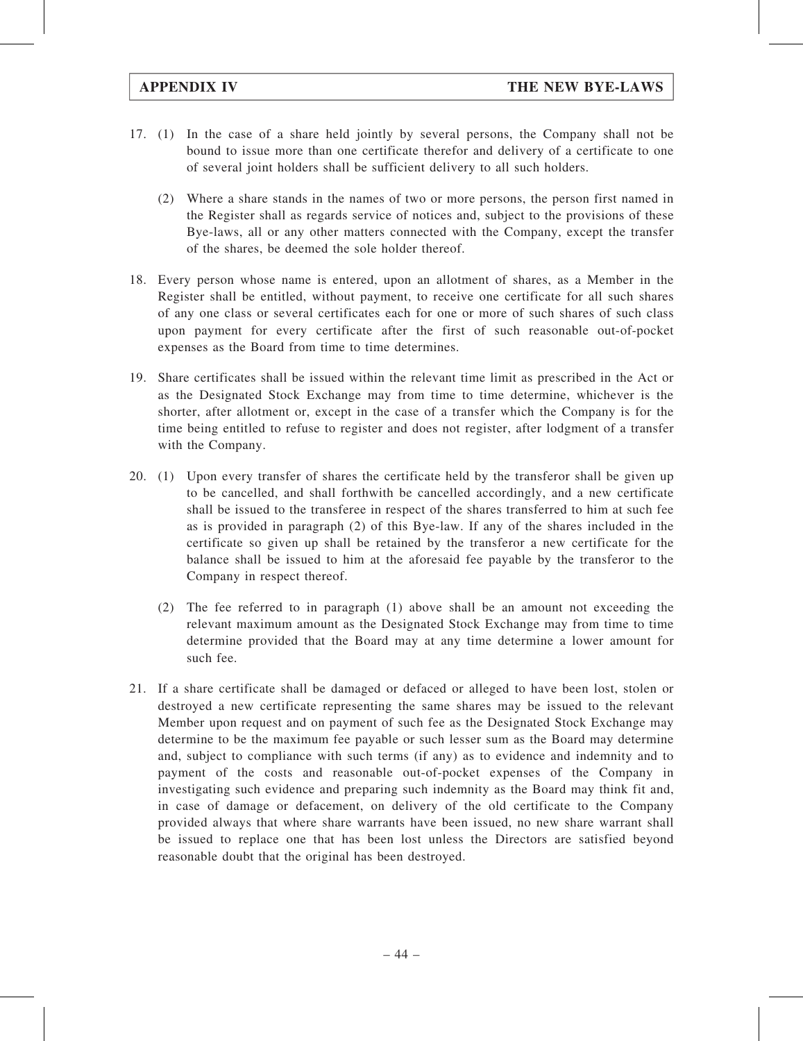17. (1) In the case of a share held jointly by several persons, the Company shall not be bound to issue more than one certificate therefor and delivery of a certificate to one of several joint holders shall be sufficient delivery to all such holders.

    (2) Where a share stands in the names of two or more persons, the person first named in the Register shall as regards service of notices and, subject to the provisions of these Bye-laws, all or any other matters connected with the Company, except the transfer of the shares, be deemed the sole holder thereof.

18. Every person whose name is entered, upon an allotment of shares, as a Member in the Register shall be entitled, without payment, to receive one certificate for all such shares of any one class or several certificates each for one or more of such shares of such class upon payment for every certificate after the first of such reasonable out-of-pocket expenses as the Board from time to time determines.

19. Share certificates shall be issued within the relevant time limit as prescribed in the Act or as the Designated Stock Exchange may from time to time determine, whichever is the shorter, after allotment or, except in the case of a transfer which the Company is for the time being entitled to refuse to register and does not register, after lodgment of a transfer with the Company.

20. (1) Upon every transfer of shares the certificate held by the transferor shall be given up to be cancelled, and shall forthwith be cancelled accordingly, and a new certificate shall be issued to the transferee in respect of the shares transferred to him at such fee as is provided in paragraph (2) of this Bye-law. If any of the shares included in the certificate so given up shall be retained by the transferor a new certificate for the balance shall be issued to him at the aforesaid fee payable by the transferor to the Company in respect thereof.

    (2) The fee referred to in paragraph (1) above shall be an amount not exceeding the relevant maximum amount as the Designated Stock Exchange may from time to time determine provided that the Board may at any time determine a lower amount for such fee.

21. If a share certificate shall be damaged or defaced or alleged to have been lost, stolen or destroyed a new certificate representing the same shares may be issued to the relevant Member upon request and on payment of such fee as the Designated Stock Exchange may determine to be the maximum fee payable or such lesser sum as the Board may determine and, subject to compliance with such terms (if any) as to evidence and indemnity and to payment of the costs and reasonable out-of-pocket expenses of the Company in investigating such evidence and preparing such indemnity as the Board may think fit and, in case of damage or defacement, on delivery of the old certificate to the Company provided always that where share warrants have been issued, no new share warrant shall be issued to replace one that has been lost unless the Directors are satisfied beyond reasonable doubt that the original has been destroyed.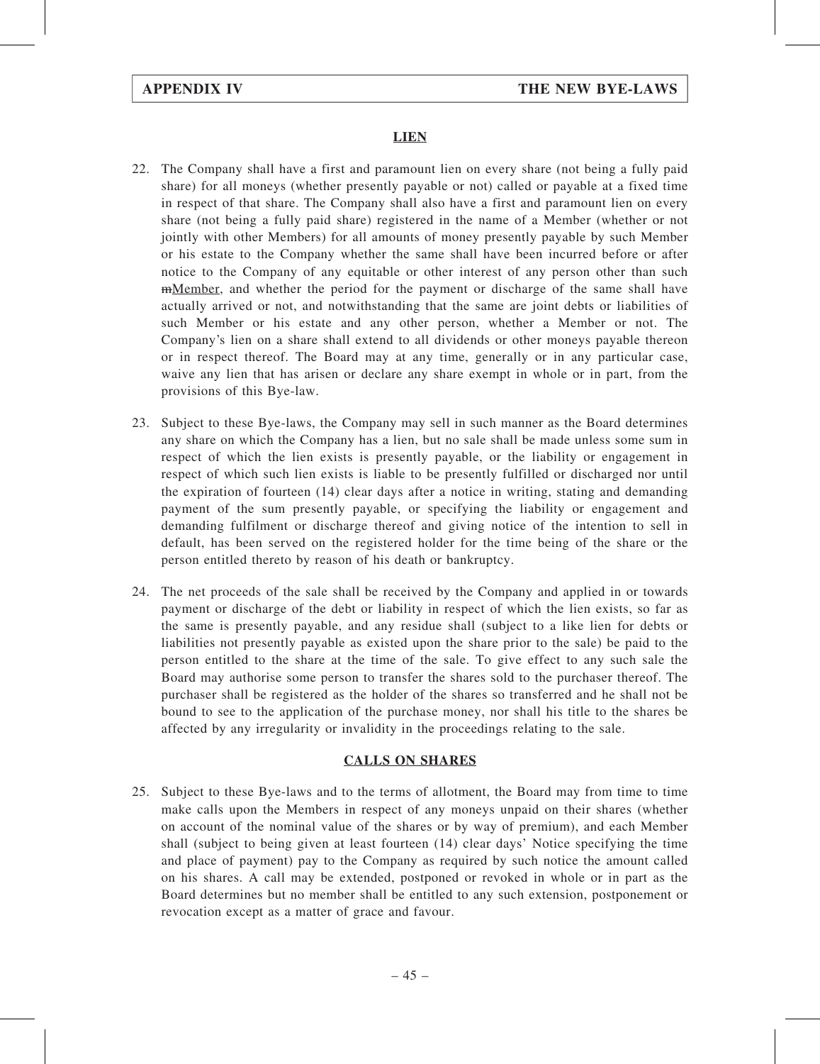## LIEN

22. The Company shall have a first and paramount lien on every share (not being a fully paid share) for all moneys (whether presently payable or not) called or payable at a fixed time in respect of that share. The Company shall also have a first and paramount lien on every share (not being a fully paid share) registered in the name of a Member (whether or not jointly with other Members) for all amounts of money presently payable by such Member or his estate to the Company whether the same shall have been incurred before or after notice to the Company of any equitable or other interest of any person other than such ~~m~~Member, and whether the period for the payment or discharge of the same shall have actually arrived or not, and notwithstanding that the same are joint debts or liabilities of such Member or his estate and any other person, whether a Member or not. The Company's lien on a share shall extend to all dividends or other moneys payable thereon or in respect thereof. The Board may at any time, generally or in any particular case, waive any lien that has arisen or declare any share exempt in whole or in part, from the provisions of this Bye-law.

23. Subject to these Bye-laws, the Company may sell in such manner as the Board determines any share on which the Company has a lien, but no sale shall be made unless some sum in respect of which the lien exists is presently payable, or the liability or engagement in respect of which such lien exists is liable to be presently fulfilled or discharged nor until the expiration of fourteen (14) clear days after a notice in writing, stating and demanding payment of the sum presently payable, or specifying the liability or engagement and demanding fulfilment or discharge thereof and giving notice of the intention to sell in default, has been served on the registered holder for the time being of the share or the person entitled thereto by reason of his death or bankruptcy.

24. The net proceeds of the sale shall be received by the Company and applied in or towards payment or discharge of the debt or liability in respect of which the lien exists, so far as the same is presently payable, and any residue shall (subject to a like lien for debts or liabilities not presently payable as existed upon the share prior to the sale) be paid to the person entitled to the share at the time of the sale. To give effect to any such sale the Board may authorise some person to transfer the shares sold to the purchaser thereof. The purchaser shall be registered as the holder of the shares so transferred and he shall not be bound to see to the application of the purchase money, nor shall his title to the shares be affected by any irregularity or invalidity in the proceedings relating to the sale.

## CALLS ON SHARES

25. Subject to these Bye-laws and to the terms of allotment, the Board may from time to time make calls upon the Members in respect of any moneys unpaid on their shares (whether on account of the nominal value of the shares or by way of premium), and each Member shall (subject to being given at least fourteen (14) clear days' Notice specifying the time and place of payment) pay to the Company as required by such notice the amount called on his shares. A call may be extended, postponed or revoked in whole or in part as the Board determines but no member shall be entitled to any such extension, postponement or revocation except as a matter of grace and favour.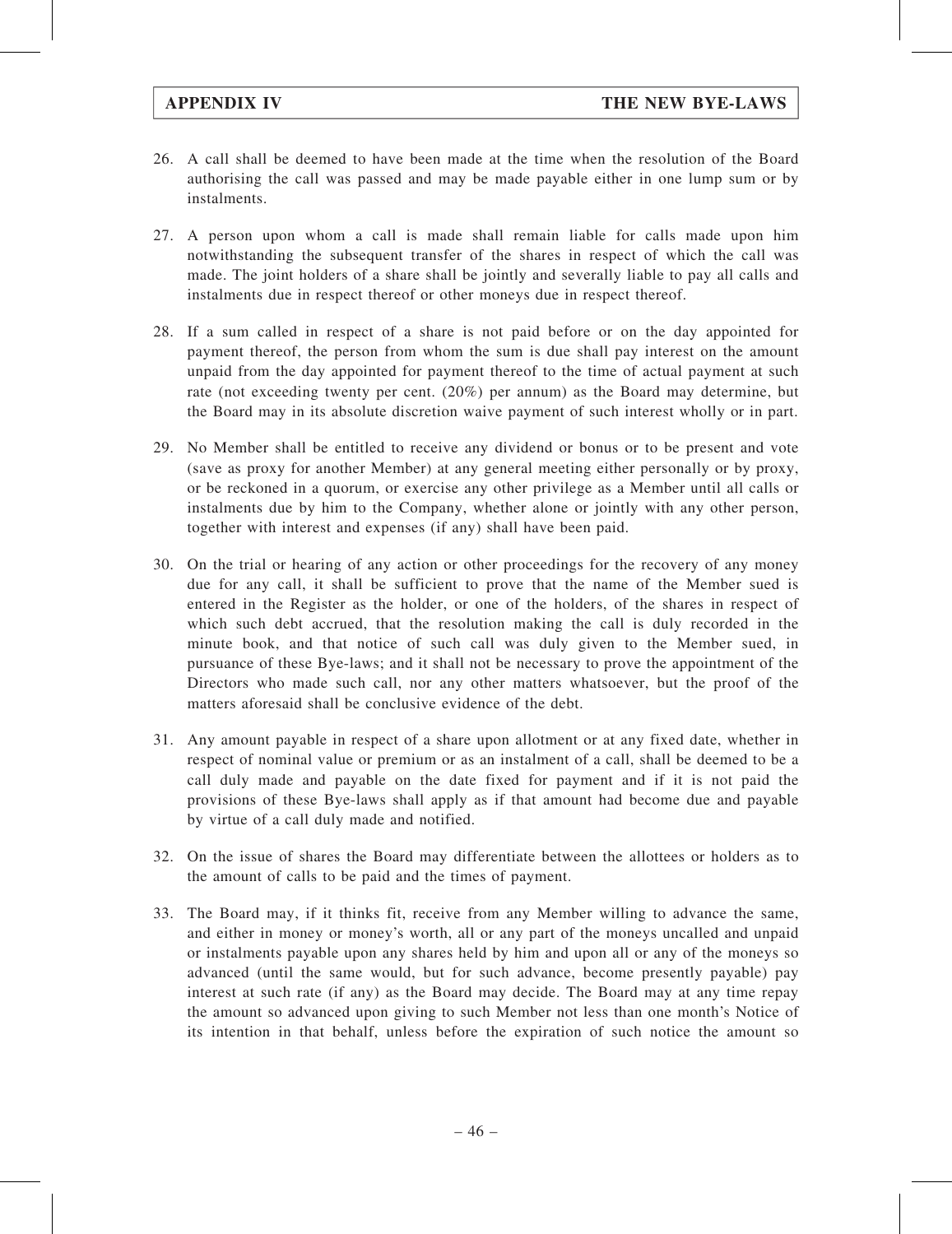26. A call shall be deemed to have been made at the time when the resolution of the Board authorising the call was passed and may be made payable either in one lump sum or by instalments.

27. A person upon whom a call is made shall remain liable for calls made upon him notwithstanding the subsequent transfer of the shares in respect of which the call was made. The joint holders of a share shall be jointly and severally liable to pay all calls and instalments due in respect thereof or other moneys due in respect thereof.

28. If a sum called in respect of a share is not paid before or on the day appointed for payment thereof, the person from whom the sum is due shall pay interest on the amount unpaid from the day appointed for payment thereof to the time of actual payment at such rate (not exceeding twenty per cent. (20%) per annum) as the Board may determine, but the Board may in its absolute discretion waive payment of such interest wholly or in part.

29. No Member shall be entitled to receive any dividend or bonus or to be present and vote (save as proxy for another Member) at any general meeting either personally or by proxy, or be reckoned in a quorum, or exercise any other privilege as a Member until all calls or instalments due by him to the Company, whether alone or jointly with any other person, together with interest and expenses (if any) shall have been paid.

30. On the trial or hearing of any action or other proceedings for the recovery of any money due for any call, it shall be sufficient to prove that the name of the Member sued is entered in the Register as the holder, or one of the holders, of the shares in respect of which such debt accrued, that the resolution making the call is duly recorded in the minute book, and that notice of such call was duly given to the Member sued, in pursuance of these Bye-laws; and it shall not be necessary to prove the appointment of the Directors who made such call, nor any other matters whatsoever, but the proof of the matters aforesaid shall be conclusive evidence of the debt.

31. Any amount payable in respect of a share upon allotment or at any fixed date, whether in respect of nominal value or premium or as an instalment of a call, shall be deemed to be a call duly made and payable on the date fixed for payment and if it is not paid the provisions of these Bye-laws shall apply as if that amount had become due and payable by virtue of a call duly made and notified.

32. On the issue of shares the Board may differentiate between the allottees or holders as to the amount of calls to be paid and the times of payment.

33. The Board may, if it thinks fit, receive from any Member willing to advance the same, and either in money or money's worth, all or any part of the moneys uncalled and unpaid or instalments payable upon any shares held by him and upon all or any of the moneys so advanced (until the same would, but for such advance, become presently payable) pay interest at such rate (if any) as the Board may decide. The Board may at any time repay the amount so advanced upon giving to such Member not less than one month's Notice of its intention in that behalf, unless before the expiration of such notice the amount so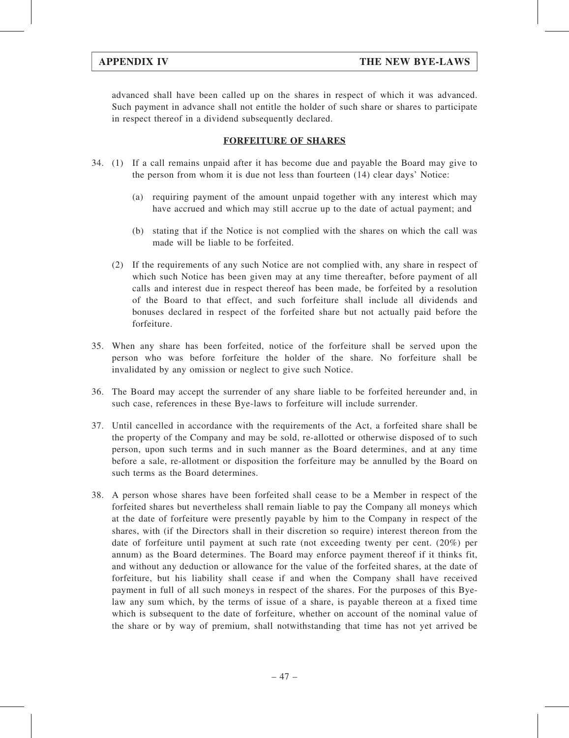advanced shall have been called up on the shares in respect of which it was advanced. Such payment in advance shall not entitle the holder of such share or shares to participate in respect thereof in a dividend subsequently declared.

## FORFEITURE OF SHARES

34. (1) If a call remains unpaid after it has become due and payable the Board may give to the person from whom it is due not less than fourteen (14) clear days' Notice:

    (a) requiring payment of the amount unpaid together with any interest which may have accrued and which may still accrue up to the date of actual payment; and

    (b) stating that if the Notice is not complied with the shares on which the call was made will be liable to be forfeited.

    (2) If the requirements of any such Notice are not complied with, any share in respect of which such Notice has been given may at any time thereafter, before payment of all calls and interest due in respect thereof has been made, be forfeited by a resolution of the Board to that effect, and such forfeiture shall include all dividends and bonuses declared in respect of the forfeited share but not actually paid before the forfeiture.

35. When any share has been forfeited, notice of the forfeiture shall be served upon the person who was before forfeiture the holder of the share. No forfeiture shall be invalidated by any omission or neglect to give such Notice.

36. The Board may accept the surrender of any share liable to be forfeited hereunder and, in such case, references in these Bye-laws to forfeiture will include surrender.

37. Until cancelled in accordance with the requirements of the Act, a forfeited share shall be the property of the Company and may be sold, re-allotted or otherwise disposed of to such person, upon such terms and in such manner as the Board determines, and at any time before a sale, re-allotment or disposition the forfeiture may be annulled by the Board on such terms as the Board determines.

38. A person whose shares have been forfeited shall cease to be a Member in respect of the forfeited shares but nevertheless shall remain liable to pay the Company all moneys which at the date of forfeiture were presently payable by him to the Company in respect of the shares, with (if the Directors shall in their discretion so require) interest thereon from the date of forfeiture until payment at such rate (not exceeding twenty per cent. (20%) per annum) as the Board determines. The Board may enforce payment thereof if it thinks fit, and without any deduction or allowance for the value of the forfeited shares, at the date of forfeiture, but his liability shall cease if and when the Company shall have received payment in full of all such moneys in respect of the shares. For the purposes of this Bye-law any sum which, by the terms of issue of a share, is payable thereon at a fixed time which is subsequent to the date of forfeiture, whether on account of the nominal value of the share or by way of premium, shall notwithstanding that time has not yet arrived be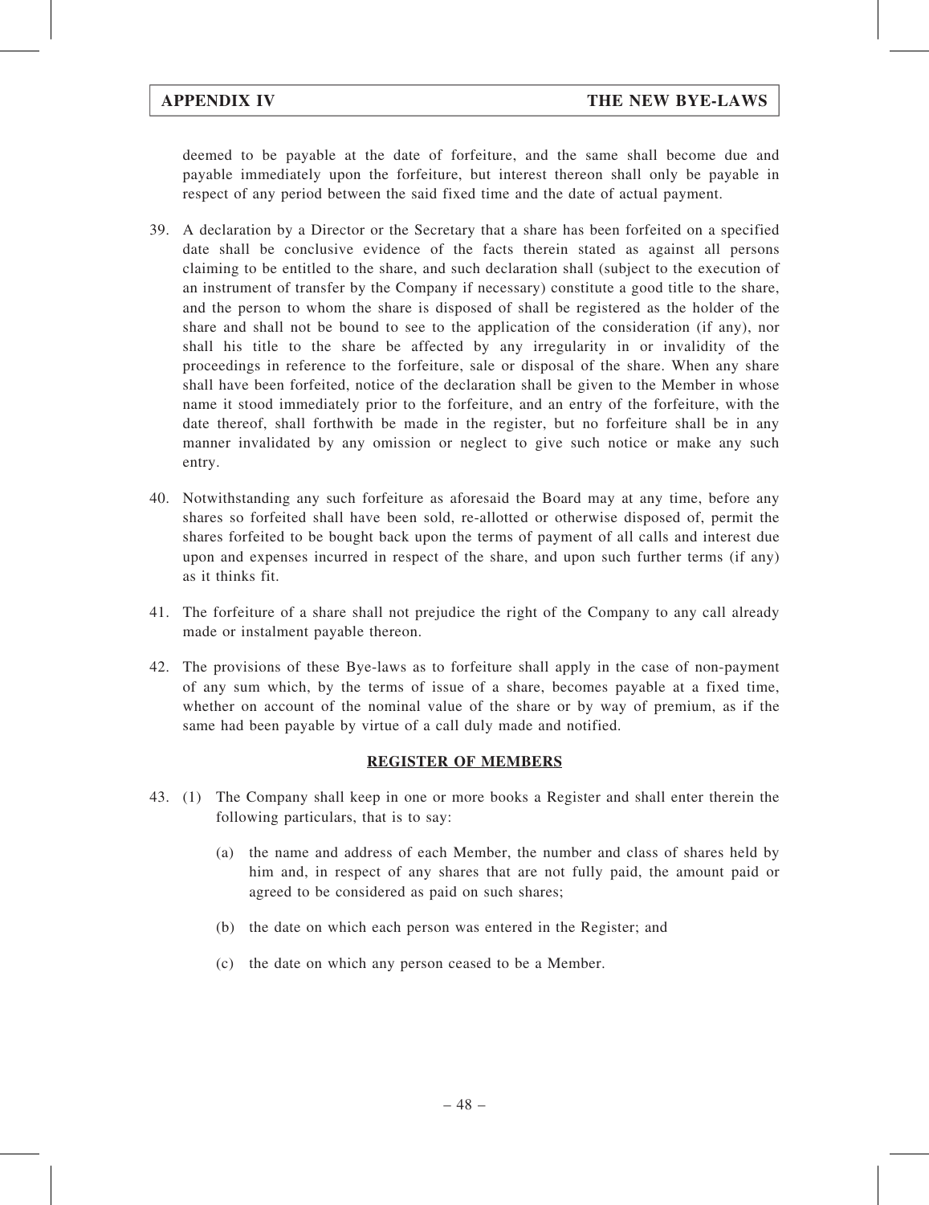deemed to be payable at the date of forfeiture, and the same shall become due and payable immediately upon the forfeiture, but interest thereon shall only be payable in respect of any period between the said fixed time and the date of actual payment.

39. A declaration by a Director or the Secretary that a share has been forfeited on a specified date shall be conclusive evidence of the facts therein stated as against all persons claiming to be entitled to the share, and such declaration shall (subject to the execution of an instrument of transfer by the Company if necessary) constitute a good title to the share, and the person to whom the share is disposed of shall be registered as the holder of the share and shall not be bound to see to the application of the consideration (if any), nor shall his title to the share be affected by any irregularity in or invalidity of the proceedings in reference to the forfeiture, sale or disposal of the share. When any share shall have been forfeited, notice of the declaration shall be given to the Member in whose name it stood immediately prior to the forfeiture, and an entry of the forfeiture, with the date thereof, shall forthwith be made in the register, but no forfeiture shall be in any manner invalidated by any omission or neglect to give such notice or make any such entry.

40. Notwithstanding any such forfeiture as aforesaid the Board may at any time, before any shares so forfeited shall have been sold, re-allotted or otherwise disposed of, permit the shares forfeited to be bought back upon the terms of payment of all calls and interest due upon and expenses incurred in respect of the share, and upon such further terms (if any) as it thinks fit.

41. The forfeiture of a share shall not prejudice the right of the Company to any call already made or instalment payable thereon.

42. The provisions of these Bye-laws as to forfeiture shall apply in the case of non-payment of any sum which, by the terms of issue of a share, becomes payable at a fixed time, whether on account of the nominal value of the share or by way of premium, as if the same had been payable by virtue of a call duly made and notified.

## REGISTER OF MEMBERS

43. (1) The Company shall keep in one or more books a Register and shall enter therein the following particulars, that is to say:

    (a) the name and address of each Member, the number and class of shares held by him and, in respect of any shares that are not fully paid, the amount paid or agreed to be considered as paid on such shares;

    (b) the date on which each person was entered in the Register; and

    (c) the date on which any person ceased to be a Member.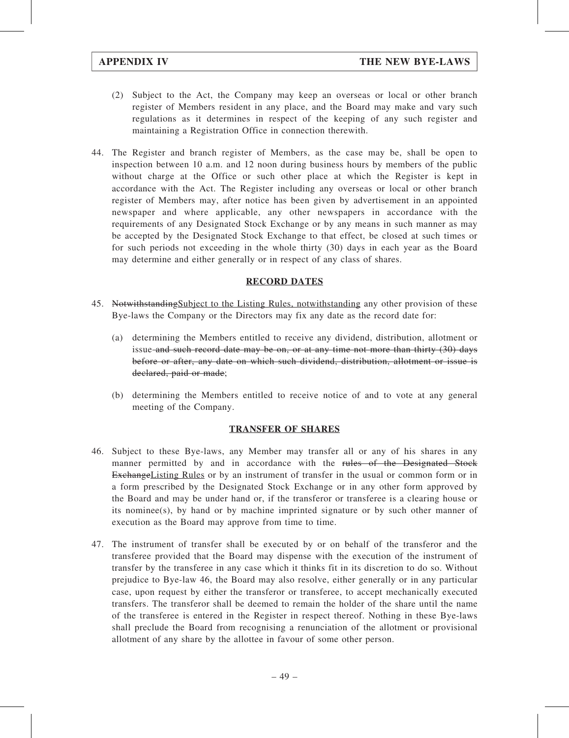(2) Subject to the Act, the Company may keep an overseas or local or other branch register of Members resident in any place, and the Board may make and vary such regulations as it determines in respect of the keeping of any such register and maintaining a Registration Office in connection therewith.

44. The Register and branch register of Members, as the case may be, shall be open to inspection between 10 a.m. and 12 noon during business hours by members of the public without charge at the Office or such other place at which the Register is kept in accordance with the Act. The Register including any overseas or local or other branch register of Members may, after notice has been given by advertisement in an appointed newspaper and where applicable, any other newspapers in accordance with the requirements of any Designated Stock Exchange or by any means in such manner as may be accepted by the Designated Stock Exchange to that effect, be closed at such times or for such periods not exceeding in the whole thirty (30) days in each year as the Board may determine and either generally or in respect of any class of shares.

## RECORD DATES

45. ~~Notwithstanding~~<u>Subject to the Listing Rules, notwithstanding</u> any other provision of these Bye-laws the Company or the Directors may fix any date as the record date for:

   (a) determining the Members entitled to receive any dividend, distribution, allotment or issue ~~and such record date may be on, or at any time not more than thirty (30) days before or after, any date on which such dividend, distribution, allotment or issue is declared, paid or made~~;

   (b) determining the Members entitled to receive notice of and to vote at any general meeting of the Company.

## TRANSFER OF SHARES

46. Subject to these Bye-laws, any Member may transfer all or any of his shares in any manner permitted by and in accordance with the ~~rules of the Designated Stock Exchange~~<u>Listing Rules</u> or by an instrument of transfer in the usual or common form or in a form prescribed by the Designated Stock Exchange or in any other form approved by the Board and may be under hand or, if the transferor or transferee is a clearing house or its nominee(s), by hand or by machine imprinted signature or by such other manner of execution as the Board may approve from time to time.

47. The instrument of transfer shall be executed by or on behalf of the transferor and the transferee provided that the Board may dispense with the execution of the instrument of transfer by the transferee in any case which it thinks fit in its discretion to do so. Without prejudice to Bye-law 46, the Board may also resolve, either generally or in any particular case, upon request by either the transferor or transferee, to accept mechanically executed transfers. The transferor shall be deemed to remain the holder of the share until the name of the transferee is entered in the Register in respect thereof. Nothing in these Bye-laws shall preclude the Board from recognising a renunciation of the allotment or provisional allotment of any share by the allottee in favour of some other person.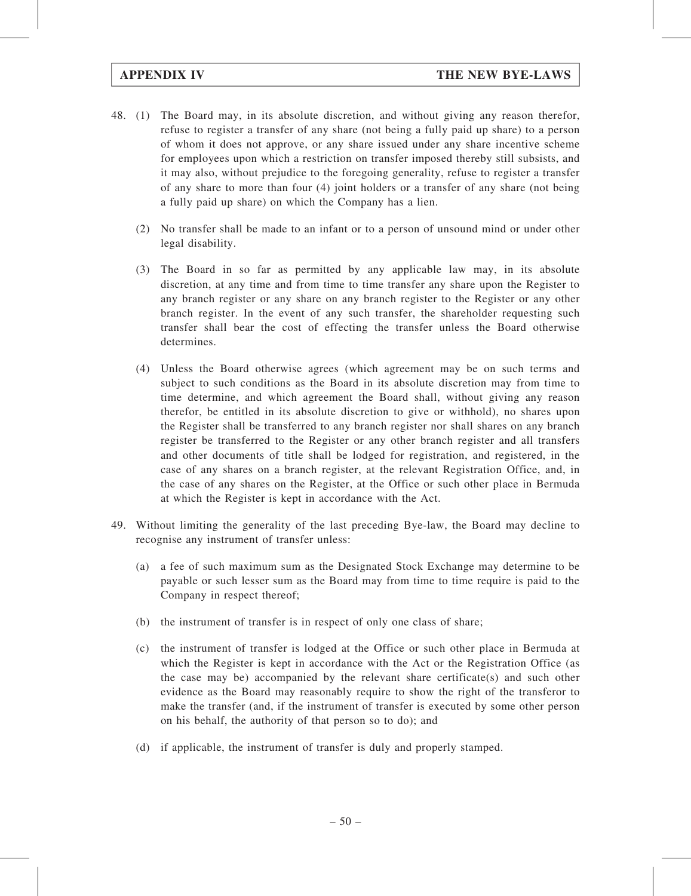48. (1) The Board may, in its absolute discretion, and without giving any reason therefor, refuse to register a transfer of any share (not being a fully paid up share) to a person of whom it does not approve, or any share issued under any share incentive scheme for employees upon which a restriction on transfer imposed thereby still subsists, and it may also, without prejudice to the foregoing generality, refuse to register a transfer of any share to more than four (4) joint holders or a transfer of any share (not being a fully paid up share) on which the Company has a lien.

   (2) No transfer shall be made to an infant or to a person of unsound mind or under other legal disability.

   (3) The Board in so far as permitted by any applicable law may, in its absolute discretion, at any time and from time to time transfer any share upon the Register to any branch register or any share on any branch register to the Register or any other branch register. In the event of any such transfer, the shareholder requesting such transfer shall bear the cost of effecting the transfer unless the Board otherwise determines.

   (4) Unless the Board otherwise agrees (which agreement may be on such terms and subject to such conditions as the Board in its absolute discretion may from time to time determine, and which agreement the Board shall, without giving any reason therefor, be entitled in its absolute discretion to give or withhold), no shares upon the Register shall be transferred to any branch register nor shall shares on any branch register be transferred to the Register or any other branch register and all transfers and other documents of title shall be lodged for registration, and registered, in the case of any shares on a branch register, at the relevant Registration Office, and, in the case of any shares on the Register, at the Office or such other place in Bermuda at which the Register is kept in accordance with the Act.

49. Without limiting the generality of the last preceding Bye-law, the Board may decline to recognise any instrument of transfer unless:

   (a) a fee of such maximum sum as the Designated Stock Exchange may determine to be payable or such lesser sum as the Board may from time to time require is paid to the Company in respect thereof;

   (b) the instrument of transfer is in respect of only one class of share;

   (c) the instrument of transfer is lodged at the Office or such other place in Bermuda at which the Register is kept in accordance with the Act or the Registration Office (as the case may be) accompanied by the relevant share certificate(s) and such other evidence as the Board may reasonably require to show the right of the transferor to make the transfer (and, if the instrument of transfer is executed by some other person on his behalf, the authority of that person so to do); and

   (d) if applicable, the instrument of transfer is duly and properly stamped.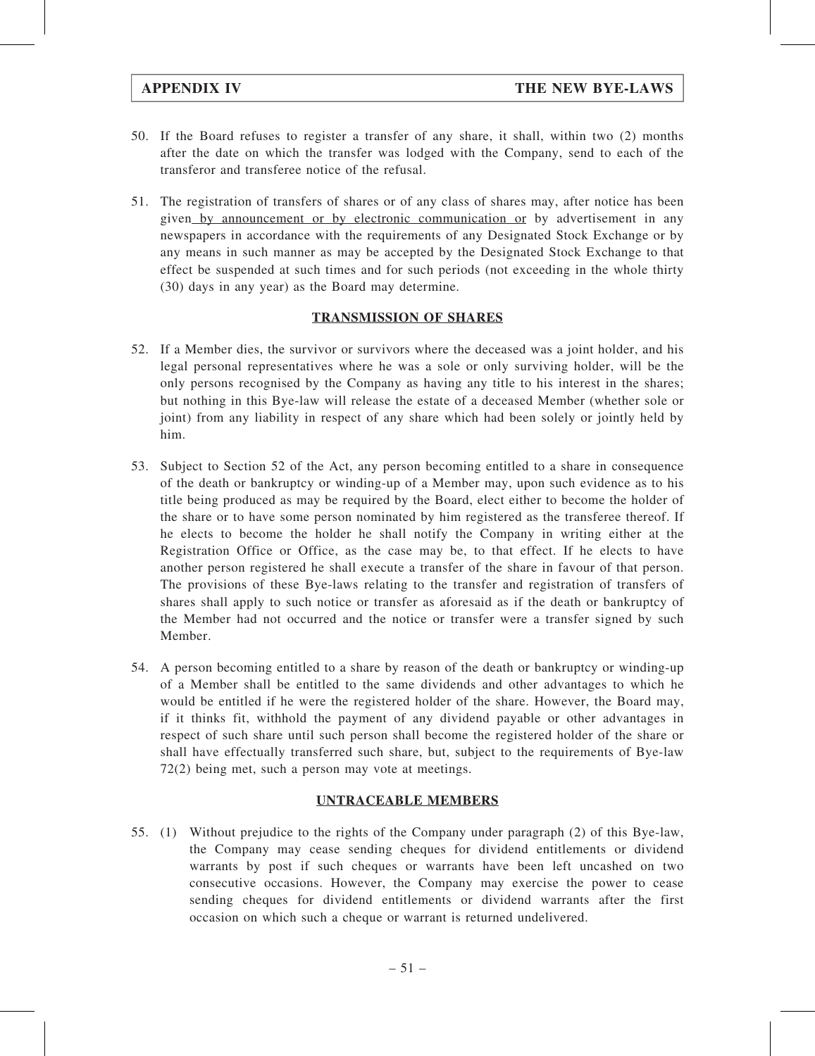50. If the Board refuses to register a transfer of any share, it shall, within two (2) months after the date on which the transfer was lodged with the Company, send to each of the transferor and transferee notice of the refusal.

51. The registration of transfers of shares or of any class of shares may, after notice has been given by announcement or by electronic communication or by advertisement in any newspapers in accordance with the requirements of any Designated Stock Exchange or by any means in such manner as may be accepted by the Designated Stock Exchange to that effect be suspended at such times and for such periods (not exceeding in the whole thirty (30) days in any year) as the Board may determine.

## TRANSMISSION OF SHARES

52. If a Member dies, the survivor or survivors where the deceased was a joint holder, and his legal personal representatives where he was a sole or only surviving holder, will be the only persons recognised by the Company as having any title to his interest in the shares; but nothing in this Bye-law will release the estate of a deceased Member (whether sole or joint) from any liability in respect of any share which had been solely or jointly held by him.

53. Subject to Section 52 of the Act, any person becoming entitled to a share in consequence of the death or bankruptcy or winding-up of a Member may, upon such evidence as to his title being produced as may be required by the Board, elect either to become the holder of the share or to have some person nominated by him registered as the transferee thereof. If he elects to become the holder he shall notify the Company in writing either at the Registration Office or Office, as the case may be, to that effect. If he elects to have another person registered he shall execute a transfer of the share in favour of that person. The provisions of these Bye-laws relating to the transfer and registration of transfers of shares shall apply to such notice or transfer as aforesaid as if the death or bankruptcy of the Member had not occurred and the notice or transfer were a transfer signed by such Member.

54. A person becoming entitled to a share by reason of the death or bankruptcy or winding-up of a Member shall be entitled to the same dividends and other advantages to which he would be entitled if he were the registered holder of the share. However, the Board may, if it thinks fit, withhold the payment of any dividend payable or other advantages in respect of such share until such person shall become the registered holder of the share or shall have effectually transferred such share, but, subject to the requirements of Bye-law 72(2) being met, such a person may vote at meetings.

## UNTRACEABLE MEMBERS

55. (1) Without prejudice to the rights of the Company under paragraph (2) of this Bye-law, the Company may cease sending cheques for dividend entitlements or dividend warrants by post if such cheques or warrants have been left uncashed on two consecutive occasions. However, the Company may exercise the power to cease sending cheques for dividend entitlements or dividend warrants after the first occasion on which such a cheque or warrant is returned undelivered.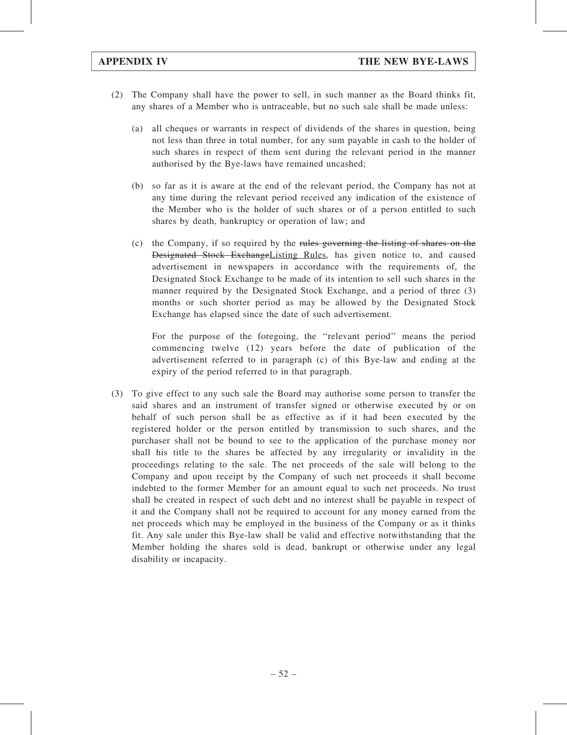(2) The Company shall have the power to sell, in such manner as the Board thinks fit, any shares of a Member who is untraceable, but no such sale shall be made unless:

(a) all cheques or warrants in respect of dividends of the shares in question, being not less than three in total number, for any sum payable in cash to the holder of such shares in respect of them sent during the relevant period in the manner authorised by the Bye-laws have remained uncashed;

(b) so far as it is aware at the end of the relevant period, the Company has not at any time during the relevant period received any indication of the existence of the Member who is the holder of such shares or of a person entitled to such shares by death, bankruptcy or operation of law; and

(c) the Company, if so required by the ~~rules governing the listing of shares on the Designated Stock Exchange~~<u>Listing Rules</u>, has given notice to, and caused advertisement in newspapers in accordance with the requirements of, the Designated Stock Exchange to be made of its intention to sell such shares in the manner required by the Designated Stock Exchange, and a period of three (3) months or such shorter period as may be allowed by the Designated Stock Exchange has elapsed since the date of such advertisement.

For the purpose of the foregoing, the "relevant period" means the period commencing twelve (12) years before the date of publication of the advertisement referred to in paragraph (c) of this Bye-law and ending at the expiry of the period referred to in that paragraph.

(3) To give effect to any such sale the Board may authorise some person to transfer the said shares and an instrument of transfer signed or otherwise executed by or on behalf of such person shall be as effective as if it had been executed by the registered holder or the person entitled by transmission to such shares, and the purchaser shall not be bound to see to the application of the purchase money nor shall his title to the shares be affected by any irregularity or invalidity in the proceedings relating to the sale. The net proceeds of the sale will belong to the Company and upon receipt by the Company of such net proceeds it shall become indebted to the former Member for an amount equal to such net proceeds. No trust shall be created in respect of such debt and no interest shall be payable in respect of it and the Company shall not be required to account for any money earned from the net proceeds which may be employed in the business of the Company or as it thinks fit. Any sale under this Bye-law shall be valid and effective notwithstanding that the Member holding the shares sold is dead, bankrupt or otherwise under any legal disability or incapacity.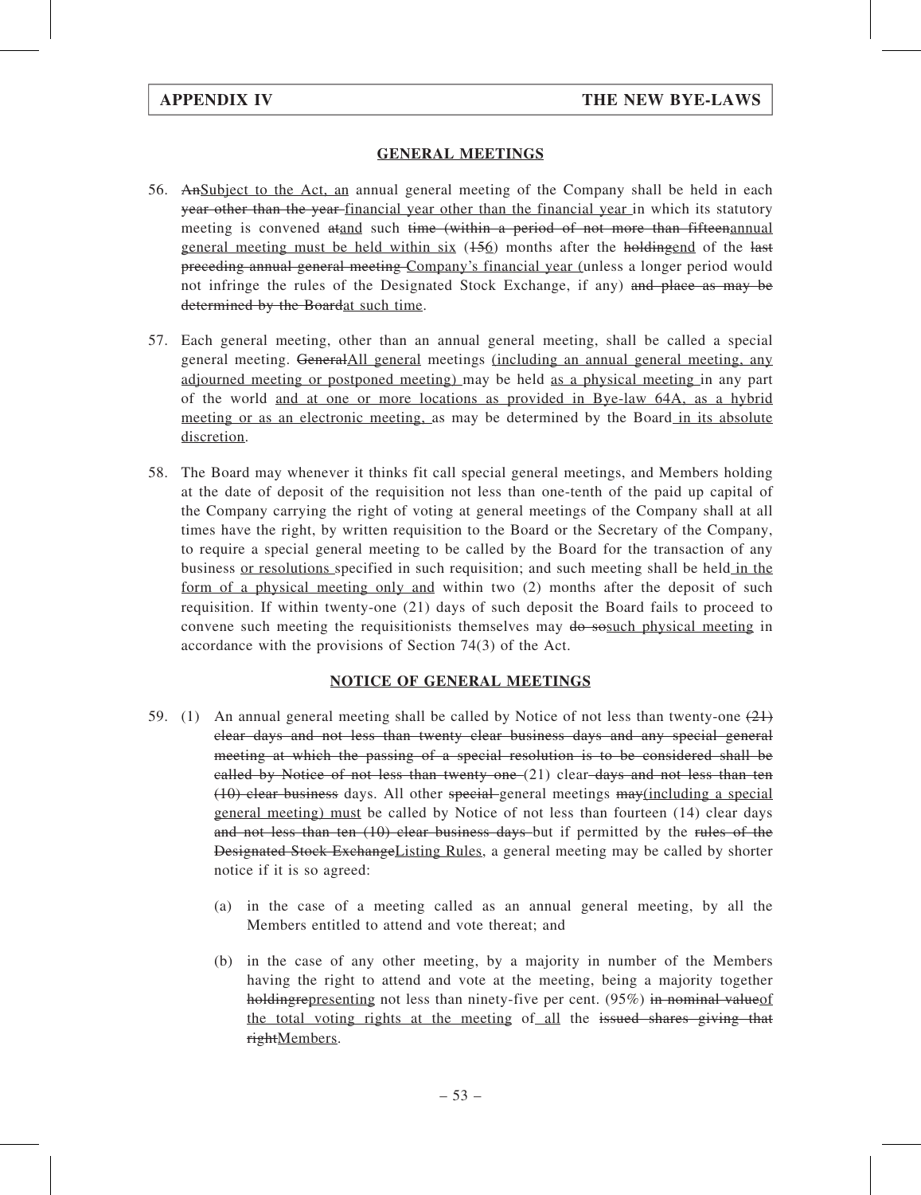## GENERAL MEETINGS

56. ~~An~~<u>Subject to the Act, an</u> annual general meeting of the Company shall be held in each ~~year other than the year~~ <u>financial year other than the financial year</u> in which its statutory meeting is convened ~~at~~<u>and</u> such ~~time (within a period of not more than fifteen~~<u>annual general meeting must be held within six</u> (~~15~~<u>6</u>) months after the ~~holding~~<u>end</u> of the ~~last preceding annual general meeting~~ <u>Company's financial year (</u>unless a longer period would not infringe the rules of the Designated Stock Exchange, if any) ~~and place as may be determined by the Board~~<u>at such time</u>.

57. Each general meeting, other than an annual general meeting, shall be called a special general meeting. ~~General~~<u>All general</u> meetings <u>(including an annual general meeting, any adjourned meeting or postponed meeting)</u> may be held <u>as a physical meeting</u> in any part of the world <u>and at one or more locations as provided in Bye-law 64A, as a hybrid meeting or as an electronic meeting,</u> as may be determined by the Board <u>in its absolute discretion</u>.

58. The Board may whenever it thinks fit call special general meetings, and Members holding at the date of deposit of the requisition not less than one-tenth of the paid up capital of the Company carrying the right of voting at general meetings of the Company shall at all times have the right, by written requisition to the Board or the Secretary of the Company, to require a special general meeting to be called by the Board for the transaction of any business <u>or resolutions</u> specified in such requisition; and such meeting shall be held <u>in the form of a physical meeting only and</u> within two (2) months after the deposit of such requisition. If within twenty-one (21) days of such deposit the Board fails to proceed to convene such meeting the requisitionists themselves may ~~do so~~<u>such physical meeting</u> in accordance with the provisions of Section 74(3) of the Act.

## NOTICE OF GENERAL MEETINGS

59. (1) An annual general meeting shall be called by Notice of not less than twenty-one ~~(21) clear days and not less than twenty clear business days and any special general meeting at which the passing of a special resolution is to be considered shall be called by Notice of not less than twenty one~~ (21) clear ~~days and not less than ten (10) clear business~~ days. All other ~~special~~ general meetings ~~may~~<u>(including a special general meeting) must</u> be called by Notice of not less than fourteen (14) clear days ~~and not less than ten (10) clear business days~~ but if permitted by the ~~rules of the Designated Stock Exchange~~<u>Listing Rules</u>, a general meeting may be called by shorter notice if it is so agreed:

    (a) in the case of a meeting called as an annual general meeting, by all the Members entitled to attend and vote thereat; and

    (b) in the case of any other meeting, by a majority in number of the Members having the right to attend and vote at the meeting, being a majority together ~~holding~~<u>representing</u> not less than ninety-five per cent. (95%) ~~in nominal value~~<u>of the total voting rights at the meeting</u> of <u>all</u> the ~~issued shares giving that right~~<u>Members</u>.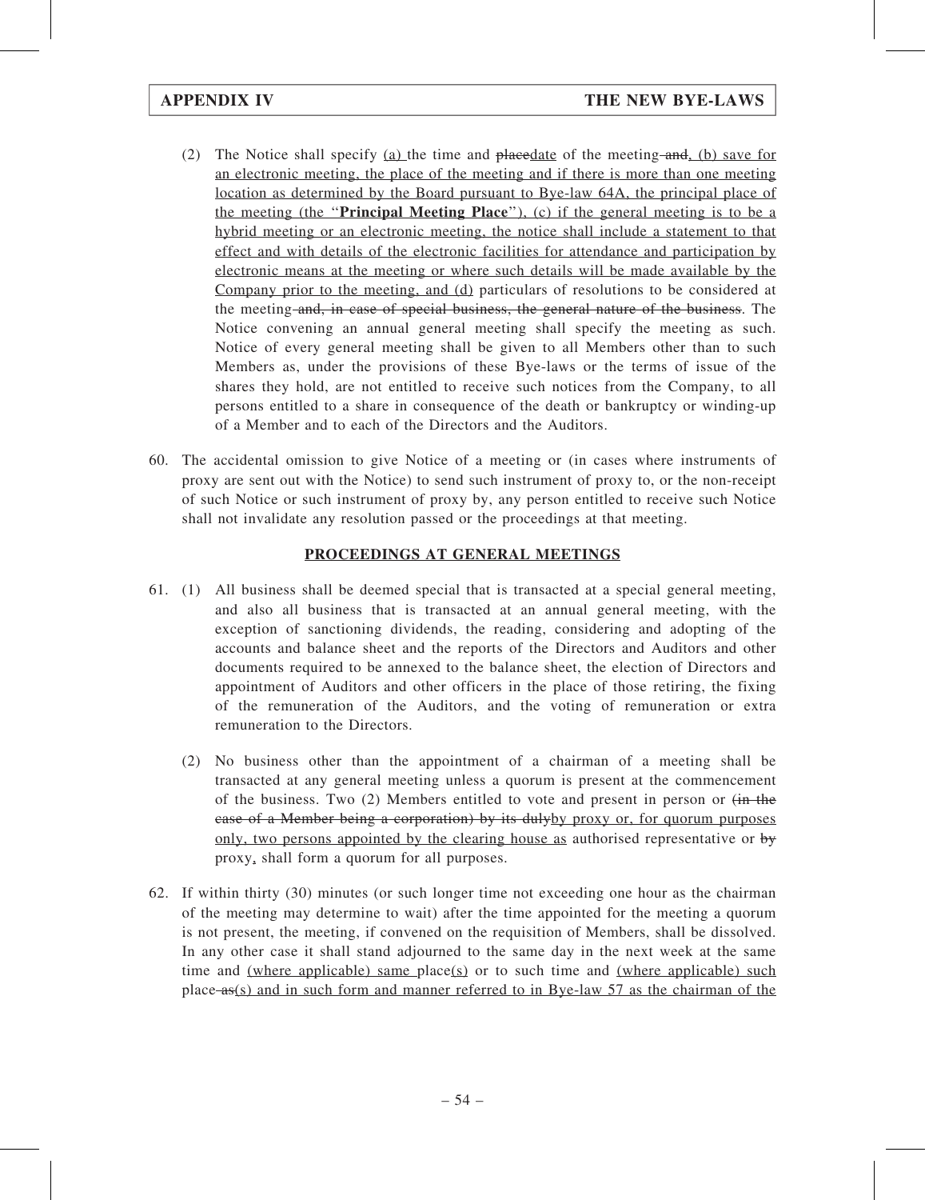(2) The Notice shall specify (a) the time and placedate of the meeting and, (b) save for an electronic meeting, the place of the meeting and if there is more than one meeting location as determined by the Board pursuant to Bye-law 64A, the principal place of the meeting (the "**Principal Meeting Place**"), (c) if the general meeting is to be a hybrid meeting or an electronic meeting, the notice shall include a statement to that effect and with details of the electronic facilities for attendance and participation by electronic means at the meeting or where such details will be made available by the Company prior to the meeting, and (d) particulars of resolutions to be considered at the meeting and, in case of special business, the general nature of the business. The Notice convening an annual general meeting shall specify the meeting as such. Notice of every general meeting shall be given to all Members other than to such Members as, under the provisions of these Bye-laws or the terms of issue of the shares they hold, are not entitled to receive such notices from the Company, to all persons entitled to a share in consequence of the death or bankruptcy or winding-up of a Member and to each of the Directors and the Auditors.

60. The accidental omission to give Notice of a meeting or (in cases where instruments of proxy are sent out with the Notice) to send such instrument of proxy to, or the non-receipt of such Notice or such instrument of proxy by, any person entitled to receive such Notice shall not invalidate any resolution passed or the proceedings at that meeting.

## PROCEEDINGS AT GENERAL MEETINGS

61. (1) All business shall be deemed special that is transacted at a special general meeting, and also all business that is transacted at an annual general meeting, with the exception of sanctioning dividends, the reading, considering and adopting of the accounts and balance sheet and the reports of the Directors and Auditors and other documents required to be annexed to the balance sheet, the election of Directors and appointment of Auditors and other officers in the place of those retiring, the fixing of the remuneration of the Auditors, and the voting of remuneration or extra remuneration to the Directors.

(2) No business other than the appointment of a chairman of a meeting shall be transacted at any general meeting unless a quorum is present at the commencement of the business. Two (2) Members entitled to vote and present in person or (in the case of a Member being a corporation) by its dulyby proxy or, for quorum purposes only, two persons appointed by the clearing house as authorised representative or by proxy, shall form a quorum for all purposes.

62. If within thirty (30) minutes (or such longer time not exceeding one hour as the chairman of the meeting may determine to wait) after the time appointed for the meeting a quorum is not present, the meeting, if convened on the requisition of Members, shall be dissolved. In any other case it shall stand adjourned to the same day in the next week at the same time and (where applicable) same place(s) or to such time and (where applicable) such place as(s) and in such form and manner referred to in Bye-law 57 as the chairman of the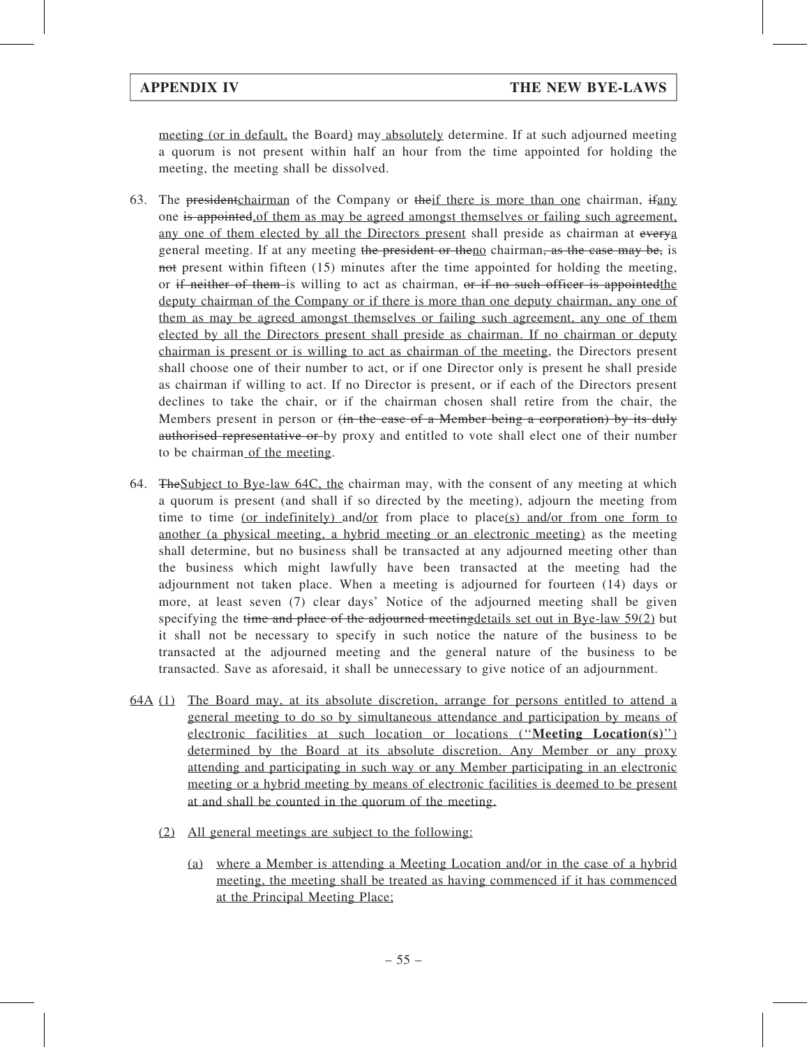meeting (or in default, the Board) may absolutely determine. If at such adjourned meeting a quorum is not present within half an hour from the time appointed for holding the meeting, the meeting shall be dissolved.

63. The ~~president~~chairman of the Company or ~~the~~if there is more than one chairman, ~~if~~any one ~~is appointed,~~of them as may be agreed amongst themselves or failing such agreement, any one of them elected by all the Directors present shall preside as chairman at ~~every~~a general meeting. If at any meeting ~~the president or the~~no chairman~~, as the case may be,~~ is ~~not~~ present within fifteen (15) minutes after the time appointed for holding the meeting, or ~~if neither of them~~ is willing to act as chairman, ~~or if no such officer is appointed~~the deputy chairman of the Company or if there is more than one deputy chairman, any one of them as may be agreed amongst themselves or failing such agreement, any one of them elected by all the Directors present shall preside as chairman. If no chairman or deputy chairman is present or is willing to act as chairman of the meeting, the Directors present shall choose one of their number to act, or if one Director only is present he shall preside as chairman if willing to act. If no Director is present, or if each of the Directors present declines to take the chair, or if the chairman chosen shall retire from the chair, the Members present in person or ~~(in the case of a Member being a corporation) by its duly authorised representative or~~ by proxy and entitled to vote shall elect one of their number to be chairman of the meeting.

64. ~~The~~Subject to Bye-law 64C, the chairman may, with the consent of any meeting at which a quorum is present (and shall if so directed by the meeting), adjourn the meeting from time to time (or indefinitely) and/or from place to place(s) and/or from one form to another (a physical meeting, a hybrid meeting or an electronic meeting) as the meeting shall determine, but no business shall be transacted at any adjourned meeting other than the business which might lawfully have been transacted at the meeting had the adjournment not taken place. When a meeting is adjourned for fourteen (14) days or more, at least seven (7) clear days' Notice of the adjourned meeting shall be given specifying the ~~time and place of the adjourned meeting~~details set out in Bye-law 59(2) but it shall not be necessary to specify in such notice the nature of the business to be transacted at the adjourned meeting and the general nature of the business to be transacted. Save as aforesaid, it shall be unnecessary to give notice of an adjournment.

64A (1) The Board may, at its absolute discretion, arrange for persons entitled to attend a general meeting to do so by simultaneous attendance and participation by means of electronic facilities at such location or locations ("**Meeting Location(s)**") determined by the Board at its absolute discretion. Any Member or any proxy attending and participating in such way or any Member participating in an electronic meeting or a hybrid meeting by means of electronic facilities is deemed to be present at and shall be counted in the quorum of the meeting.

(2) All general meetings are subject to the following:

(a) where a Member is attending a Meeting Location and/or in the case of a hybrid meeting, the meeting shall be treated as having commenced if it has commenced at the Principal Meeting Place;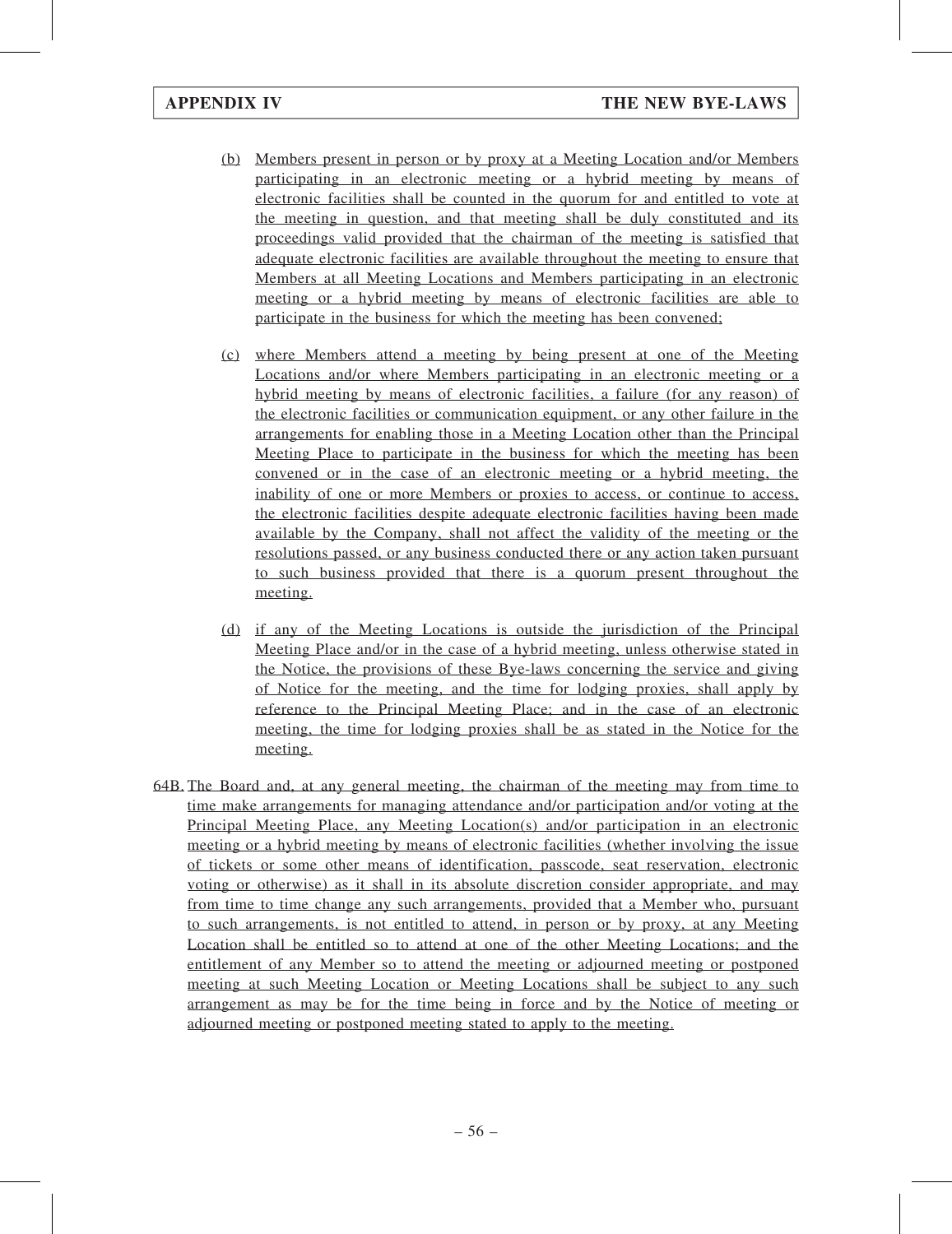(b) Members present in person or by proxy at a Meeting Location and/or Members participating in an electronic meeting or a hybrid meeting by means of electronic facilities shall be counted in the quorum for and entitled to vote at the meeting in question, and that meeting shall be duly constituted and its proceedings valid provided that the chairman of the meeting is satisfied that adequate electronic facilities are available throughout the meeting to ensure that Members at all Meeting Locations and Members participating in an electronic meeting or a hybrid meeting by means of electronic facilities are able to participate in the business for which the meeting has been convened;

(c) where Members attend a meeting by being present at one of the Meeting Locations and/or where Members participating in an electronic meeting or a hybrid meeting by means of electronic facilities, a failure (for any reason) of the electronic facilities or communication equipment, or any other failure in the arrangements for enabling those in a Meeting Location other than the Principal Meeting Place to participate in the business for which the meeting has been convened or in the case of an electronic meeting or a hybrid meeting, the inability of one or more Members or proxies to access, or continue to access, the electronic facilities despite adequate electronic facilities having been made available by the Company, shall not affect the validity of the meeting or the resolutions passed, or any business conducted there or any action taken pursuant to such business provided that there is a quorum present throughout the meeting.

(d) if any of the Meeting Locations is outside the jurisdiction of the Principal Meeting Place and/or in the case of a hybrid meeting, unless otherwise stated in the Notice, the provisions of these Bye-laws concerning the service and giving of Notice for the meeting, and the time for lodging proxies, shall apply by reference to the Principal Meeting Place; and in the case of an electronic meeting, the time for lodging proxies shall be as stated in the Notice for the meeting.

64B. The Board and, at any general meeting, the chairman of the meeting may from time to time make arrangements for managing attendance and/or participation and/or voting at the Principal Meeting Place, any Meeting Location(s) and/or participation in an electronic meeting or a hybrid meeting by means of electronic facilities (whether involving the issue of tickets or some other means of identification, passcode, seat reservation, electronic voting or otherwise) as it shall in its absolute discretion consider appropriate, and may from time to time change any such arrangements, provided that a Member who, pursuant to such arrangements, is not entitled to attend, in person or by proxy, at any Meeting Location shall be entitled so to attend at one of the other Meeting Locations; and the entitlement of any Member so to attend the meeting or adjourned meeting or postponed meeting at such Meeting Location or Meeting Locations shall be subject to any such arrangement as may be for the time being in force and by the Notice of meeting or adjourned meeting or postponed meeting stated to apply to the meeting.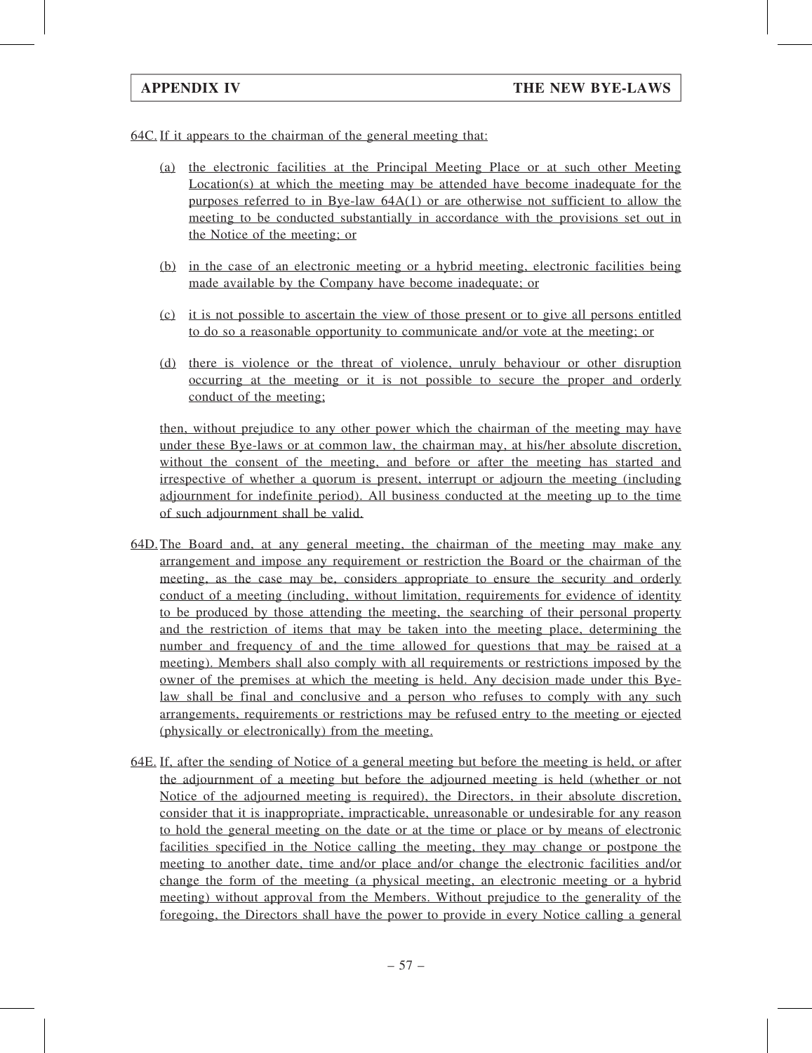64C. If it appears to the chairman of the general meeting that:

(a) the electronic facilities at the Principal Meeting Place or at such other Meeting Location(s) at which the meeting may be attended have become inadequate for the purposes referred to in Bye-law 64A(1) or are otherwise not sufficient to allow the meeting to be conducted substantially in accordance with the provisions set out in the Notice of the meeting; or

(b) in the case of an electronic meeting or a hybrid meeting, electronic facilities being made available by the Company have become inadequate; or

(c) it is not possible to ascertain the view of those present or to give all persons entitled to do so a reasonable opportunity to communicate and/or vote at the meeting; or

(d) there is violence or the threat of violence, unruly behaviour or other disruption occurring at the meeting or it is not possible to secure the proper and orderly conduct of the meeting;

then, without prejudice to any other power which the chairman of the meeting may have under these Bye-laws or at common law, the chairman may, at his/her absolute discretion, without the consent of the meeting, and before or after the meeting has started and irrespective of whether a quorum is present, interrupt or adjourn the meeting (including adjournment for indefinite period). All business conducted at the meeting up to the time of such adjournment shall be valid.

64D. The Board and, at any general meeting, the chairman of the meeting may make any arrangement and impose any requirement or restriction the Board or the chairman of the meeting, as the case may be, considers appropriate to ensure the security and orderly conduct of a meeting (including, without limitation, requirements for evidence of identity to be produced by those attending the meeting, the searching of their personal property and the restriction of items that may be taken into the meeting place, determining the number and frequency of and the time allowed for questions that may be raised at a meeting). Members shall also comply with all requirements or restrictions imposed by the owner of the premises at which the meeting is held. Any decision made under this Bye-law shall be final and conclusive and a person who refuses to comply with any such arrangements, requirements or restrictions may be refused entry to the meeting or ejected (physically or electronically) from the meeting.

64E. If, after the sending of Notice of a general meeting but before the meeting is held, or after the adjournment of a meeting but before the adjourned meeting is held (whether or not Notice of the adjourned meeting is required), the Directors, in their absolute discretion, consider that it is inappropriate, impracticable, unreasonable or undesirable for any reason to hold the general meeting on the date or at the time or place or by means of electronic facilities specified in the Notice calling the meeting, they may change or postpone the meeting to another date, time and/or place and/or change the electronic facilities and/or change the form of the meeting (a physical meeting, an electronic meeting or a hybrid meeting) without approval from the Members. Without prejudice to the generality of the foregoing, the Directors shall have the power to provide in every Notice calling a general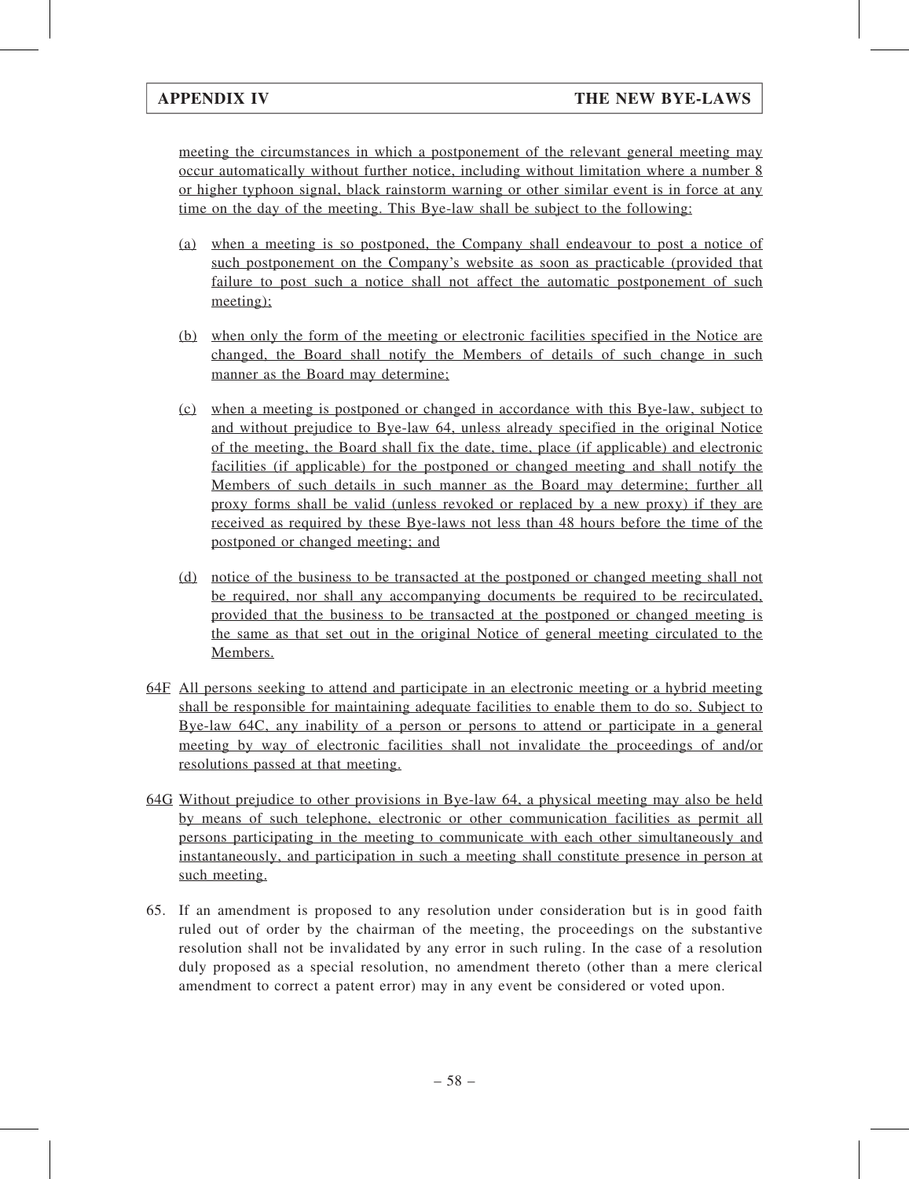meeting the circumstances in which a postponement of the relevant general meeting may occur automatically without further notice, including without limitation where a number 8 or higher typhoon signal, black rainstorm warning or other similar event is in force at any time on the day of the meeting. This Bye-law shall be subject to the following:

(a) when a meeting is so postponed, the Company shall endeavour to post a notice of such postponement on the Company's website as soon as practicable (provided that failure to post such a notice shall not affect the automatic postponement of such meeting);

(b) when only the form of the meeting or electronic facilities specified in the Notice are changed, the Board shall notify the Members of details of such change in such manner as the Board may determine;

(c) when a meeting is postponed or changed in accordance with this Bye-law, subject to and without prejudice to Bye-law 64, unless already specified in the original Notice of the meeting, the Board shall fix the date, time, place (if applicable) and electronic facilities (if applicable) for the postponed or changed meeting and shall notify the Members of such details in such manner as the Board may determine; further all proxy forms shall be valid (unless revoked or replaced by a new proxy) if they are received as required by these Bye-laws not less than 48 hours before the time of the postponed or changed meeting; and

(d) notice of the business to be transacted at the postponed or changed meeting shall not be required, nor shall any accompanying documents be required to be recirculated, provided that the business to be transacted at the postponed or changed meeting is the same as that set out in the original Notice of general meeting circulated to the Members.

64F All persons seeking to attend and participate in an electronic meeting or a hybrid meeting shall be responsible for maintaining adequate facilities to enable them to do so. Subject to Bye-law 64C, any inability of a person or persons to attend or participate in a general meeting by way of electronic facilities shall not invalidate the proceedings of and/or resolutions passed at that meeting.

64G Without prejudice to other provisions in Bye-law 64, a physical meeting may also be held by means of such telephone, electronic or other communication facilities as permit all persons participating in the meeting to communicate with each other simultaneously and instantaneously, and participation in such a meeting shall constitute presence in person at such meeting.

65. If an amendment is proposed to any resolution under consideration but is in good faith ruled out of order by the chairman of the meeting, the proceedings on the substantive resolution shall not be invalidated by any error in such ruling. In the case of a resolution duly proposed as a special resolution, no amendment thereto (other than a mere clerical amendment to correct a patent error) may in any event be considered or voted upon.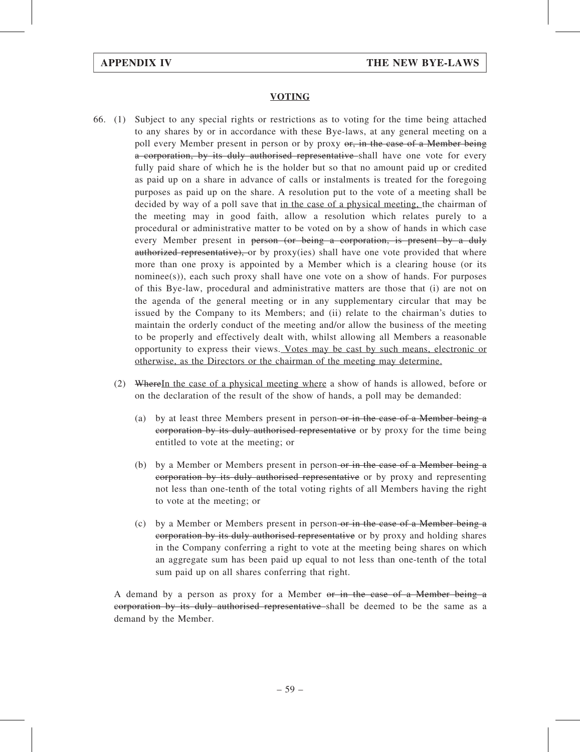## VOTING

66. (1) Subject to any special rights or restrictions as to voting for the time being attached to any shares by or in accordance with these Bye-laws, at any general meeting on a poll every Member present in person or by proxy ~~or, in the case of a Member being a corporation, by its duly authorised representative~~ shall have one vote for every fully paid share of which he is the holder but so that no amount paid up or credited as paid up on a share in advance of calls or instalments is treated for the foregoing purposes as paid up on the share. A resolution put to the vote of a meeting shall be decided by way of a poll save that <u>in the case of a physical meeting,</u> the chairman of the meeting may in good faith, allow a resolution which relates purely to a procedural or administrative matter to be voted on by a show of hands in which case every Member present in ~~person (or being a corporation, is present by a duly authorized representative),~~ or by proxy(ies) shall have one vote provided that where more than one proxy is appointed by a Member which is a clearing house (or its nominee(s)), each such proxy shall have one vote on a show of hands. For purposes of this Bye-law, procedural and administrative matters are those that (i) are not on the agenda of the general meeting or in any supplementary circular that may be issued by the Company to its Members; and (ii) relate to the chairman's duties to maintain the orderly conduct of the meeting and/or allow the business of the meeting to be properly and effectively dealt with, whilst allowing all Members a reasonable opportunity to express their views.<u> Votes may be cast by such means, electronic or otherwise, as the Directors or the chairman of the meeting may determine.</u>

(2) ~~Where~~<u>In the case of a physical meeting where</u> a show of hands is allowed, before or on the declaration of the result of the show of hands, a poll may be demanded:

(a) by at least three Members present in person ~~or in the case of a Member being a corporation by its duly authorised representative~~ or by proxy for the time being entitled to vote at the meeting; or

(b) by a Member or Members present in person ~~or in the case of a Member being a corporation by its duly authorised representative~~ or by proxy and representing not less than one-tenth of the total voting rights of all Members having the right to vote at the meeting; or

(c) by a Member or Members present in person ~~or in the case of a Member being a corporation by its duly authorised representative~~ or by proxy and holding shares in the Company conferring a right to vote at the meeting being shares on which an aggregate sum has been paid up equal to not less than one-tenth of the total sum paid up on all shares conferring that right.

A demand by a person as proxy for a Member ~~or in the case of a Member being a corporation by its duly authorised representative~~ shall be deemed to be the same as a demand by the Member.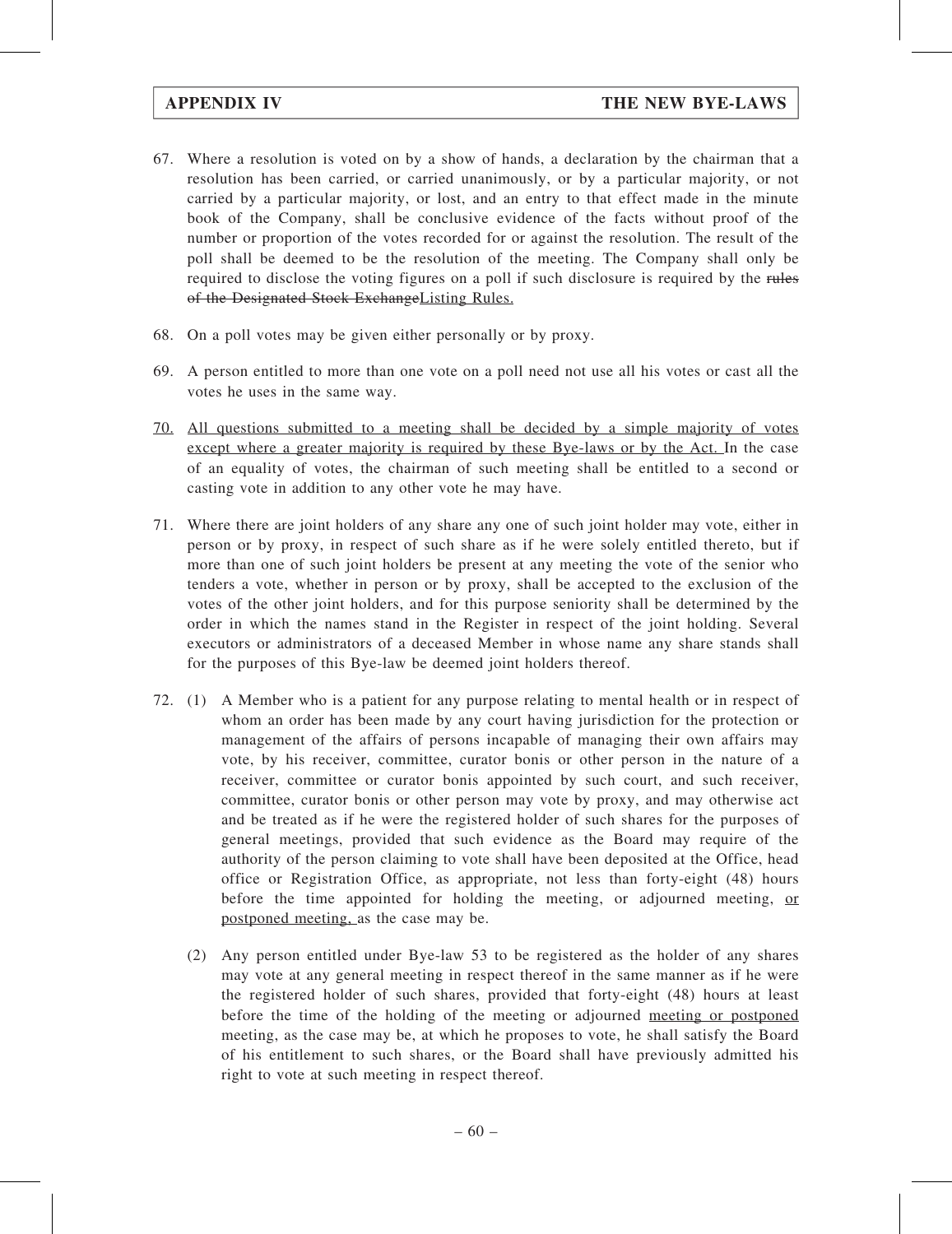67. Where a resolution is voted on by a show of hands, a declaration by the chairman that a resolution has been carried, or carried unanimously, or by a particular majority, or not carried by a particular majority, or lost, and an entry to that effect made in the minute book of the Company, shall be conclusive evidence of the facts without proof of the number or proportion of the votes recorded for or against the resolution. The result of the poll shall be deemed to be the resolution of the meeting. The Company shall only be required to disclose the voting figures on a poll if such disclosure is required by the ~~rules of the Designated Stock Exchange~~Listing Rules.

68. On a poll votes may be given either personally or by proxy.

69. A person entitled to more than one vote on a poll need not use all his votes or cast all the votes he uses in the same way.

70. All questions submitted to a meeting shall be decided by a simple majority of votes except where a greater majority is required by these Bye-laws or by the Act. In the case of an equality of votes, the chairman of such meeting shall be entitled to a second or casting vote in addition to any other vote he may have.

71. Where there are joint holders of any share any one of such joint holder may vote, either in person or by proxy, in respect of such share as if he were solely entitled thereto, but if more than one of such joint holders be present at any meeting the vote of the senior who tenders a vote, whether in person or by proxy, shall be accepted to the exclusion of the votes of the other joint holders, and for this purpose seniority shall be determined by the order in which the names stand in the Register in respect of the joint holding. Several executors or administrators of a deceased Member in whose name any share stands shall for the purposes of this Bye-law be deemed joint holders thereof.

72. (1) A Member who is a patient for any purpose relating to mental health or in respect of whom an order has been made by any court having jurisdiction for the protection or management of the affairs of persons incapable of managing their own affairs may vote, by his receiver, committee, curator bonis or other person in the nature of a receiver, committee or curator bonis appointed by such court, and such receiver, committee, curator bonis or other person may vote by proxy, and may otherwise act and be treated as if he were the registered holder of such shares for the purposes of general meetings, provided that such evidence as the Board may require of the authority of the person claiming to vote shall have been deposited at the Office, head office or Registration Office, as appropriate, not less than forty-eight (48) hours before the time appointed for holding the meeting, or adjourned meeting, or postponed meeting, as the case may be.

    (2) Any person entitled under Bye-law 53 to be registered as the holder of any shares may vote at any general meeting in respect thereof in the same manner as if he were the registered holder of such shares, provided that forty-eight (48) hours at least before the time of the holding of the meeting or adjourned meeting or postponed meeting, as the case may be, at which he proposes to vote, he shall satisfy the Board of his entitlement to such shares, or the Board shall have previously admitted his right to vote at such meeting in respect thereof.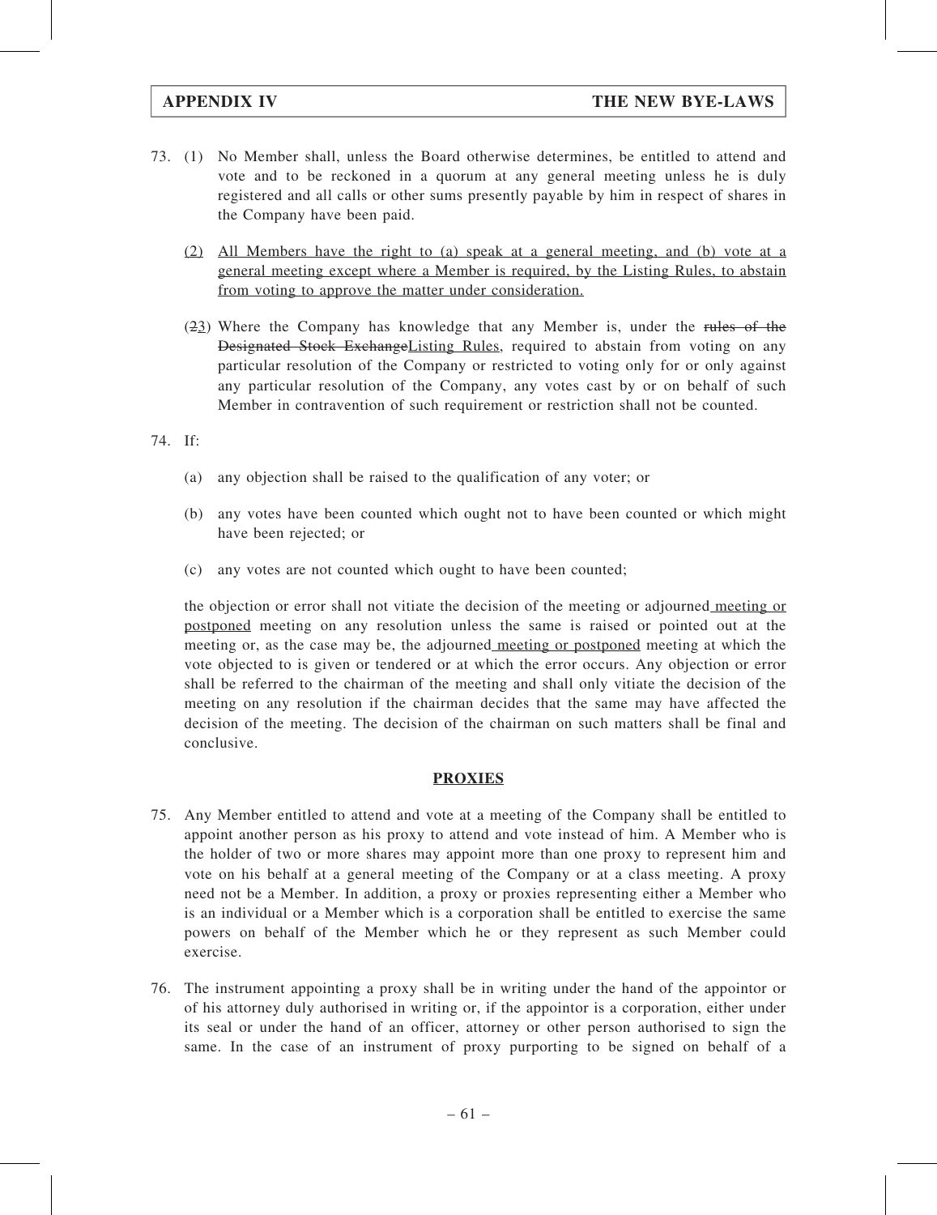73. (1) No Member shall, unless the Board otherwise determines, be entitled to attend and vote and to be reckoned in a quorum at any general meeting unless he is duly registered and all calls or other sums presently payable by him in respect of shares in the Company have been paid.

    (2) All Members have the right to (a) speak at a general meeting, and (b) vote at a general meeting except where a Member is required, by the Listing Rules, to abstain from voting to approve the matter under consideration.

    (~~2~~3) Where the Company has knowledge that any Member is, under the ~~rules of the Designated Stock Exchange~~Listing Rules, required to abstain from voting on any particular resolution of the Company or restricted to voting only for or only against any particular resolution of the Company, any votes cast by or on behalf of such Member in contravention of such requirement or restriction shall not be counted.

74. If:

    (a) any objection shall be raised to the qualification of any voter; or

    (b) any votes have been counted which ought not to have been counted or which might have been rejected; or

    (c) any votes are not counted which ought to have been counted;

    the objection or error shall not vitiate the decision of the meeting or adjourned meeting or postponed meeting on any resolution unless the same is raised or pointed out at the meeting or, as the case may be, the adjourned meeting or postponed meeting at which the vote objected to is given or tendered or at which the error occurs. Any objection or error shall be referred to the chairman of the meeting and shall only vitiate the decision of the meeting on any resolution if the chairman decides that the same may have affected the decision of the meeting. The decision of the chairman on such matters shall be final and conclusive.

**PROXIES**

75. Any Member entitled to attend and vote at a meeting of the Company shall be entitled to appoint another person as his proxy to attend and vote instead of him. A Member who is the holder of two or more shares may appoint more than one proxy to represent him and vote on his behalf at a general meeting of the Company or at a class meeting. A proxy need not be a Member. In addition, a proxy or proxies representing either a Member who is an individual or a Member which is a corporation shall be entitled to exercise the same powers on behalf of the Member which he or they represent as such Member could exercise.

76. The instrument appointing a proxy shall be in writing under the hand of the appointor or of his attorney duly authorised in writing or, if the appointor is a corporation, either under its seal or under the hand of an officer, attorney or other person authorised to sign the same. In the case of an instrument of proxy purporting to be signed on behalf of a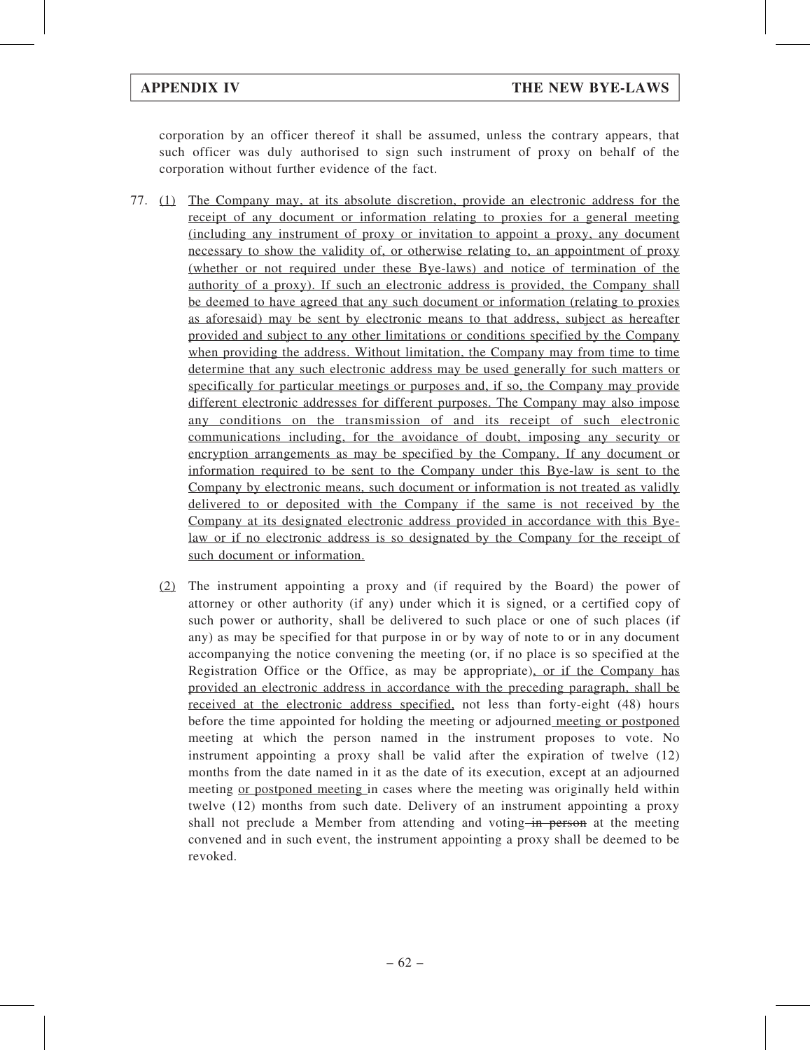corporation by an officer thereof it shall be assumed, unless the contrary appears, that such officer was duly authorised to sign such instrument of proxy on behalf of the corporation without further evidence of the fact.

77. (1) The Company may, at its absolute discretion, provide an electronic address for the receipt of any document or information relating to proxies for a general meeting (including any instrument of proxy or invitation to appoint a proxy, any document necessary to show the validity of, or otherwise relating to, an appointment of proxy (whether or not required under these Bye-laws) and notice of termination of the authority of a proxy). If such an electronic address is provided, the Company shall be deemed to have agreed that any such document or information (relating to proxies as aforesaid) may be sent by electronic means to that address, subject as hereafter provided and subject to any other limitations or conditions specified by the Company when providing the address. Without limitation, the Company may from time to time determine that any such electronic address may be used generally for such matters or specifically for particular meetings or purposes and, if so, the Company may provide different electronic addresses for different purposes. The Company may also impose any conditions on the transmission of and its receipt of such electronic communications including, for the avoidance of doubt, imposing any security or encryption arrangements as may be specified by the Company. If any document or information required to be sent to the Company under this Bye-law is sent to the Company by electronic means, such document or information is not treated as validly delivered to or deposited with the Company if the same is not received by the Company at its designated electronic address provided in accordance with this Bye-law or if no electronic address is so designated by the Company for the receipt of such document or information.

(2) The instrument appointing a proxy and (if required by the Board) the power of attorney or other authority (if any) under which it is signed, or a certified copy of such power or authority, shall be delivered to such place or one of such places (if any) as may be specified for that purpose in or by way of note to or in any document accompanying the notice convening the meeting (or, if no place is so specified at the Registration Office or the Office, as may be appropriate), or if the Company has provided an electronic address in accordance with the preceding paragraph, shall be received at the electronic address specified, not less than forty-eight (48) hours before the time appointed for holding the meeting or adjourned meeting or postponed meeting at which the person named in the instrument proposes to vote. No instrument appointing a proxy shall be valid after the expiration of twelve (12) months from the date named in it as the date of its execution, except at an adjourned meeting or postponed meeting in cases where the meeting was originally held within twelve (12) months from such date. Delivery of an instrument appointing a proxy shall not preclude a Member from attending and voting ~~in person~~ at the meeting convened and in such event, the instrument appointing a proxy shall be deemed to be revoked.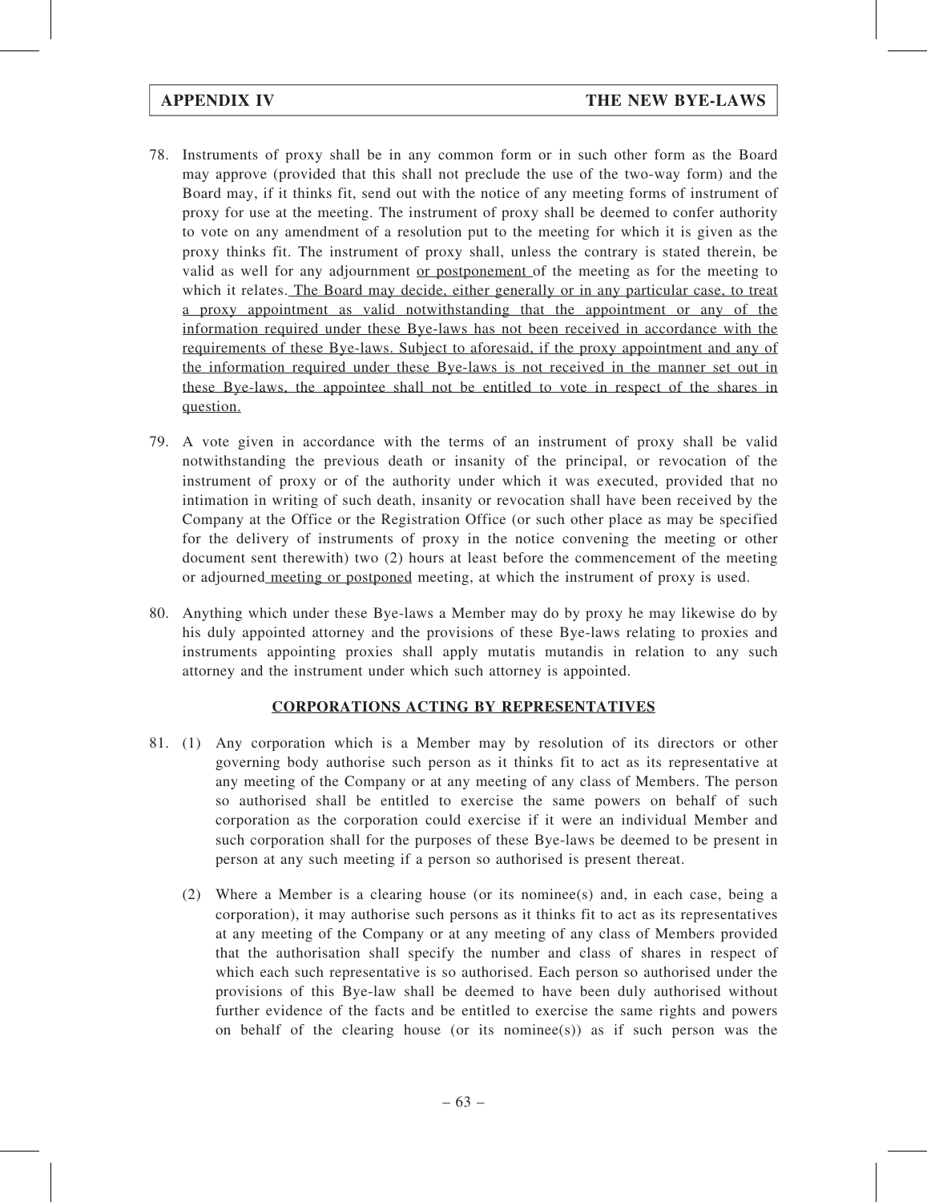78. Instruments of proxy shall be in any common form or in such other form as the Board may approve (provided that this shall not preclude the use of the two-way form) and the Board may, if it thinks fit, send out with the notice of any meeting forms of instrument of proxy for use at the meeting. The instrument of proxy shall be deemed to confer authority to vote on any amendment of a resolution put to the meeting for which it is given as the proxy thinks fit. The instrument of proxy shall, unless the contrary is stated therein, be valid as well for any adjournment <u>or postponement</u> of the meeting as for the meeting to which it relates. <u>The Board may decide, either generally or in any particular case, to treat a proxy appointment as valid notwithstanding that the appointment or any of the information required under these Bye-laws has not been received in accordance with the requirements of these Bye-laws. Subject to aforesaid, if the proxy appointment and any of the information required under these Bye-laws is not received in the manner set out in these Bye-laws, the appointee shall not be entitled to vote in respect of the shares in question.</u>

79. A vote given in accordance with the terms of an instrument of proxy shall be valid notwithstanding the previous death or insanity of the principal, or revocation of the instrument of proxy or of the authority under which it was executed, provided that no intimation in writing of such death, insanity or revocation shall have been received by the Company at the Office or the Registration Office (or such other place as may be specified for the delivery of instruments of proxy in the notice convening the meeting or other document sent therewith) two (2) hours at least before the commencement of the meeting or adjourned <u>meeting or postponed</u> meeting, at which the instrument of proxy is used.

80. Anything which under these Bye-laws a Member may do by proxy he may likewise do by his duly appointed attorney and the provisions of these Bye-laws relating to proxies and instruments appointing proxies shall apply mutatis mutandis in relation to any such attorney and the instrument under which such attorney is appointed.

**<u>CORPORATIONS ACTING BY REPRESENTATIVES</u>**

81. (1) Any corporation which is a Member may by resolution of its directors or other governing body authorise such person as it thinks fit to act as its representative at any meeting of the Company or at any meeting of any class of Members. The person so authorised shall be entitled to exercise the same powers on behalf of such corporation as the corporation could exercise if it were an individual Member and such corporation shall for the purposes of these Bye-laws be deemed to be present in person at any such meeting if a person so authorised is present thereat.

    (2) Where a Member is a clearing house (or its nominee(s) and, in each case, being a corporation), it may authorise such persons as it thinks fit to act as its representatives at any meeting of the Company or at any meeting of any class of Members provided that the authorisation shall specify the number and class of shares in respect of which each such representative is so authorised. Each person so authorised under the provisions of this Bye-law shall be deemed to have been duly authorised without further evidence of the facts and be entitled to exercise the same rights and powers on behalf of the clearing house (or its nominee(s)) as if such person was the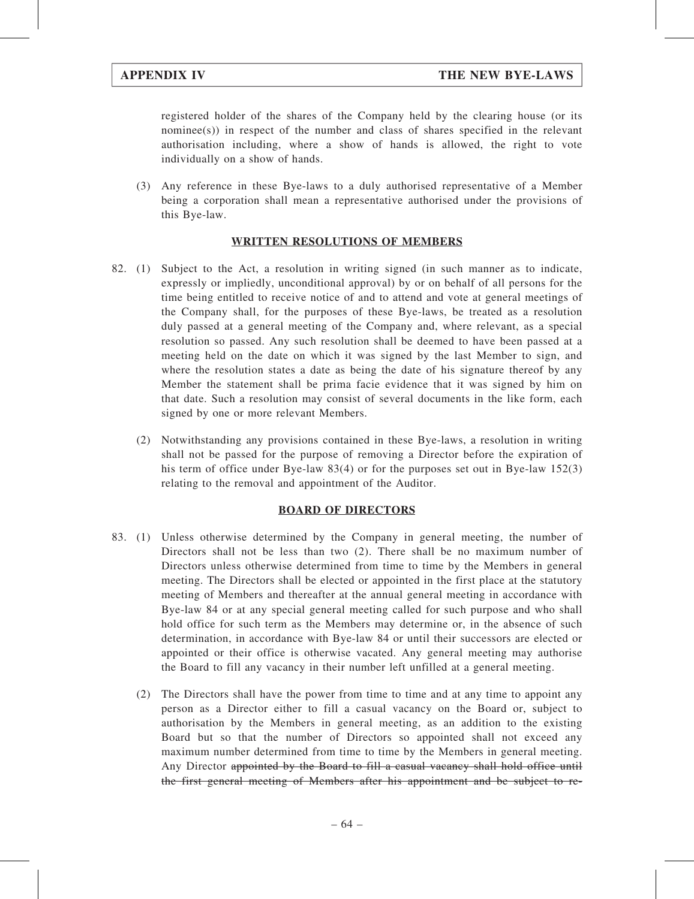registered holder of the shares of the Company held by the clearing house (or its nominee(s)) in respect of the number and class of shares specified in the relevant authorisation including, where a show of hands is allowed, the right to vote individually on a show of hands.

(3) Any reference in these Bye-laws to a duly authorised representative of a Member being a corporation shall mean a representative authorised under the provisions of this Bye-law.

## WRITTEN RESOLUTIONS OF MEMBERS

82. (1) Subject to the Act, a resolution in writing signed (in such manner as to indicate, expressly or impliedly, unconditional approval) by or on behalf of all persons for the time being entitled to receive notice of and to attend and vote at general meetings of the Company shall, for the purposes of these Bye-laws, be treated as a resolution duly passed at a general meeting of the Company and, where relevant, as a special resolution so passed. Any such resolution shall be deemed to have been passed at a meeting held on the date on which it was signed by the last Member to sign, and where the resolution states a date as being the date of his signature thereof by any Member the statement shall be prima facie evidence that it was signed by him on that date. Such a resolution may consist of several documents in the like form, each signed by one or more relevant Members.

(2) Notwithstanding any provisions contained in these Bye-laws, a resolution in writing shall not be passed for the purpose of removing a Director before the expiration of his term of office under Bye-law 83(4) or for the purposes set out in Bye-law 152(3) relating to the removal and appointment of the Auditor.

## BOARD OF DIRECTORS

83. (1) Unless otherwise determined by the Company in general meeting, the number of Directors shall not be less than two (2). There shall be no maximum number of Directors unless otherwise determined from time to time by the Members in general meeting. The Directors shall be elected or appointed in the first place at the statutory meeting of Members and thereafter at the annual general meeting in accordance with Bye-law 84 or at any special general meeting called for such purpose and who shall hold office for such term as the Members may determine or, in the absence of such determination, in accordance with Bye-law 84 or until their successors are elected or appointed or their office is otherwise vacated. Any general meeting may authorise the Board to fill any vacancy in their number left unfilled at a general meeting.

(2) The Directors shall have the power from time to time and at any time to appoint any person as a Director either to fill a casual vacancy on the Board or, subject to authorisation by the Members in general meeting, as an addition to the existing Board but so that the number of Directors so appointed shall not exceed any maximum number determined from time to time by the Members in general meeting. Any Director ~~appointed by the Board to fill a casual vacancy shall hold office until the first general meeting of Members after his appointment and be subject to re-~~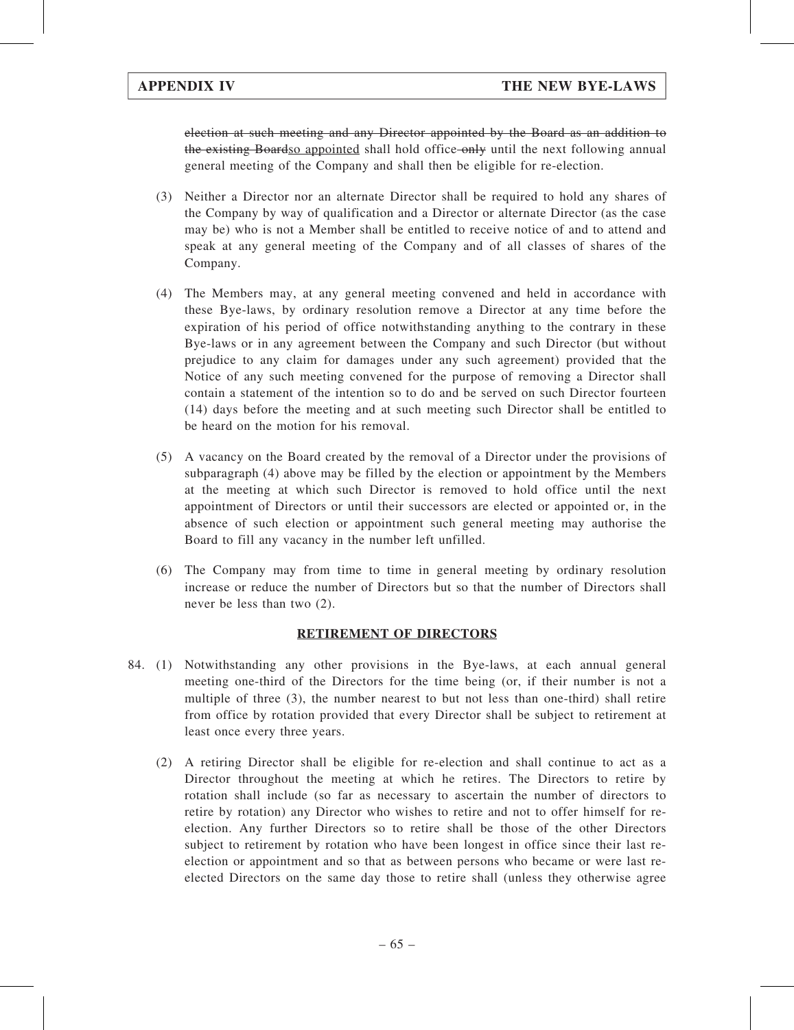~~election at such meeting and any Director appointed by the Board as an addition to the existing Board~~so appointed shall hold office ~~only~~ until the next following annual general meeting of the Company and shall then be eligible for re-election.

(3) Neither a Director nor an alternate Director shall be required to hold any shares of the Company by way of qualification and a Director or alternate Director (as the case may be) who is not a Member shall be entitled to receive notice of and to attend and speak at any general meeting of the Company and of all classes of shares of the Company.

(4) The Members may, at any general meeting convened and held in accordance with these Bye-laws, by ordinary resolution remove a Director at any time before the expiration of his period of office notwithstanding anything to the contrary in these Bye-laws or in any agreement between the Company and such Director (but without prejudice to any claim for damages under any such agreement) provided that the Notice of any such meeting convened for the purpose of removing a Director shall contain a statement of the intention so to do and be served on such Director fourteen (14) days before the meeting and at such meeting such Director shall be entitled to be heard on the motion for his removal.

(5) A vacancy on the Board created by the removal of a Director under the provisions of subparagraph (4) above may be filled by the election or appointment by the Members at the meeting at which such Director is removed to hold office until the next appointment of Directors or until their successors are elected or appointed or, in the absence of such election or appointment such general meeting may authorise the Board to fill any vacancy in the number left unfilled.

(6) The Company may from time to time in general meeting by ordinary resolution increase or reduce the number of Directors but so that the number of Directors shall never be less than two (2).

**RETIREMENT OF DIRECTORS**

84. (1) Notwithstanding any other provisions in the Bye-laws, at each annual general meeting one-third of the Directors for the time being (or, if their number is not a multiple of three (3), the number nearest to but not less than one-third) shall retire from office by rotation provided that every Director shall be subject to retirement at least once every three years.

(2) A retiring Director shall be eligible for re-election and shall continue to act as a Director throughout the meeting at which he retires. The Directors to retire by rotation shall include (so far as necessary to ascertain the number of directors to retire by rotation) any Director who wishes to retire and not to offer himself for re-election. Any further Directors so to retire shall be those of the other Directors subject to retirement by rotation who have been longest in office since their last re-election or appointment and so that as between persons who became or were last re-elected Directors on the same day those to retire shall (unless they otherwise agree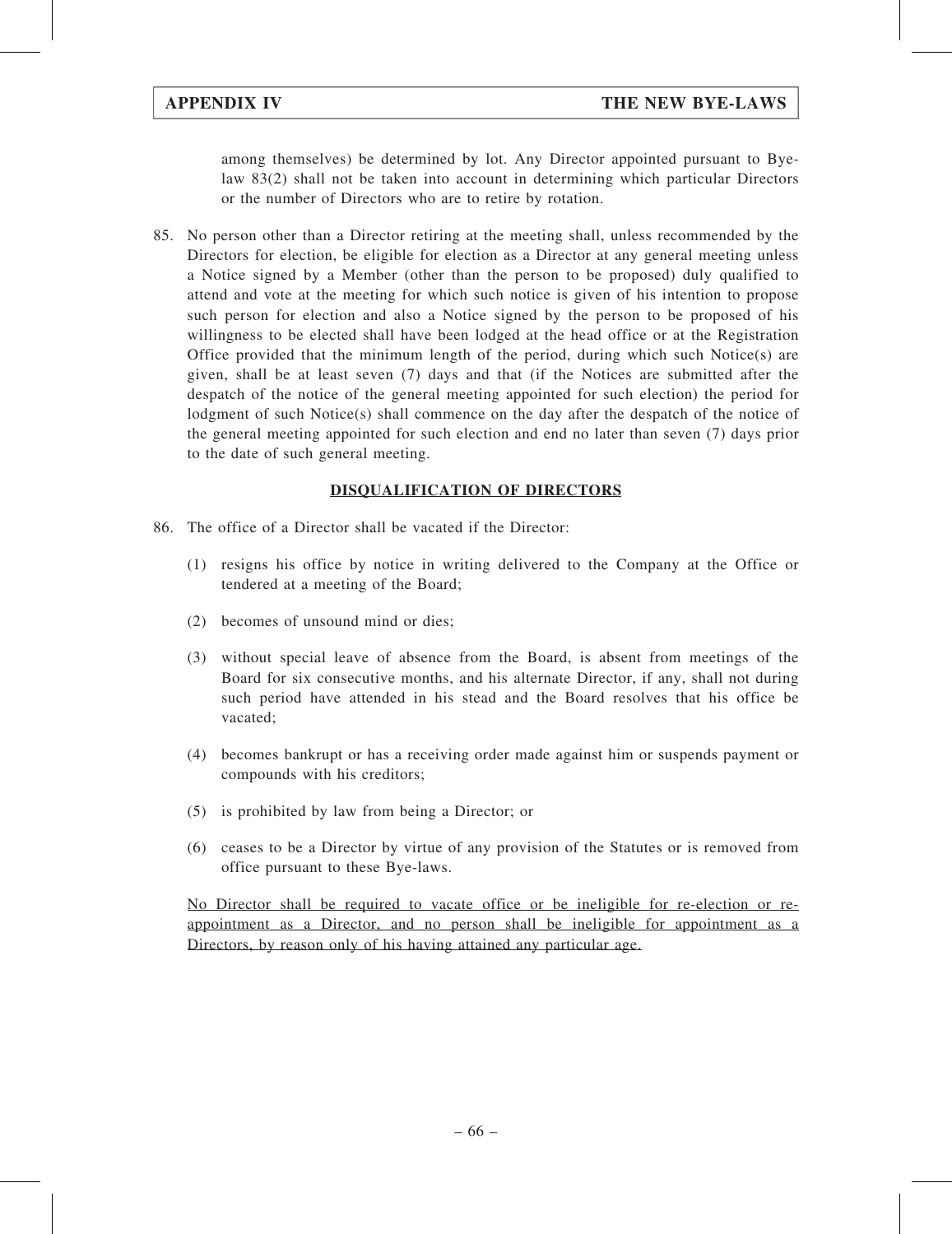among themselves) be determined by lot. Any Director appointed pursuant to Bye-law 83(2) shall not be taken into account in determining which particular Directors or the number of Directors who are to retire by rotation.

85. No person other than a Director retiring at the meeting shall, unless recommended by the Directors for election, be eligible for election as a Director at any general meeting unless a Notice signed by a Member (other than the person to be proposed) duly qualified to attend and vote at the meeting for which such notice is given of his intention to propose such person for election and also a Notice signed by the person to be proposed of his willingness to be elected shall have been lodged at the head office or at the Registration Office provided that the minimum length of the period, during which such Notice(s) are given, shall be at least seven (7) days and that (if the Notices are submitted after the despatch of the notice of the general meeting appointed for such election) the period for lodgment of such Notice(s) shall commence on the day after the despatch of the notice of the general meeting appointed for such election and end no later than seven (7) days prior to the date of such general meeting.

## DISQUALIFICATION OF DIRECTORS

86. The office of a Director shall be vacated if the Director:

    (1) resigns his office by notice in writing delivered to the Company at the Office or tendered at a meeting of the Board;

    (2) becomes of unsound mind or dies;

    (3) without special leave of absence from the Board, is absent from meetings of the Board for six consecutive months, and his alternate Director, if any, shall not during such period have attended in his stead and the Board resolves that his office be vacated;

    (4) becomes bankrupt or has a receiving order made against him or suspends payment or compounds with his creditors;

    (5) is prohibited by law from being a Director; or

    (6) ceases to be a Director by virtue of any provision of the Statutes or is removed from office pursuant to these Bye-laws.

    No Director shall be required to vacate office or be ineligible for re-election or re-appointment as a Director, and no person shall be ineligible for appointment as a Directors, by reason only of his having attained any particular age.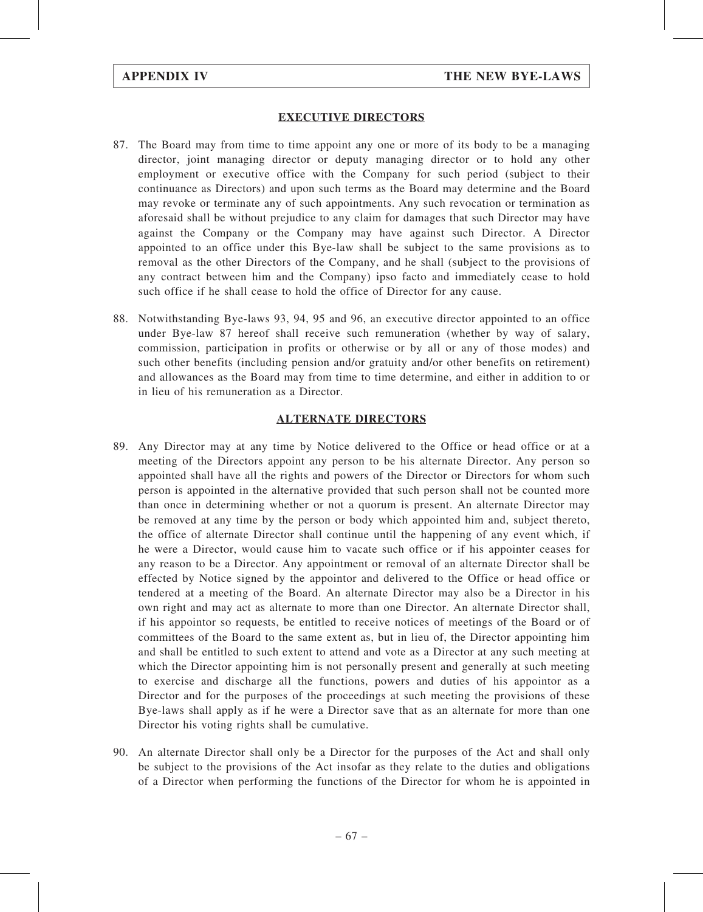## EXECUTIVE DIRECTORS

87. The Board may from time to time appoint any one or more of its body to be a managing director, joint managing director or deputy managing director or to hold any other employment or executive office with the Company for such period (subject to their continuance as Directors) and upon such terms as the Board may determine and the Board may revoke or terminate any of such appointments. Any such revocation or termination as aforesaid shall be without prejudice to any claim for damages that such Director may have against the Company or the Company may have against such Director. A Director appointed to an office under this Bye-law shall be subject to the same provisions as to removal as the other Directors of the Company, and he shall (subject to the provisions of any contract between him and the Company) ipso facto and immediately cease to hold such office if he shall cease to hold the office of Director for any cause.

88. Notwithstanding Bye-laws 93, 94, 95 and 96, an executive director appointed to an office under Bye-law 87 hereof shall receive such remuneration (whether by way of salary, commission, participation in profits or otherwise or by all or any of those modes) and such other benefits (including pension and/or gratuity and/or other benefits on retirement) and allowances as the Board may from time to time determine, and either in addition to or in lieu of his remuneration as a Director.

## ALTERNATE DIRECTORS

89. Any Director may at any time by Notice delivered to the Office or head office or at a meeting of the Directors appoint any person to be his alternate Director. Any person so appointed shall have all the rights and powers of the Director or Directors for whom such person is appointed in the alternative provided that such person shall not be counted more than once in determining whether or not a quorum is present. An alternate Director may be removed at any time by the person or body which appointed him and, subject thereto, the office of alternate Director shall continue until the happening of any event which, if he were a Director, would cause him to vacate such office or if his appointer ceases for any reason to be a Director. Any appointment or removal of an alternate Director shall be effected by Notice signed by the appointor and delivered to the Office or head office or tendered at a meeting of the Board. An alternate Director may also be a Director in his own right and may act as alternate to more than one Director. An alternate Director shall, if his appointor so requests, be entitled to receive notices of meetings of the Board or of committees of the Board to the same extent as, but in lieu of, the Director appointing him and shall be entitled to such extent to attend and vote as a Director at any such meeting at which the Director appointing him is not personally present and generally at such meeting to exercise and discharge all the functions, powers and duties of his appointor as a Director and for the purposes of the proceedings at such meeting the provisions of these Bye-laws shall apply as if he were a Director save that as an alternate for more than one Director his voting rights shall be cumulative.

90. An alternate Director shall only be a Director for the purposes of the Act and shall only be subject to the provisions of the Act insofar as they relate to the duties and obligations of a Director when performing the functions of the Director for whom he is appointed in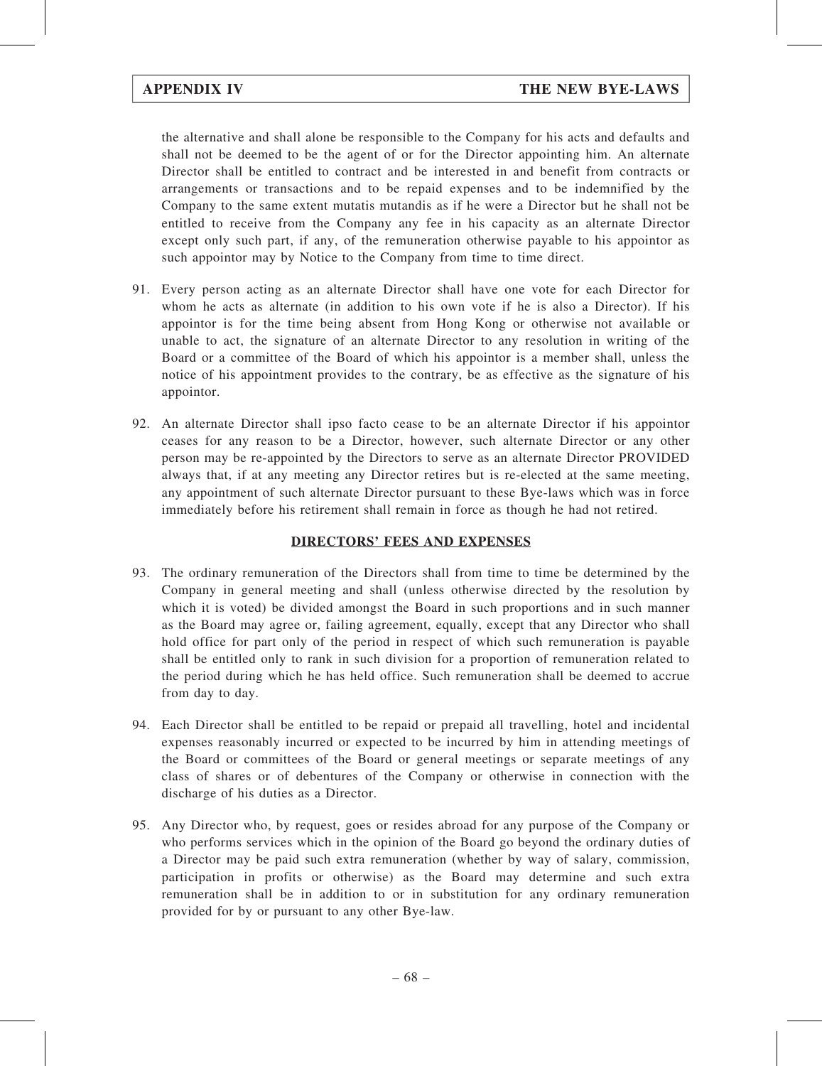the alternative and shall alone be responsible to the Company for his acts and defaults and shall not be deemed to be the agent of or for the Director appointing him. An alternate Director shall be entitled to contract and be interested in and benefit from contracts or arrangements or transactions and to be repaid expenses and to be indemnified by the Company to the same extent mutatis mutandis as if he were a Director but he shall not be entitled to receive from the Company any fee in his capacity as an alternate Director except only such part, if any, of the remuneration otherwise payable to his appointor as such appointor may by Notice to the Company from time to time direct.

91. Every person acting as an alternate Director shall have one vote for each Director for whom he acts as alternate (in addition to his own vote if he is also a Director). If his appointor is for the time being absent from Hong Kong or otherwise not available or unable to act, the signature of an alternate Director to any resolution in writing of the Board or a committee of the Board of which his appointor is a member shall, unless the notice of his appointment provides to the contrary, be as effective as the signature of his appointor.

92. An alternate Director shall ipso facto cease to be an alternate Director if his appointor ceases for any reason to be a Director, however, such alternate Director or any other person may be re-appointed by the Directors to serve as an alternate Director PROVIDED always that, if at any meeting any Director retires but is re-elected at the same meeting, any appointment of such alternate Director pursuant to these Bye-laws which was in force immediately before his retirement shall remain in force as though he had not retired.

## DIRECTORS' FEES AND EXPENSES

93. The ordinary remuneration of the Directors shall from time to time be determined by the Company in general meeting and shall (unless otherwise directed by the resolution by which it is voted) be divided amongst the Board in such proportions and in such manner as the Board may agree or, failing agreement, equally, except that any Director who shall hold office for part only of the period in respect of which such remuneration is payable shall be entitled only to rank in such division for a proportion of remuneration related to the period during which he has held office. Such remuneration shall be deemed to accrue from day to day.

94. Each Director shall be entitled to be repaid or prepaid all travelling, hotel and incidental expenses reasonably incurred or expected to be incurred by him in attending meetings of the Board or committees of the Board or general meetings or separate meetings of any class of shares or of debentures of the Company or otherwise in connection with the discharge of his duties as a Director.

95. Any Director who, by request, goes or resides abroad for any purpose of the Company or who performs services which in the opinion of the Board go beyond the ordinary duties of a Director may be paid such extra remuneration (whether by way of salary, commission, participation in profits or otherwise) as the Board may determine and such extra remuneration shall be in addition to or in substitution for any ordinary remuneration provided for by or pursuant to any other Bye-law.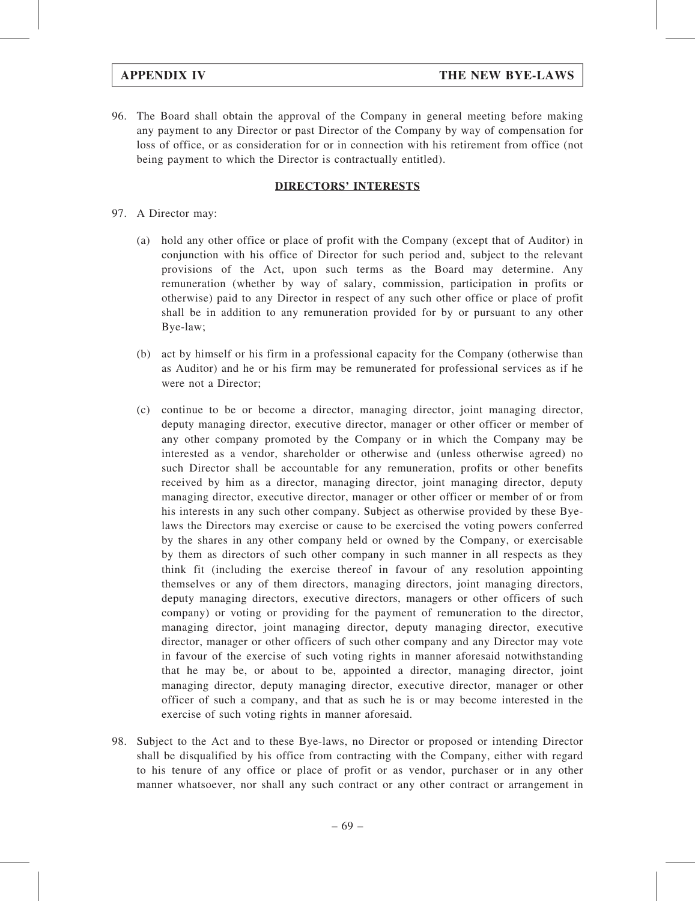96. The Board shall obtain the approval of the Company in general meeting before making any payment to any Director or past Director of the Company by way of compensation for loss of office, or as consideration for or in connection with his retirement from office (not being payment to which the Director is contractually entitled).

## DIRECTORS' INTERESTS

97. A Director may:

    (a) hold any other office or place of profit with the Company (except that of Auditor) in conjunction with his office of Director for such period and, subject to the relevant provisions of the Act, upon such terms as the Board may determine. Any remuneration (whether by way of salary, commission, participation in profits or otherwise) paid to any Director in respect of any such other office or place of profit shall be in addition to any remuneration provided for by or pursuant to any other Bye-law;

    (b) act by himself or his firm in a professional capacity for the Company (otherwise than as Auditor) and he or his firm may be remunerated for professional services as if he were not a Director;

    (c) continue to be or become a director, managing director, joint managing director, deputy managing director, executive director, manager or other officer or member of any other company promoted by the Company or in which the Company may be interested as a vendor, shareholder or otherwise and (unless otherwise agreed) no such Director shall be accountable for any remuneration, profits or other benefits received by him as a director, managing director, joint managing director, deputy managing director, executive director, manager or other officer or member of or from his interests in any such other company. Subject as otherwise provided by these Bye-laws the Directors may exercise or cause to be exercised the voting powers conferred by the shares in any other company held or owned by the Company, or exercisable by them as directors of such other company in such manner in all respects as they think fit (including the exercise thereof in favour of any resolution appointing themselves or any of them directors, managing directors, joint managing directors, deputy managing directors, executive directors, managers or other officers of such company) or voting or providing for the payment of remuneration to the director, managing director, joint managing director, deputy managing director, executive director, manager or other officers of such other company and any Director may vote in favour of the exercise of such voting rights in manner aforesaid notwithstanding that he may be, or about to be, appointed a director, managing director, joint managing director, deputy managing director, executive director, manager or other officer of such a company, and that as such he is or may become interested in the exercise of such voting rights in manner aforesaid.

98. Subject to the Act and to these Bye-laws, no Director or proposed or intending Director shall be disqualified by his office from contracting with the Company, either with regard to his tenure of any office or place of profit or as vendor, purchaser or in any other manner whatsoever, nor shall any such contract or any other contract or arrangement in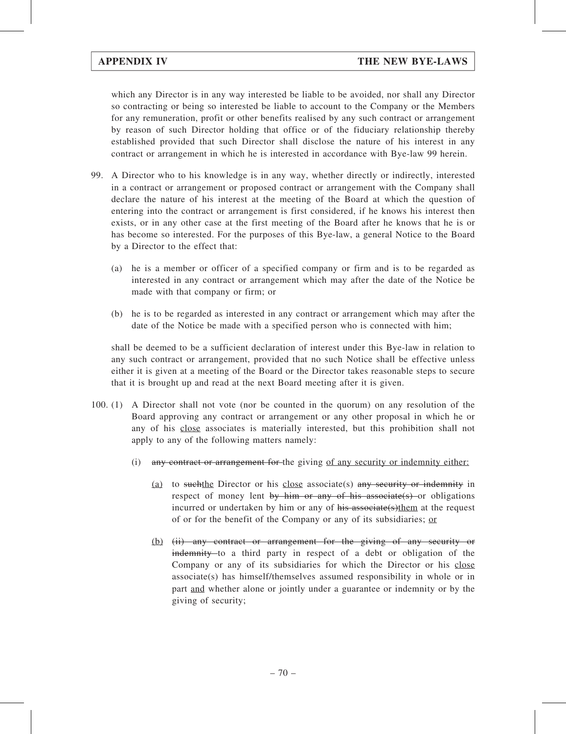which any Director is in any way interested be liable to be avoided, nor shall any Director so contracting or being so interested be liable to account to the Company or the Members for any remuneration, profit or other benefits realised by any such contract or arrangement by reason of such Director holding that office or of the fiduciary relationship thereby established provided that such Director shall disclose the nature of his interest in any contract or arrangement in which he is interested in accordance with Bye-law 99 herein.

99. A Director who to his knowledge is in any way, whether directly or indirectly, interested in a contract or arrangement or proposed contract or arrangement with the Company shall declare the nature of his interest at the meeting of the Board at which the question of entering into the contract or arrangement is first considered, if he knows his interest then exists, or in any other case at the first meeting of the Board after he knows that he is or has become so interested. For the purposes of this Bye-law, a general Notice to the Board by a Director to the effect that:

   (a) he is a member or officer of a specified company or firm and is to be regarded as interested in any contract or arrangement which may after the date of the Notice be made with that company or firm; or

   (b) he is to be regarded as interested in any contract or arrangement which may after the date of the Notice be made with a specified person who is connected with him;

   shall be deemed to be a sufficient declaration of interest under this Bye-law in relation to any such contract or arrangement, provided that no such Notice shall be effective unless either it is given at a meeting of the Board or the Director takes reasonable steps to secure that it is brought up and read at the next Board meeting after it is given.

100. (1) A Director shall not vote (nor be counted in the quorum) on any resolution of the Board approving any contract or arrangement or any other proposal in which he or any of his <u>close</u> associates is materially interested, but this prohibition shall not apply to any of the following matters namely:

   (i) ~~any contract or arrangement for~~ the giving <u>of any security or indemnity either:</u>

      <u>(a)</u> to ~~such~~<u>the</u> Director or his <u>close</u> associate(s) ~~any security or indemnity~~ in respect of money lent ~~by him or any of his associate(s)~~ or obligations incurred or undertaken by him or any of ~~his associate(s)~~<u>them</u> at the request of or for the benefit of the Company or any of its subsidiaries; <u>or</u>

      <u>(b)</u> ~~(ii) any contract or arrangement for the giving of any security or indemnity~~ to a third party in respect of a debt or obligation of the Company or any of its subsidiaries for which the Director or his <u>close</u> associate(s) has himself/themselves assumed responsibility in whole or in part <u>and</u> whether alone or jointly under a guarantee or indemnity or by the giving of security;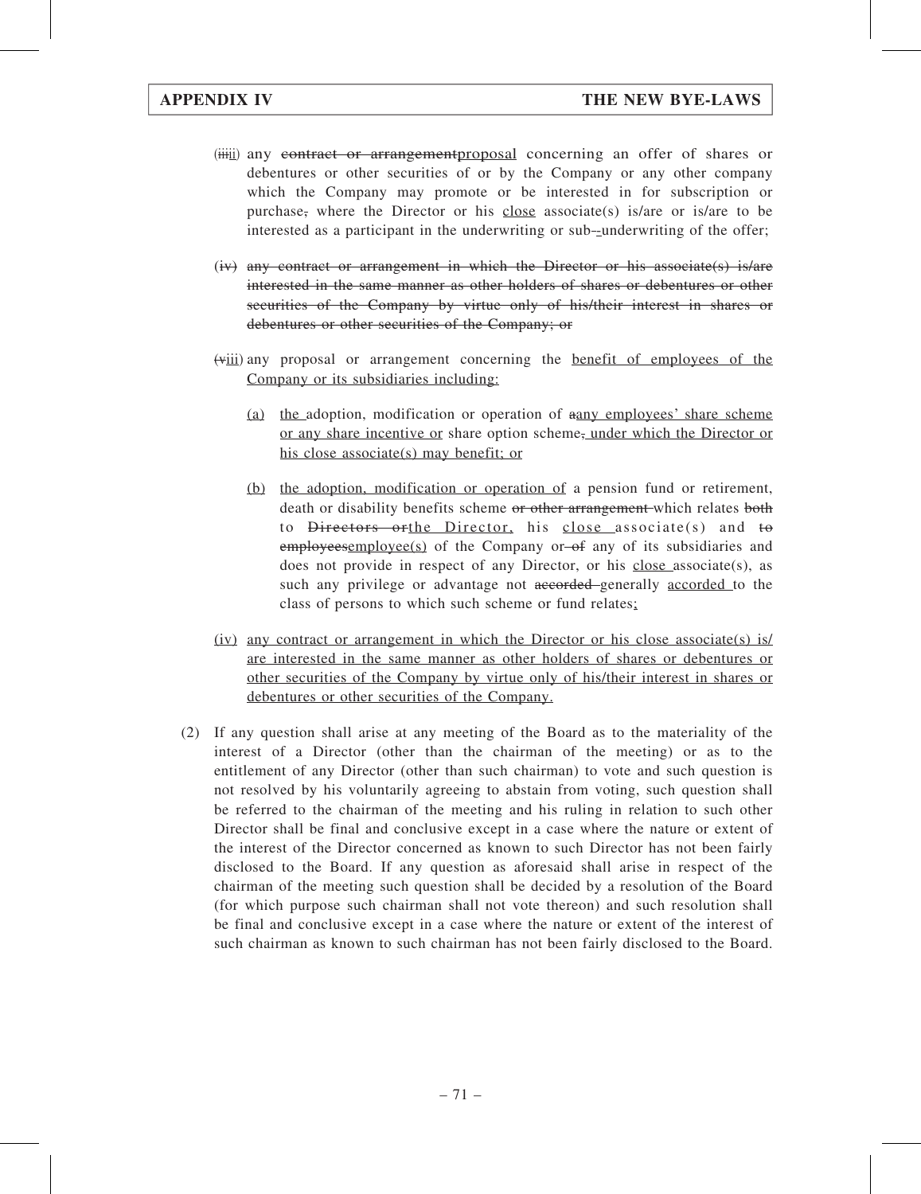(~~iii~~<u>ii</u>) any ~~contract or arrangement~~<u>proposal</u> concerning an offer of shares or debentures or other securities of or by the Company or any other company which the Company may promote or be interested in for subscription or purchase~~,~~ where the Director or his <u>close</u> associate(s) is/are or is/are to be interested as a participant in the underwriting or sub~~-~~<u>-</u>underwriting of the offer;

~~(iv) any contract or arrangement in which the Director or his associate(s) is/are interested in the same manner as other holders of shares or debentures or other securities of the Company by virtue only of his/their interest in shares or debentures or other securities of the Company; or~~

(~~v~~<u>iii</u>) any proposal or arrangement concerning the <u>benefit of employees of the Company or its subsidiaries including:</u>

<u>(a)</u> <u>the </u>adoption, modification or operation of ~~a~~<u>any employees' share scheme or any share incentive or</u> share option scheme~~,~~<u> under which the Director or his close associate(s) may benefit; or</u>

<u>(b)</u> <u>the adoption, modification or operation of</u> a pension fund or retirement, death or disability benefits scheme ~~or other arrangement~~ which relates ~~both~~ to ~~Directors or~~<u>the Director,</u> his <u>close</u> associate(s) and ~~to~~ ~~employees~~<u>employee(s)</u> of the Company or ~~of~~ any of its subsidiaries and does not provide in respect of any Director, or his <u>close</u> associate(s), as such any privilege or advantage not ~~accorded~~ generally <u>accorded</u> to the class of persons to which such scheme or fund relates<u>;</u>

<u>(iv) any contract or arrangement in which the Director or his close associate(s) is/are interested in the same manner as other holders of shares or debentures or other securities of the Company by virtue only of his/their interest in shares or debentures or other securities of the Company.</u>

(2) If any question shall arise at any meeting of the Board as to the materiality of the interest of a Director (other than the chairman of the meeting) or as to the entitlement of any Director (other than such chairman) to vote and such question is not resolved by his voluntarily agreeing to abstain from voting, such question shall be referred to the chairman of the meeting and his ruling in relation to such other Director shall be final and conclusive except in a case where the nature or extent of the interest of the Director concerned as known to such Director has not been fairly disclosed to the Board. If any question as aforesaid shall arise in respect of the chairman of the meeting such question shall be decided by a resolution of the Board (for which purpose such chairman shall not vote thereon) and such resolution shall be final and conclusive except in a case where the nature or extent of the interest of such chairman as known to such chairman has not been fairly disclosed to the Board.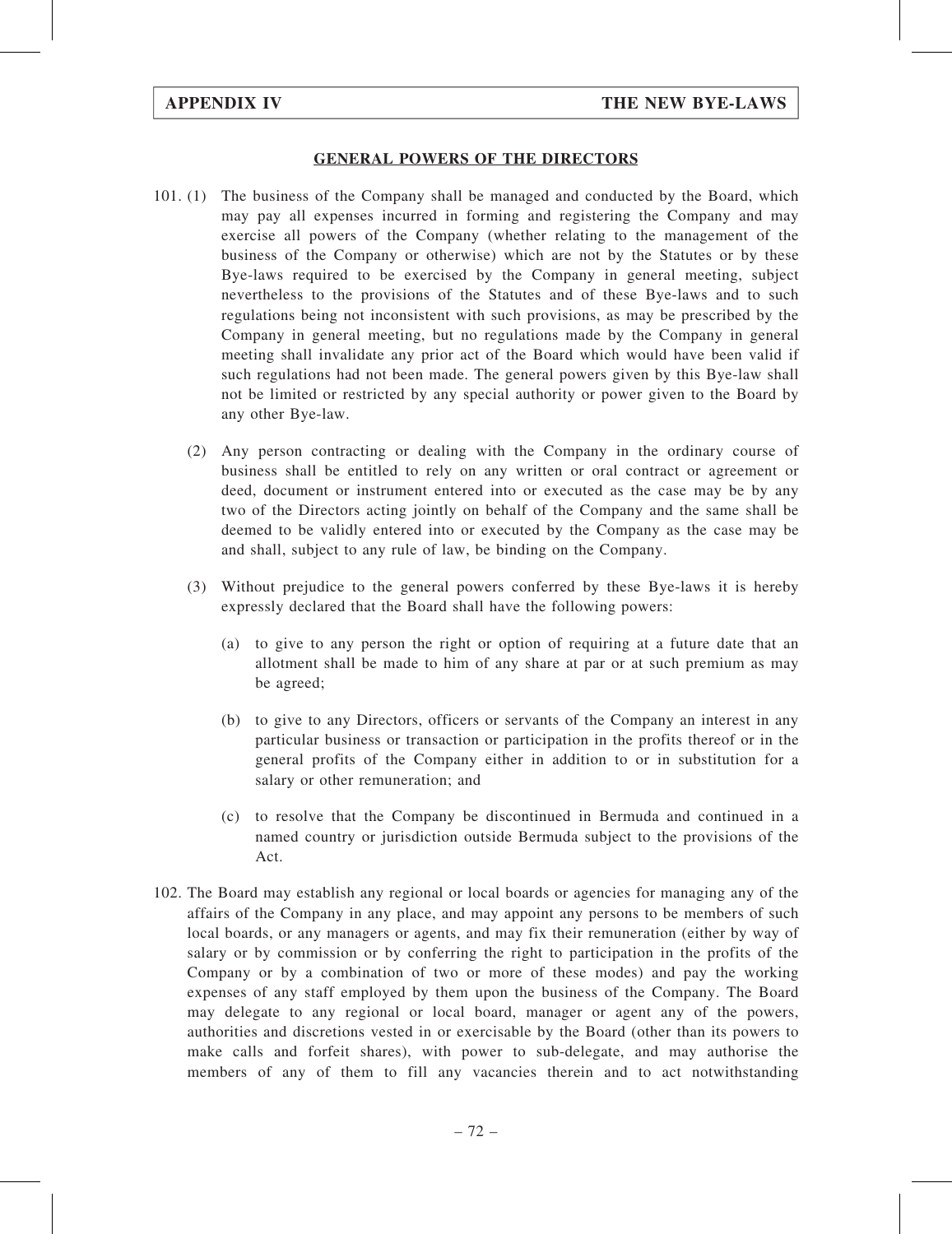## GENERAL POWERS OF THE DIRECTORS

101. (1) The business of the Company shall be managed and conducted by the Board, which may pay all expenses incurred in forming and registering the Company and may exercise all powers of the Company (whether relating to the management of the business of the Company or otherwise) which are not by the Statutes or by these Bye-laws required to be exercised by the Company in general meeting, subject nevertheless to the provisions of the Statutes and of these Bye-laws and to such regulations being not inconsistent with such provisions, as may be prescribed by the Company in general meeting, but no regulations made by the Company in general meeting shall invalidate any prior act of the Board which would have been valid if such regulations had not been made. The general powers given by this Bye-law shall not be limited or restricted by any special authority or power given to the Board by any other Bye-law.

(2) Any person contracting or dealing with the Company in the ordinary course of business shall be entitled to rely on any written or oral contract or agreement or deed, document or instrument entered into or executed as the case may be by any two of the Directors acting jointly on behalf of the Company and the same shall be deemed to be validly entered into or executed by the Company as the case may be and shall, subject to any rule of law, be binding on the Company.

(3) Without prejudice to the general powers conferred by these Bye-laws it is hereby expressly declared that the Board shall have the following powers:

(a) to give to any person the right or option of requiring at a future date that an allotment shall be made to him of any share at par or at such premium as may be agreed;

(b) to give to any Directors, officers or servants of the Company an interest in any particular business or transaction or participation in the profits thereof or in the general profits of the Company either in addition to or in substitution for a salary or other remuneration; and

(c) to resolve that the Company be discontinued in Bermuda and continued in a named country or jurisdiction outside Bermuda subject to the provisions of the Act.

102. The Board may establish any regional or local boards or agencies for managing any of the affairs of the Company in any place, and may appoint any persons to be members of such local boards, or any managers or agents, and may fix their remuneration (either by way of salary or by commission or by conferring the right to participation in the profits of the Company or by a combination of two or more of these modes) and pay the working expenses of any staff employed by them upon the business of the Company. The Board may delegate to any regional or local board, manager or agent any of the powers, authorities and discretions vested in or exercisable by the Board (other than its powers to make calls and forfeit shares), with power to sub-delegate, and may authorise the members of any of them to fill any vacancies therein and to act notwithstanding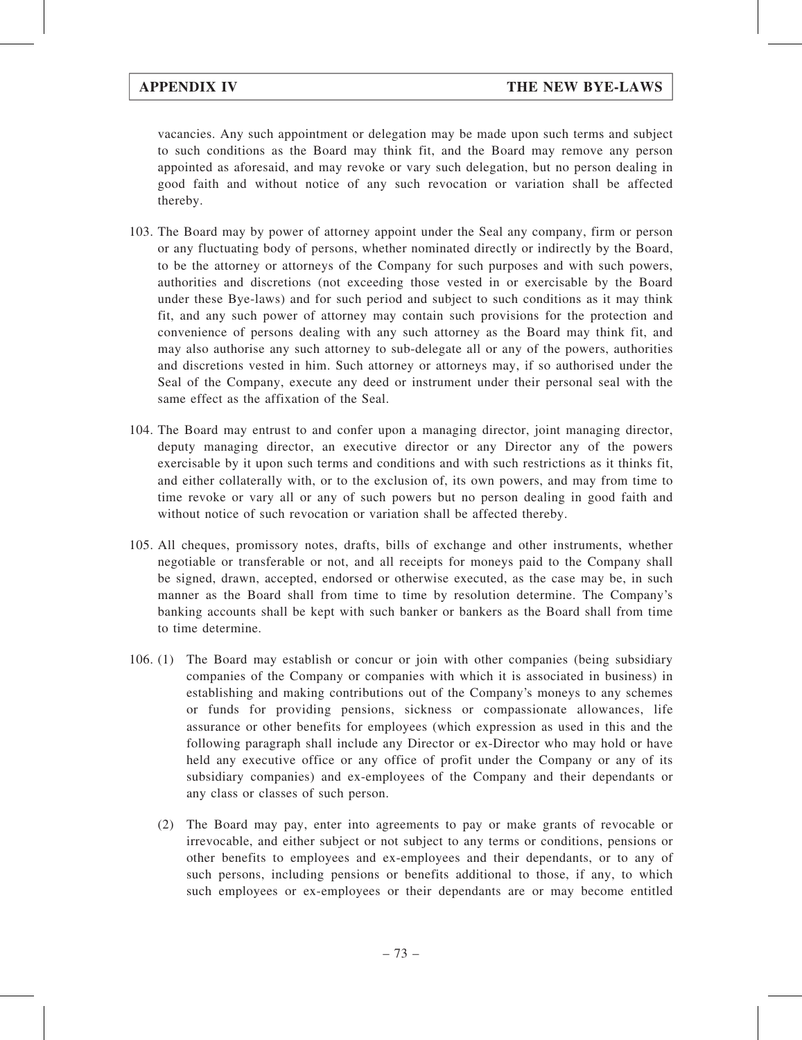vacancies. Any such appointment or delegation may be made upon such terms and subject to such conditions as the Board may think fit, and the Board may remove any person appointed as aforesaid, and may revoke or vary such delegation, but no person dealing in good faith and without notice of any such revocation or variation shall be affected thereby.

103. The Board may by power of attorney appoint under the Seal any company, firm or person or any fluctuating body of persons, whether nominated directly or indirectly by the Board, to be the attorney or attorneys of the Company for such purposes and with such powers, authorities and discretions (not exceeding those vested in or exercisable by the Board under these Bye-laws) and for such period and subject to such conditions as it may think fit, and any such power of attorney may contain such provisions for the protection and convenience of persons dealing with any such attorney as the Board may think fit, and may also authorise any such attorney to sub-delegate all or any of the powers, authorities and discretions vested in him. Such attorney or attorneys may, if so authorised under the Seal of the Company, execute any deed or instrument under their personal seal with the same effect as the affixation of the Seal.

104. The Board may entrust to and confer upon a managing director, joint managing director, deputy managing director, an executive director or any Director any of the powers exercisable by it upon such terms and conditions and with such restrictions as it thinks fit, and either collaterally with, or to the exclusion of, its own powers, and may from time to time revoke or vary all or any of such powers but no person dealing in good faith and without notice of such revocation or variation shall be affected thereby.

105. All cheques, promissory notes, drafts, bills of exchange and other instruments, whether negotiable or transferable or not, and all receipts for moneys paid to the Company shall be signed, drawn, accepted, endorsed or otherwise executed, as the case may be, in such manner as the Board shall from time to time by resolution determine. The Company's banking accounts shall be kept with such banker or bankers as the Board shall from time to time determine.

106. (1) The Board may establish or concur or join with other companies (being subsidiary companies of the Company or companies with which it is associated in business) in establishing and making contributions out of the Company's moneys to any schemes or funds for providing pensions, sickness or compassionate allowances, life assurance or other benefits for employees (which expression as used in this and the following paragraph shall include any Director or ex-Director who may hold or have held any executive office or any office of profit under the Company or any of its subsidiary companies) and ex-employees of the Company and their dependants or any class or classes of such person.

(2) The Board may pay, enter into agreements to pay or make grants of revocable or irrevocable, and either subject or not subject to any terms or conditions, pensions or other benefits to employees and ex-employees and their dependants, or to any of such persons, including pensions or benefits additional to those, if any, to which such employees or ex-employees or their dependants are or may become entitled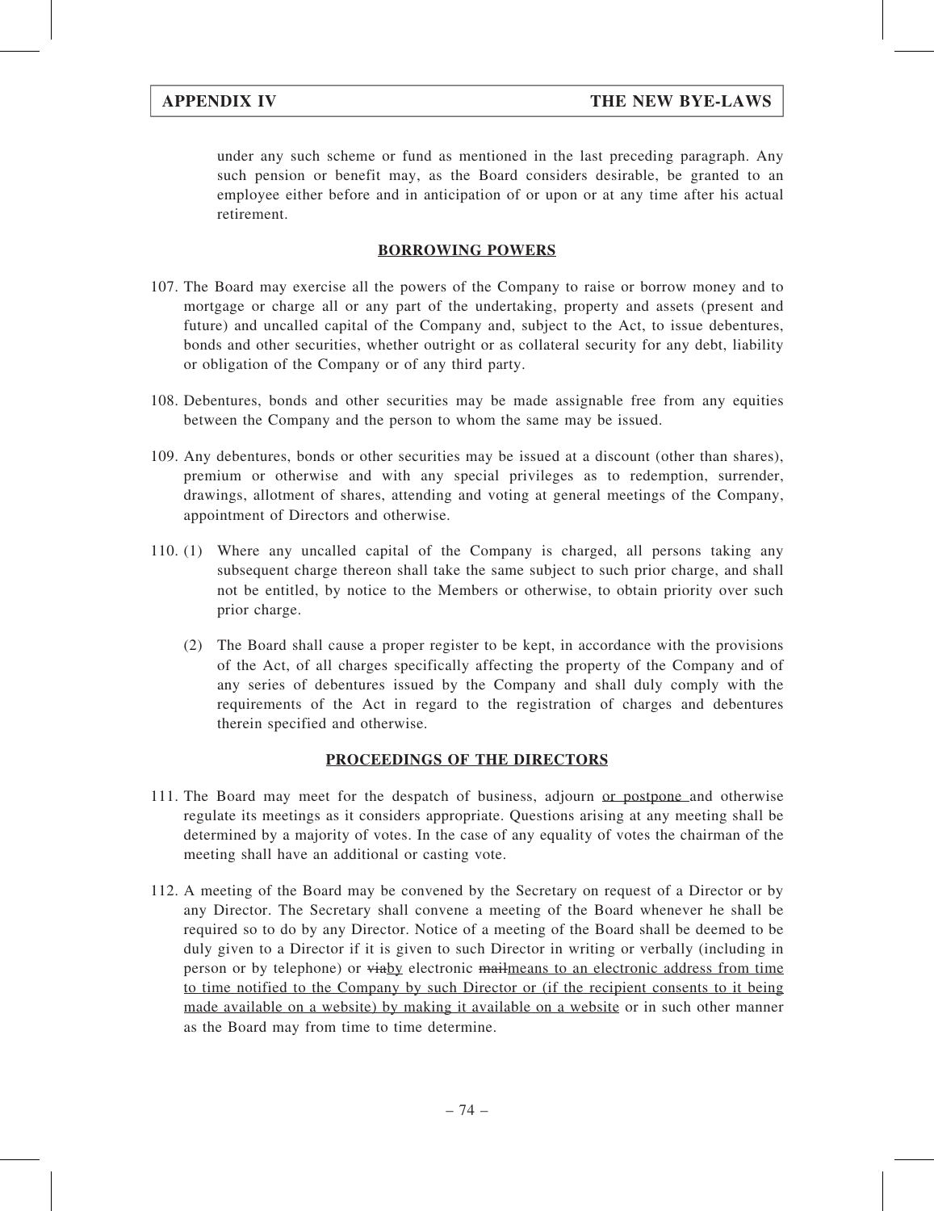under any such scheme or fund as mentioned in the last preceding paragraph. Any such pension or benefit may, as the Board considers desirable, be granted to an employee either before and in anticipation of or upon or at any time after his actual retirement.

## BORROWING POWERS

107. The Board may exercise all the powers of the Company to raise or borrow money and to mortgage or charge all or any part of the undertaking, property and assets (present and future) and uncalled capital of the Company and, subject to the Act, to issue debentures, bonds and other securities, whether outright or as collateral security for any debt, liability or obligation of the Company or of any third party.

108. Debentures, bonds and other securities may be made assignable free from any equities between the Company and the person to whom the same may be issued.

109. Any debentures, bonds or other securities may be issued at a discount (other than shares), premium or otherwise and with any special privileges as to redemption, surrender, drawings, allotment of shares, attending and voting at general meetings of the Company, appointment of Directors and otherwise.

110. (1) Where any uncalled capital of the Company is charged, all persons taking any subsequent charge thereon shall take the same subject to such prior charge, and shall not be entitled, by notice to the Members or otherwise, to obtain priority over such prior charge.

(2) The Board shall cause a proper register to be kept, in accordance with the provisions of the Act, of all charges specifically affecting the property of the Company and of any series of debentures issued by the Company and shall duly comply with the requirements of the Act in regard to the registration of charges and debentures therein specified and otherwise.

## PROCEEDINGS OF THE DIRECTORS

111. The Board may meet for the despatch of business, adjourn <u>or postpone</u> and otherwise regulate its meetings as it considers appropriate. Questions arising at any meeting shall be determined by a majority of votes. In the case of any equality of votes the chairman of the meeting shall have an additional or casting vote.

112. A meeting of the Board may be convened by the Secretary on request of a Director or by any Director. The Secretary shall convene a meeting of the Board whenever he shall be required so to do by any Director. Notice of a meeting of the Board shall be deemed to be duly given to a Director if it is given to such Director in writing or verbally (including in person or by telephone) or ~~via~~<u>by</u> electronic ~~mail~~<u>means to an electronic address from time to time notified to the Company by such Director or (if the recipient consents to it being made available on a website) by making it available on a website</u> or in such other manner as the Board may from time to time determine.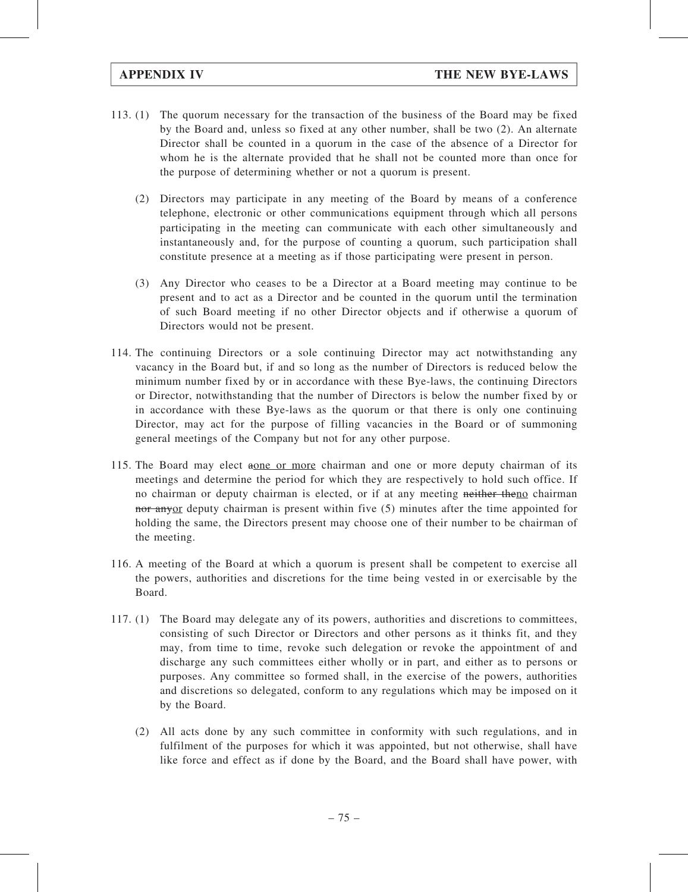113. (1) The quorum necessary for the transaction of the business of the Board may be fixed by the Board and, unless so fixed at any other number, shall be two (2). An alternate Director shall be counted in a quorum in the case of the absence of a Director for whom he is the alternate provided that he shall not be counted more than once for the purpose of determining whether or not a quorum is present.

(2) Directors may participate in any meeting of the Board by means of a conference telephone, electronic or other communications equipment through which all persons participating in the meeting can communicate with each other simultaneously and instantaneously and, for the purpose of counting a quorum, such participation shall constitute presence at a meeting as if those participating were present in person.

(3) Any Director who ceases to be a Director at a Board meeting may continue to be present and to act as a Director and be counted in the quorum until the termination of such Board meeting if no other Director objects and if otherwise a quorum of Directors would not be present.

114. The continuing Directors or a sole continuing Director may act notwithstanding any vacancy in the Board but, if and so long as the number of Directors is reduced below the minimum number fixed by or in accordance with these Bye-laws, the continuing Directors or Director, notwithstanding that the number of Directors is below the number fixed by or in accordance with these Bye-laws as the quorum or that there is only one continuing Director, may act for the purpose of filling vacancies in the Board or of summoning general meetings of the Company but not for any other purpose.

115. The Board may elect ~~a~~one or more chairman and one or more deputy chairman of its meetings and determine the period for which they are respectively to hold such office. If no chairman or deputy chairman is elected, or if at any meeting ~~neither the~~no chairman ~~nor any~~or deputy chairman is present within five (5) minutes after the time appointed for holding the same, the Directors present may choose one of their number to be chairman of the meeting.

116. A meeting of the Board at which a quorum is present shall be competent to exercise all the powers, authorities and discretions for the time being vested in or exercisable by the Board.

117. (1) The Board may delegate any of its powers, authorities and discretions to committees, consisting of such Director or Directors and other persons as it thinks fit, and they may, from time to time, revoke such delegation or revoke the appointment of and discharge any such committees either wholly or in part, and either as to persons or purposes. Any committee so formed shall, in the exercise of the powers, authorities and discretions so delegated, conform to any regulations which may be imposed on it by the Board.

(2) All acts done by any such committee in conformity with such regulations, and in fulfilment of the purposes for which it was appointed, but not otherwise, shall have like force and effect as if done by the Board, and the Board shall have power, with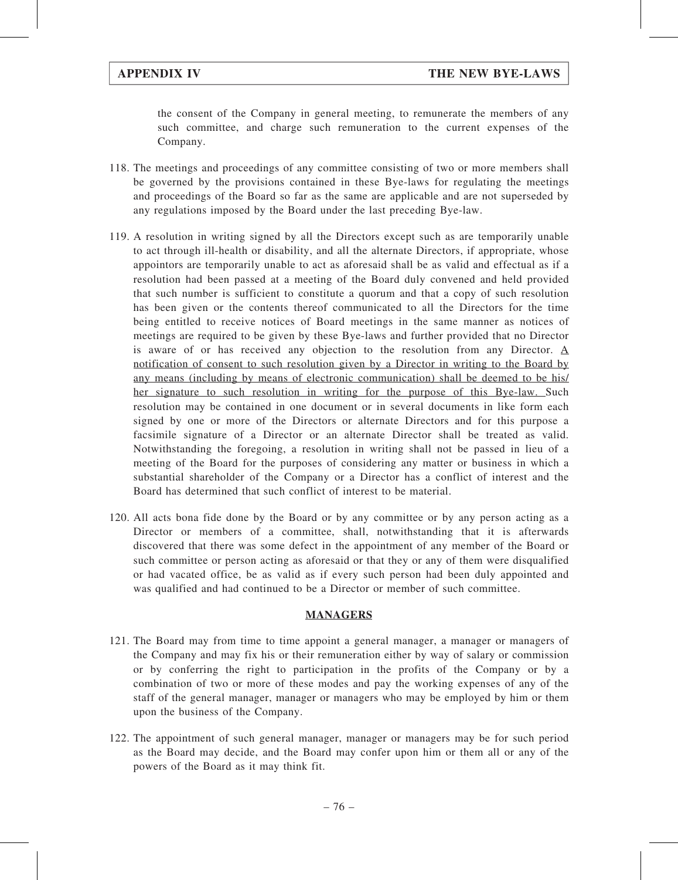the consent of the Company in general meeting, to remunerate the members of any such committee, and charge such remuneration to the current expenses of the Company.

118. The meetings and proceedings of any committee consisting of two or more members shall be governed by the provisions contained in these Bye-laws for regulating the meetings and proceedings of the Board so far as the same are applicable and are not superseded by any regulations imposed by the Board under the last preceding Bye-law.

119. A resolution in writing signed by all the Directors except such as are temporarily unable to act through ill-health or disability, and all the alternate Directors, if appropriate, whose appointors are temporarily unable to act as aforesaid shall be as valid and effectual as if a resolution had been passed at a meeting of the Board duly convened and held provided that such number is sufficient to constitute a quorum and that a copy of such resolution has been given or the contents thereof communicated to all the Directors for the time being entitled to receive notices of Board meetings in the same manner as notices of meetings are required to be given by these Bye-laws and further provided that no Director is aware of or has received any objection to the resolution from any Director. <u>A notification of consent to such resolution given by a Director in writing to the Board by any means (including by means of electronic communication) shall be deemed to be his/her signature to such resolution in writing for the purpose of this Bye-law.</u> Such resolution may be contained in one document or in several documents in like form each signed by one or more of the Directors or alternate Directors and for this purpose a facsimile signature of a Director or an alternate Director shall be treated as valid. Notwithstanding the foregoing, a resolution in writing shall not be passed in lieu of a meeting of the Board for the purposes of considering any matter or business in which a substantial shareholder of the Company or a Director has a conflict of interest and the Board has determined that such conflict of interest to be material.

120. All acts bona fide done by the Board or by any committee or by any person acting as a Director or members of a committee, shall, notwithstanding that it is afterwards discovered that there was some defect in the appointment of any member of the Board or such committee or person acting as aforesaid or that they or any of them were disqualified or had vacated office, be as valid as if every such person had been duly appointed and was qualified and had continued to be a Director or member of such committee.

## MANAGERS

121. The Board may from time to time appoint a general manager, a manager or managers of the Company and may fix his or their remuneration either by way of salary or commission or by conferring the right to participation in the profits of the Company or by a combination of two or more of these modes and pay the working expenses of any of the staff of the general manager, manager or managers who may be employed by him or them upon the business of the Company.

122. The appointment of such general manager, manager or managers may be for such period as the Board may decide, and the Board may confer upon him or them all or any of the powers of the Board as it may think fit.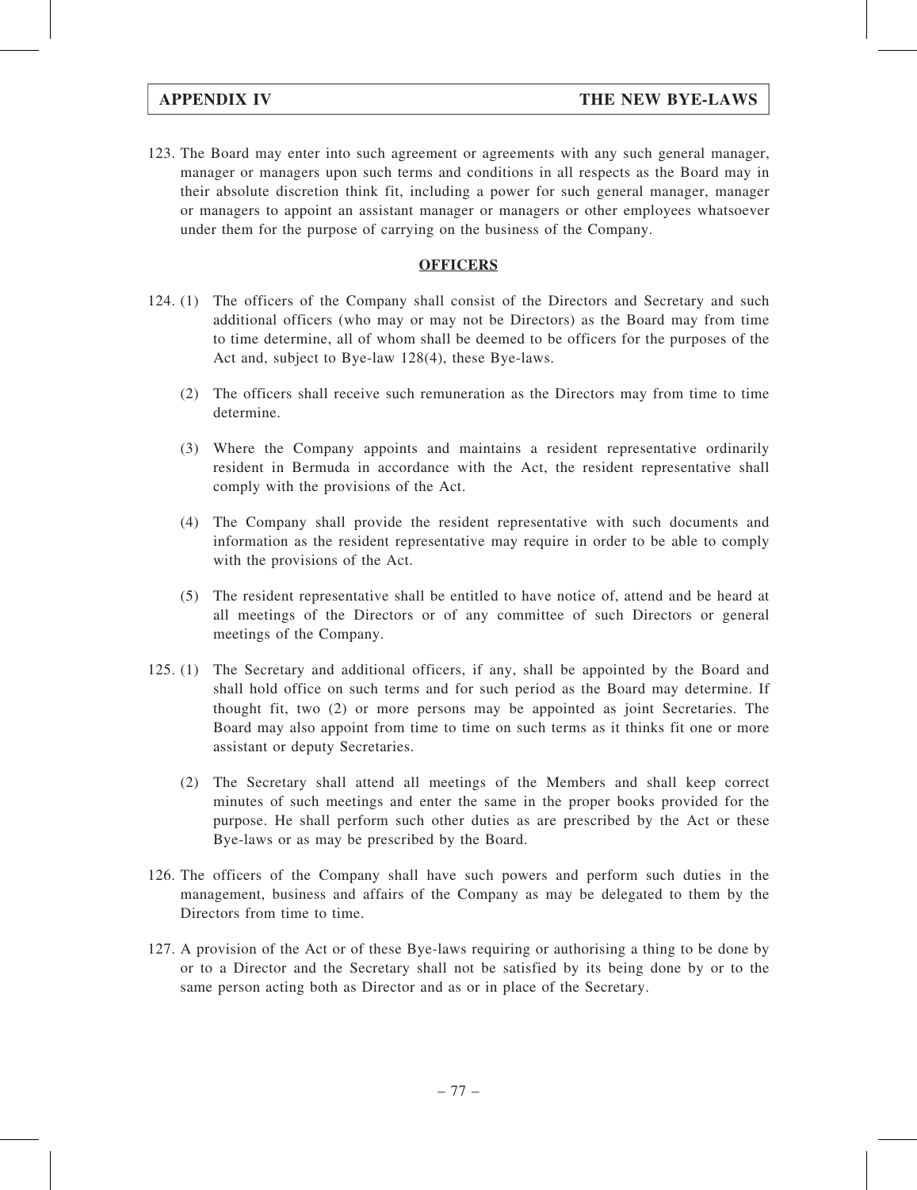123. The Board may enter into such agreement or agreements with any such general manager, manager or managers upon such terms and conditions in all respects as the Board may in their absolute discretion think fit, including a power for such general manager, manager or managers to appoint an assistant manager or managers or other employees whatsoever under them for the purpose of carrying on the business of the Company.

## OFFICERS

124. (1) The officers of the Company shall consist of the Directors and Secretary and such additional officers (who may or may not be Directors) as the Board may from time to time determine, all of whom shall be deemed to be officers for the purposes of the Act and, subject to Bye-law 128(4), these Bye-laws.

(2) The officers shall receive such remuneration as the Directors may from time to time determine.

(3) Where the Company appoints and maintains a resident representative ordinarily resident in Bermuda in accordance with the Act, the resident representative shall comply with the provisions of the Act.

(4) The Company shall provide the resident representative with such documents and information as the resident representative may require in order to be able to comply with the provisions of the Act.

(5) The resident representative shall be entitled to have notice of, attend and be heard at all meetings of the Directors or of any committee of such Directors or general meetings of the Company.

125. (1) The Secretary and additional officers, if any, shall be appointed by the Board and shall hold office on such terms and for such period as the Board may determine. If thought fit, two (2) or more persons may be appointed as joint Secretaries. The Board may also appoint from time to time on such terms as it thinks fit one or more assistant or deputy Secretaries.

(2) The Secretary shall attend all meetings of the Members and shall keep correct minutes of such meetings and enter the same in the proper books provided for the purpose. He shall perform such other duties as are prescribed by the Act or these Bye-laws or as may be prescribed by the Board.

126. The officers of the Company shall have such powers and perform such duties in the management, business and affairs of the Company as may be delegated to them by the Directors from time to time.

127. A provision of the Act or of these Bye-laws requiring or authorising a thing to be done by or to a Director and the Secretary shall not be satisfied by its being done by or to the same person acting both as Director and as or in place of the Secretary.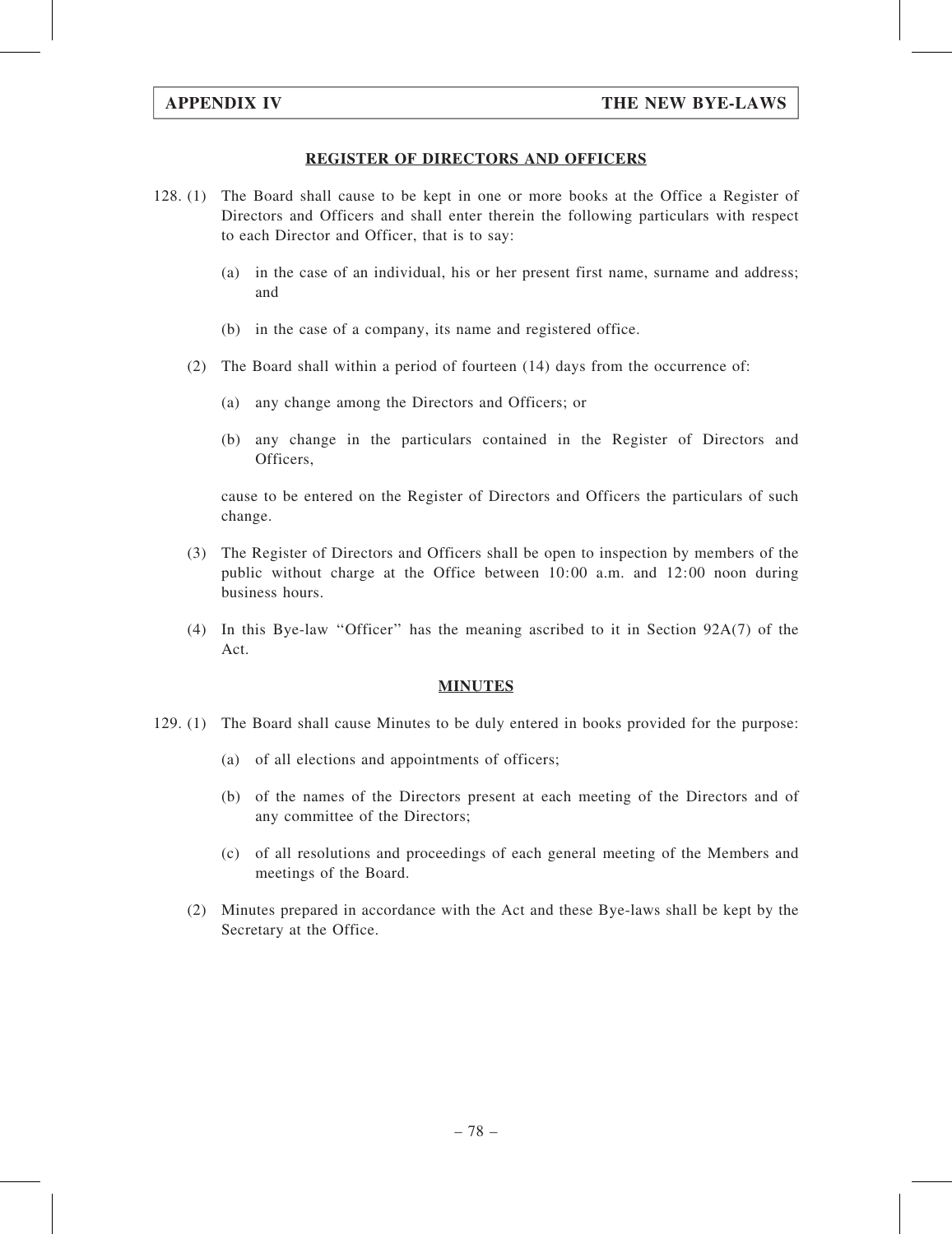## REGISTER OF DIRECTORS AND OFFICERS

128. (1) The Board shall cause to be kept in one or more books at the Office a Register of Directors and Officers and shall enter therein the following particulars with respect to each Director and Officer, that is to say:

   (a) in the case of an individual, his or her present first name, surname and address; and

   (b) in the case of a company, its name and registered office.

(2) The Board shall within a period of fourteen (14) days from the occurrence of:

   (a) any change among the Directors and Officers; or

   (b) any change in the particulars contained in the Register of Directors and Officers,

   cause to be entered on the Register of Directors and Officers the particulars of such change.

(3) The Register of Directors and Officers shall be open to inspection by members of the public without charge at the Office between 10:00 a.m. and 12:00 noon during business hours.

(4) In this Bye-law ''Officer'' has the meaning ascribed to it in Section 92A(7) of the Act.

## MINUTES

129. (1) The Board shall cause Minutes to be duly entered in books provided for the purpose:

   (a) of all elections and appointments of officers;

   (b) of the names of the Directors present at each meeting of the Directors and of any committee of the Directors;

   (c) of all resolutions and proceedings of each general meeting of the Members and meetings of the Board.

(2) Minutes prepared in accordance with the Act and these Bye-laws shall be kept by the Secretary at the Office.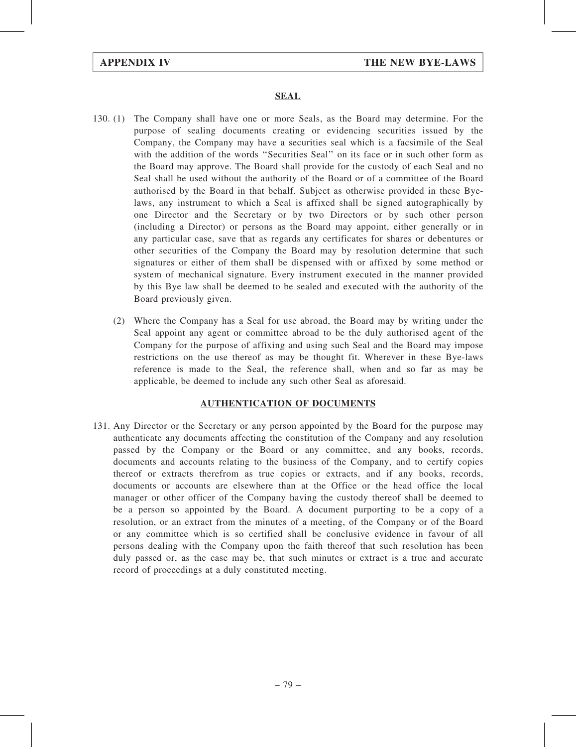## SEAL

130. (1) The Company shall have one or more Seals, as the Board may determine. For the purpose of sealing documents creating or evidencing securities issued by the Company, the Company may have a securities seal which is a facsimile of the Seal with the addition of the words ''Securities Seal'' on its face or in such other form as the Board may approve. The Board shall provide for the custody of each Seal and no Seal shall be used without the authority of the Board or of a committee of the Board authorised by the Board in that behalf. Subject as otherwise provided in these Bye-laws, any instrument to which a Seal is affixed shall be signed autographically by one Director and the Secretary or by two Directors or by such other person (including a Director) or persons as the Board may appoint, either generally or in any particular case, save that as regards any certificates for shares or debentures or other securities of the Company the Board may by resolution determine that such signatures or either of them shall be dispensed with or affixed by some method or system of mechanical signature. Every instrument executed in the manner provided by this Bye law shall be deemed to be sealed and executed with the authority of the Board previously given.

(2) Where the Company has a Seal for use abroad, the Board may by writing under the Seal appoint any agent or committee abroad to be the duly authorised agent of the Company for the purpose of affixing and using such Seal and the Board may impose restrictions on the use thereof as may be thought fit. Wherever in these Bye-laws reference is made to the Seal, the reference shall, when and so far as may be applicable, be deemed to include any such other Seal as aforesaid.

## AUTHENTICATION OF DOCUMENTS

131. Any Director or the Secretary or any person appointed by the Board for the purpose may authenticate any documents affecting the constitution of the Company and any resolution passed by the Company or the Board or any committee, and any books, records, documents and accounts relating to the business of the Company, and to certify copies thereof or extracts therefrom as true copies or extracts, and if any books, records, documents or accounts are elsewhere than at the Office or the head office the local manager or other officer of the Company having the custody thereof shall be deemed to be a person so appointed by the Board. A document purporting to be a copy of a resolution, or an extract from the minutes of a meeting, of the Company or of the Board or any committee which is so certified shall be conclusive evidence in favour of all persons dealing with the Company upon the faith thereof that such resolution has been duly passed or, as the case may be, that such minutes or extract is a true and accurate record of proceedings at a duly constituted meeting.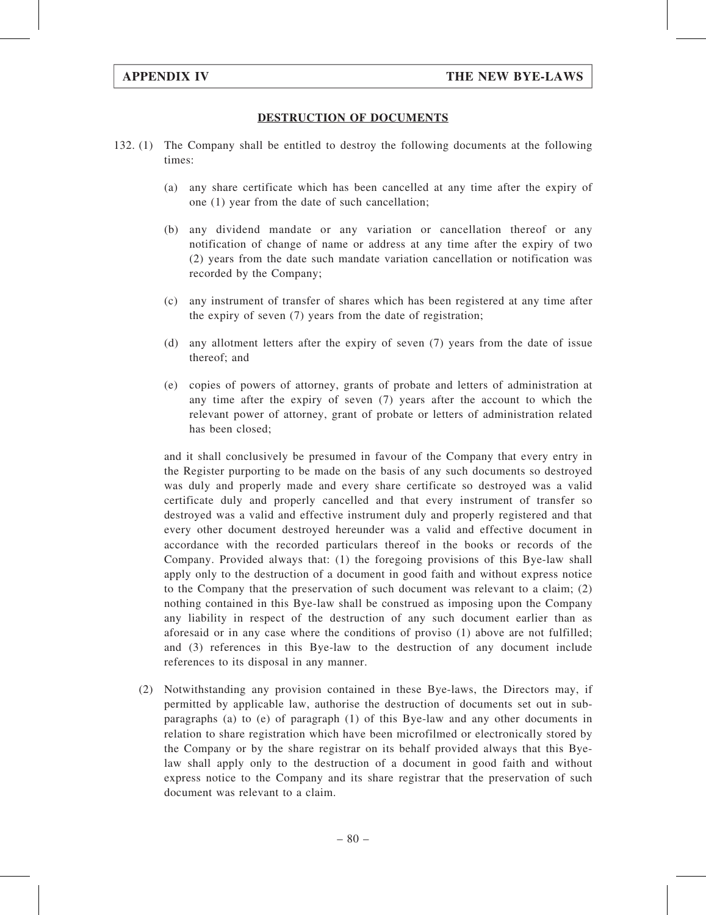## DESTRUCTION OF DOCUMENTS

132. (1) The Company shall be entitled to destroy the following documents at the following times:

   (a) any share certificate which has been cancelled at any time after the expiry of one (1) year from the date of such cancellation;

   (b) any dividend mandate or any variation or cancellation thereof or any notification of change of name or address at any time after the expiry of two (2) years from the date such mandate variation cancellation or notification was recorded by the Company;

   (c) any instrument of transfer of shares which has been registered at any time after the expiry of seven (7) years from the date of registration;

   (d) any allotment letters after the expiry of seven (7) years from the date of issue thereof; and

   (e) copies of powers of attorney, grants of probate and letters of administration at any time after the expiry of seven (7) years after the account to which the relevant power of attorney, grant of probate or letters of administration related has been closed;

   and it shall conclusively be presumed in favour of the Company that every entry in the Register purporting to be made on the basis of any such documents so destroyed was duly and properly made and every share certificate so destroyed was a valid certificate duly and properly cancelled and that every instrument of transfer so destroyed was a valid and effective instrument duly and properly registered and that every other document destroyed hereunder was a valid and effective document in accordance with the recorded particulars thereof in the books or records of the Company. Provided always that: (1) the foregoing provisions of this Bye-law shall apply only to the destruction of a document in good faith and without express notice to the Company that the preservation of such document was relevant to a claim; (2) nothing contained in this Bye-law shall be construed as imposing upon the Company any liability in respect of the destruction of any such document earlier than as aforesaid or in any case where the conditions of proviso (1) above are not fulfilled; and (3) references in this Bye-law to the destruction of any document include references to its disposal in any manner.

(2) Notwithstanding any provision contained in these Bye-laws, the Directors may, if permitted by applicable law, authorise the destruction of documents set out in sub-paragraphs (a) to (e) of paragraph (1) of this Bye-law and any other documents in relation to share registration which have been microfilmed or electronically stored by the Company or by the share registrar on its behalf provided always that this Bye-law shall apply only to the destruction of a document in good faith and without express notice to the Company and its share registrar that the preservation of such document was relevant to a claim.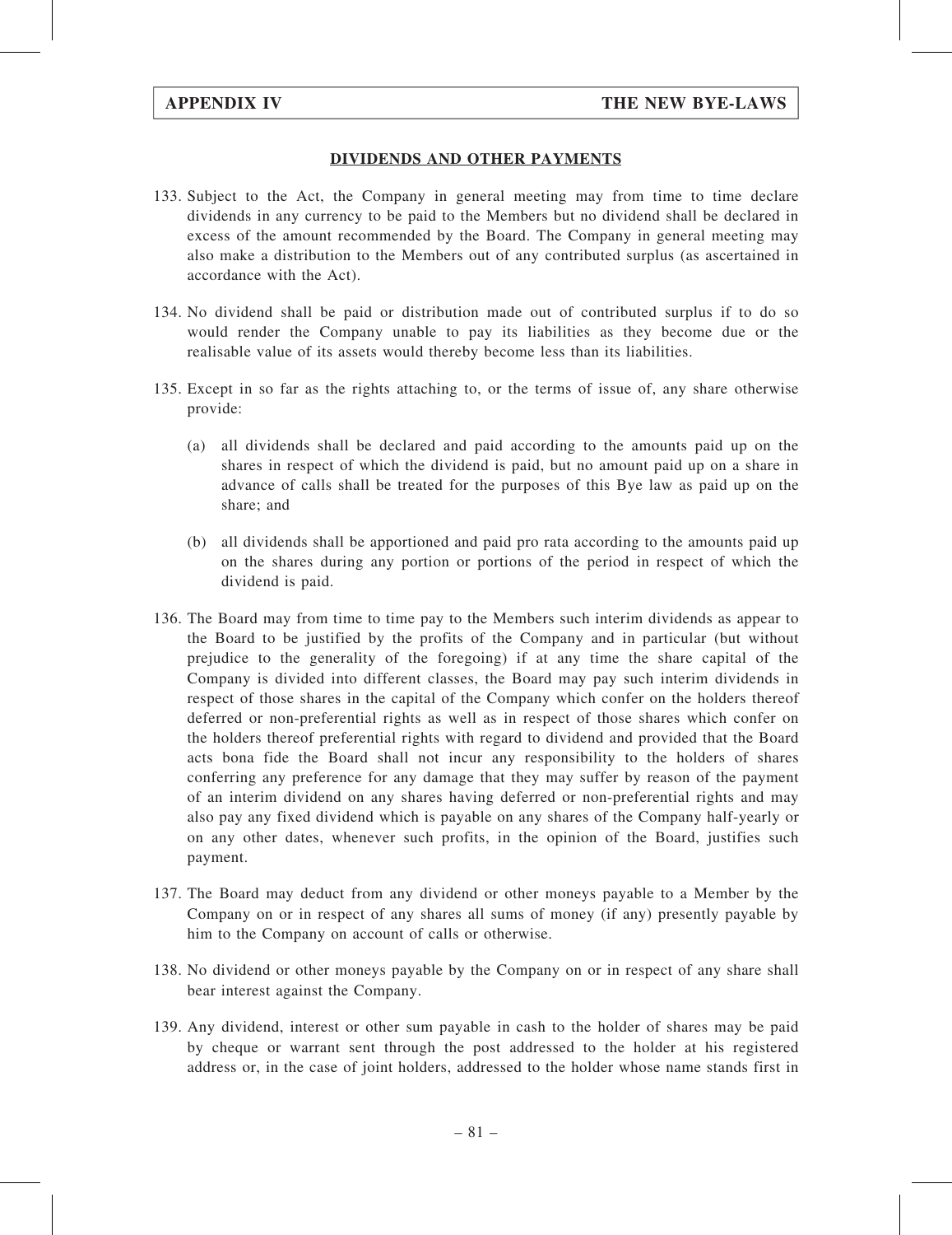## DIVIDENDS AND OTHER PAYMENTS

133. Subject to the Act, the Company in general meeting may from time to time declare dividends in any currency to be paid to the Members but no dividend shall be declared in excess of the amount recommended by the Board. The Company in general meeting may also make a distribution to the Members out of any contributed surplus (as ascertained in accordance with the Act).

134. No dividend shall be paid or distribution made out of contributed surplus if to do so would render the Company unable to pay its liabilities as they become due or the realisable value of its assets would thereby become less than its liabilities.

135. Except in so far as the rights attaching to, or the terms of issue of, any share otherwise provide:

   (a) all dividends shall be declared and paid according to the amounts paid up on the shares in respect of which the dividend is paid, but no amount paid up on a share in advance of calls shall be treated for the purposes of this Bye law as paid up on the share; and

   (b) all dividends shall be apportioned and paid pro rata according to the amounts paid up on the shares during any portion or portions of the period in respect of which the dividend is paid.

136. The Board may from time to time pay to the Members such interim dividends as appear to the Board to be justified by the profits of the Company and in particular (but without prejudice to the generality of the foregoing) if at any time the share capital of the Company is divided into different classes, the Board may pay such interim dividends in respect of those shares in the capital of the Company which confer on the holders thereof deferred or non-preferential rights as well as in respect of those shares which confer on the holders thereof preferential rights with regard to dividend and provided that the Board acts bona fide the Board shall not incur any responsibility to the holders of shares conferring any preference for any damage that they may suffer by reason of the payment of an interim dividend on any shares having deferred or non-preferential rights and may also pay any fixed dividend which is payable on any shares of the Company half-yearly or on any other dates, whenever such profits, in the opinion of the Board, justifies such payment.

137. The Board may deduct from any dividend or other moneys payable to a Member by the Company on or in respect of any shares all sums of money (if any) presently payable by him to the Company on account of calls or otherwise.

138. No dividend or other moneys payable by the Company on or in respect of any share shall bear interest against the Company.

139. Any dividend, interest or other sum payable in cash to the holder of shares may be paid by cheque or warrant sent through the post addressed to the holder at his registered address or, in the case of joint holders, addressed to the holder whose name stands first in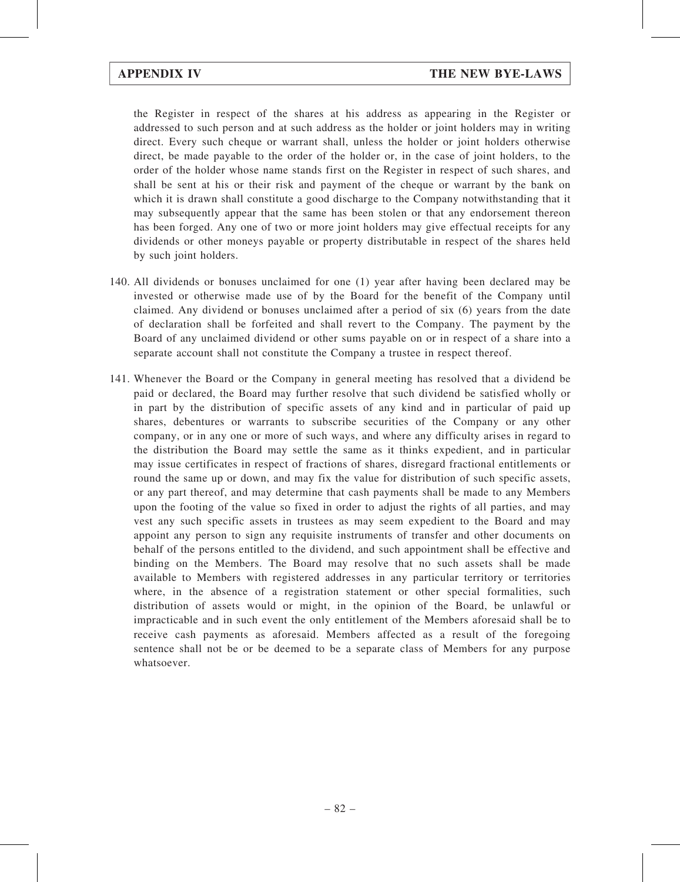the Register in respect of the shares at his address as appearing in the Register or addressed to such person and at such address as the holder or joint holders may in writing direct. Every such cheque or warrant shall, unless the holder or joint holders otherwise direct, be made payable to the order of the holder or, in the case of joint holders, to the order of the holder whose name stands first on the Register in respect of such shares, and shall be sent at his or their risk and payment of the cheque or warrant by the bank on which it is drawn shall constitute a good discharge to the Company notwithstanding that it may subsequently appear that the same has been stolen or that any endorsement thereon has been forged. Any one of two or more joint holders may give effectual receipts for any dividends or other moneys payable or property distributable in respect of the shares held by such joint holders.

140. All dividends or bonuses unclaimed for one (1) year after having been declared may be invested or otherwise made use of by the Board for the benefit of the Company until claimed. Any dividend or bonuses unclaimed after a period of six (6) years from the date of declaration shall be forfeited and shall revert to the Company. The payment by the Board of any unclaimed dividend or other sums payable on or in respect of a share into a separate account shall not constitute the Company a trustee in respect thereof.

141. Whenever the Board or the Company in general meeting has resolved that a dividend be paid or declared, the Board may further resolve that such dividend be satisfied wholly or in part by the distribution of specific assets of any kind and in particular of paid up shares, debentures or warrants to subscribe securities of the Company or any other company, or in any one or more of such ways, and where any difficulty arises in regard to the distribution the Board may settle the same as it thinks expedient, and in particular may issue certificates in respect of fractions of shares, disregard fractional entitlements or round the same up or down, and may fix the value for distribution of such specific assets, or any part thereof, and may determine that cash payments shall be made to any Members upon the footing of the value so fixed in order to adjust the rights of all parties, and may vest any such specific assets in trustees as may seem expedient to the Board and may appoint any person to sign any requisite instruments of transfer and other documents on behalf of the persons entitled to the dividend, and such appointment shall be effective and binding on the Members. The Board may resolve that no such assets shall be made available to Members with registered addresses in any particular territory or territories where, in the absence of a registration statement or other special formalities, such distribution of assets would or might, in the opinion of the Board, be unlawful or impracticable and in such event the only entitlement of the Members aforesaid shall be to receive cash payments as aforesaid. Members affected as a result of the foregoing sentence shall not be or be deemed to be a separate class of Members for any purpose whatsoever.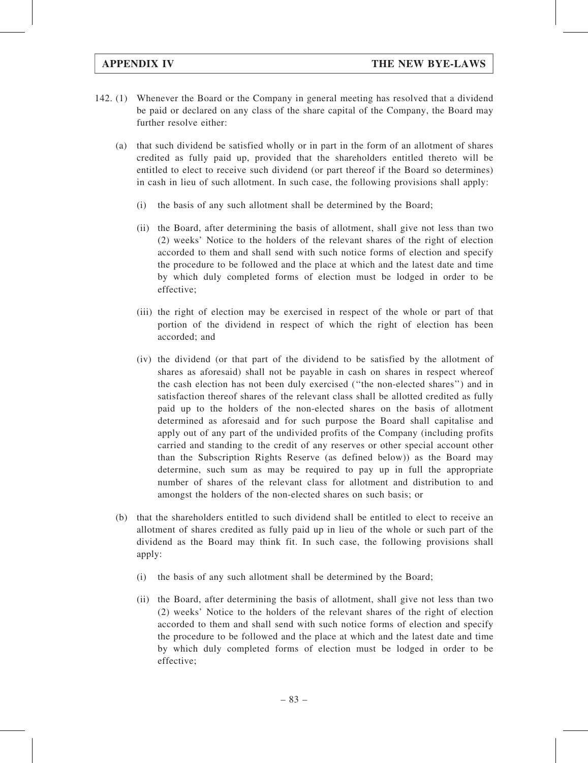142. (1) Whenever the Board or the Company in general meeting has resolved that a dividend be paid or declared on any class of the share capital of the Company, the Board may further resolve either:

(a) that such dividend be satisfied wholly or in part in the form of an allotment of shares credited as fully paid up, provided that the shareholders entitled thereto will be entitled to elect to receive such dividend (or part thereof if the Board so determines) in cash in lieu of such allotment. In such case, the following provisions shall apply:

(i) the basis of any such allotment shall be determined by the Board;

(ii) the Board, after determining the basis of allotment, shall give not less than two (2) weeks' Notice to the holders of the relevant shares of the right of election accorded to them and shall send with such notice forms of election and specify the procedure to be followed and the place at which and the latest date and time by which duly completed forms of election must be lodged in order to be effective;

(iii) the right of election may be exercised in respect of the whole or part of that portion of the dividend in respect of which the right of election has been accorded; and

(iv) the dividend (or that part of the dividend to be satisfied by the allotment of shares as aforesaid) shall not be payable in cash on shares in respect whereof the cash election has not been duly exercised (''the non-elected shares'') and in satisfaction thereof shares of the relevant class shall be allotted credited as fully paid up to the holders of the non-elected shares on the basis of allotment determined as aforesaid and for such purpose the Board shall capitalise and apply out of any part of the undivided profits of the Company (including profits carried and standing to the credit of any reserves or other special account other than the Subscription Rights Reserve (as defined below)) as the Board may determine, such sum as may be required to pay up in full the appropriate number of shares of the relevant class for allotment and distribution to and amongst the holders of the non-elected shares on such basis; or

(b) that the shareholders entitled to such dividend shall be entitled to elect to receive an allotment of shares credited as fully paid up in lieu of the whole or such part of the dividend as the Board may think fit. In such case, the following provisions shall apply:

(i) the basis of any such allotment shall be determined by the Board;

(ii) the Board, after determining the basis of allotment, shall give not less than two (2) weeks' Notice to the holders of the relevant shares of the right of election accorded to them and shall send with such notice forms of election and specify the procedure to be followed and the place at which and the latest date and time by which duly completed forms of election must be lodged in order to be effective;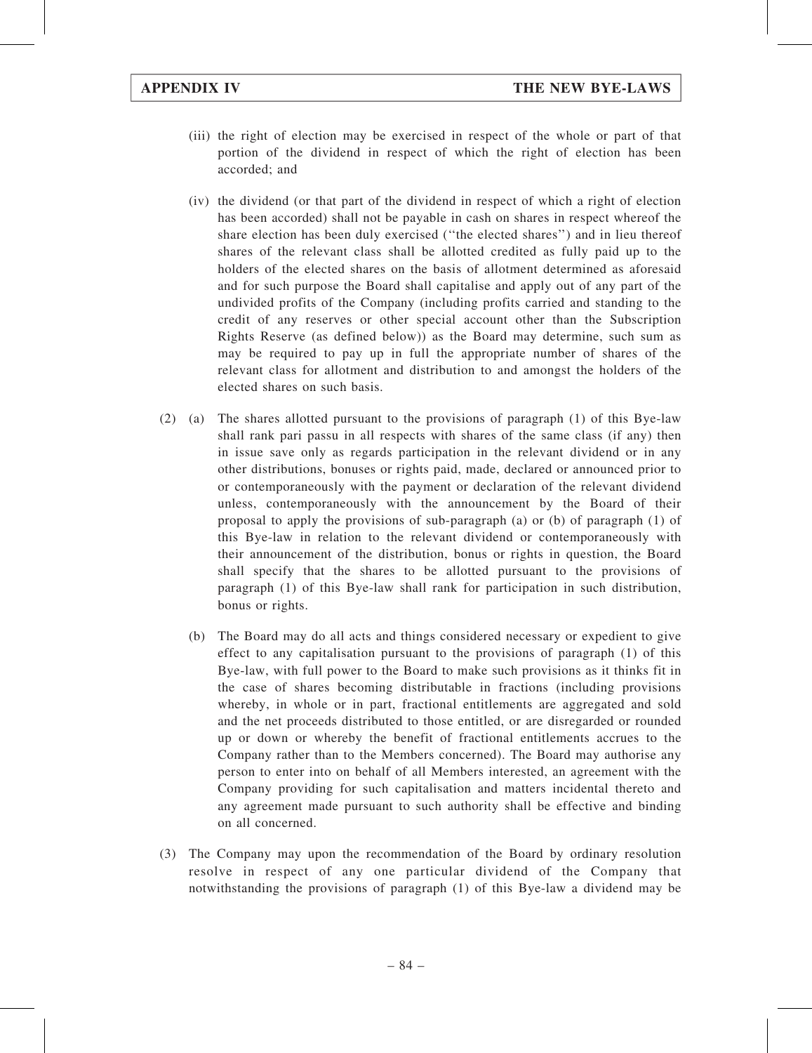(iii) the right of election may be exercised in respect of the whole or part of that portion of the dividend in respect of which the right of election has been accorded; and

(iv) the dividend (or that part of the dividend in respect of which a right of election has been accorded) shall not be payable in cash on shares in respect whereof the share election has been duly exercised ("the elected shares") and in lieu thereof shares of the relevant class shall be allotted credited as fully paid up to the holders of the elected shares on the basis of allotment determined as aforesaid and for such purpose the Board shall capitalise and apply out of any part of the undivided profits of the Company (including profits carried and standing to the credit of any reserves or other special account other than the Subscription Rights Reserve (as defined below)) as the Board may determine, such sum as may be required to pay up in full the appropriate number of shares of the relevant class for allotment and distribution to and amongst the holders of the elected shares on such basis.

(2) (a) The shares allotted pursuant to the provisions of paragraph (1) of this Bye-law shall rank pari passu in all respects with shares of the same class (if any) then in issue save only as regards participation in the relevant dividend or in any other distributions, bonuses or rights paid, made, declared or announced prior to or contemporaneously with the payment or declaration of the relevant dividend unless, contemporaneously with the announcement by the Board of their proposal to apply the provisions of sub-paragraph (a) or (b) of paragraph (1) of this Bye-law in relation to the relevant dividend or contemporaneously with their announcement of the distribution, bonus or rights in question, the Board shall specify that the shares to be allotted pursuant to the provisions of paragraph (1) of this Bye-law shall rank for participation in such distribution, bonus or rights.

(b) The Board may do all acts and things considered necessary or expedient to give effect to any capitalisation pursuant to the provisions of paragraph (1) of this Bye-law, with full power to the Board to make such provisions as it thinks fit in the case of shares becoming distributable in fractions (including provisions whereby, in whole or in part, fractional entitlements are aggregated and sold and the net proceeds distributed to those entitled, or are disregarded or rounded up or down or whereby the benefit of fractional entitlements accrues to the Company rather than to the Members concerned). The Board may authorise any person to enter into on behalf of all Members interested, an agreement with the Company providing for such capitalisation and matters incidental thereto and any agreement made pursuant to such authority shall be effective and binding on all concerned.

(3) The Company may upon the recommendation of the Board by ordinary resolution resolve in respect of any one particular dividend of the Company that notwithstanding the provisions of paragraph (1) of this Bye-law a dividend may be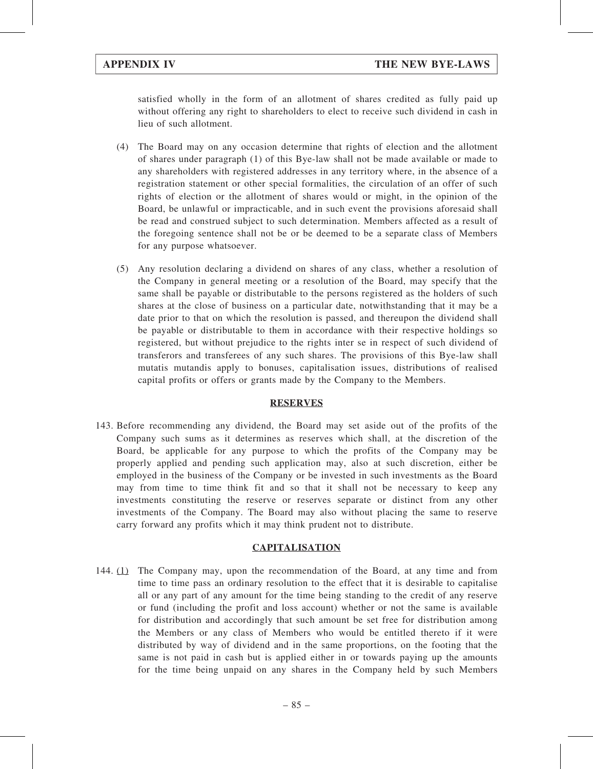satisfied wholly in the form of an allotment of shares credited as fully paid up without offering any right to shareholders to elect to receive such dividend in cash in lieu of such allotment.

(4) The Board may on any occasion determine that rights of election and the allotment of shares under paragraph (1) of this Bye-law shall not be made available or made to any shareholders with registered addresses in any territory where, in the absence of a registration statement or other special formalities, the circulation of an offer of such rights of election or the allotment of shares would or might, in the opinion of the Board, be unlawful or impracticable, and in such event the provisions aforesaid shall be read and construed subject to such determination. Members affected as a result of the foregoing sentence shall not be or be deemed to be a separate class of Members for any purpose whatsoever.

(5) Any resolution declaring a dividend on shares of any class, whether a resolution of the Company in general meeting or a resolution of the Board, may specify that the same shall be payable or distributable to the persons registered as the holders of such shares at the close of business on a particular date, notwithstanding that it may be a date prior to that on which the resolution is passed, and thereupon the dividend shall be payable or distributable to them in accordance with their respective holdings so registered, but without prejudice to the rights inter se in respect of such dividend of transferors and transferees of any such shares. The provisions of this Bye-law shall mutatis mutandis apply to bonuses, capitalisation issues, distributions of realised capital profits or offers or grants made by the Company to the Members.

## RESERVES

143. Before recommending any dividend, the Board may set aside out of the profits of the Company such sums as it determines as reserves which shall, at the discretion of the Board, be applicable for any purpose to which the profits of the Company may be properly applied and pending such application may, also at such discretion, either be employed in the business of the Company or be invested in such investments as the Board may from time to time think fit and so that it shall not be necessary to keep any investments constituting the reserve or reserves separate or distinct from any other investments of the Company. The Board may also without placing the same to reserve carry forward any profits which it may think prudent not to distribute.

## CAPITALISATION

144. (1) The Company may, upon the recommendation of the Board, at any time and from time to time pass an ordinary resolution to the effect that it is desirable to capitalise all or any part of any amount for the time being standing to the credit of any reserve or fund (including the profit and loss account) whether or not the same is available for distribution and accordingly that such amount be set free for distribution among the Members or any class of Members who would be entitled thereto if it were distributed by way of dividend and in the same proportions, on the footing that the same is not paid in cash but is applied either in or towards paying up the amounts for the time being unpaid on any shares in the Company held by such Members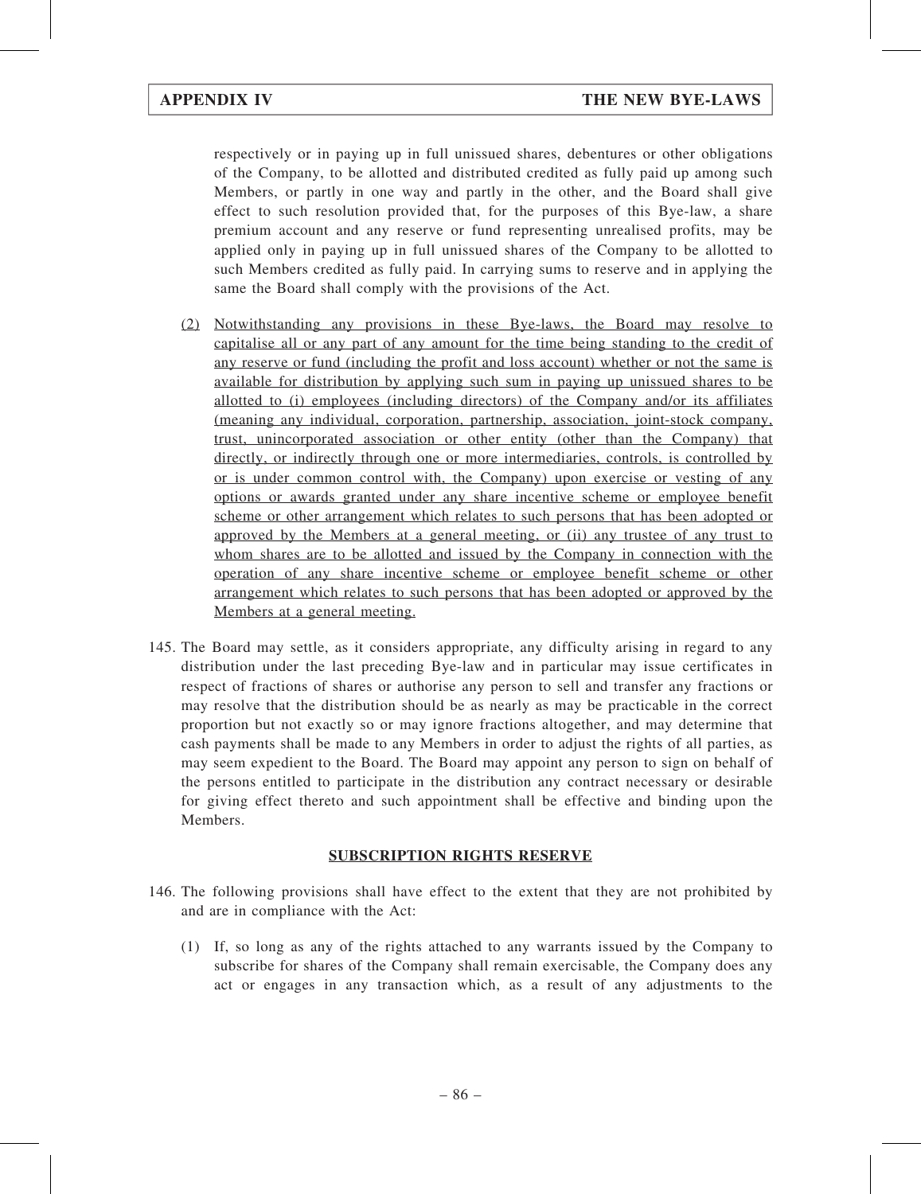respectively or in paying up in full unissued shares, debentures or other obligations of the Company, to be allotted and distributed credited as fully paid up among such Members, or partly in one way and partly in the other, and the Board shall give effect to such resolution provided that, for the purposes of this Bye-law, a share premium account and any reserve or fund representing unrealised profits, may be applied only in paying up in full unissued shares of the Company to be allotted to such Members credited as fully paid. In carrying sums to reserve and in applying the same the Board shall comply with the provisions of the Act.

(2) <u>Notwithstanding any provisions in these Bye-laws, the Board may resolve to capitalise all or any part of any amount for the time being standing to the credit of any reserve or fund (including the profit and loss account) whether or not the same is available for distribution by applying such sum in paying up unissued shares to be allotted to (i) employees (including directors) of the Company and/or its affiliates (meaning any individual, corporation, partnership, association, joint-stock company, trust, unincorporated association or other entity (other than the Company) that directly, or indirectly through one or more intermediaries, controls, is controlled by or is under common control with, the Company) upon exercise or vesting of any options or awards granted under any share incentive scheme or employee benefit scheme or other arrangement which relates to such persons that has been adopted or approved by the Members at a general meeting, or (ii) any trustee of any trust to whom shares are to be allotted and issued by the Company in connection with the operation of any share incentive scheme or employee benefit scheme or other arrangement which relates to such persons that has been adopted or approved by the Members at a general meeting.</u>

145. The Board may settle, as it considers appropriate, any difficulty arising in regard to any distribution under the last preceding Bye-law and in particular may issue certificates in respect of fractions of shares or authorise any person to sell and transfer any fractions or may resolve that the distribution should be as nearly as may be practicable in the correct proportion but not exactly so or may ignore fractions altogether, and may determine that cash payments shall be made to any Members in order to adjust the rights of all parties, as may seem expedient to the Board. The Board may appoint any person to sign on behalf of the persons entitled to participate in the distribution any contract necessary or desirable for giving effect thereto and such appointment shall be effective and binding upon the Members.

## SUBSCRIPTION RIGHTS RESERVE

146. The following provisions shall have effect to the extent that they are not prohibited by and are in compliance with the Act:

(1) If, so long as any of the rights attached to any warrants issued by the Company to subscribe for shares of the Company shall remain exercisable, the Company does any act or engages in any transaction which, as a result of any adjustments to the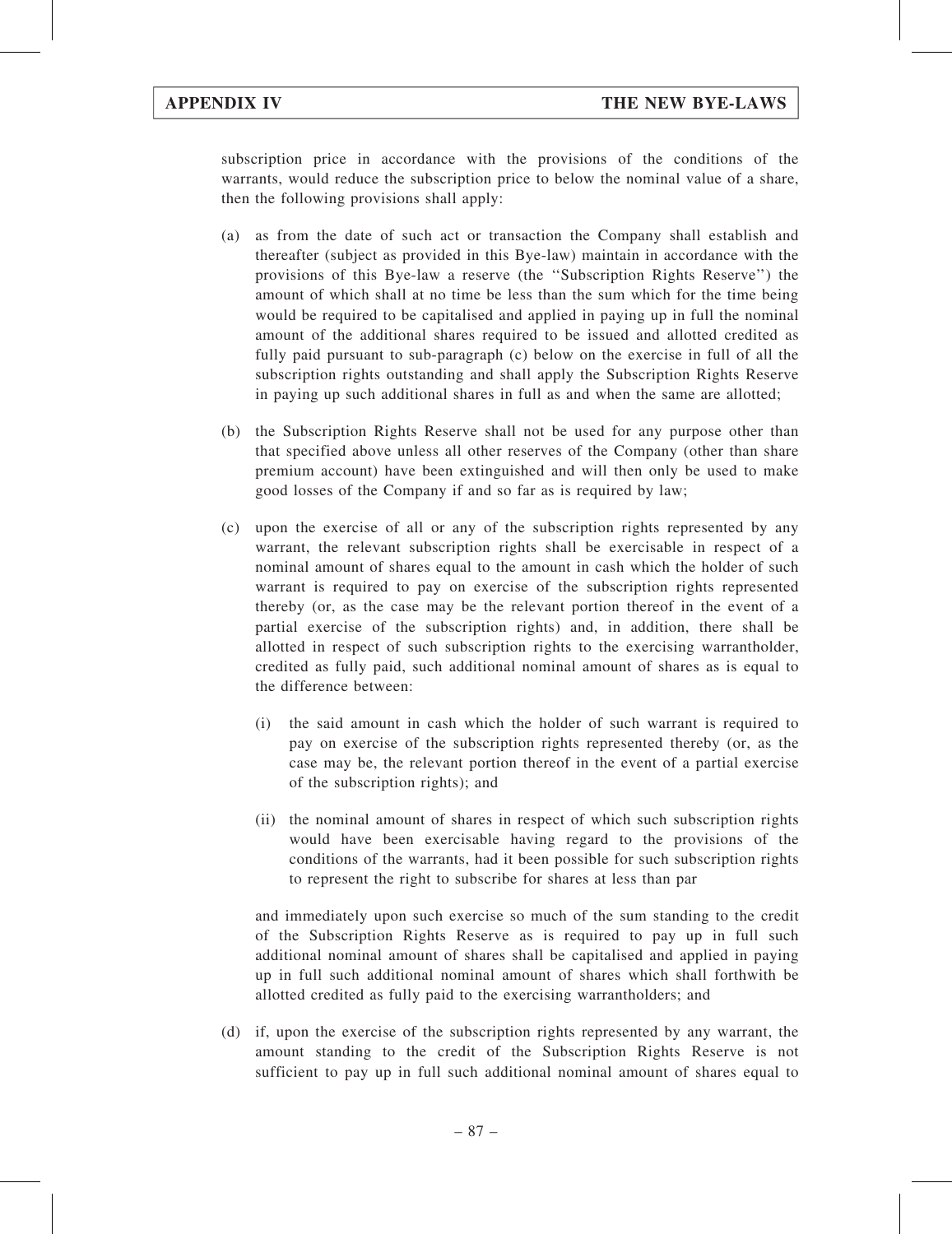subscription price in accordance with the provisions of the conditions of the warrants, would reduce the subscription price to below the nominal value of a share, then the following provisions shall apply:

(a) as from the date of such act or transaction the Company shall establish and thereafter (subject as provided in this Bye-law) maintain in accordance with the provisions of this Bye-law a reserve (the ''Subscription Rights Reserve'') the amount of which shall at no time be less than the sum which for the time being would be required to be capitalised and applied in paying up in full the nominal amount of the additional shares required to be issued and allotted credited as fully paid pursuant to sub-paragraph (c) below on the exercise in full of all the subscription rights outstanding and shall apply the Subscription Rights Reserve in paying up such additional shares in full as and when the same are allotted;

(b) the Subscription Rights Reserve shall not be used for any purpose other than that specified above unless all other reserves of the Company (other than share premium account) have been extinguished and will then only be used to make good losses of the Company if and so far as is required by law;

(c) upon the exercise of all or any of the subscription rights represented by any warrant, the relevant subscription rights shall be exercisable in respect of a nominal amount of shares equal to the amount in cash which the holder of such warrant is required to pay on exercise of the subscription rights represented thereby (or, as the case may be the relevant portion thereof in the event of a partial exercise of the subscription rights) and, in addition, there shall be allotted in respect of such subscription rights to the exercising warrantholder, credited as fully paid, such additional nominal amount of shares as is equal to the difference between:

   (i) the said amount in cash which the holder of such warrant is required to pay on exercise of the subscription rights represented thereby (or, as the case may be, the relevant portion thereof in the event of a partial exercise of the subscription rights); and

   (ii) the nominal amount of shares in respect of which such subscription rights would have been exercisable having regard to the provisions of the conditions of the warrants, had it been possible for such subscription rights to represent the right to subscribe for shares at less than par

   and immediately upon such exercise so much of the sum standing to the credit of the Subscription Rights Reserve as is required to pay up in full such additional nominal amount of shares shall be capitalised and applied in paying up in full such additional nominal amount of shares which shall forthwith be allotted credited as fully paid to the exercising warrantholders; and

(d) if, upon the exercise of the subscription rights represented by any warrant, the amount standing to the credit of the Subscription Rights Reserve is not sufficient to pay up in full such additional nominal amount of shares equal to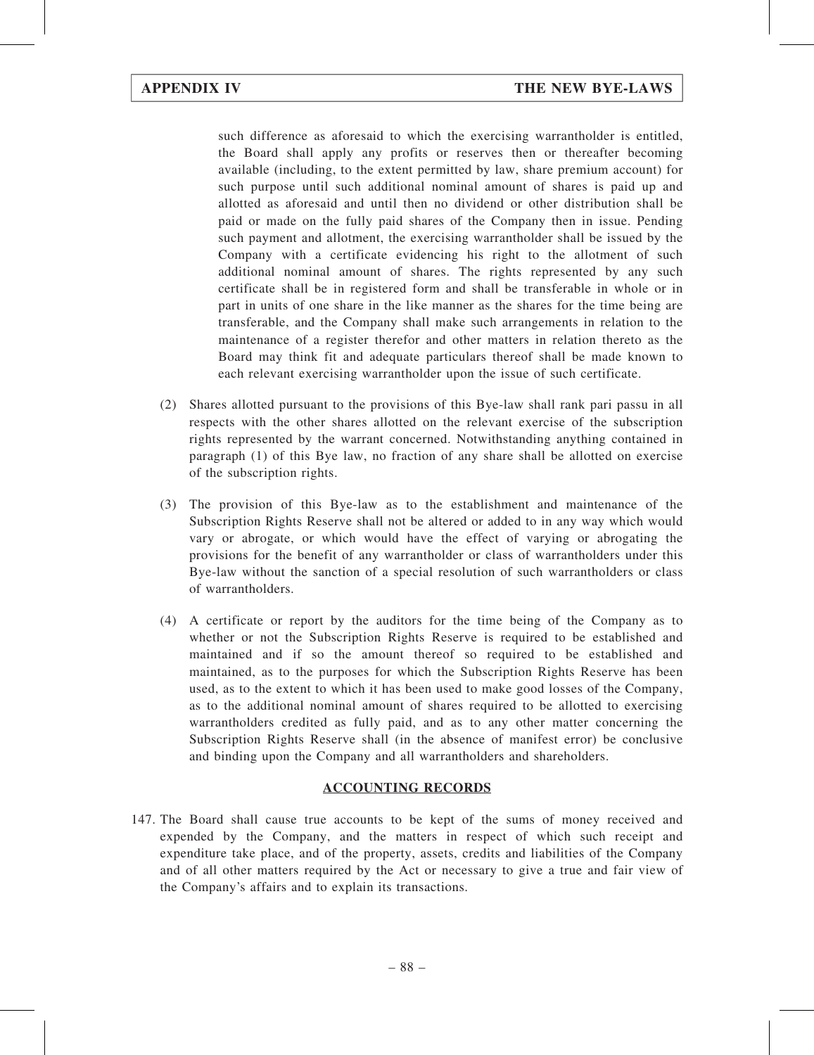such difference as aforesaid to which the exercising warrantholder is entitled, the Board shall apply any profits or reserves then or thereafter becoming available (including, to the extent permitted by law, share premium account) for such purpose until such additional nominal amount of shares is paid up and allotted as aforesaid and until then no dividend or other distribution shall be paid or made on the fully paid shares of the Company then in issue. Pending such payment and allotment, the exercising warrantholder shall be issued by the Company with a certificate evidencing his right to the allotment of such additional nominal amount of shares. The rights represented by any such certificate shall be in registered form and shall be transferable in whole or in part in units of one share in the like manner as the shares for the time being are transferable, and the Company shall make such arrangements in relation to the maintenance of a register therefor and other matters in relation thereto as the Board may think fit and adequate particulars thereof shall be made known to each relevant exercising warrantholder upon the issue of such certificate.

(2) Shares allotted pursuant to the provisions of this Bye-law shall rank pari passu in all respects with the other shares allotted on the relevant exercise of the subscription rights represented by the warrant concerned. Notwithstanding anything contained in paragraph (1) of this Bye law, no fraction of any share shall be allotted on exercise of the subscription rights.

(3) The provision of this Bye-law as to the establishment and maintenance of the Subscription Rights Reserve shall not be altered or added to in any way which would vary or abrogate, or which would have the effect of varying or abrogating the provisions for the benefit of any warrantholder or class of warrantholders under this Bye-law without the sanction of a special resolution of such warrantholders or class of warrantholders.

(4) A certificate or report by the auditors for the time being of the Company as to whether or not the Subscription Rights Reserve is required to be established and maintained and if so the amount thereof so required to be established and maintained, as to the purposes for which the Subscription Rights Reserve has been used, as to the extent to which it has been used to make good losses of the Company, as to the additional nominal amount of shares required to be allotted to exercising warrantholders credited as fully paid, and as to any other matter concerning the Subscription Rights Reserve shall (in the absence of manifest error) be conclusive and binding upon the Company and all warrantholders and shareholders.

## ACCOUNTING RECORDS

147. The Board shall cause true accounts to be kept of the sums of money received and expended by the Company, and the matters in respect of which such receipt and expenditure take place, and of the property, assets, credits and liabilities of the Company and of all other matters required by the Act or necessary to give a true and fair view of the Company's affairs and to explain its transactions.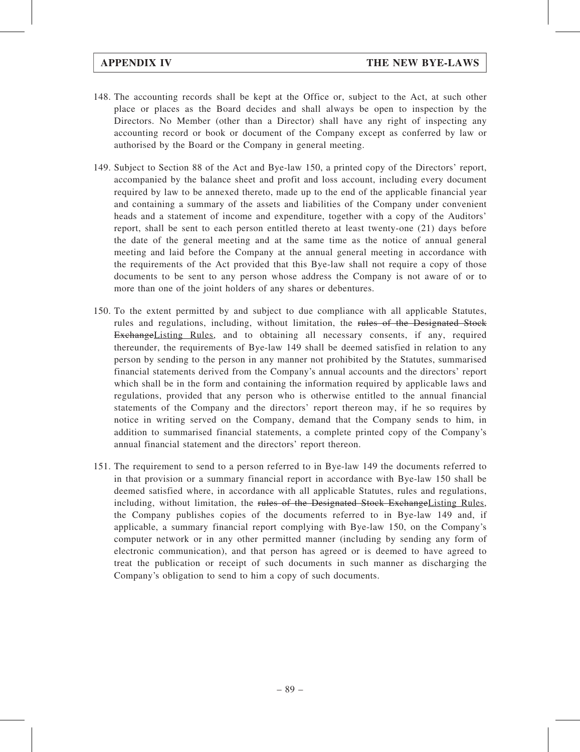148. The accounting records shall be kept at the Office or, subject to the Act, at such other place or places as the Board decides and shall always be open to inspection by the Directors. No Member (other than a Director) shall have any right of inspecting any accounting record or book or document of the Company except as conferred by law or authorised by the Board or the Company in general meeting.

149. Subject to Section 88 of the Act and Bye-law 150, a printed copy of the Directors' report, accompanied by the balance sheet and profit and loss account, including every document required by law to be annexed thereto, made up to the end of the applicable financial year and containing a summary of the assets and liabilities of the Company under convenient heads and a statement of income and expenditure, together with a copy of the Auditors' report, shall be sent to each person entitled thereto at least twenty-one (21) days before the date of the general meeting and at the same time as the notice of annual general meeting and laid before the Company at the annual general meeting in accordance with the requirements of the Act provided that this Bye-law shall not require a copy of those documents to be sent to any person whose address the Company is not aware of or to more than one of the joint holders of any shares or debentures.

150. To the extent permitted by and subject to due compliance with all applicable Statutes, rules and regulations, including, without limitation, the ~~rules of the Designated Stock Exchange~~<u>Listing Rules</u>, and to obtaining all necessary consents, if any, required thereunder, the requirements of Bye-law 149 shall be deemed satisfied in relation to any person by sending to the person in any manner not prohibited by the Statutes, summarised financial statements derived from the Company's annual accounts and the directors' report which shall be in the form and containing the information required by applicable laws and regulations, provided that any person who is otherwise entitled to the annual financial statements of the Company and the directors' report thereon may, if he so requires by notice in writing served on the Company, demand that the Company sends to him, in addition to summarised financial statements, a complete printed copy of the Company's annual financial statement and the directors' report thereon.

151. The requirement to send to a person referred to in Bye-law 149 the documents referred to in that provision or a summary financial report in accordance with Bye-law 150 shall be deemed satisfied where, in accordance with all applicable Statutes, rules and regulations, including, without limitation, the ~~rules of the Designated Stock Exchange~~<u>Listing Rules</u>, the Company publishes copies of the documents referred to in Bye-law 149 and, if applicable, a summary financial report complying with Bye-law 150, on the Company's computer network or in any other permitted manner (including by sending any form of electronic communication), and that person has agreed or is deemed to have agreed to treat the publication or receipt of such documents in such manner as discharging the Company's obligation to send to him a copy of such documents.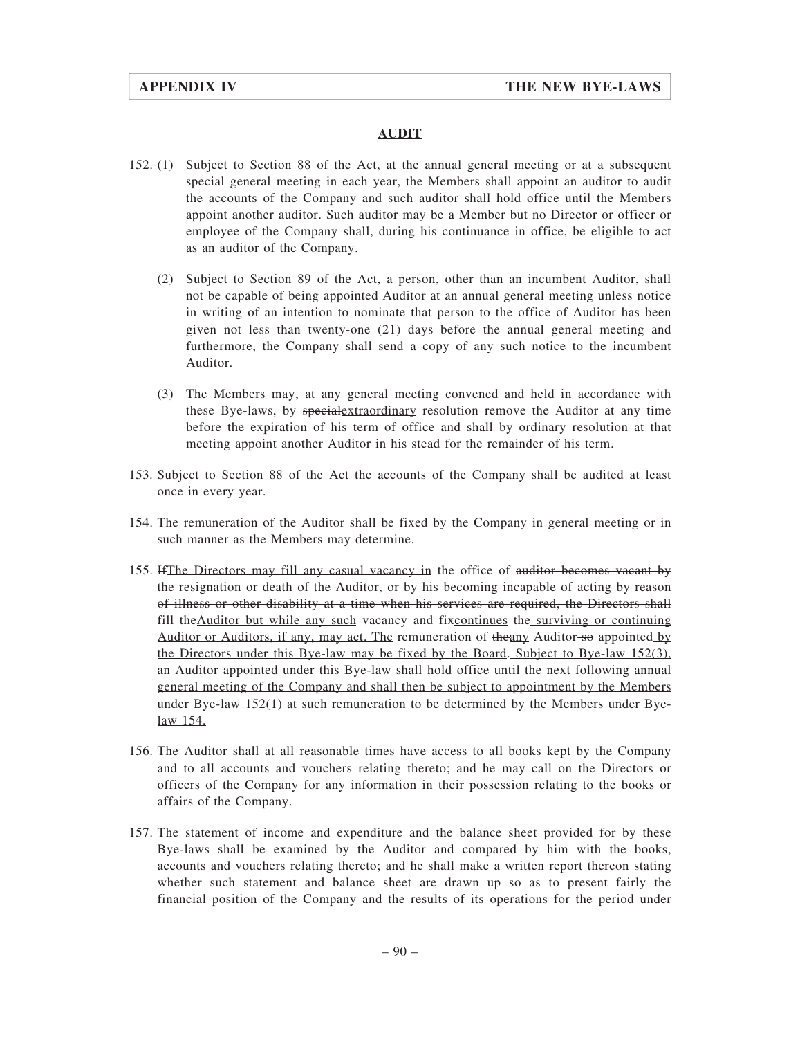## AUDIT

152. (1) Subject to Section 88 of the Act, at the annual general meeting or at a subsequent special general meeting in each year, the Members shall appoint an auditor to audit the accounts of the Company and such auditor shall hold office until the Members appoint another auditor. Such auditor may be a Member but no Director or officer or employee of the Company shall, during his continuance in office, be eligible to act as an auditor of the Company.

(2) Subject to Section 89 of the Act, a person, other than an incumbent Auditor, shall not be capable of being appointed Auditor at an annual general meeting unless notice in writing of an intention to nominate that person to the office of Auditor has been given not less than twenty-one (21) days before the annual general meeting and furthermore, the Company shall send a copy of any such notice to the incumbent Auditor.

(3) The Members may, at any general meeting convened and held in accordance with these Bye-laws, by ~~special~~<u>extraordinary</u> resolution remove the Auditor at any time before the expiration of his term of office and shall by ordinary resolution at that meeting appoint another Auditor in his stead for the remainder of his term.

153. Subject to Section 88 of the Act the accounts of the Company shall be audited at least once in every year.

154. The remuneration of the Auditor shall be fixed by the Company in general meeting or in such manner as the Members may determine.

155. ~~If~~<u>The Directors may fill any casual vacancy in</u> the office of ~~auditor becomes vacant by the resignation or death of the Auditor, or by his becoming incapable of acting by reason of illness or other disability at a time when his services are required, the Directors shall fill the~~<u>Auditor but while any such</u> vacancy ~~and fix~~<u>continues</u> the<u> surviving or continuing Auditor or Auditors, if any, may act. The</u> remuneration of ~~the~~<u>any</u> Auditor~~ so~~ appointed<u> by the Directors under this Bye-law may be fixed by the Board</u>.<u> Subject to Bye-law 152(3), an Auditor appointed under this Bye-law shall hold office until the next following annual general meeting of the Company and shall then be subject to appointment by the Members under Bye-law 152(1) at such remuneration to be determined by the Members under Bye-law 154.</u>

156. The Auditor shall at all reasonable times have access to all books kept by the Company and to all accounts and vouchers relating thereto; and he may call on the Directors or officers of the Company for any information in their possession relating to the books or affairs of the Company.

157. The statement of income and expenditure and the balance sheet provided for by these Bye-laws shall be examined by the Auditor and compared by him with the books, accounts and vouchers relating thereto; and he shall make a written report thereon stating whether such statement and balance sheet are drawn up so as to present fairly the financial position of the Company and the results of its operations for the period under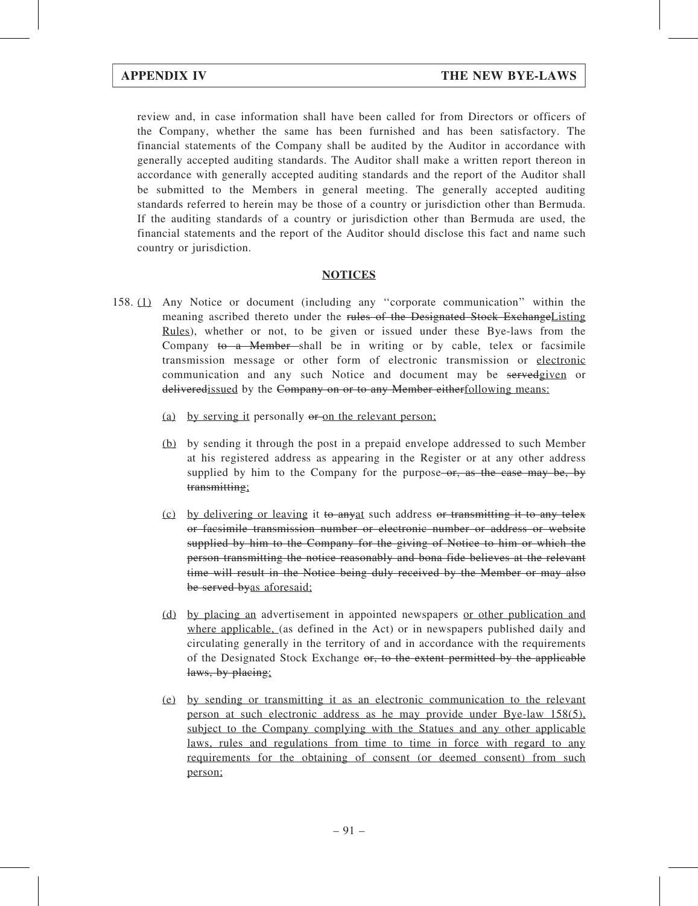review and, in case information shall have been called for from Directors or officers of the Company, whether the same has been furnished and has been satisfactory. The financial statements of the Company shall be audited by the Auditor in accordance with generally accepted auditing standards. The Auditor shall make a written report thereon in accordance with generally accepted auditing standards and the report of the Auditor shall be submitted to the Members in general meeting. The generally accepted auditing standards referred to herein may be those of a country or jurisdiction other than Bermuda. If the auditing standards of a country or jurisdiction other than Bermuda are used, the financial statements and the report of the Auditor should disclose this fact and name such country or jurisdiction.

## <u>NOTICES</u>

158. <u>(1)</u> Any Notice or document (including any "corporate communication" within the meaning ascribed thereto under the ~~rules of the Designated Stock Exchange~~<u>Listing Rules</u>), whether or not, to be given or issued under these Bye-laws from the Company ~~to a Member~~ shall be in writing or by cable, telex or facsimile transmission message or other form of electronic transmission or <u>electronic</u> communication and any such Notice and document may be ~~served~~<u>given</u> or ~~delivered~~<u>issued</u> by the ~~Company on or to any Member either~~<u>following means:</u>

   <u>(a)</u> <u>by serving it</u> personally ~~or~~ <u>on the relevant person;</u>

   <u>(b)</u> by sending it through the post in a prepaid envelope addressed to such Member at his registered address as appearing in the Register or at any other address supplied by him to the Company for the purpose ~~or, as the case may be, by transmitting~~<u>;</u>

   <u>(c)</u> <u>by delivering or leaving</u> it ~~to any~~<u>at</u> such address ~~or transmitting it to any telex or facsimile transmission number or electronic number or address or website supplied by him to the Company for the giving of Notice to him or which the person transmitting the notice reasonably and bona fide believes at the relevant time will result in the Notice being duly received by the Member or may also be served by~~<u>as aforesaid;</u>

   <u>(d)</u> <u>by placing an</u> advertisement in appointed newspapers <u>or other publication and where applicable,</u> (as defined in the Act) or in newspapers published daily and circulating generally in the territory of and in accordance with the requirements of the Designated Stock Exchange ~~or, to the extent permitted by the applicable laws, by placing~~<u>;</u>

   <u>(e)</u> <u>by sending or transmitting it as an electronic communication to the relevant person at such electronic address as he may provide under Bye-law 158(5), subject to the Company complying with the Statues and any other applicable laws, rules and regulations from time to time in force with regard to any requirements for the obtaining of consent (or deemed consent) from such person;</u>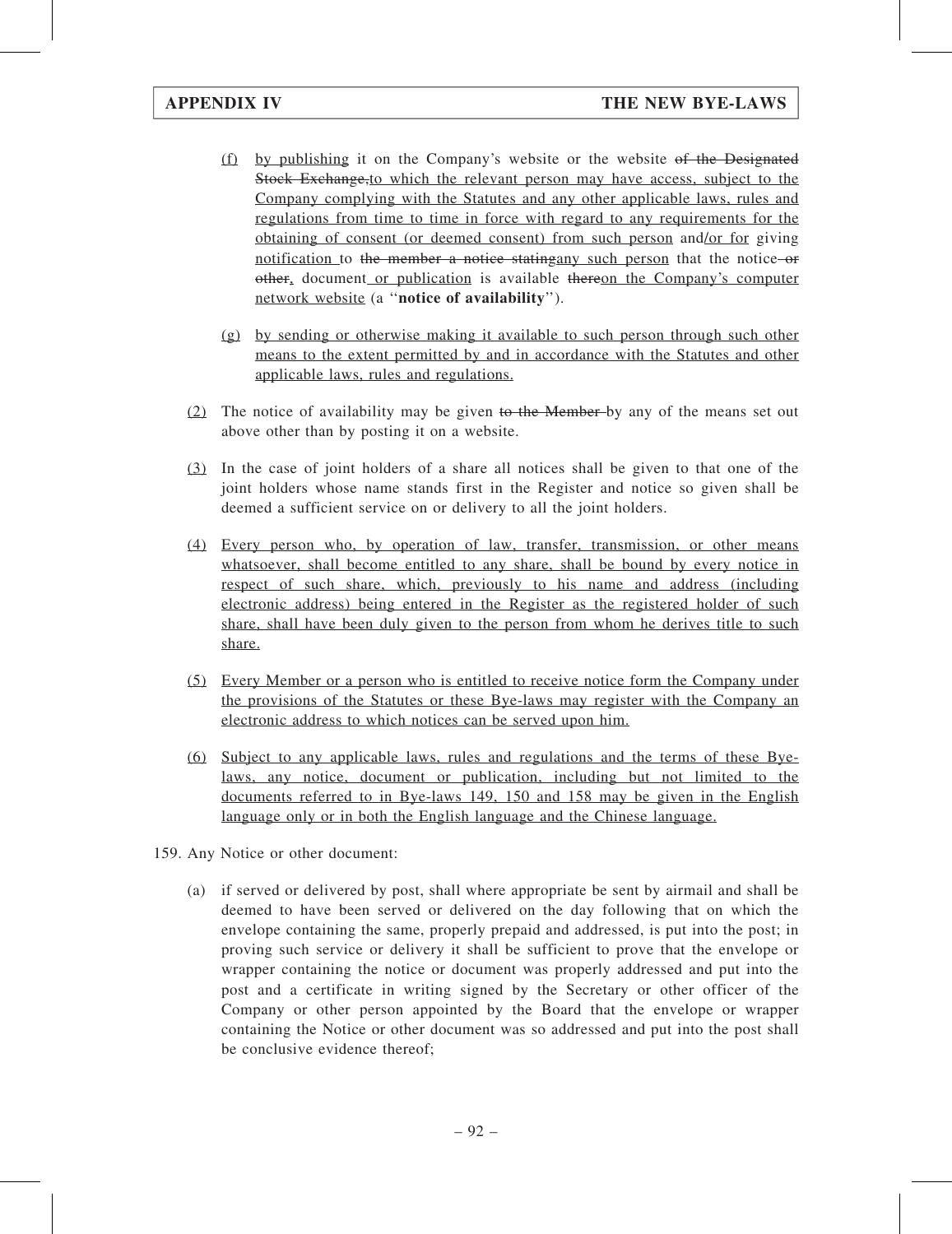(f) by publishing it on the Company's website or the website ~~of the Designated Stock Exchange,~~to which the relevant person may have access, subject to the Company complying with the Statutes and any other applicable laws, rules and regulations from time to time in force with regard to any requirements for the obtaining of consent (or deemed consent) from such person and/or for giving notification to ~~the member a notice stating~~any such person that the notice ~~or other,~~, document or publication is available ~~there~~on the Company's computer network website (a "**notice of availability**").

(g) by sending or otherwise making it available to such person through such other means to the extent permitted by and in accordance with the Statutes and other applicable laws, rules and regulations.

(2) The notice of availability may be given ~~to the Member~~ by any of the means set out above other than by posting it on a website.

(3) In the case of joint holders of a share all notices shall be given to that one of the joint holders whose name stands first in the Register and notice so given shall be deemed a sufficient service on or delivery to all the joint holders.

(4) Every person who, by operation of law, transfer, transmission, or other means whatsoever, shall become entitled to any share, shall be bound by every notice in respect of such share, which, previously to his name and address (including electronic address) being entered in the Register as the registered holder of such share, shall have been duly given to the person from whom he derives title to such share.

(5) Every Member or a person who is entitled to receive notice form the Company under the provisions of the Statutes or these Bye-laws may register with the Company an electronic address to which notices can be served upon him.

(6) Subject to any applicable laws, rules and regulations and the terms of these Bye-laws, any notice, document or publication, including but not limited to the documents referred to in Bye-laws 149, 150 and 158 may be given in the English language only or in both the English language and the Chinese language.

159. Any Notice or other document:

(a) if served or delivered by post, shall where appropriate be sent by airmail and shall be deemed to have been served or delivered on the day following that on which the envelope containing the same, properly prepaid and addressed, is put into the post; in proving such service or delivery it shall be sufficient to prove that the envelope or wrapper containing the notice or document was properly addressed and put into the post and a certificate in writing signed by the Secretary or other officer of the Company or other person appointed by the Board that the envelope or wrapper containing the Notice or other document was so addressed and put into the post shall be conclusive evidence thereof;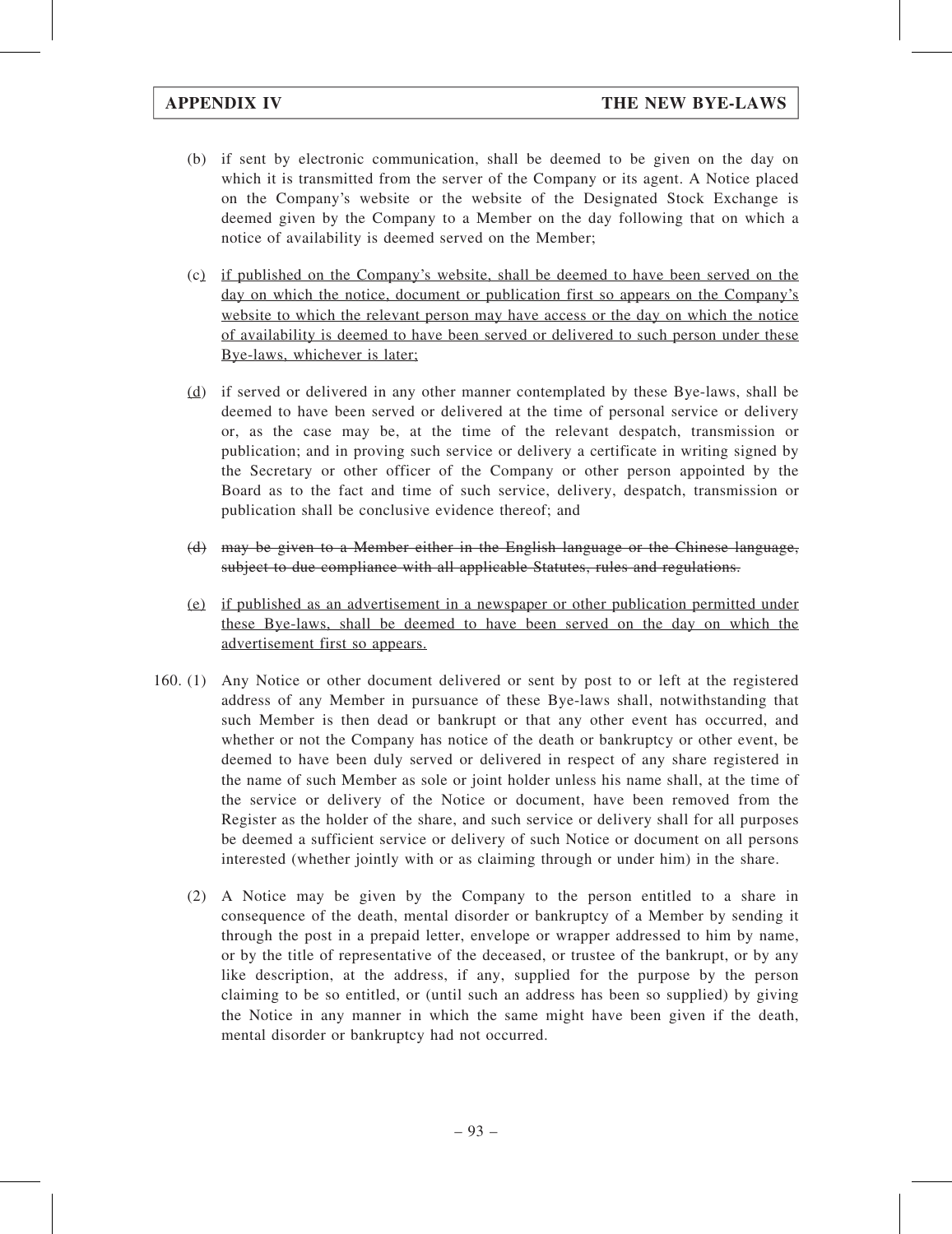(b) if sent by electronic communication, shall be deemed to be given on the day on which it is transmitted from the server of the Company or its agent. A Notice placed on the Company's website or the website of the Designated Stock Exchange is deemed given by the Company to a Member on the day following that on which a notice of availability is deemed served on the Member;

(c) <u>if published on the Company's website, shall be deemed to have been served on the day on which the notice, document or publication first so appears on the Company's website to which the relevant person may have access or the day on which the notice of availability is deemed to have been served or delivered to such person under these Bye-laws, whichever is later;</u>

(<u>d</u>) if served or delivered in any other manner contemplated by these Bye-laws, shall be deemed to have been served or delivered at the time of personal service or delivery or, as the case may be, at the time of the relevant despatch, transmission or publication; and in proving such service or delivery a certificate in writing signed by the Secretary or other officer of the Company or other person appointed by the Board as to the fact and time of such service, delivery, despatch, transmission or publication shall be conclusive evidence thereof; and

~~(d) may be given to a Member either in the English language or the Chinese language, subject to due compliance with all applicable Statutes, rules and regulations.~~

(<u>e</u>) <u>if published as an advertisement in a newspaper or other publication permitted under these Bye-laws, shall be deemed to have been served on the day on which the advertisement first so appears.</u>

160. (1) Any Notice or other document delivered or sent by post to or left at the registered address of any Member in pursuance of these Bye-laws shall, notwithstanding that such Member is then dead or bankrupt or that any other event has occurred, and whether or not the Company has notice of the death or bankruptcy or other event, be deemed to have been duly served or delivered in respect of any share registered in the name of such Member as sole or joint holder unless his name shall, at the time of the service or delivery of the Notice or document, have been removed from the Register as the holder of the share, and such service or delivery shall for all purposes be deemed a sufficient service or delivery of such Notice or document on all persons interested (whether jointly with or as claiming through or under him) in the share.

(2) A Notice may be given by the Company to the person entitled to a share in consequence of the death, mental disorder or bankruptcy of a Member by sending it through the post in a prepaid letter, envelope or wrapper addressed to him by name, or by the title of representative of the deceased, or trustee of the bankrupt, or by any like description, at the address, if any, supplied for the purpose by the person claiming to be so entitled, or (until such an address has been so supplied) by giving the Notice in any manner in which the same might have been given if the death, mental disorder or bankruptcy had not occurred.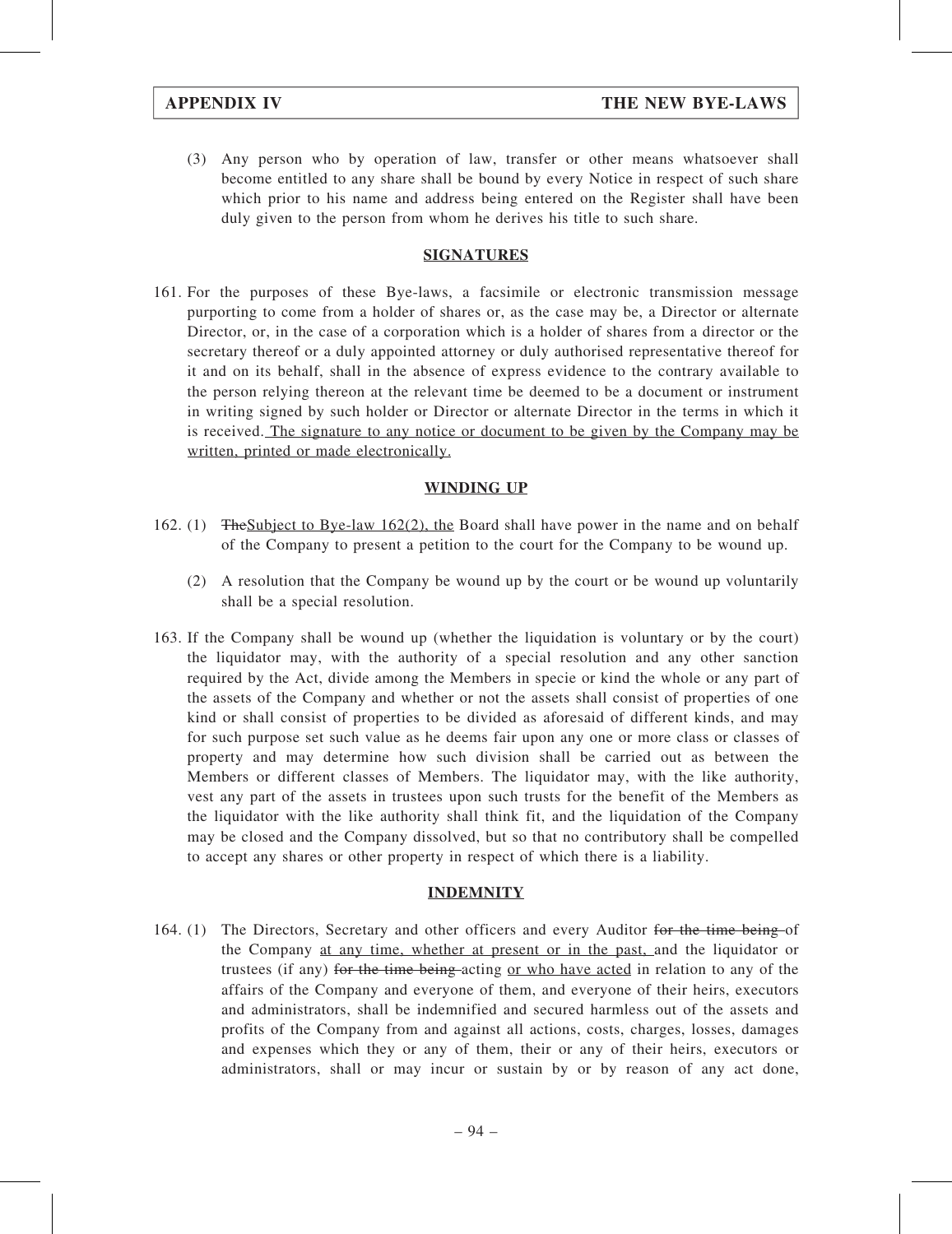(3) Any person who by operation of law, transfer or other means whatsoever shall become entitled to any share shall be bound by every Notice in respect of such share which prior to his name and address being entered on the Register shall have been duly given to the person from whom he derives his title to such share.

## SIGNATURES

161. For the purposes of these Bye-laws, a facsimile or electronic transmission message purporting to come from a holder of shares or, as the case may be, a Director or alternate Director, or, in the case of a corporation which is a holder of shares from a director or the secretary thereof or a duly appointed attorney or duly authorised representative thereof for it and on its behalf, shall in the absence of express evidence to the contrary available to the person relying thereon at the relevant time be deemed to be a document or instrument in writing signed by such holder or Director or alternate Director in the terms in which it is received. The signature to any notice or document to be given by the Company may be written, printed or made electronically.

## WINDING UP

162. (1) ~~The~~Subject to Bye-law 162(2), the Board shall have power in the name and on behalf of the Company to present a petition to the court for the Company to be wound up.

(2) A resolution that the Company be wound up by the court or be wound up voluntarily shall be a special resolution.

163. If the Company shall be wound up (whether the liquidation is voluntary or by the court) the liquidator may, with the authority of a special resolution and any other sanction required by the Act, divide among the Members in specie or kind the whole or any part of the assets of the Company and whether or not the assets shall consist of properties of one kind or shall consist of properties to be divided as aforesaid of different kinds, and may for such purpose set such value as he deems fair upon any one or more class or classes of property and may determine how such division shall be carried out as between the Members or different classes of Members. The liquidator may, with the like authority, vest any part of the assets in trustees upon such trusts for the benefit of the Members as the liquidator with the like authority shall think fit, and the liquidation of the Company may be closed and the Company dissolved, but so that no contributory shall be compelled to accept any shares or other property in respect of which there is a liability.

## INDEMNITY

164. (1) The Directors, Secretary and other officers and every Auditor ~~for the time being~~ of the Company at any time, whether at present or in the past, and the liquidator or trustees (if any) ~~for the time being~~ acting or who have acted in relation to any of the affairs of the Company and everyone of them, and everyone of their heirs, executors and administrators, shall be indemnified and secured harmless out of the assets and profits of the Company from and against all actions, costs, charges, losses, damages and expenses which they or any of them, their or any of their heirs, executors or administrators, shall or may incur or sustain by or by reason of any act done,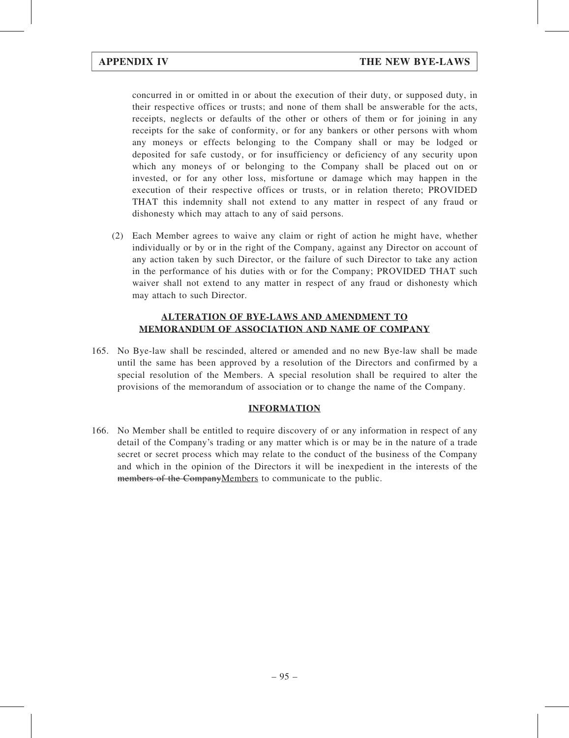concurred in or omitted in or about the execution of their duty, or supposed duty, in their respective offices or trusts; and none of them shall be answerable for the acts, receipts, neglects or defaults of the other or others of them or for joining in any receipts for the sake of conformity, or for any bankers or other persons with whom any moneys or effects belonging to the Company shall or may be lodged or deposited for safe custody, or for insufficiency or deficiency of any security upon which any moneys of or belonging to the Company shall be placed out on or invested, or for any other loss, misfortune or damage which may happen in the execution of their respective offices or trusts, or in relation thereto; PROVIDED THAT this indemnity shall not extend to any matter in respect of any fraud or dishonesty which may attach to any of said persons.

(2) Each Member agrees to waive any claim or right of action he might have, whether individually or by or in the right of the Company, against any Director on account of any action taken by such Director, or the failure of such Director to take any action in the performance of his duties with or for the Company; PROVIDED THAT such waiver shall not extend to any matter in respect of any fraud or dishonesty which may attach to such Director.

## ALTERATION OF BYE-LAWS AND AMENDMENT TO MEMORANDUM OF ASSOCIATION AND NAME OF COMPANY

165. No Bye-law shall be rescinded, altered or amended and no new Bye-law shall be made until the same has been approved by a resolution of the Directors and confirmed by a special resolution of the Members. A special resolution shall be required to alter the provisions of the memorandum of association or to change the name of the Company.

## INFORMATION

166. No Member shall be entitled to require discovery of or any information in respect of any detail of the Company's trading or any matter which is or may be in the nature of a trade secret or secret process which may relate to the conduct of the business of the Company and which in the opinion of the Directors it will be inexpedient in the interests of the ~~members of the Company~~Members to communicate to the public.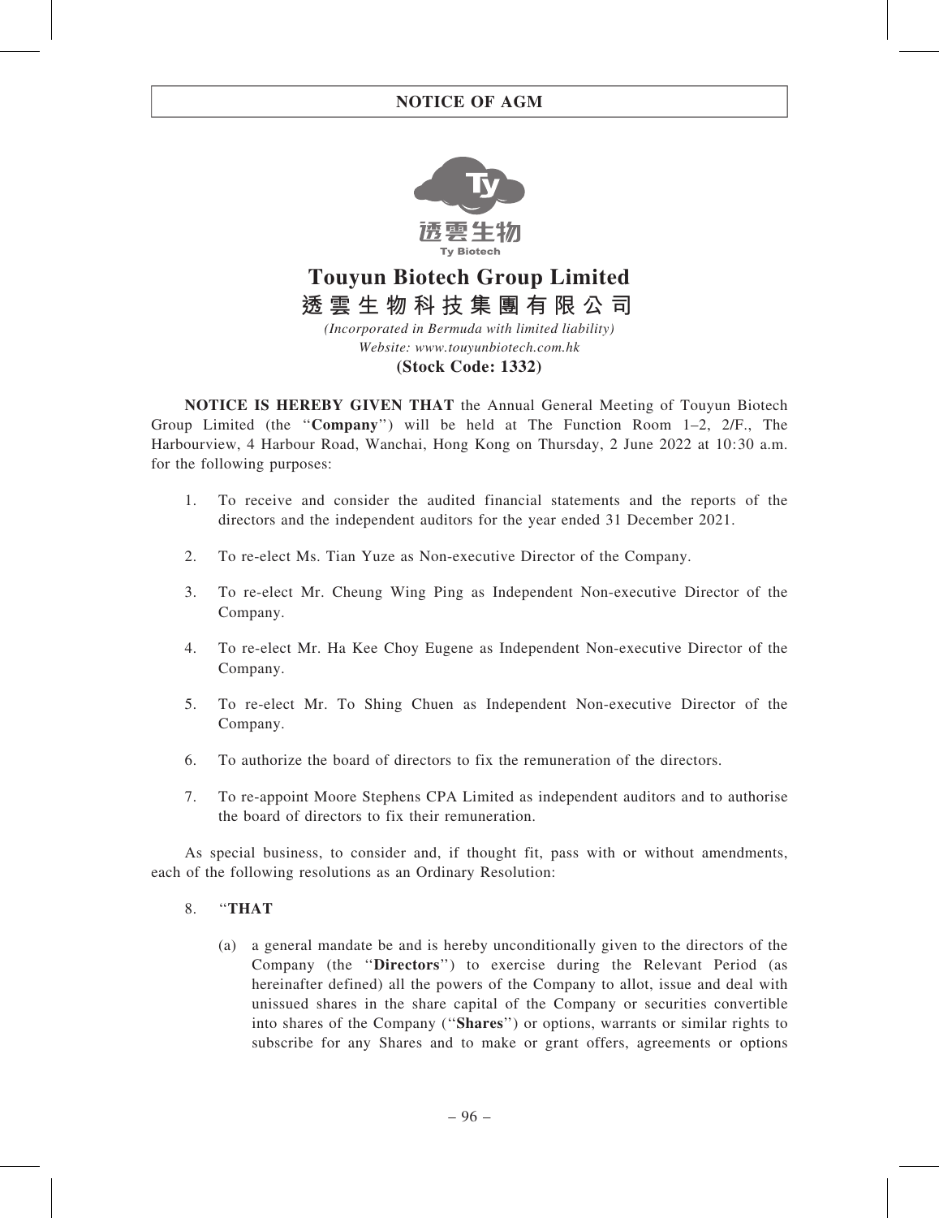# NOTICE OF AGM

**Touyun Biotech Group Limited**

**透雲生物科技集團有限公司**

*(Incorporated in Bermuda with limited liability)*

*Website: www.touyunbiotech.com.hk*

**(Stock Code: 1332)**

**NOTICE IS HEREBY GIVEN THAT** the Annual General Meeting of Touyun Biotech Group Limited (the "**Company**") will be held at The Function Room 1–2, 2/F., The Harbourview, 4 Harbour Road, Wanchai, Hong Kong on Thursday, 2 June 2022 at 10:30 a.m. for the following purposes:

1. To receive and consider the audited financial statements and the reports of the directors and the independent auditors for the year ended 31 December 2021.

2. To re-elect Ms. Tian Yuze as Non-executive Director of the Company.

3. To re-elect Mr. Cheung Wing Ping as Independent Non-executive Director of the Company.

4. To re-elect Mr. Ha Kee Choy Eugene as Independent Non-executive Director of the Company.

5. To re-elect Mr. To Shing Chuen as Independent Non-executive Director of the Company.

6. To authorize the board of directors to fix the remuneration of the directors.

7. To re-appoint Moore Stephens CPA Limited as independent auditors and to authorise the board of directors to fix their remuneration.

As special business, to consider and, if thought fit, pass with or without amendments, each of the following resolutions as an Ordinary Resolution:

8. "**THAT**

   (a) a general mandate be and is hereby unconditionally given to the directors of the Company (the "**Directors**") to exercise during the Relevant Period (as hereinafter defined) all the powers of the Company to allot, issue and deal with unissued shares in the share capital of the Company or securities convertible into shares of the Company ("**Shares**") or options, warrants or similar rights to subscribe for any Shares and to make or grant offers, agreements or options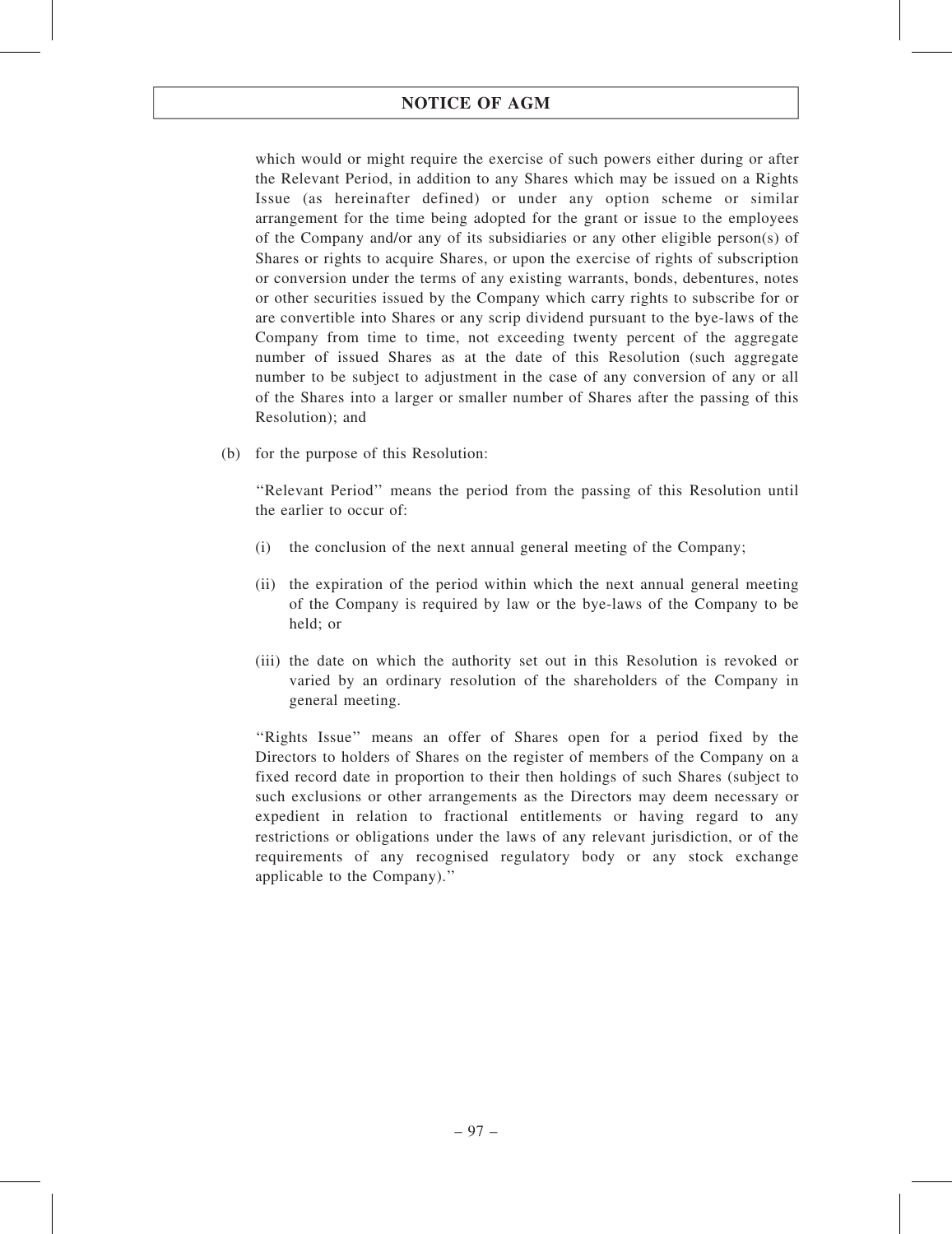which would or might require the exercise of such powers either during or after the Relevant Period, in addition to any Shares which may be issued on a Rights Issue (as hereinafter defined) or under any option scheme or similar arrangement for the time being adopted for the grant or issue to the employees of the Company and/or any of its subsidiaries or any other eligible person(s) of Shares or rights to acquire Shares, or upon the exercise of rights of subscription or conversion under the terms of any existing warrants, bonds, debentures, notes or other securities issued by the Company which carry rights to subscribe for or are convertible into Shares or any scrip dividend pursuant to the bye-laws of the Company from time to time, not exceeding twenty percent of the aggregate number of issued Shares as at the date of this Resolution (such aggregate number to be subject to adjustment in the case of any conversion of any or all of the Shares into a larger or smaller number of Shares after the passing of this Resolution); and

(b) for the purpose of this Resolution:

"Relevant Period" means the period from the passing of this Resolution until the earlier to occur of:

(i) the conclusion of the next annual general meeting of the Company;

(ii) the expiration of the period within which the next annual general meeting of the Company is required by law or the bye-laws of the Company to be held; or

(iii) the date on which the authority set out in this Resolution is revoked or varied by an ordinary resolution of the shareholders of the Company in general meeting.

"Rights Issue" means an offer of Shares open for a period fixed by the Directors to holders of Shares on the register of members of the Company on a fixed record date in proportion to their then holdings of such Shares (subject to such exclusions or other arrangements as the Directors may deem necessary or expedient in relation to fractional entitlements or having regard to any restrictions or obligations under the laws of any relevant jurisdiction, or of the requirements of any recognised regulatory body or any stock exchange applicable to the Company)."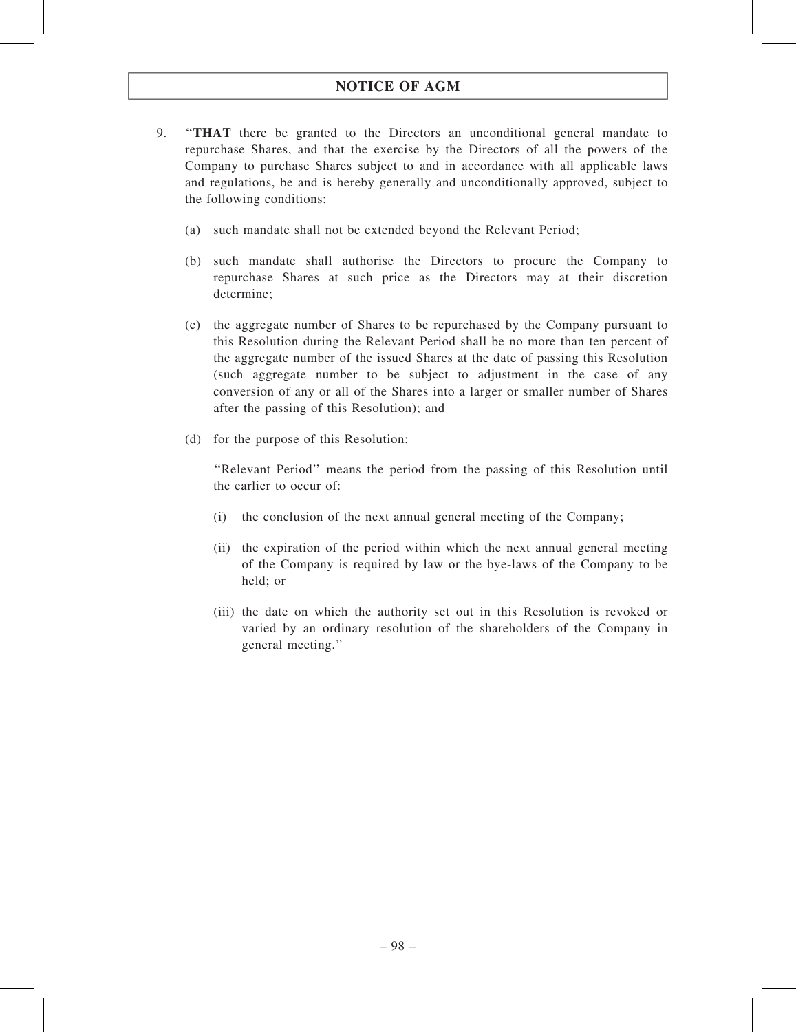9. "**THAT** there be granted to the Directors an unconditional general mandate to repurchase Shares, and that the exercise by the Directors of all the powers of the Company to purchase Shares subject to and in accordance with all applicable laws and regulations, be and is hereby generally and unconditionally approved, subject to the following conditions:

   (a) such mandate shall not be extended beyond the Relevant Period;

   (b) such mandate shall authorise the Directors to procure the Company to repurchase Shares at such price as the Directors may at their discretion determine;

   (c) the aggregate number of Shares to be repurchased by the Company pursuant to this Resolution during the Relevant Period shall be no more than ten percent of the aggregate number of the issued Shares at the date of passing this Resolution (such aggregate number to be subject to adjustment in the case of any conversion of any or all of the Shares into a larger or smaller number of Shares after the passing of this Resolution); and

   (d) for the purpose of this Resolution:

   "Relevant Period" means the period from the passing of this Resolution until the earlier to occur of:

   (i) the conclusion of the next annual general meeting of the Company;

   (ii) the expiration of the period within which the next annual general meeting of the Company is required by law or the bye-laws of the Company to be held; or

   (iii) the date on which the authority set out in this Resolution is revoked or varied by an ordinary resolution of the shareholders of the Company in general meeting."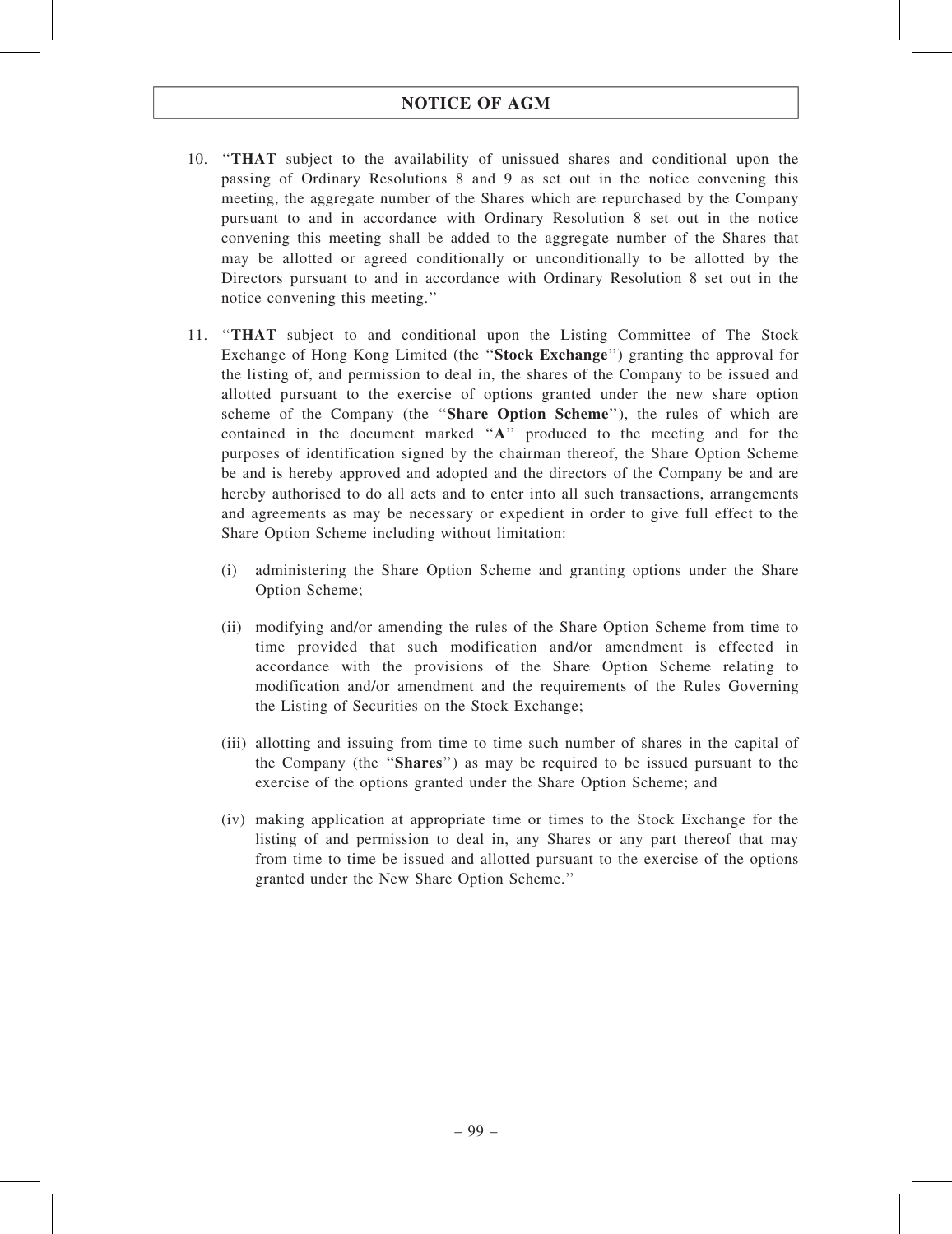10. "**THAT** subject to the availability of unissued shares and conditional upon the passing of Ordinary Resolutions 8 and 9 as set out in the notice convening this meeting, the aggregate number of the Shares which are repurchased by the Company pursuant to and in accordance with Ordinary Resolution 8 set out in the notice convening this meeting shall be added to the aggregate number of the Shares that may be allotted or agreed conditionally or unconditionally to be allotted by the Directors pursuant to and in accordance with Ordinary Resolution 8 set out in the notice convening this meeting."

11. "**THAT** subject to and conditional upon the Listing Committee of The Stock Exchange of Hong Kong Limited (the "**Stock Exchange**") granting the approval for the listing of, and permission to deal in, the shares of the Company to be issued and allotted pursuant to the exercise of options granted under the new share option scheme of the Company (the "**Share Option Scheme**"), the rules of which are contained in the document marked "**A**" produced to the meeting and for the purposes of identification signed by the chairman thereof, the Share Option Scheme be and is hereby approved and adopted and the directors of the Company be and are hereby authorised to do all acts and to enter into all such transactions, arrangements and agreements as may be necessary or expedient in order to give full effect to the Share Option Scheme including without limitation:

    (i) administering the Share Option Scheme and granting options under the Share Option Scheme;

    (ii) modifying and/or amending the rules of the Share Option Scheme from time to time provided that such modification and/or amendment is effected in accordance with the provisions of the Share Option Scheme relating to modification and/or amendment and the requirements of the Rules Governing the Listing of Securities on the Stock Exchange;

    (iii) allotting and issuing from time to time such number of shares in the capital of the Company (the "**Shares**") as may be required to be issued pursuant to the exercise of the options granted under the Share Option Scheme; and

    (iv) making application at appropriate time or times to the Stock Exchange for the listing of and permission to deal in, any Shares or any part thereof that may from time to time be issued and allotted pursuant to the exercise of the options granted under the New Share Option Scheme."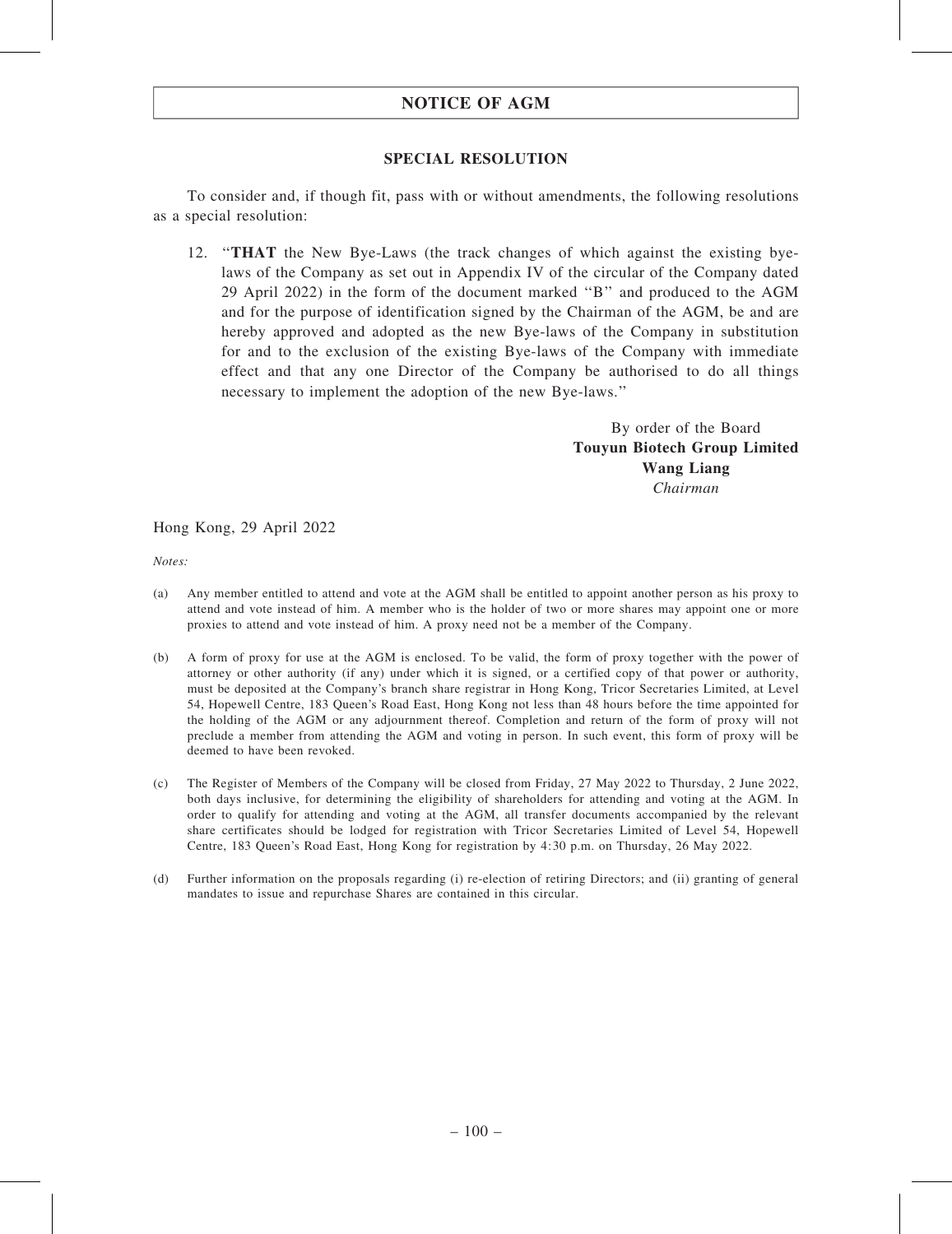# NOTICE OF AGM

## SPECIAL RESOLUTION

To consider and, if though fit, pass with or without amendments, the following resolutions as a special resolution:

12. "**THAT** the New Bye-Laws (the track changes of which against the existing bye-laws of the Company as set out in Appendix IV of the circular of the Company dated 29 April 2022) in the form of the document marked "B" and produced to the AGM and for the purpose of identification signed by the Chairman of the AGM, be and are hereby approved and adopted as the new Bye-laws of the Company in substitution for and to the exclusion of the existing Bye-laws of the Company with immediate effect and that any one Director of the Company be authorised to do all things necessary to implement the adoption of the new Bye-laws."

By order of the Board
**Touyun Biotech Group Limited**
**Wang Liang**
*Chairman*

Hong Kong, 29 April 2022

*Notes:*

(a) Any member entitled to attend and vote at the AGM shall be entitled to appoint another person as his proxy to attend and vote instead of him. A member who is the holder of two or more shares may appoint one or more proxies to attend and vote instead of him. A proxy need not be a member of the Company.

(b) A form of proxy for use at the AGM is enclosed. To be valid, the form of proxy together with the power of attorney or other authority (if any) under which it is signed, or a certified copy of that power or authority, must be deposited at the Company's branch share registrar in Hong Kong, Tricor Secretaries Limited, at Level 54, Hopewell Centre, 183 Queen's Road East, Hong Kong not less than 48 hours before the time appointed for the holding of the AGM or any adjournment thereof. Completion and return of the form of proxy will not preclude a member from attending the AGM and voting in person. In such event, this form of proxy will be deemed to have been revoked.

(c) The Register of Members of the Company will be closed from Friday, 27 May 2022 to Thursday, 2 June 2022, both days inclusive, for determining the eligibility of shareholders for attending and voting at the AGM. In order to qualify for attending and voting at the AGM, all transfer documents accompanied by the relevant share certificates should be lodged for registration with Tricor Secretaries Limited of Level 54, Hopewell Centre, 183 Queen's Road East, Hong Kong for registration by 4:30 p.m. on Thursday, 26 May 2022.

(d) Further information on the proposals regarding (i) re-election of retiring Directors; and (ii) granting of general mandates to issue and repurchase Shares are contained in this circular.